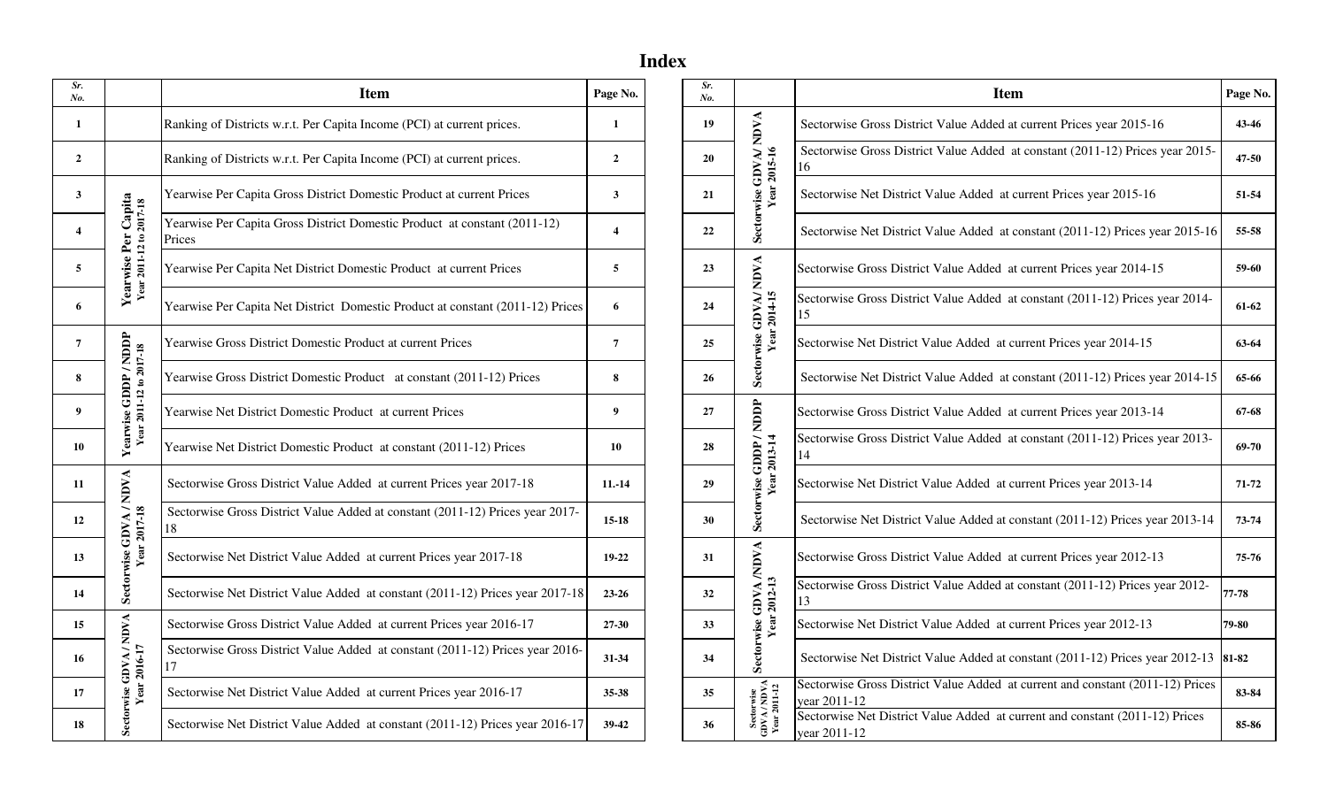# Index

| Sr. No. | | Item | Page No. |
|---|---|---|---|
| 1 | | Ranking of Districts w.r.t. Per Capita Income (PCI) at current prices. | 1 |
| 2 | | Ranking of Districts w.r.t. Per Capita Income (PCI) at current prices. | 2 |
| 3 | Yearwise Per Capita Year 2011-12 to 2017-18 | Yearwise Per Capita Gross District Domestic Product at current Prices | 3 |
| 4 | | Yearwise Per Capita Gross District Domestic Product at constant (2011-12) Prices | 4 |
| 5 | | Yearwise Per Capita Net District Domestic Product at current Prices | 5 |
| 6 | | Yearwise Per Capita Net District Domestic Product at constant (2011-12) Prices | 6 |
| 7 | Yearwise GDDP / NDDP Year 2011-12 to 2017-18 | Yearwise Gross District Domestic Product at current Prices | 7 |
| 8 | | Yearwise Gross District Domestic Product at constant (2011-12) Prices | 8 |
| 9 | | Yearwise Net District Domestic Product at current Prices | 9 |
| 10 | | Yearwise Net District Domestic Product at constant (2011-12) Prices | 10 |
| 11 | Sectorwise GDVA / NDVA Year 2017-18 | Sectorwise Gross District Value Added at current Prices year 2017-18 | 11.-14 |
| 12 | | Sectorwise Gross District Value Added at constant (2011-12) Prices year 2017-18 | 15-18 |
| 13 | | Sectorwise Net District Value Added at current Prices year 2017-18 | 19-22 |
| 14 | | Sectorwise Net District Value Added at constant (2011-12) Prices year 2017-18 | 23-26 |
| 15 | Sectorwise GDVA / NDVA Year 2016-17 | Sectorwise Gross District Value Added at current Prices year 2016-17 | 27-30 |
| 16 | | Sectorwise Gross District Value Added at constant (2011-12) Prices year 2016-17 | 31-34 |
| 17 | | Sectorwise Net District Value Added at current Prices year 2016-17 | 35-38 |
| 18 | | Sectorwise Net District Value Added at constant (2011-12) Prices year 2016-17 | 39-42 |
| 19 | Sectorwise GDVA/ NDVA Year 2015-16 | Sectorwise Gross District Value Added at current Prices year 2015-16 | 43-46 |
| 20 | | Sectorwise Gross District Value Added at constant (2011-12) Prices year 2015-16 | 47-50 |
| 21 | | Sectorwise Net District Value Added at current Prices year 2015-16 | 51-54 |
| 22 | | Sectorwise Net District Value Added at constant (2011-12) Prices year 2015-16 | 55-58 |
| 23 | Sectorwise GDVA/ NDVA Year 2014-15 | Sectorwise Gross District Value Added at current Prices year 2014-15 | 59-60 |
| 24 | | Sectorwise Gross District Value Added at constant (2011-12) Prices year 2014-15 | 61-62 |
| 25 | | Sectorwise Net District Value Added at current Prices year 2014-15 | 63-64 |
| 26 | | Sectorwise Net District Value Added at constant (2011-12) Prices year 2014-15 | 65-66 |
| 27 | Sectorwise GDDP / NDDP Year 2013-14 | Sectorwise Gross District Value Added at current Prices year 2013-14 | 67-68 |
| 28 | | Sectorwise Gross District Value Added at constant (2011-12) Prices year 2013-14 | 69-70 |
| 29 | | Sectorwise Net District Value Added at current Prices year 2013-14 | 71-72 |
| 30 | | Sectorwise Net District Value Added at constant (2011-12) Prices year 2013-14 | 73-74 |
| 31 | Sectorwise GDVA /NDVA Year 2012-13 | Sectorwise Gross District Value Added at current Prices year 2012-13 | 75-76 |
| 32 | | Sectorwise Gross District Value Added at constant (2011-12) Prices year 2012-13 | 77-78 |
| 33 | | Sectorwise Net District Value Added at current Prices year 2012-13 | 79-80 |
| 34 | | Sectorwise Net District Value Added at constant (2011-12) Prices year 2012-13 | 81-82 |
| 35 | Sectorwise GDVA / NDVA Year 2011-12 | Sectorwise Gross District Value Added at current and constant (2011-12) Prices year 2011-12 | 83-84 |
| 36 | | Sectorwise Net District Value Added at current and constant (2011-12) Prices year 2011-12 | 85-86 |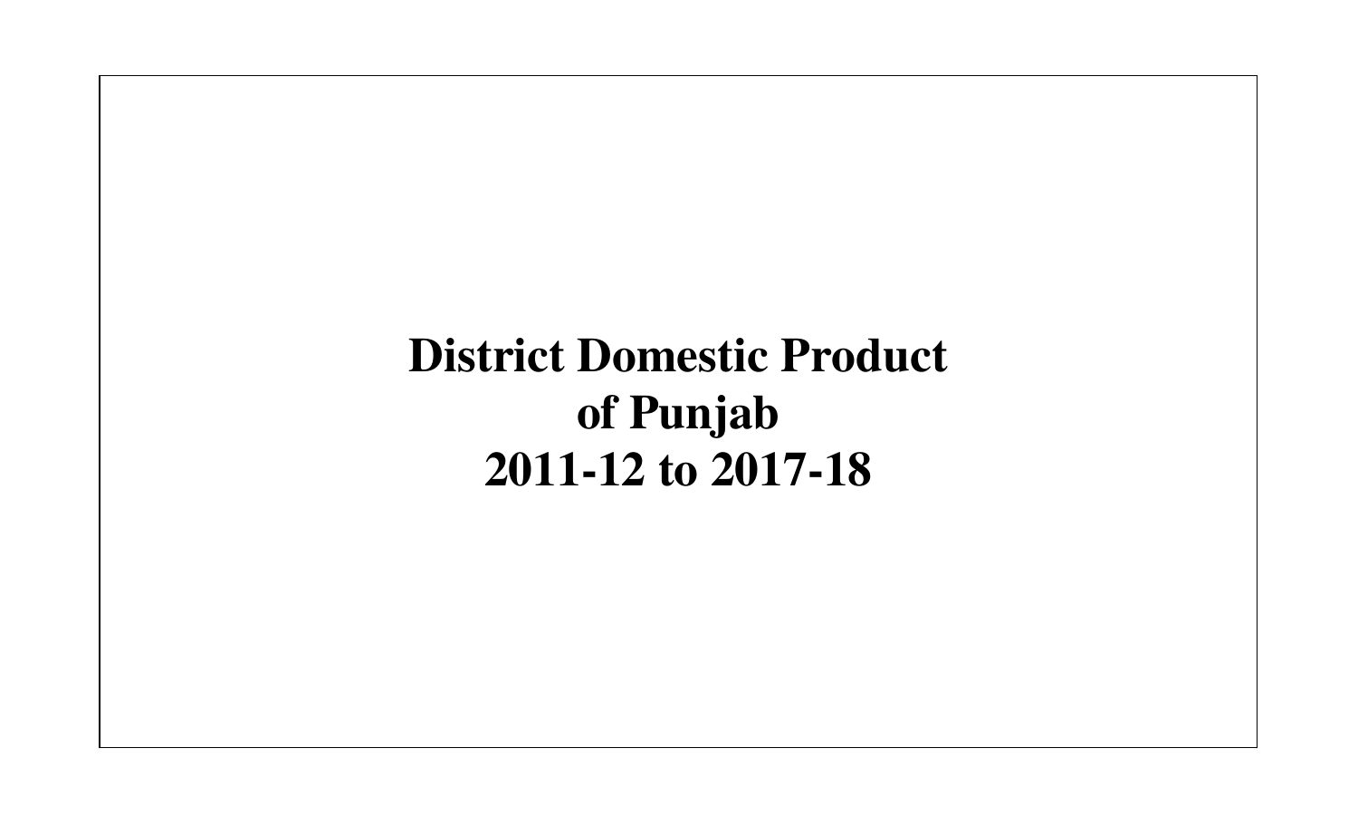# District Domestic Product of Punjab 2011-12 to 2017-18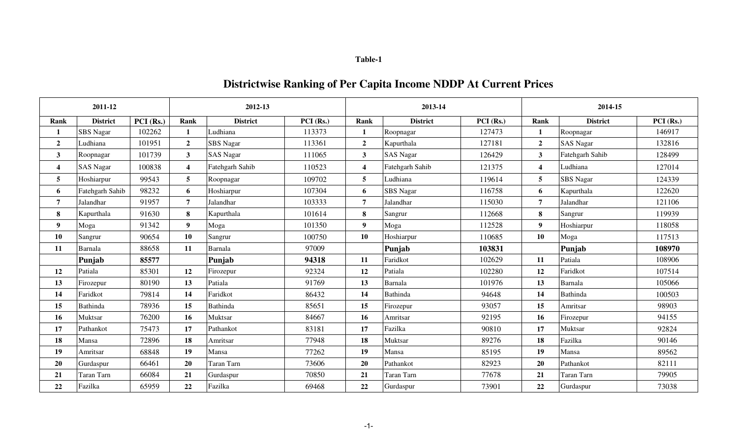**Table-1**

# Districtwise Ranking of Per Capita Income NDDP At Current Prices

| 2011-12 | | | 2012-13 | | | 2013-14 | | | 2014-15 | | |
|---|---|---|---|---|---|---|---|---|---|---|---|
| **Rank** | **District** | **PCI (Rs.)** | **Rank** | **District** | **PCI (Rs.)** | **Rank** | **District** | **PCI (Rs.)** | **Rank** | **District** | **PCI (Rs.)** |
| **1** | SBS Nagar | 102262 | **1** | Ludhiana | 113373 | **1** | Roopnagar | 127473 | **1** | Roopnagar | 146917 |
| **2** | Ludhiana | 101951 | **2** | SBS Nagar | 113361 | **2** | Kapurthala | 127181 | **2** | SAS Nagar | 132816 |
| **3** | Roopnagar | 101739 | **3** | SAS Nagar | 111065 | **3** | SAS Nagar | 126429 | **3** | Fatehgarh Sahib | 128499 |
| **4** | SAS Nagar | 100838 | **4** | Fatehgarh Sahib | 110523 | **4** | Fatehgarh Sahib | 121375 | **4** | Ludhiana | 127014 |
| **5** | Hoshiarpur | 99543 | **5** | Roopnagar | 109702 | **5** | Ludhiana | 119614 | **5** | SBS Nagar | 124339 |
| **6** | Fatehgarh Sahib | 98232 | **6** | Hoshiarpur | 107304 | **6** | SBS Nagar | 116758 | **6** | Kapurthala | 122620 |
| **7** | Jalandhar | 91957 | **7** | Jalandhar | 103333 | **7** | Jalandhar | 115030 | **7** | Jalandhar | 121106 |
| **8** | Kapurthala | 91630 | **8** | Kapurthala | 101614 | **8** | Sangrur | 112668 | **8** | Sangrur | 119939 |
| **9** | Moga | 91342 | **9** | Moga | 101350 | **9** | Moga | 112528 | **9** | Hoshiarpur | 118058 |
| **10** | Sangrur | 90654 | **10** | Sangrur | 100750 | **10** | Hoshiarpur | 110685 | **10** | Moga | 117513 |
| **11** | Barnala | 88658 | **11** | Barnala | 97009 | | **Punjab** | **103831** | | **Punjab** | **108970** |
| | **Punjab** | **85577** | | **Punjab** | **94318** | **11** | Faridkot | 102629 | **11** | Patiala | 108906 |
| **12** | Patiala | 85301 | **12** | Firozepur | 92324 | **12** | Patiala | 102280 | **12** | Faridkot | 107514 |
| **13** | Firozepur | 80190 | **13** | Patiala | 91769 | **13** | Barnala | 101976 | **13** | Barnala | 105066 |
| **14** | Faridkot | 79814 | **14** | Faridkot | 86432 | **14** | Bathinda | 94648 | **14** | Bathinda | 100503 |
| **15** | Bathinda | 78936 | **15** | Bathinda | 85651 | **15** | Firozepur | 93057 | **15** | Amritsar | 98903 |
| **16** | Muktsar | 76200 | **16** | Muktsar | 84667 | **16** | Amritsar | 92195 | **16** | Firozepur | 94155 |
| **17** | Pathankot | 75473 | **17** | Pathankot | 83181 | **17** | Fazilka | 90810 | **17** | Muktsar | 92824 |
| **18** | Mansa | 72896 | **18** | Amritsar | 77948 | **18** | Muktsar | 89276 | **18** | Fazilka | 90146 |
| **19** | Amritsar | 68848 | **19** | Mansa | 77262 | **19** | Mansa | 85195 | **19** | Mansa | 89562 |
| **20** | Gurdaspur | 66461 | **20** | Taran Tarn | 73606 | **20** | Pathankot | 82923 | **20** | Pathankot | 82111 |
| **21** | Taran Tarn | 66084 | **21** | Gurdaspur | 70850 | **21** | Taran Tarn | 77678 | **21** | Taran Tarn | 79905 |
| **22** | Fazilka | 65959 | **22** | Fazilka | 69468 | **22** | Gurdaspur | 73901 | **22** | Gurdaspur | 73038 |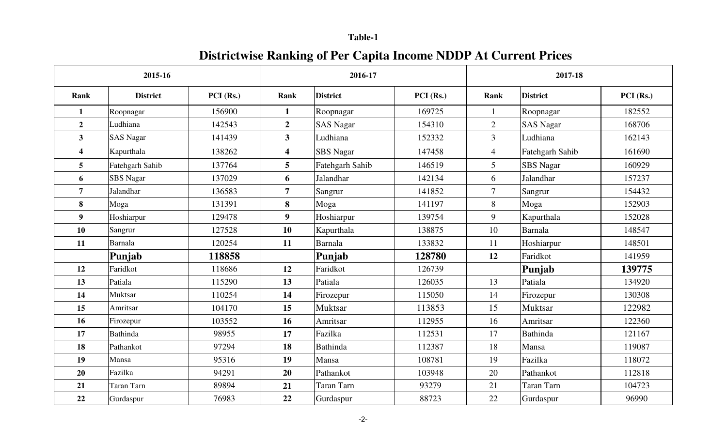**Table-1**

## Districtwise Ranking of Per Capita Income NDDP At Current Prices

| 2015-16 | | | 2016-17 | | | 2017-18 | | |
|---|---|---|---|---|---|---|---|---|
| **Rank** | **District** | **PCI (Rs.)** | **Rank** | **District** | **PCI (Rs.)** | **Rank** | **District** | **PCI (Rs.)** |
| **1** | Roopnagar | 156900 | **1** | Roopnagar | 169725 | 1 | Roopnagar | 182552 |
| **2** | Ludhiana | 142543 | **2** | SAS Nagar | 154310 | 2 | SAS Nagar | 168706 |
| **3** | SAS Nagar | 141439 | **3** | Ludhiana | 152332 | 3 | Ludhiana | 162143 |
| **4** | Kapurthala | 138262 | **4** | SBS Nagar | 147458 | 4 | Fatehgarh Sahib | 161690 |
| **5** | Fatehgarh Sahib | 137764 | **5** | Fatehgarh Sahib | 146519 | 5 | SBS Nagar | 160929 |
| **6** | SBS Nagar | 137029 | **6** | Jalandhar | 142134 | 6 | Jalandhar | 157237 |
| **7** | Jalandhar | 136583 | **7** | Sangrur | 141852 | 7 | Sangrur | 154432 |
| **8** | Moga | 131391 | **8** | Moga | 141197 | 8 | Moga | 152903 |
| **9** | Hoshiarpur | 129478 | **9** | Hoshiarpur | 139754 | 9 | Kapurthala | 152028 |
| **10** | Sangrur | 127528 | **10** | Kapurthala | 138875 | 10 | Barnala | 148547 |
| **11** | Barnala | 120254 | **11** | Barnala | 133832 | 11 | Hoshiarpur | 148501 |
| | **Punjab** | **118858** | | **Punjab** | **128780** | **12** | Faridkot | 141959 |
| **12** | Faridkot | 118686 | **12** | Faridkot | 126739 | | **Punjab** | **139775** |
| **13** | Patiala | 115290 | **13** | Patiala | 126035 | 13 | Patiala | 134920 |
| **14** | Muktsar | 110254 | **14** | Firozepur | 115050 | 14 | Firozepur | 130308 |
| **15** | Amritsar | 104170 | **15** | Muktsar | 113853 | 15 | Muktsar | 122982 |
| **16** | Firozepur | 103552 | **16** | Amritsar | 112955 | 16 | Amritsar | 122360 |
| **17** | Bathinda | 98955 | **17** | Fazilka | 112531 | 17 | Bathinda | 121167 |
| **18** | Pathankot | 97294 | **18** | Bathinda | 112387 | 18 | Mansa | 119087 |
| **19** | Mansa | 95316 | **19** | Mansa | 108781 | 19 | Fazilka | 118072 |
| **20** | Fazilka | 94291 | **20** | Pathankot | 103948 | 20 | Pathankot | 112818 |
| **21** | Taran Tarn | 89894 | **21** | Taran Tarn | 93279 | 21 | Taran Tarn | 104723 |
| **22** | Gurdaspur | 76983 | **22** | Gurdaspur | 88723 | 22 | Gurdaspur | 96990 |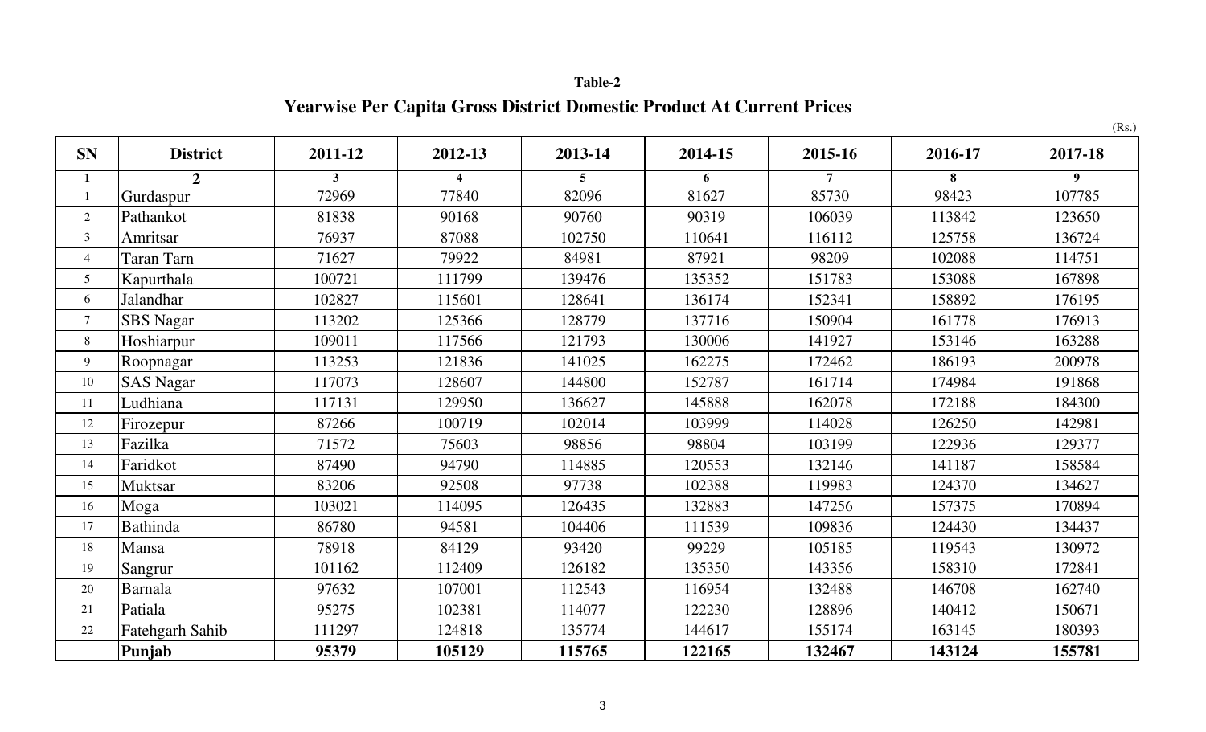**Table-2**

## Yearwise Per Capita Gross District Domestic Product At Current Prices

(Rs.)

| SN | District | 2011-12 | 2012-13 | 2013-14 | 2014-15 | 2015-16 | 2016-17 | 2017-18 |
|---|---|---|---|---|---|---|---|---|
| 1 | 2 | 3 | 4 | 5 | 6 | 7 | 8 | 9 |
| 1 | Gurdaspur | 72969 | 77840 | 82096 | 81627 | 85730 | 98423 | 107785 |
| 2 | Pathankot | 81838 | 90168 | 90760 | 90319 | 106039 | 113842 | 123650 |
| 3 | Amritsar | 76937 | 87088 | 102750 | 110641 | 116112 | 125758 | 136724 |
| 4 | Taran Tarn | 71627 | 79922 | 84981 | 87921 | 98209 | 102088 | 114751 |
| 5 | Kapurthala | 100721 | 111799 | 139476 | 135352 | 151783 | 153088 | 167898 |
| 6 | Jalandhar | 102827 | 115601 | 128641 | 136174 | 152341 | 158892 | 176195 |
| 7 | SBS Nagar | 113202 | 125366 | 128779 | 137716 | 150904 | 161778 | 176913 |
| 8 | Hoshiarpur | 109011 | 117566 | 121793 | 130006 | 141927 | 153146 | 163288 |
| 9 | Roopnagar | 113253 | 121836 | 141025 | 162275 | 172462 | 186193 | 200978 |
| 10 | SAS Nagar | 117073 | 128607 | 144800 | 152787 | 161714 | 174984 | 191868 |
| 11 | Ludhiana | 117131 | 129950 | 136627 | 145888 | 162078 | 172188 | 184300 |
| 12 | Firozepur | 87266 | 100719 | 102014 | 103999 | 114028 | 126250 | 142981 |
| 13 | Fazilka | 71572 | 75603 | 98856 | 98804 | 103199 | 122936 | 129377 |
| 14 | Faridkot | 87490 | 94790 | 114885 | 120553 | 132146 | 141187 | 158584 |
| 15 | Muktsar | 83206 | 92508 | 97738 | 102388 | 119983 | 124370 | 134627 |
| 16 | Moga | 103021 | 114095 | 126435 | 132883 | 147256 | 157375 | 170894 |
| 17 | Bathinda | 86780 | 94581 | 104406 | 111539 | 109836 | 124430 | 134437 |
| 18 | Mansa | 78918 | 84129 | 93420 | 99229 | 105185 | 119543 | 130972 |
| 19 | Sangrur | 101162 | 112409 | 126182 | 135350 | 143356 | 158310 | 172841 |
| 20 | Barnala | 97632 | 107001 | 112543 | 116954 | 132488 | 146708 | 162740 |
| 21 | Patiala | 95275 | 102381 | 114077 | 122230 | 128896 | 140412 | 150671 |
| 22 | Fatehgarh Sahib | 111297 | 124818 | 135774 | 144617 | 155174 | 163145 | 180393 |
| | **Punjab** | **95379** | **105129** | **115765** | **122165** | **132467** | **143124** | **155781** |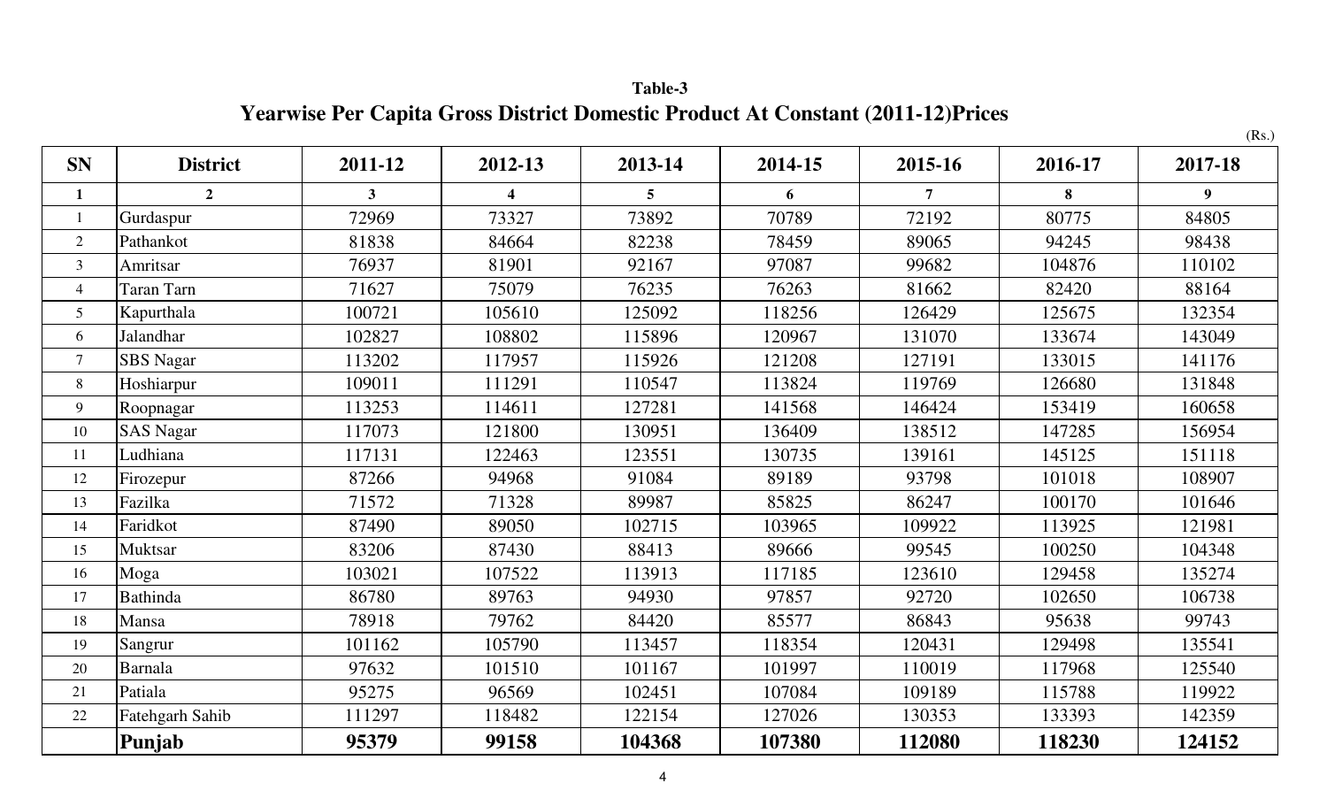**Table-3**

## Yearwise Per Capita Gross District Domestic Product At Constant (2011-12)Prices

(Rs.)

| SN | District | 2011-12 | 2012-13 | 2013-14 | 2014-15 | 2015-16 | 2016-17 | 2017-18 |
|---|---|---|---|---|---|---|---|---|
| **1** | **2** | **3** | **4** | **5** | **6** | **7** | **8** | **9** |
| 1 | Gurdaspur | 72969 | 73327 | 73892 | 70789 | 72192 | 80775 | 84805 |
| 2 | Pathankot | 81838 | 84664 | 82238 | 78459 | 89065 | 94245 | 98438 |
| 3 | Amritsar | 76937 | 81901 | 92167 | 97087 | 99682 | 104876 | 110102 |
| 4 | Taran Tarn | 71627 | 75079 | 76235 | 76263 | 81662 | 82420 | 88164 |
| 5 | Kapurthala | 100721 | 105610 | 125092 | 118256 | 126429 | 125675 | 132354 |
| 6 | Jalandhar | 102827 | 108802 | 115896 | 120967 | 131070 | 133674 | 143049 |
| 7 | SBS Nagar | 113202 | 117957 | 115926 | 121208 | 127191 | 133015 | 141176 |
| 8 | Hoshiarpur | 109011 | 111291 | 110547 | 113824 | 119769 | 126680 | 131848 |
| 9 | Roopnagar | 113253 | 114611 | 127281 | 141568 | 146424 | 153419 | 160658 |
| 10 | SAS Nagar | 117073 | 121800 | 130951 | 136409 | 138512 | 147285 | 156954 |
| 11 | Ludhiana | 117131 | 122463 | 123551 | 130735 | 139161 | 145125 | 151118 |
| 12 | Firozepur | 87266 | 94968 | 91084 | 89189 | 93798 | 101018 | 108907 |
| 13 | Fazilka | 71572 | 71328 | 89987 | 85825 | 86247 | 100170 | 101646 |
| 14 | Faridkot | 87490 | 89050 | 102715 | 103965 | 109922 | 113925 | 121981 |
| 15 | Muktsar | 83206 | 87430 | 88413 | 89666 | 99545 | 100250 | 104348 |
| 16 | Moga | 103021 | 107522 | 113913 | 117185 | 123610 | 129458 | 135274 |
| 17 | Bathinda | 86780 | 89763 | 94930 | 97857 | 92720 | 102650 | 106738 |
| 18 | Mansa | 78918 | 79762 | 84420 | 85577 | 86843 | 95638 | 99743 |
| 19 | Sangrur | 101162 | 105790 | 113457 | 118354 | 120431 | 129498 | 135541 |
| 20 | Barnala | 97632 | 101510 | 101167 | 101997 | 110019 | 117968 | 125540 |
| 21 | Patiala | 95275 | 96569 | 102451 | 107084 | 109189 | 115788 | 119922 |
| 22 | Fatehgarh Sahib | 111297 | 118482 | 122154 | 127026 | 130353 | 133393 | 142359 |
| | **Punjab** | **95379** | **99158** | **104368** | **107380** | **112080** | **118230** | **124152** |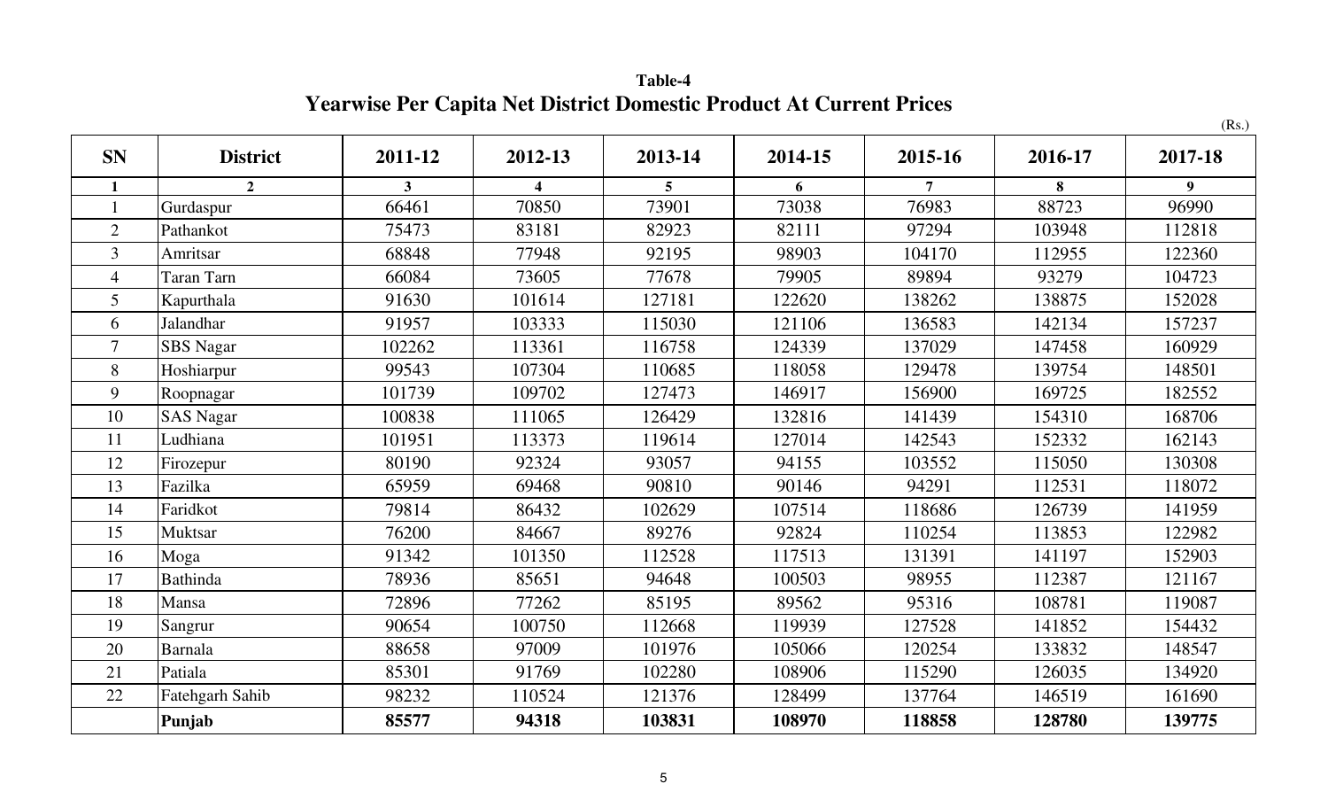**Table-4**

## Yearwise Per Capita Net District Domestic Product At Current Prices

(Rs.)

| SN | District | 2011-12 | 2012-13 | 2013-14 | 2014-15 | 2015-16 | 2016-17 | 2017-18 |
|---|---|---|---|---|---|---|---|---|
| **1** | **2** | **3** | **4** | **5** | **6** | **7** | **8** | **9** |
| 1 | Gurdaspur | 66461 | 70850 | 73901 | 73038 | 76983 | 88723 | 96990 |
| 2 | Pathankot | 75473 | 83181 | 82923 | 82111 | 97294 | 103948 | 112818 |
| 3 | Amritsar | 68848 | 77948 | 92195 | 98903 | 104170 | 112955 | 122360 |
| 4 | Taran Tarn | 66084 | 73605 | 77678 | 79905 | 89894 | 93279 | 104723 |
| 5 | Kapurthala | 91630 | 101614 | 127181 | 122620 | 138262 | 138875 | 152028 |
| 6 | Jalandhar | 91957 | 103333 | 115030 | 121106 | 136583 | 142134 | 157237 |
| 7 | SBS Nagar | 102262 | 113361 | 116758 | 124339 | 137029 | 147458 | 160929 |
| 8 | Hoshiarpur | 99543 | 107304 | 110685 | 118058 | 129478 | 139754 | 148501 |
| 9 | Roopnagar | 101739 | 109702 | 127473 | 146917 | 156900 | 169725 | 182552 |
| 10 | SAS Nagar | 100838 | 111065 | 126429 | 132816 | 141439 | 154310 | 168706 |
| 11 | Ludhiana | 101951 | 113373 | 119614 | 127014 | 142543 | 152332 | 162143 |
| 12 | Firozepur | 80190 | 92324 | 93057 | 94155 | 103552 | 115050 | 130308 |
| 13 | Fazilka | 65959 | 69468 | 90810 | 90146 | 94291 | 112531 | 118072 |
| 14 | Faridkot | 79814 | 86432 | 102629 | 107514 | 118686 | 126739 | 141959 |
| 15 | Muktsar | 76200 | 84667 | 89276 | 92824 | 110254 | 113853 | 122982 |
| 16 | Moga | 91342 | 101350 | 112528 | 117513 | 131391 | 141197 | 152903 |
| 17 | Bathinda | 78936 | 85651 | 94648 | 100503 | 98955 | 112387 | 121167 |
| 18 | Mansa | 72896 | 77262 | 85195 | 89562 | 95316 | 108781 | 119087 |
| 19 | Sangrur | 90654 | 100750 | 112668 | 119939 | 127528 | 141852 | 154432 |
| 20 | Barnala | 88658 | 97009 | 101976 | 105066 | 120254 | 133832 | 148547 |
| 21 | Patiala | 85301 | 91769 | 102280 | 108906 | 115290 | 126035 | 134920 |
| 22 | Fatehgarh Sahib | 98232 | 110524 | 121376 | 128499 | 137764 | 146519 | 161690 |
| | **Punjab** | **85577** | **94318** | **103831** | **108970** | **118858** | **128780** | **139775** |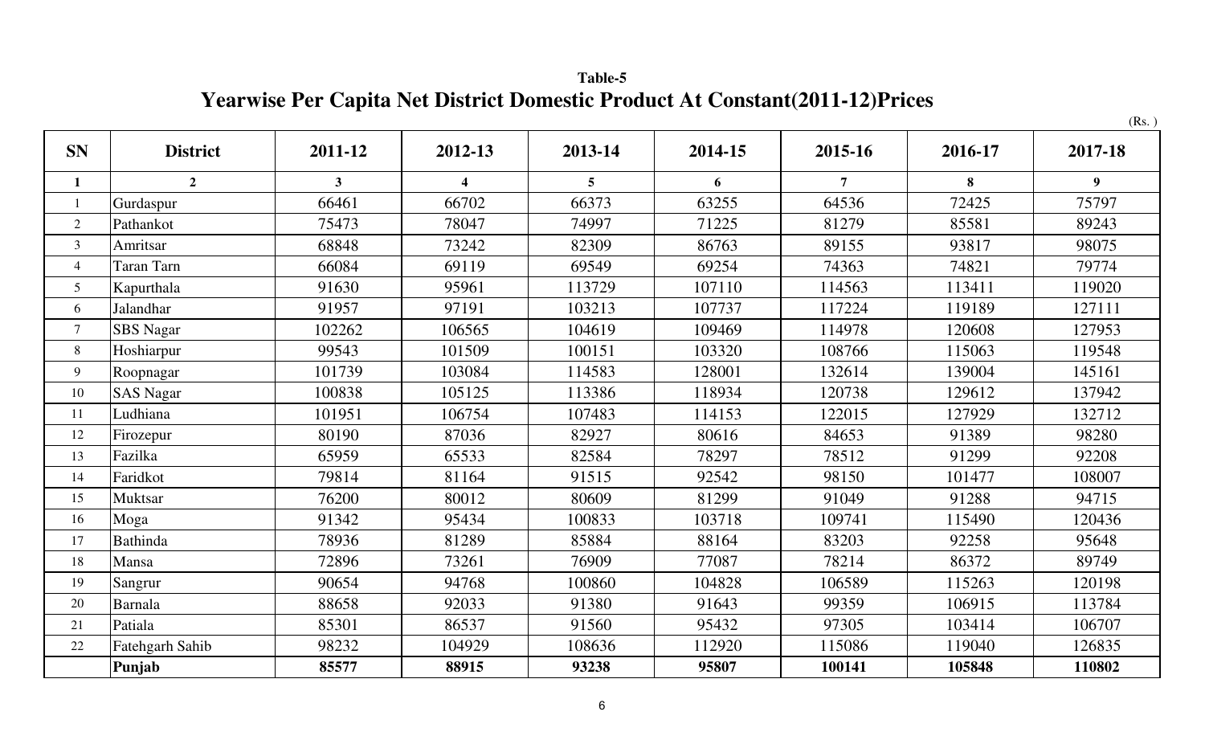**Table-5**

# Yearwise Per Capita Net District Domestic Product At Constant(2011-12)Prices

(Rs. )

| SN | District | 2011-12 | 2012-13 | 2013-14 | 2014-15 | 2015-16 | 2016-17 | 2017-18 |
|---|---|---|---|---|---|---|---|---|
| **1** | **2** | **3** | **4** | **5** | **6** | **7** | **8** | **9** |
| 1 | Gurdaspur | 66461 | 66702 | 66373 | 63255 | 64536 | 72425 | 75797 |
| 2 | Pathankot | 75473 | 78047 | 74997 | 71225 | 81279 | 85581 | 89243 |
| 3 | Amritsar | 68848 | 73242 | 82309 | 86763 | 89155 | 93817 | 98075 |
| 4 | Taran Tarn | 66084 | 69119 | 69549 | 69254 | 74363 | 74821 | 79774 |
| 5 | Kapurthala | 91630 | 95961 | 113729 | 107110 | 114563 | 113411 | 119020 |
| 6 | Jalandhar | 91957 | 97191 | 103213 | 107737 | 117224 | 119189 | 127111 |
| 7 | SBS Nagar | 102262 | 106565 | 104619 | 109469 | 114978 | 120608 | 127953 |
| 8 | Hoshiarpur | 99543 | 101509 | 100151 | 103320 | 108766 | 115063 | 119548 |
| 9 | Roopnagar | 101739 | 103084 | 114583 | 128001 | 132614 | 139004 | 145161 |
| 10 | SAS Nagar | 100838 | 105125 | 113386 | 118934 | 120738 | 129612 | 137942 |
| 11 | Ludhiana | 101951 | 106754 | 107483 | 114153 | 122015 | 127929 | 132712 |
| 12 | Firozepur | 80190 | 87036 | 82927 | 80616 | 84653 | 91389 | 98280 |
| 13 | Fazilka | 65959 | 65533 | 82584 | 78297 | 78512 | 91299 | 92208 |
| 14 | Faridkot | 79814 | 81164 | 91515 | 92542 | 98150 | 101477 | 108007 |
| 15 | Muktsar | 76200 | 80012 | 80609 | 81299 | 91049 | 91288 | 94715 |
| 16 | Moga | 91342 | 95434 | 100833 | 103718 | 109741 | 115490 | 120436 |
| 17 | Bathinda | 78936 | 81289 | 85884 | 88164 | 83203 | 92258 | 95648 |
| 18 | Mansa | 72896 | 73261 | 76909 | 77087 | 78214 | 86372 | 89749 |
| 19 | Sangrur | 90654 | 94768 | 100860 | 104828 | 106589 | 115263 | 120198 |
| 20 | Barnala | 88658 | 92033 | 91380 | 91643 | 99359 | 106915 | 113784 |
| 21 | Patiala | 85301 | 86537 | 91560 | 95432 | 97305 | 103414 | 106707 |
| 22 | Fatehgarh Sahib | 98232 | 104929 | 108636 | 112920 | 115086 | 119040 | 126835 |
| | **Punjab** | **85577** | **88915** | **93238** | **95807** | **100141** | **105848** | **110802** |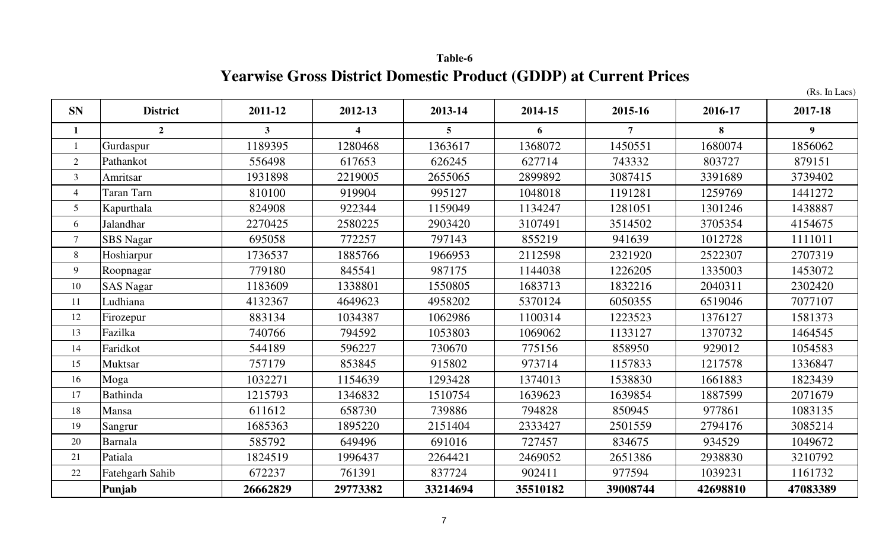**Table-6**

## Yearwise Gross District Domestic Product (GDDP) at Current Prices

(Rs. In Lacs)

| SN | District | 2011-12 | 2012-13 | 2013-14 | 2014-15 | 2015-16 | 2016-17 | 2017-18 |
|---|---|---|---|---|---|---|---|---|
| **1** | **2** | **3** | **4** | **5** | **6** | **7** | **8** | **9** |
| 1 | Gurdaspur | 1189395 | 1280468 | 1363617 | 1368072 | 1450551 | 1680074 | 1856062 |
| 2 | Pathankot | 556498 | 617653 | 626245 | 627714 | 743332 | 803727 | 879151 |
| 3 | Amritsar | 1931898 | 2219005 | 2655065 | 2899892 | 3087415 | 3391689 | 3739402 |
| 4 | Taran Tarn | 810100 | 919904 | 995127 | 1048018 | 1191281 | 1259769 | 1441272 |
| 5 | Kapurthala | 824908 | 922344 | 1159049 | 1134247 | 1281051 | 1301246 | 1438887 |
| 6 | Jalandhar | 2270425 | 2580225 | 2903420 | 3107491 | 3514502 | 3705354 | 4154675 |
| 7 | SBS Nagar | 695058 | 772257 | 797143 | 855219 | 941639 | 1012728 | 1111011 |
| 8 | Hoshiarpur | 1736537 | 1885766 | 1966953 | 2112598 | 2321920 | 2522307 | 2707319 |
| 9 | Roopnagar | 779180 | 845541 | 987175 | 1144038 | 1226205 | 1335003 | 1453072 |
| 10 | SAS Nagar | 1183609 | 1338801 | 1550805 | 1683713 | 1832216 | 2040311 | 2302420 |
| 11 | Ludhiana | 4132367 | 4649623 | 4958202 | 5370124 | 6050355 | 6519046 | 7077107 |
| 12 | Firozepur | 883134 | 1034387 | 1062986 | 1100314 | 1223523 | 1376127 | 1581373 |
| 13 | Fazilka | 740766 | 794592 | 1053803 | 1069062 | 1133127 | 1370732 | 1464545 |
| 14 | Faridkot | 544189 | 596227 | 730670 | 775156 | 858950 | 929012 | 1054583 |
| 15 | Muktsar | 757179 | 853845 | 915802 | 973714 | 1157833 | 1217578 | 1336847 |
| 16 | Moga | 1032271 | 1154639 | 1293428 | 1374013 | 1538830 | 1661883 | 1823439 |
| 17 | Bathinda | 1215793 | 1346832 | 1510754 | 1639623 | 1639854 | 1887599 | 2071679 |
| 18 | Mansa | 611612 | 658730 | 739886 | 794828 | 850945 | 977861 | 1083135 |
| 19 | Sangrur | 1685363 | 1895220 | 2151404 | 2333427 | 2501559 | 2794176 | 3085214 |
| 20 | Barnala | 585792 | 649496 | 691016 | 727457 | 834675 | 934529 | 1049672 |
| 21 | Patiala | 1824519 | 1996437 | 2264421 | 2469052 | 2651386 | 2938830 | 3210792 |
| 22 | Fatehgarh Sahib | 672237 | 761391 | 837724 | 902411 | 977594 | 1039231 | 1161732 |
| | **Punjab** | **26662829** | **29773382** | **33214694** | **35510182** | **39008744** | **42698810** | **47083389** |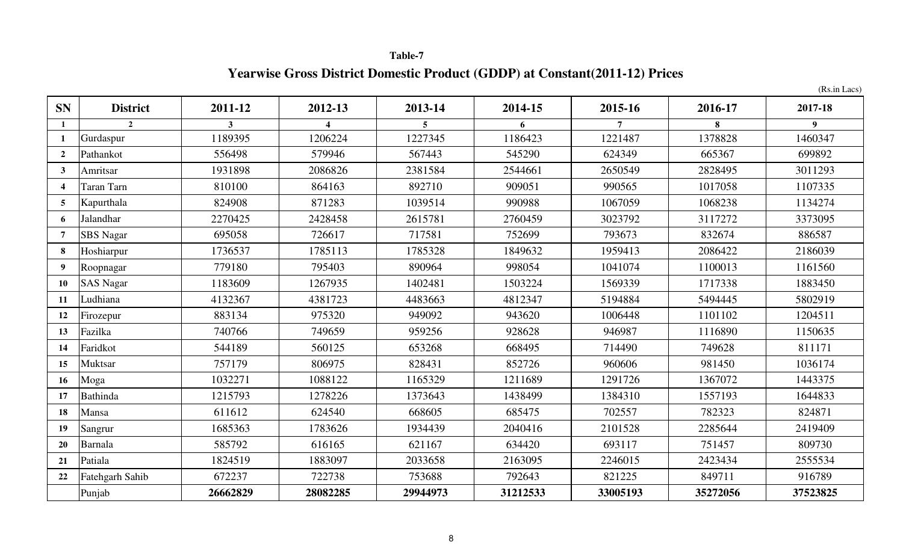**Table-7**

## Yearwise Gross District Domestic Product (GDDP) at Constant(2011-12) Prices

(Rs.in Lacs)

| SN | District | 2011-12 | 2012-13 | 2013-14 | 2014-15 | 2015-16 | 2016-17 | 2017-18 |
|---|---|---|---|---|---|---|---|---|
| 1 | 2 | 3 | 4 | 5 | 6 | 7 | 8 | 9 |
| 1 | Gurdaspur | 1189395 | 1206224 | 1227345 | 1186423 | 1221487 | 1378828 | 1460347 |
| 2 | Pathankot | 556498 | 579946 | 567443 | 545290 | 624349 | 665367 | 699892 |
| 3 | Amritsar | 1931898 | 2086826 | 2381584 | 2544661 | 2650549 | 2828495 | 3011293 |
| 4 | Taran Tarn | 810100 | 864163 | 892710 | 909051 | 990565 | 1017058 | 1107335 |
| 5 | Kapurthala | 824908 | 871283 | 1039514 | 990988 | 1067059 | 1068238 | 1134274 |
| 6 | Jalandhar | 2270425 | 2428458 | 2615781 | 2760459 | 3023792 | 3117272 | 3373095 |
| 7 | SBS Nagar | 695058 | 726617 | 717581 | 752699 | 793673 | 832674 | 886587 |
| 8 | Hoshiarpur | 1736537 | 1785113 | 1785328 | 1849632 | 1959413 | 2086422 | 2186039 |
| 9 | Roopnagar | 779180 | 795403 | 890964 | 998054 | 1041074 | 1100013 | 1161560 |
| 10 | SAS Nagar | 1183609 | 1267935 | 1402481 | 1503224 | 1569339 | 1717338 | 1883450 |
| 11 | Ludhiana | 4132367 | 4381723 | 4483663 | 4812347 | 5194884 | 5494445 | 5802919 |
| 12 | Firozepur | 883134 | 975320 | 949092 | 943620 | 1006448 | 1101102 | 1204511 |
| 13 | Fazilka | 740766 | 749659 | 959256 | 928628 | 946987 | 1116890 | 1150635 |
| 14 | Faridkot | 544189 | 560125 | 653268 | 668495 | 714490 | 749628 | 811171 |
| 15 | Muktsar | 757179 | 806975 | 828431 | 852726 | 960606 | 981450 | 1036174 |
| 16 | Moga | 1032271 | 1088122 | 1165329 | 1211689 | 1291726 | 1367072 | 1443375 |
| 17 | Bathinda | 1215793 | 1278226 | 1373643 | 1438499 | 1384310 | 1557193 | 1644833 |
| 18 | Mansa | 611612 | 624540 | 668605 | 685475 | 702557 | 782323 | 824871 |
| 19 | Sangrur | 1685363 | 1783626 | 1934439 | 2040416 | 2101528 | 2285644 | 2419409 |
| 20 | Barnala | 585792 | 616165 | 621167 | 634420 | 693117 | 751457 | 809730 |
| 21 | Patiala | 1824519 | 1883097 | 2033658 | 2163095 | 2246015 | 2423434 | 2555534 |
| 22 | Fatehgarh Sahib | 672237 | 722738 | 753688 | 792643 | 821225 | 849711 | 916789 |
| | Punjab | **26662829** | **28082285** | **29944973** | **31212533** | **33005193** | **35272056** | **37523825** |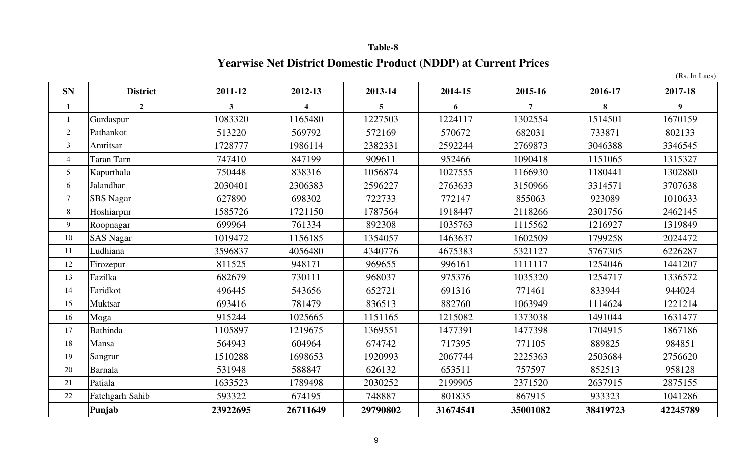**Table-8**

## Yearwise Net District Domestic Product (NDDP) at Current Prices

(Rs. In Lacs)

| SN | District | 2011-12 | 2012-13 | 2013-14 | 2014-15 | 2015-16 | 2016-17 | 2017-18 |
|---|---|---|---|---|---|---|---|---|
| **1** | **2** | **3** | **4** | **5** | **6** | **7** | **8** | **9** |
| 1 | Gurdaspur | 1083320 | 1165480 | 1227503 | 1224117 | 1302554 | 1514501 | 1670159 |
| 2 | Pathankot | 513220 | 569792 | 572169 | 570672 | 682031 | 733871 | 802133 |
| 3 | Amritsar | 1728777 | 1986114 | 2382331 | 2592244 | 2769873 | 3046388 | 3346545 |
| 4 | Taran Tarn | 747410 | 847199 | 909611 | 952466 | 1090418 | 1151065 | 1315327 |
| 5 | Kapurthala | 750448 | 838316 | 1056874 | 1027555 | 1166930 | 1180441 | 1302880 |
| 6 | Jalandhar | 2030401 | 2306383 | 2596227 | 2763633 | 3150966 | 3314571 | 3707638 |
| 7 | SBS Nagar | 627890 | 698302 | 722733 | 772147 | 855063 | 923089 | 1010633 |
| 8 | Hoshiarpur | 1585726 | 1721150 | 1787564 | 1918447 | 2118266 | 2301756 | 2462145 |
| 9 | Roopnagar | 699964 | 761334 | 892308 | 1035763 | 1115562 | 1216927 | 1319849 |
| 10 | SAS Nagar | 1019472 | 1156185 | 1354057 | 1463637 | 1602509 | 1799258 | 2024472 |
| 11 | Ludhiana | 3596837 | 4056480 | 4340776 | 4675383 | 5321127 | 5767305 | 6226287 |
| 12 | Firozepur | 811525 | 948171 | 969655 | 996161 | 1111117 | 1254046 | 1441207 |
| 13 | Fazilka | 682679 | 730111 | 968037 | 975376 | 1035320 | 1254717 | 1336572 |
| 14 | Faridkot | 496445 | 543656 | 652721 | 691316 | 771461 | 833944 | 944024 |
| 15 | Muktsar | 693416 | 781479 | 836513 | 882760 | 1063949 | 1114624 | 1221214 |
| 16 | Moga | 915244 | 1025665 | 1151165 | 1215082 | 1373038 | 1491044 | 1631477 |
| 17 | Bathinda | 1105897 | 1219675 | 1369551 | 1477391 | 1477398 | 1704915 | 1867186 |
| 18 | Mansa | 564943 | 604964 | 674742 | 717395 | 771105 | 889825 | 984851 |
| 19 | Sangrur | 1510288 | 1698653 | 1920993 | 2067744 | 2225363 | 2503684 | 2756620 |
| 20 | Barnala | 531948 | 588847 | 626132 | 653511 | 757597 | 852513 | 958128 |
| 21 | Patiala | 1633523 | 1789498 | 2030252 | 2199905 | 2371520 | 2637915 | 2875155 |
| 22 | Fatehgarh Sahib | 593322 | 674195 | 748887 | 801835 | 867915 | 933323 | 1041286 |
| | **Punjab** | **23922695** | **26711649** | **29790802** | **31674541** | **35001082** | **38419723** | **42245789** |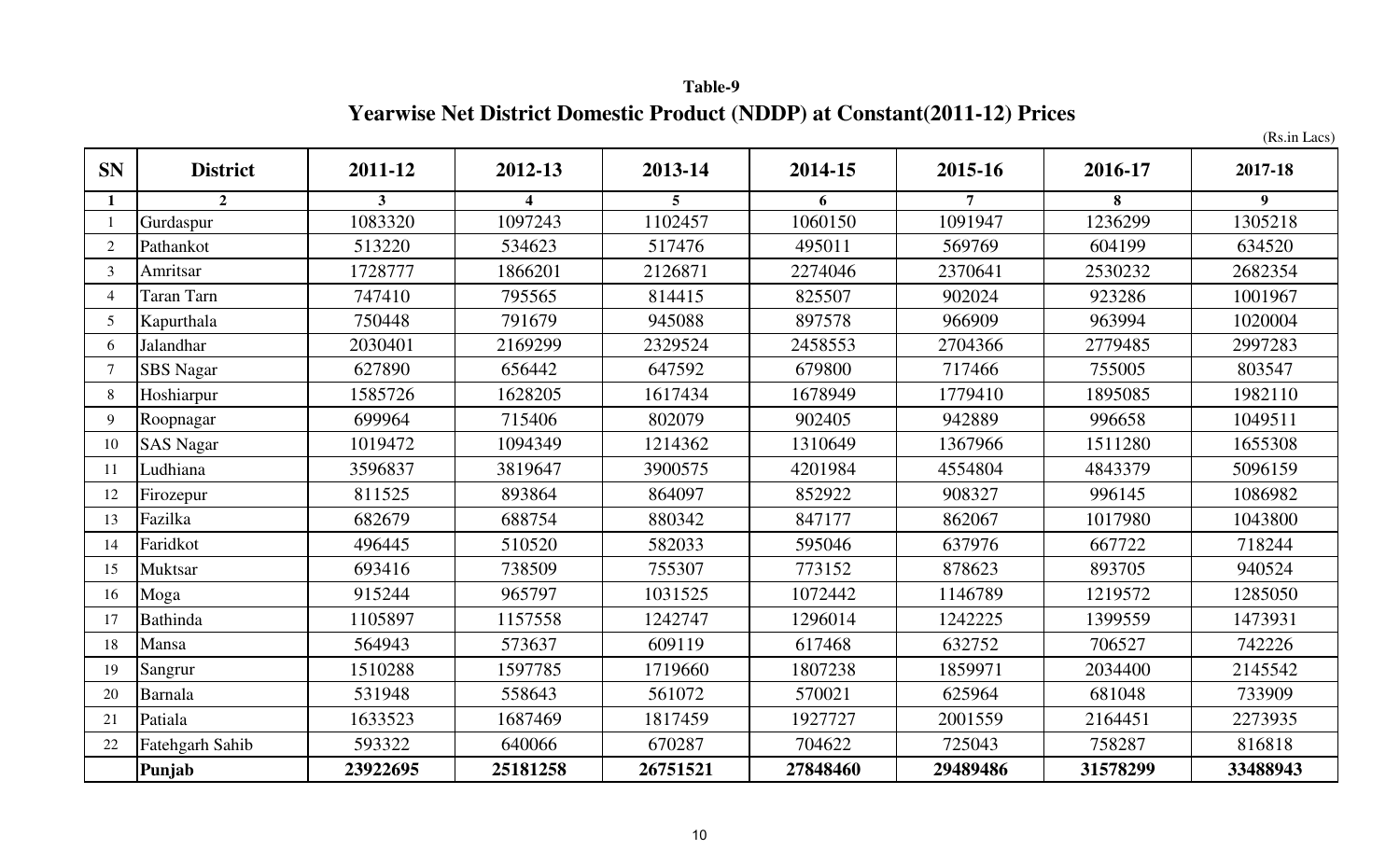**Table-9**

## Yearwise Net District Domestic Product (NDDP) at Constant(2011-12) Prices

(Rs.in Lacs)

| SN | District | 2011-12 | 2012-13 | 2013-14 | 2014-15 | 2015-16 | 2016-17 | 2017-18 |
|---|---|---|---|---|---|---|---|---|
| **1** | **2** | **3** | **4** | **5** | **6** | **7** | **8** | **9** |
| 1 | Gurdaspur | 1083320 | 1097243 | 1102457 | 1060150 | 1091947 | 1236299 | 1305218 |
| 2 | Pathankot | 513220 | 534623 | 517476 | 495011 | 569769 | 604199 | 634520 |
| 3 | Amritsar | 1728777 | 1866201 | 2126871 | 2274046 | 2370641 | 2530232 | 2682354 |
| 4 | Taran Tarn | 747410 | 795565 | 814415 | 825507 | 902024 | 923286 | 1001967 |
| 5 | Kapurthala | 750448 | 791679 | 945088 | 897578 | 966909 | 963994 | 1020004 |
| 6 | Jalandhar | 2030401 | 2169299 | 2329524 | 2458553 | 2704366 | 2779485 | 2997283 |
| 7 | SBS Nagar | 627890 | 656442 | 647592 | 679800 | 717466 | 755005 | 803547 |
| 8 | Hoshiarpur | 1585726 | 1628205 | 1617434 | 1678949 | 1779410 | 1895085 | 1982110 |
| 9 | Roopnagar | 699964 | 715406 | 802079 | 902405 | 942889 | 996658 | 1049511 |
| 10 | SAS Nagar | 1019472 | 1094349 | 1214362 | 1310649 | 1367966 | 1511280 | 1655308 |
| 11 | Ludhiana | 3596837 | 3819647 | 3900575 | 4201984 | 4554804 | 4843379 | 5096159 |
| 12 | Firozepur | 811525 | 893864 | 864097 | 852922 | 908327 | 996145 | 1086982 |
| 13 | Fazilka | 682679 | 688754 | 880342 | 847177 | 862067 | 1017980 | 1043800 |
| 14 | Faridkot | 496445 | 510520 | 582033 | 595046 | 637976 | 667722 | 718244 |
| 15 | Muktsar | 693416 | 738509 | 755307 | 773152 | 878623 | 893705 | 940524 |
| 16 | Moga | 915244 | 965797 | 1031525 | 1072442 | 1146789 | 1219572 | 1285050 |
| 17 | Bathinda | 1105897 | 1157558 | 1242747 | 1296014 | 1242225 | 1399559 | 1473931 |
| 18 | Mansa | 564943 | 573637 | 609119 | 617468 | 632752 | 706527 | 742226 |
| 19 | Sangrur | 1510288 | 1597785 | 1719660 | 1807238 | 1859971 | 2034400 | 2145542 |
| 20 | Barnala | 531948 | 558643 | 561072 | 570021 | 625964 | 681048 | 733909 |
| 21 | Patiala | 1633523 | 1687469 | 1817459 | 1927727 | 2001559 | 2164451 | 2273935 |
| 22 | Fatehgarh Sahib | 593322 | 640066 | 670287 | 704622 | 725043 | 758287 | 816818 |
| | **Punjab** | **23922695** | **25181258** | **26751521** | **27848460** | **29489486** | **31578299** | **33488943** |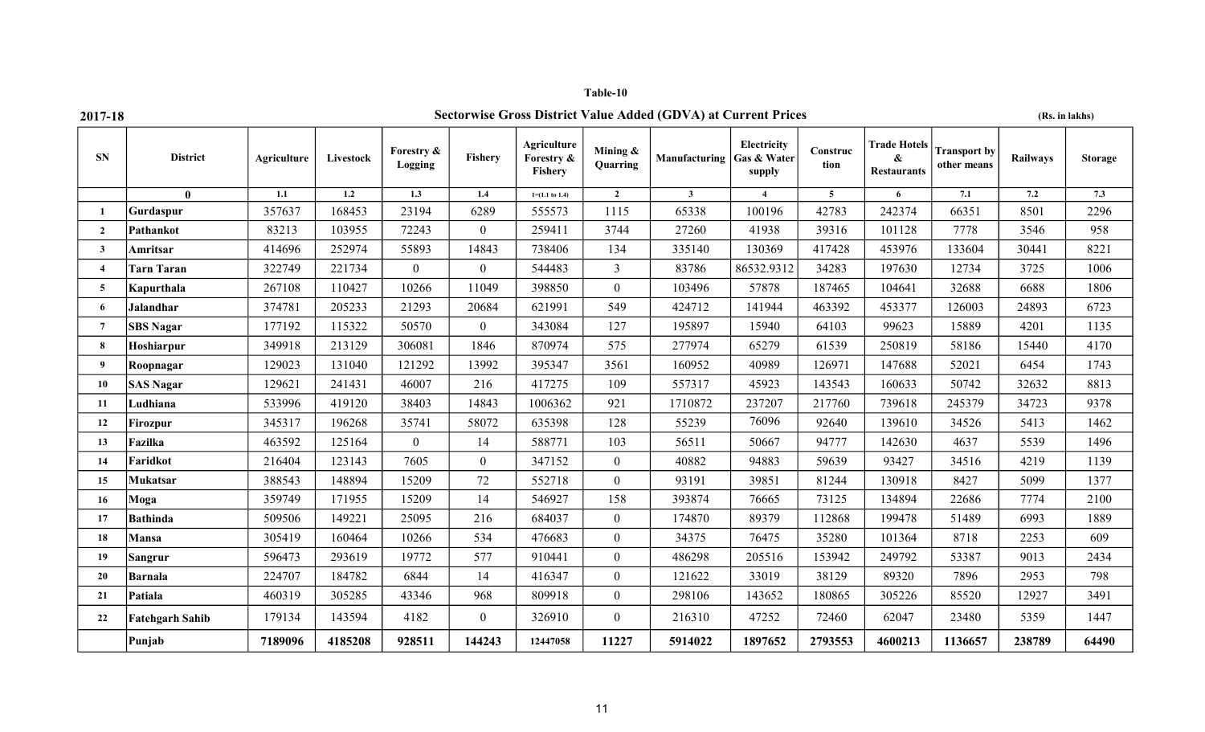**Table-10**

**2017-18** **Sectorwise Gross District Value Added (GDVA) at Current Prices** **(Rs. in lakhs)**

| SN | District | Agriculture | Livestock | Forestry & Logging | Fishery | Agriculture Forestry & Fishery | Mining & Quarring | Manufacturing | Electricity Gas & Water supply | Construction | Trade Hotels & Restaurants | Transport by other means | Railways | Storage |
|---|---|---|---|---|---|---|---|---|---|---|---|---|---|---|
| | 0 | 1.1 | 1.2 | 1.3 | 1.4 | 1=(1.1 to 1.4) | 2 | 3 | 4 | 5 | 6 | 7.1 | 7.2 | 7.3 |
| 1 | Gurdaspur | 357637 | 168453 | 23194 | 6289 | 555573 | 1115 | 65338 | 100196 | 42783 | 242374 | 66351 | 8501 | 2296 |
| 2 | Pathankot | 83213 | 103955 | 72243 | 0 | 259411 | 3744 | 27260 | 41938 | 39316 | 101128 | 7778 | 3546 | 958 |
| 3 | Amritsar | 414696 | 252974 | 55893 | 14843 | 738406 | 134 | 335140 | 130369 | 417428 | 453976 | 133604 | 30441 | 8221 |
| 4 | Tarn Taran | 322749 | 221734 | 0 | 0 | 544483 | 3 | 83786 | 86532.9312 | 34283 | 197630 | 12734 | 3725 | 1006 |
| 5 | Kapurthala | 267108 | 110427 | 10266 | 11049 | 398850 | 0 | 103496 | 57878 | 187465 | 104641 | 32688 | 6688 | 1806 |
| 6 | Jalandhar | 374781 | 205233 | 21293 | 20684 | 621991 | 549 | 424712 | 141944 | 463392 | 453377 | 126003 | 24893 | 6723 |
| 7 | SBS Nagar | 177192 | 115322 | 50570 | 0 | 343084 | 127 | 195897 | 15940 | 64103 | 99623 | 15889 | 4201 | 1135 |
| 8 | Hoshiarpur | 349918 | 213129 | 306081 | 1846 | 870974 | 575 | 277974 | 65279 | 61539 | 250819 | 58186 | 15440 | 4170 |
| 9 | Roopnagar | 129023 | 131040 | 121292 | 13992 | 395347 | 3561 | 160952 | 40989 | 126971 | 147688 | 52021 | 6454 | 1743 |
| 10 | SAS Nagar | 129621 | 241431 | 46007 | 216 | 417275 | 109 | 557317 | 45923 | 143543 | 160633 | 50742 | 32632 | 8813 |
| 11 | Ludhiana | 533996 | 419120 | 38403 | 14843 | 1006362 | 921 | 1710872 | 237207 | 217760 | 739618 | 245379 | 34723 | 9378 |
| 12 | Firozpur | 345317 | 196268 | 35741 | 58072 | 635398 | 128 | 55239 | 76096 | 92640 | 139610 | 34526 | 5413 | 1462 |
| 13 | Fazilka | 463592 | 125164 | 0 | 14 | 588771 | 103 | 56511 | 50667 | 94777 | 142630 | 4637 | 5539 | 1496 |
| 14 | Faridkot | 216404 | 123143 | 7605 | 0 | 347152 | 0 | 40882 | 94883 | 59639 | 93427 | 34516 | 4219 | 1139 |
| 15 | Mukatsar | 388543 | 148894 | 15209 | 72 | 552718 | 0 | 93191 | 39851 | 81244 | 130918 | 8427 | 5099 | 1377 |
| 16 | Moga | 359749 | 171955 | 15209 | 14 | 546927 | 158 | 393874 | 76665 | 73125 | 134894 | 22686 | 7774 | 2100 |
| 17 | Bathinda | 509506 | 149221 | 25095 | 216 | 684037 | 0 | 174870 | 89379 | 112868 | 199478 | 51489 | 6993 | 1889 |
| 18 | Mansa | 305419 | 160464 | 10266 | 534 | 476683 | 0 | 34375 | 76475 | 35280 | 101364 | 8718 | 2253 | 609 |
| 19 | Sangrur | 596473 | 293619 | 19772 | 577 | 910441 | 0 | 486298 | 205516 | 153942 | 249792 | 53387 | 9013 | 2434 |
| 20 | Barnala | 224707 | 184782 | 6844 | 14 | 416347 | 0 | 121622 | 33019 | 38129 | 89320 | 7896 | 2953 | 798 |
| 21 | Patiala | 460319 | 305285 | 43346 | 968 | 809918 | 0 | 298106 | 143652 | 180865 | 305226 | 85520 | 12927 | 3491 |
| 22 | Fatehgarh Sahib | 179134 | 143594 | 4182 | 0 | 326910 | 0 | 216310 | 47252 | 72460 | 62047 | 23480 | 5359 | 1447 |
| | **Punjab** | **7189096** | **4185208** | **928511** | **144243** | **12447058** | **11227** | **5914022** | **1897652** | **2793553** | **4600213** | **1136657** | **238789** | **64490** |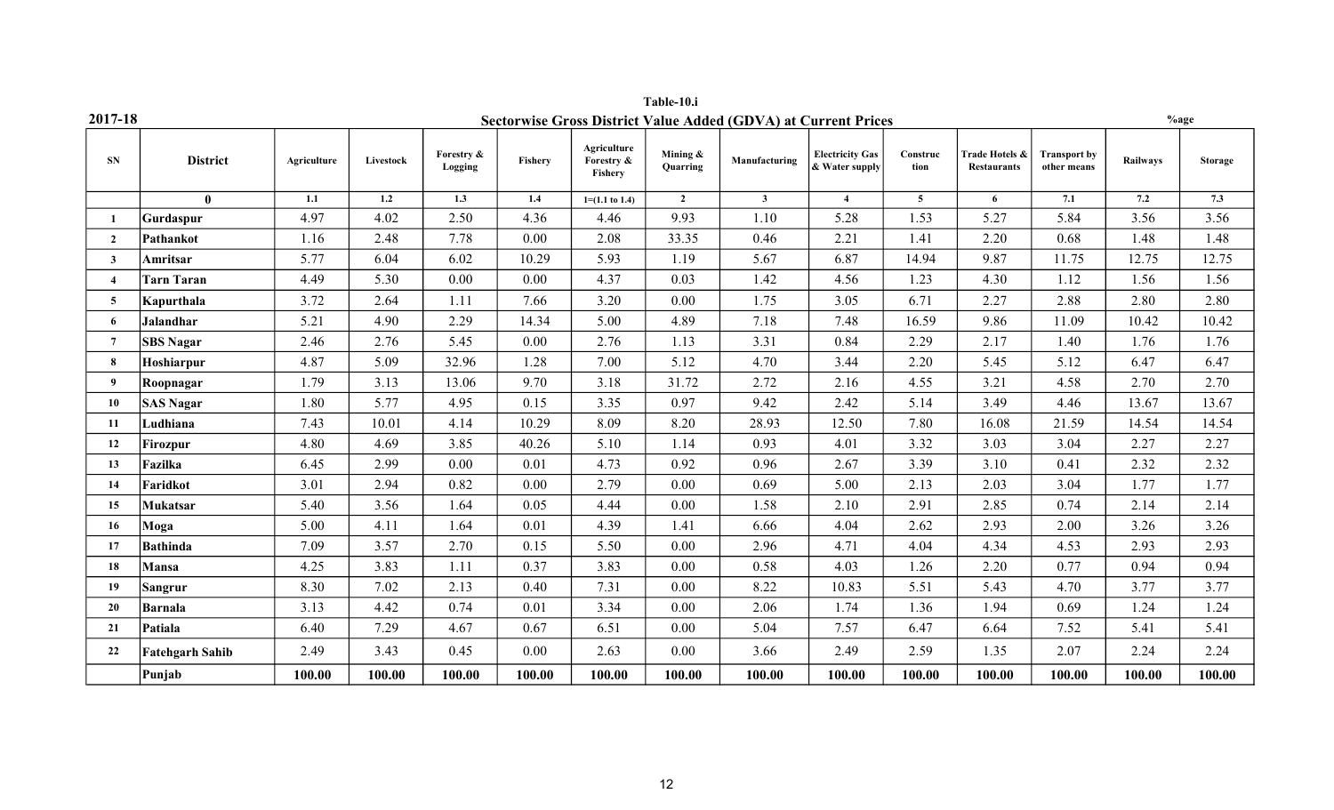Table-10.i

2017-18

## Sectorwise Gross District Value Added (GDVA) at Current Prices

%age

| SN | District | Agriculture | Livestock | Forestry & Logging | Fishery | Agriculture Forestry & Fishery | Mining & Quarring | Manufacturing | Electricity Gas & Water supply | Construction | Trade Hotels & Restaurants | Transport by other means | Railways | Storage |
|---|---|---|---|---|---|---|---|---|---|---|---|---|---|---|
| | 0 | 1.1 | 1.2 | 1.3 | 1.4 | 1=(1.1 to 1.4) | 2 | 3 | 4 | 5 | 6 | 7.1 | 7.2 | 7.3 |
| 1 | Gurdaspur | 4.97 | 4.02 | 2.50 | 4.36 | 4.46 | 9.93 | 1.10 | 5.28 | 1.53 | 5.27 | 5.84 | 3.56 | 3.56 |
| 2 | Pathankot | 1.16 | 2.48 | 7.78 | 0.00 | 2.08 | 33.35 | 0.46 | 2.21 | 1.41 | 2.20 | 0.68 | 1.48 | 1.48 |
| 3 | Amritsar | 5.77 | 6.04 | 6.02 | 10.29 | 5.93 | 1.19 | 5.67 | 6.87 | 14.94 | 9.87 | 11.75 | 12.75 | 12.75 |
| 4 | Tarn Taran | 4.49 | 5.30 | 0.00 | 0.00 | 4.37 | 0.03 | 1.42 | 4.56 | 1.23 | 4.30 | 1.12 | 1.56 | 1.56 |
| 5 | Kapurthala | 3.72 | 2.64 | 1.11 | 7.66 | 3.20 | 0.00 | 1.75 | 3.05 | 6.71 | 2.27 | 2.88 | 2.80 | 2.80 |
| 6 | Jalandhar | 5.21 | 4.90 | 2.29 | 14.34 | 5.00 | 4.89 | 7.18 | 7.48 | 16.59 | 9.86 | 11.09 | 10.42 | 10.42 |
| 7 | SBS Nagar | 2.46 | 2.76 | 5.45 | 0.00 | 2.76 | 1.13 | 3.31 | 0.84 | 2.29 | 2.17 | 1.40 | 1.76 | 1.76 |
| 8 | Hoshiarpur | 4.87 | 5.09 | 32.96 | 1.28 | 7.00 | 5.12 | 4.70 | 3.44 | 2.20 | 5.45 | 5.12 | 6.47 | 6.47 |
| 9 | Roopnagar | 1.79 | 3.13 | 13.06 | 9.70 | 3.18 | 31.72 | 2.72 | 2.16 | 4.55 | 3.21 | 4.58 | 2.70 | 2.70 |
| 10 | SAS Nagar | 1.80 | 5.77 | 4.95 | 0.15 | 3.35 | 0.97 | 9.42 | 2.42 | 5.14 | 3.49 | 4.46 | 13.67 | 13.67 |
| 11 | Ludhiana | 7.43 | 10.01 | 4.14 | 10.29 | 8.09 | 8.20 | 28.93 | 12.50 | 7.80 | 16.08 | 21.59 | 14.54 | 14.54 |
| 12 | Firozpur | 4.80 | 4.69 | 3.85 | 40.26 | 5.10 | 1.14 | 0.93 | 4.01 | 3.32 | 3.03 | 3.04 | 2.27 | 2.27 |
| 13 | Fazilka | 6.45 | 2.99 | 0.00 | 0.01 | 4.73 | 0.92 | 0.96 | 2.67 | 3.39 | 3.10 | 0.41 | 2.32 | 2.32 |
| 14 | Faridkot | 3.01 | 2.94 | 0.82 | 0.00 | 2.79 | 0.00 | 0.69 | 5.00 | 2.13 | 2.03 | 3.04 | 1.77 | 1.77 |
| 15 | Mukatsar | 5.40 | 3.56 | 1.64 | 0.05 | 4.44 | 0.00 | 1.58 | 2.10 | 2.91 | 2.85 | 0.74 | 2.14 | 2.14 |
| 16 | Moga | 5.00 | 4.11 | 1.64 | 0.01 | 4.39 | 1.41 | 6.66 | 4.04 | 2.62 | 2.93 | 2.00 | 3.26 | 3.26 |
| 17 | Bathinda | 7.09 | 3.57 | 2.70 | 0.15 | 5.50 | 0.00 | 2.96 | 4.71 | 4.04 | 4.34 | 4.53 | 2.93 | 2.93 |
| 18 | Mansa | 4.25 | 3.83 | 1.11 | 0.37 | 3.83 | 0.00 | 0.58 | 4.03 | 1.26 | 2.20 | 0.77 | 0.94 | 0.94 |
| 19 | Sangrur | 8.30 | 7.02 | 2.13 | 0.40 | 7.31 | 0.00 | 8.22 | 10.83 | 5.51 | 5.43 | 4.70 | 3.77 | 3.77 |
| 20 | Barnala | 3.13 | 4.42 | 0.74 | 0.01 | 3.34 | 0.00 | 2.06 | 1.74 | 1.36 | 1.94 | 0.69 | 1.24 | 1.24 |
| 21 | Patiala | 6.40 | 7.29 | 4.67 | 0.67 | 6.51 | 0.00 | 5.04 | 7.57 | 6.47 | 6.64 | 7.52 | 5.41 | 5.41 |
| 22 | Fatehgarh Sahib | 2.49 | 3.43 | 0.45 | 0.00 | 2.63 | 0.00 | 3.66 | 2.49 | 2.59 | 1.35 | 2.07 | 2.24 | 2.24 |
| | Punjab | **100.00** | **100.00** | **100.00** | **100.00** | **100.00** | **100.00** | **100.00** | **100.00** | **100.00** | **100.00** | **100.00** | **100.00** | **100.00** |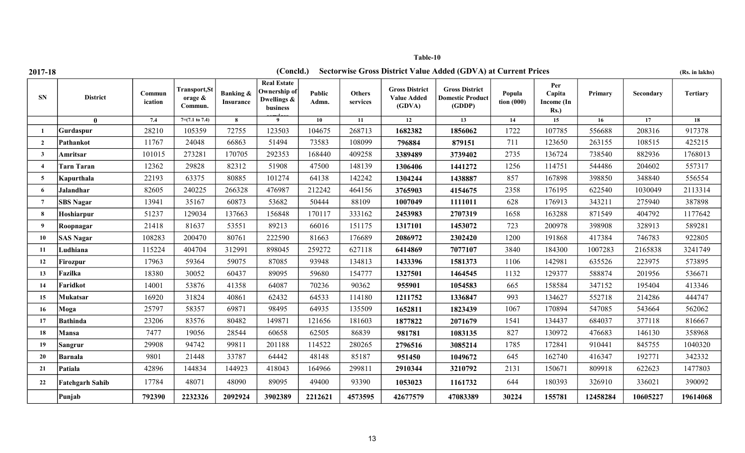**Table-10**

**2017-18** **(Concld.) Sectorwise Gross District Value Added (GDVA) at Current Prices** **(Rs. in lakhs)**

| SN | District | Communication | Transport,Storage & Commun. | Banking & Insurance | Real Estate Ownership of Dwellings & business services | Public Admn. | Others services | Gross District Value Added (GDVA) | Gross District Domestic Product (GDDP) | Population (000) | Per Capita Income (In Rs.) | Primary | Secondary | Tertiary |
|---|---|---|---|---|---|---|---|---|---|---|---|---|---|---|
| | 0 | 7.4 | 7=(7.1 to 7.4) | 8 | 9 | 10 | 11 | 12 | 13 | 14 | 15 | 16 | 17 | 18 |
| 1 | Gurdaspur | 28210 | 105359 | 72755 | 123503 | 104675 | 268713 | **1682382** | **1856062** | 1722 | 107785 | 556688 | 208316 | 917378 |
| 2 | Pathankot | 11767 | 24048 | 66863 | 51494 | 73583 | 108099 | **796884** | **879151** | 711 | 123650 | 263155 | 108515 | 425215 |
| 3 | Amritsar | 101015 | 273281 | 170705 | 292353 | 168440 | 409258 | **3389489** | **3739402** | 2735 | 136724 | 738540 | 882936 | 1768013 |
| 4 | Tarn Taran | 12362 | 29828 | 82312 | 51908 | 47500 | 148139 | **1306406** | **1441272** | 1256 | 114751 | 544486 | 204602 | 557317 |
| 5 | Kapurthala | 22193 | 63375 | 80885 | 101274 | 64138 | 142242 | **1304244** | **1438887** | 857 | 167898 | 398850 | 348840 | 556554 |
| 6 | Jalandhar | 82605 | 240225 | 266328 | 476987 | 212242 | 464156 | **3765903** | **4154675** | 2358 | 176195 | 622540 | 1030049 | 2113314 |
| 7 | SBS Nagar | 13941 | 35167 | 60873 | 53682 | 50444 | 88109 | **1007049** | **1111011** | 628 | 176913 | 343211 | 275940 | 387898 |
| 8 | Hoshiarpur | 51237 | 129034 | 137663 | 156848 | 170117 | 333162 | **2453983** | **2707319** | 1658 | 163288 | 871549 | 404792 | 1177642 |
| 9 | Roopnagar | 21418 | 81637 | 53551 | 89213 | 66016 | 151175 | **1317101** | **1453072** | 723 | 200978 | 398908 | 328913 | 589281 |
| 10 | SAS Nagar | 108283 | 200470 | 80761 | 222590 | 81663 | 176689 | **2086972** | **2302420** | 1200 | 191868 | 417384 | 746783 | 922805 |
| 11 | Ludhiana | 115224 | 404704 | 312991 | 898045 | 259272 | 627118 | **6414869** | **7077107** | 3840 | 184300 | 1007283 | 2165838 | 3241749 |
| 12 | Firozpur | 17963 | 59364 | 59075 | 87085 | 93948 | 134813 | **1433396** | **1581373** | 1106 | 142981 | 635526 | 223975 | 573895 |
| 13 | Fazilka | 18380 | 30052 | 60437 | 89095 | 59680 | 154777 | **1327501** | **1464545** | 1132 | 129377 | 588874 | 201956 | 536671 |
| 14 | Faridkot | 14001 | 53876 | 41358 | 64087 | 70236 | 90362 | **955901** | **1054583** | 665 | 158584 | 347152 | 195404 | 413346 |
| 15 | Mukatsar | 16920 | 31824 | 40861 | 62432 | 64533 | 114180 | **1211752** | **1336847** | 993 | 134627 | 552718 | 214286 | 444747 |
| 16 | Moga | 25797 | 58357 | 69871 | 98495 | 64935 | 135509 | **1652811** | **1823439** | 1067 | 170894 | 547085 | 543664 | 562062 |
| 17 | Bathinda | 23206 | 83576 | 80482 | 149871 | 121656 | 181603 | **1877822** | **2071679** | 1541 | 134437 | 684037 | 377118 | 816667 |
| 18 | Mansa | 7477 | 19056 | 28544 | 60658 | 62505 | 86839 | **981781** | **1083135** | 827 | 130972 | 476683 | 146130 | 358968 |
| 19 | Sangrur | 29908 | 94742 | 99811 | 201188 | 114522 | 280265 | **2796516** | **3085214** | 1785 | 172841 | 910441 | 845755 | 1040320 |
| 20 | Barnala | 9801 | 21448 | 33787 | 64442 | 48148 | 85187 | **951450** | **1049672** | 645 | 162740 | 416347 | 192771 | 342332 |
| 21 | Patiala | 42896 | 144834 | 144923 | 418043 | 164966 | 299811 | **2910344** | **3210792** | 2131 | 150671 | 809918 | 622623 | 1477803 |
| 22 | Fatehgarh Sahib | 17784 | 48071 | 48090 | 89095 | 49400 | 93390 | **1053023** | **1161732** | 644 | 180393 | 326910 | 336021 | 390092 |
| | **Punjab** | **792390** | **2232326** | **2092924** | **3902389** | **2212621** | **4573595** | **42677579** | **47083389** | **30224** | **155781** | **12458284** | **10605227** | **19614068** |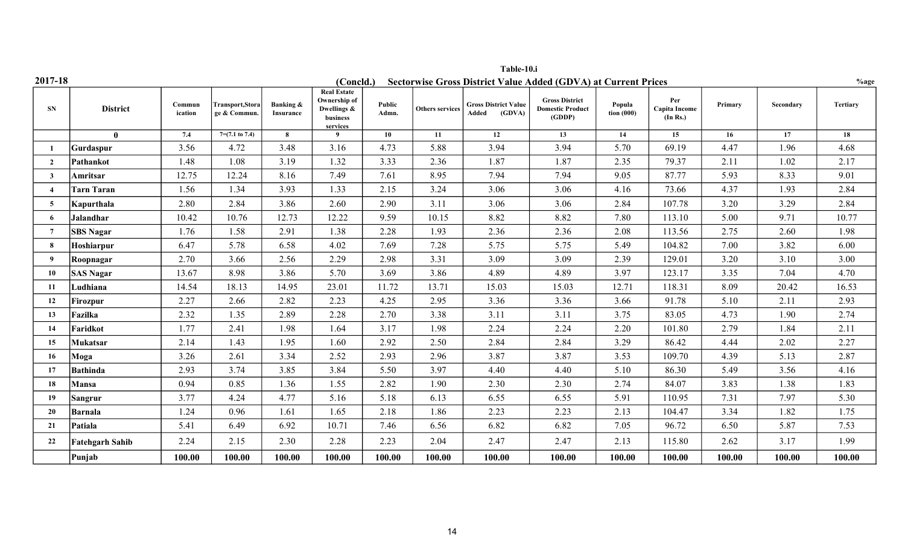**Table-10.i**

**2017-18** **(Concld.) Sectorwise Gross District Value Added (GDVA) at Current Prices** **%age**

| SN | District | Commun ication | Transport,Storage & Commun. | Banking & Insurance | Real Estate Ownership of Dwellings & business services | Public Admn. | Others services | Gross District Value Added (GDVA) | Gross District Domestic Product (GDDP) | Population (000) | Per Capita Income (In Rs.) | Primary | Secondary | Tertiary |
|---|---|---|---|---|---|---|---|---|---|---|---|---|---|---|
| | 0 | 7.4 | 7=(7.1 to 7.4) | 8 | 9 | 10 | 11 | 12 | 13 | 14 | 15 | 16 | 17 | 18 |
| 1 | Gurdaspur | 3.56 | 4.72 | 3.48 | 3.16 | 4.73 | 5.88 | 3.94 | 3.94 | 5.70 | 69.19 | 4.47 | 1.96 | 4.68 |
| 2 | Pathankot | 1.48 | 1.08 | 3.19 | 1.32 | 3.33 | 2.36 | 1.87 | 1.87 | 2.35 | 79.37 | 2.11 | 1.02 | 2.17 |
| 3 | Amritsar | 12.75 | 12.24 | 8.16 | 7.49 | 7.61 | 8.95 | 7.94 | 7.94 | 9.05 | 87.77 | 5.93 | 8.33 | 9.01 |
| 4 | Tarn Taran | 1.56 | 1.34 | 3.93 | 1.33 | 2.15 | 3.24 | 3.06 | 3.06 | 4.16 | 73.66 | 4.37 | 1.93 | 2.84 |
| 5 | Kapurthala | 2.80 | 2.84 | 3.86 | 2.60 | 2.90 | 3.11 | 3.06 | 3.06 | 2.84 | 107.78 | 3.20 | 3.29 | 2.84 |
| 6 | Jalandhar | 10.42 | 10.76 | 12.73 | 12.22 | 9.59 | 10.15 | 8.82 | 8.82 | 7.80 | 113.10 | 5.00 | 9.71 | 10.77 |
| 7 | SBS Nagar | 1.76 | 1.58 | 2.91 | 1.38 | 2.28 | 1.93 | 2.36 | 2.36 | 2.08 | 113.56 | 2.75 | 2.60 | 1.98 |
| 8 | Hoshiarpur | 6.47 | 5.78 | 6.58 | 4.02 | 7.69 | 7.28 | 5.75 | 5.75 | 5.49 | 104.82 | 7.00 | 3.82 | 6.00 |
| 9 | Roopnagar | 2.70 | 3.66 | 2.56 | 2.29 | 2.98 | 3.31 | 3.09 | 3.09 | 2.39 | 129.01 | 3.20 | 3.10 | 3.00 |
| 10 | SAS Nagar | 13.67 | 8.98 | 3.86 | 5.70 | 3.69 | 3.86 | 4.89 | 4.89 | 3.97 | 123.17 | 3.35 | 7.04 | 4.70 |
| 11 | Ludhiana | 14.54 | 18.13 | 14.95 | 23.01 | 11.72 | 13.71 | 15.03 | 15.03 | 12.71 | 118.31 | 8.09 | 20.42 | 16.53 |
| 12 | Firozpur | 2.27 | 2.66 | 2.82 | 2.23 | 4.25 | 2.95 | 3.36 | 3.36 | 3.66 | 91.78 | 5.10 | 2.11 | 2.93 |
| 13 | Fazilka | 2.32 | 1.35 | 2.89 | 2.28 | 2.70 | 3.38 | 3.11 | 3.11 | 3.75 | 83.05 | 4.73 | 1.90 | 2.74 |
| 14 | Faridkot | 1.77 | 2.41 | 1.98 | 1.64 | 3.17 | 1.98 | 2.24 | 2.24 | 2.20 | 101.80 | 2.79 | 1.84 | 2.11 |
| 15 | Mukatsar | 2.14 | 1.43 | 1.95 | 1.60 | 2.92 | 2.50 | 2.84 | 2.84 | 3.29 | 86.42 | 4.44 | 2.02 | 2.27 |
| 16 | Moga | 3.26 | 2.61 | 3.34 | 2.52 | 2.93 | 2.96 | 3.87 | 3.87 | 3.53 | 109.70 | 4.39 | 5.13 | 2.87 |
| 17 | Bathinda | 2.93 | 3.74 | 3.85 | 3.84 | 5.50 | 3.97 | 4.40 | 4.40 | 5.10 | 86.30 | 5.49 | 3.56 | 4.16 |
| 18 | Mansa | 0.94 | 0.85 | 1.36 | 1.55 | 2.82 | 1.90 | 2.30 | 2.30 | 2.74 | 84.07 | 3.83 | 1.38 | 1.83 |
| 19 | Sangrur | 3.77 | 4.24 | 4.77 | 5.16 | 5.18 | 6.13 | 6.55 | 6.55 | 5.91 | 110.95 | 7.31 | 7.97 | 5.30 |
| 20 | Barnala | 1.24 | 0.96 | 1.61 | 1.65 | 2.18 | 1.86 | 2.23 | 2.23 | 2.13 | 104.47 | 3.34 | 1.82 | 1.75 |
| 21 | Patiala | 5.41 | 6.49 | 6.92 | 10.71 | 7.46 | 6.56 | 6.82 | 6.82 | 7.05 | 96.72 | 6.50 | 5.87 | 7.53 |
| 22 | Fatehgarh Sahib | 2.24 | 2.15 | 2.30 | 2.28 | 2.23 | 2.04 | 2.47 | 2.47 | 2.13 | 115.80 | 2.62 | 3.17 | 1.99 |
| | **Punjab** | **100.00** | **100.00** | **100.00** | **100.00** | **100.00** | **100.00** | **100.00** | **100.00** | **100.00** | **100.00** | **100.00** | **100.00** | **100.00** |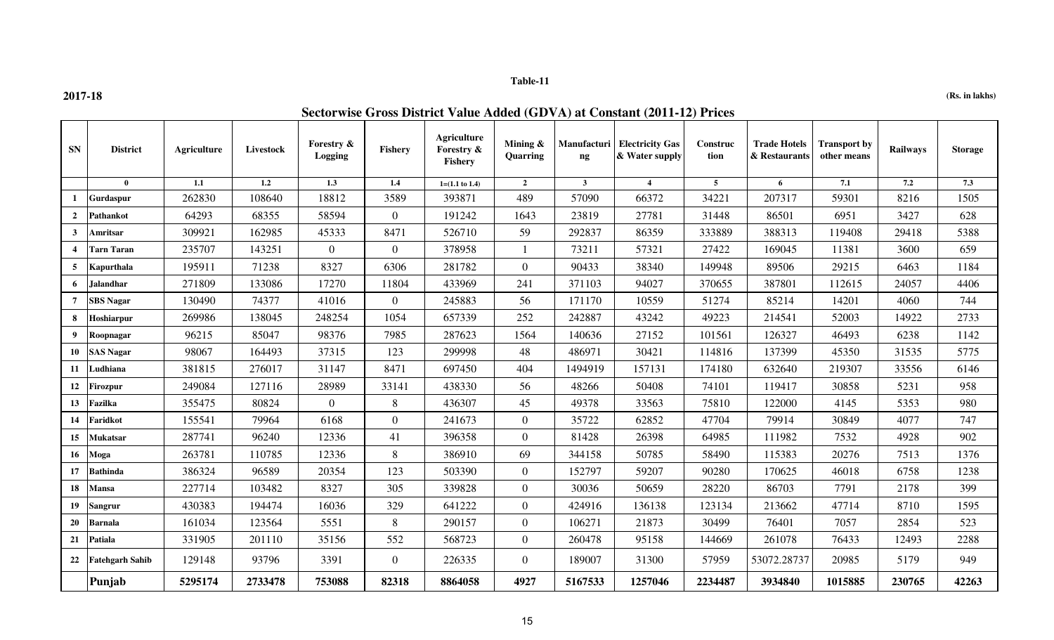Table-11

2017-18

(Rs. in lakhs)

## Sectorwise Gross District Value Added (GDVA) at Constant (2011-12) Prices

| SN | District | Agriculture | Livestock | Forestry & Logging | Fishery | Agriculture Forestry & Fishery | Mining & Quarring | Manufacturing | Electricity Gas & Water supply | Construction | Trade Hotels & Restaurants | Transport by other means | Railways | Storage |
|---|---|---|---|---|---|---|---|---|---|---|---|---|---|---|
| | 0 | 1.1 | 1.2 | 1.3 | 1.4 | 1=(1.1 to 1.4) | 2 | 3 | 4 | 5 | 6 | 7.1 | 7.2 | 7.3 |
| 1 | Gurdaspur | 262830 | 108640 | 18812 | 3589 | 393871 | 489 | 57090 | 66372 | 34221 | 207317 | 59301 | 8216 | 1505 |
| 2 | Pathankot | 64293 | 68355 | 58594 | 0 | 191242 | 1643 | 23819 | 27781 | 31448 | 86501 | 6951 | 3427 | 628 |
| 3 | Amritsar | 309921 | 162985 | 45333 | 8471 | 526710 | 59 | 292837 | 86359 | 333889 | 388313 | 119408 | 29418 | 5388 |
| 4 | Tarn Taran | 235707 | 143251 | 0 | 0 | 378958 | 1 | 73211 | 57321 | 27422 | 169045 | 11381 | 3600 | 659 |
| 5 | Kapurthala | 195911 | 71238 | 8327 | 6306 | 281782 | 0 | 90433 | 38340 | 149948 | 89506 | 29215 | 6463 | 1184 |
| 6 | Jalandhar | 271809 | 133086 | 17270 | 11804 | 433969 | 241 | 371103 | 94027 | 370655 | 387801 | 112615 | 24057 | 4406 |
| 7 | SBS Nagar | 130490 | 74377 | 41016 | 0 | 245883 | 56 | 171170 | 10559 | 51274 | 85214 | 14201 | 4060 | 744 |
| 8 | Hoshiarpur | 269986 | 138045 | 248254 | 1054 | 657339 | 252 | 242887 | 43242 | 49223 | 214541 | 52003 | 14922 | 2733 |
| 9 | Roopnagar | 96215 | 85047 | 98376 | 7985 | 287623 | 1564 | 140636 | 27152 | 101561 | 126327 | 46493 | 6238 | 1142 |
| 10 | SAS Nagar | 98067 | 164493 | 37315 | 123 | 299998 | 48 | 486971 | 30421 | 114816 | 137399 | 45350 | 31535 | 5775 |
| 11 | Ludhiana | 381815 | 276017 | 31147 | 8471 | 697450 | 404 | 1494919 | 157131 | 174180 | 632640 | 219307 | 33556 | 6146 |
| 12 | Firozpur | 249084 | 127116 | 28989 | 33141 | 438330 | 56 | 48266 | 50408 | 74101 | 119417 | 30858 | 5231 | 958 |
| 13 | Fazilka | 355475 | 80824 | 0 | 8 | 436307 | 45 | 49378 | 33563 | 75810 | 122000 | 4145 | 5353 | 980 |
| 14 | Faridkot | 155541 | 79964 | 6168 | 0 | 241673 | 0 | 35722 | 62852 | 47704 | 79914 | 30849 | 4077 | 747 |
| 15 | Mukatsar | 287741 | 96240 | 12336 | 41 | 396358 | 0 | 81428 | 26398 | 64985 | 111982 | 7532 | 4928 | 902 |
| 16 | Moga | 263781 | 110785 | 12336 | 8 | 386910 | 69 | 344158 | 50785 | 58490 | 115383 | 20276 | 7513 | 1376 |
| 17 | Bathinda | 386324 | 96589 | 20354 | 123 | 503390 | 0 | 152797 | 59207 | 90280 | 170625 | 46018 | 6758 | 1238 |
| 18 | Mansa | 227714 | 103482 | 8327 | 305 | 339828 | 0 | 30036 | 50659 | 28220 | 86703 | 7791 | 2178 | 399 |
| 19 | Sangrur | 430383 | 194474 | 16036 | 329 | 641222 | 0 | 424916 | 136138 | 123134 | 213662 | 47714 | 8710 | 1595 |
| 20 | Barnala | 161034 | 123564 | 5551 | 8 | 290157 | 0 | 106271 | 21873 | 30499 | 76401 | 7057 | 2854 | 523 |
| 21 | Patiala | 331905 | 201110 | 35156 | 552 | 568723 | 0 | 260478 | 95158 | 144669 | 261078 | 76433 | 12493 | 2288 |
| 22 | Fatehgarh Sahib | 129148 | 93796 | 3391 | 0 | 226335 | 0 | 189007 | 31300 | 57959 | 53072.28737 | 20985 | 5179 | 949 |
| | **Punjab** | **5295174** | **2733478** | **753088** | **82318** | **8864058** | **4927** | **5167533** | **1257046** | **2234487** | **3934840** | **1015885** | **230765** | **42263** |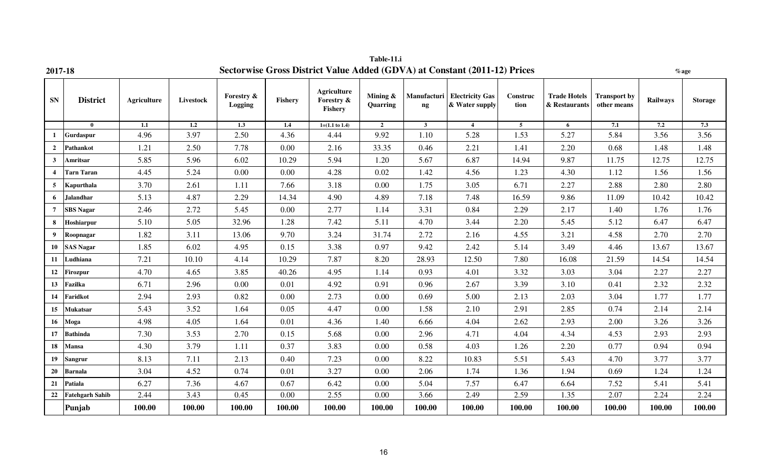**Table-11.i**

**2017-18**

## Sectorwise Gross District Value Added (GDVA) at Constant (2011-12) Prices

%age

| SN | District | Agriculture | Livestock | Forestry & Logging | Fishery | Agriculture Forestry & Fishery | Mining & Quarring | Manufacturing | Electricity Gas & Water supply | Construction | Trade Hotels & Restaurants | Transport by other means | Railways | Storage |
|---|---|---|---|---|---|---|---|---|---|---|---|---|---|---|
| | 0 | 1.1 | 1.2 | 1.3 | 1.4 | 1=(1.1 to 1.4) | 2 | 3 | 4 | 5 | 6 | 7.1 | 7.2 | 7.3 |
| 1 | Gurdaspur | 4.96 | 3.97 | 2.50 | 4.36 | 4.44 | 9.92 | 1.10 | 5.28 | 1.53 | 5.27 | 5.84 | 3.56 | 3.56 |
| 2 | Pathankot | 1.21 | 2.50 | 7.78 | 0.00 | 2.16 | 33.35 | 0.46 | 2.21 | 1.41 | 2.20 | 0.68 | 1.48 | 1.48 |
| 3 | Amritsar | 5.85 | 5.96 | 6.02 | 10.29 | 5.94 | 1.20 | 5.67 | 6.87 | 14.94 | 9.87 | 11.75 | 12.75 | 12.75 |
| 4 | Tarn Taran | 4.45 | 5.24 | 0.00 | 0.00 | 4.28 | 0.02 | 1.42 | 4.56 | 1.23 | 4.30 | 1.12 | 1.56 | 1.56 |
| 5 | Kapurthala | 3.70 | 2.61 | 1.11 | 7.66 | 3.18 | 0.00 | 1.75 | 3.05 | 6.71 | 2.27 | 2.88 | 2.80 | 2.80 |
| 6 | Jalandhar | 5.13 | 4.87 | 2.29 | 14.34 | 4.90 | 4.89 | 7.18 | 7.48 | 16.59 | 9.86 | 11.09 | 10.42 | 10.42 |
| 7 | SBS Nagar | 2.46 | 2.72 | 5.45 | 0.00 | 2.77 | 1.14 | 3.31 | 0.84 | 2.29 | 2.17 | 1.40 | 1.76 | 1.76 |
| 8 | Hoshiarpur | 5.10 | 5.05 | 32.96 | 1.28 | 7.42 | 5.11 | 4.70 | 3.44 | 2.20 | 5.45 | 5.12 | 6.47 | 6.47 |
| 9 | Roopnagar | 1.82 | 3.11 | 13.06 | 9.70 | 3.24 | 31.74 | 2.72 | 2.16 | 4.55 | 3.21 | 4.58 | 2.70 | 2.70 |
| 10 | SAS Nagar | 1.85 | 6.02 | 4.95 | 0.15 | 3.38 | 0.97 | 9.42 | 2.42 | 5.14 | 3.49 | 4.46 | 13.67 | 13.67 |
| 11 | Ludhiana | 7.21 | 10.10 | 4.14 | 10.29 | 7.87 | 8.20 | 28.93 | 12.50 | 7.80 | 16.08 | 21.59 | 14.54 | 14.54 |
| 12 | Firozpur | 4.70 | 4.65 | 3.85 | 40.26 | 4.95 | 1.14 | 0.93 | 4.01 | 3.32 | 3.03 | 3.04 | 2.27 | 2.27 |
| 13 | Fazilka | 6.71 | 2.96 | 0.00 | 0.01 | 4.92 | 0.91 | 0.96 | 2.67 | 3.39 | 3.10 | 0.41 | 2.32 | 2.32 |
| 14 | Faridkot | 2.94 | 2.93 | 0.82 | 0.00 | 2.73 | 0.00 | 0.69 | 5.00 | 2.13 | 2.03 | 3.04 | 1.77 | 1.77 |
| 15 | Mukatsar | 5.43 | 3.52 | 1.64 | 0.05 | 4.47 | 0.00 | 1.58 | 2.10 | 2.91 | 2.85 | 0.74 | 2.14 | 2.14 |
| 16 | Moga | 4.98 | 4.05 | 1.64 | 0.01 | 4.36 | 1.40 | 6.66 | 4.04 | 2.62 | 2.93 | 2.00 | 3.26 | 3.26 |
| 17 | Bathinda | 7.30 | 3.53 | 2.70 | 0.15 | 5.68 | 0.00 | 2.96 | 4.71 | 4.04 | 4.34 | 4.53 | 2.93 | 2.93 |
| 18 | Mansa | 4.30 | 3.79 | 1.11 | 0.37 | 3.83 | 0.00 | 0.58 | 4.03 | 1.26 | 2.20 | 0.77 | 0.94 | 0.94 |
| 19 | Sangrur | 8.13 | 7.11 | 2.13 | 0.40 | 7.23 | 0.00 | 8.22 | 10.83 | 5.51 | 5.43 | 4.70 | 3.77 | 3.77 |
| 20 | Barnala | 3.04 | 4.52 | 0.74 | 0.01 | 3.27 | 0.00 | 2.06 | 1.74 | 1.36 | 1.94 | 0.69 | 1.24 | 1.24 |
| 21 | Patiala | 6.27 | 7.36 | 4.67 | 0.67 | 6.42 | 0.00 | 5.04 | 7.57 | 6.47 | 6.64 | 7.52 | 5.41 | 5.41 |
| 22 | Fatehgarh Sahib | 2.44 | 3.43 | 0.45 | 0.00 | 2.55 | 0.00 | 3.66 | 2.49 | 2.59 | 1.35 | 2.07 | 2.24 | 2.24 |
| | **Punjab** | **100.00** | **100.00** | **100.00** | **100.00** | **100.00** | **100.00** | **100.00** | **100.00** | **100.00** | **100.00** | **100.00** | **100.00** | **100.00** |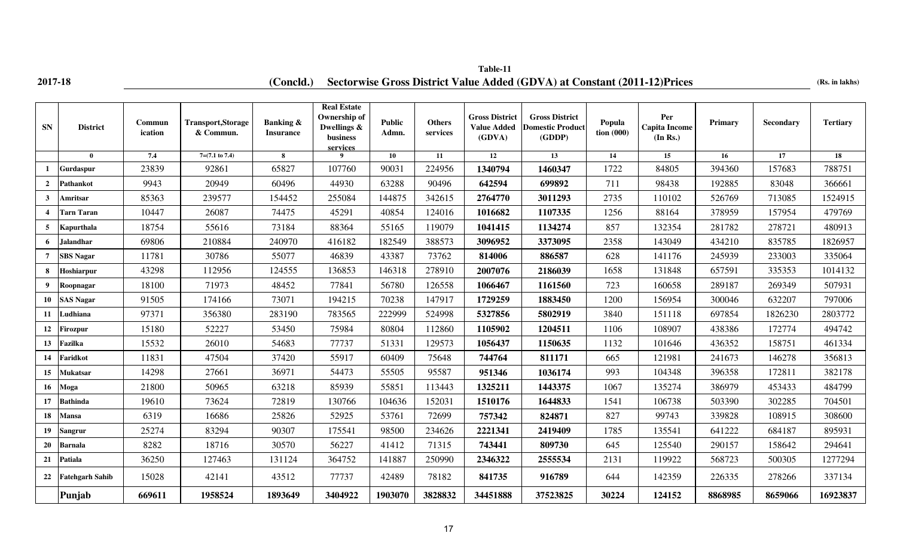**2017-18**

## Table-11

### (Concld.) Sectorwise Gross District Value Added (GDVA) at Constant (2011-12)Prices

(Rs. in lakhs)

| SN | District | Commun ication | Transport,Storage & Commun. | Banking & Insurance | Real Estate Ownership of Dwellings & business services | Public Admn. | Others services | Gross District Value Added (GDVA) | Gross District Domestic Product (GDDP) | Popula tion (000) | Per Capita Income (In Rs.) | Primary | Secondary | Tertiary |
|---|---|---|---|---|---|---|---|---|---|---|---|---|---|---|
| 0 | | 7.4 | 7=(7.1 to 7.4) | 8 | 9 | 10 | 11 | 12 | 13 | 14 | 15 | 16 | 17 | 18 |
| 1 | Gurdaspur | 23839 | 92861 | 65827 | 107760 | 90031 | 224956 | **1340794** | **1460347** | 1722 | 84805 | 394360 | 157683 | 788751 |
| 2 | Pathankot | 9943 | 20949 | 60496 | 44930 | 63288 | 90496 | **642594** | **699892** | 711 | 98438 | 192885 | 83048 | 366661 |
| 3 | Amritsar | 85363 | 239577 | 154452 | 255084 | 144875 | 342615 | **2764770** | **3011293** | 2735 | 110102 | 526769 | 713085 | 1524915 |
| 4 | Tarn Taran | 10447 | 26087 | 74475 | 45291 | 40854 | 124016 | **1016682** | **1107335** | 1256 | 88164 | 378959 | 157954 | 479769 |
| 5 | Kapurthala | 18754 | 55616 | 73184 | 88364 | 55165 | 119079 | **1041415** | **1134274** | 857 | 132354 | 281782 | 278721 | 480913 |
| 6 | Jalandhar | 69806 | 210884 | 240970 | 416182 | 182549 | 388573 | **3096952** | **3373095** | 2358 | 143049 | 434210 | 835785 | 1826957 |
| 7 | SBS Nagar | 11781 | 30786 | 55077 | 46839 | 43387 | 73762 | **814006** | **886587** | 628 | 141176 | 245939 | 233003 | 335064 |
| 8 | Hoshiarpur | 43298 | 112956 | 124555 | 136853 | 146318 | 278910 | **2007076** | **2186039** | 1658 | 131848 | 657591 | 335353 | 1014132 |
| 9 | Roopnagar | 18100 | 71973 | 48452 | 77841 | 56780 | 126558 | **1066467** | **1161560** | 723 | 160658 | 289187 | 269349 | 507931 |
| 10 | SAS Nagar | 91505 | 174166 | 73071 | 194215 | 70238 | 147917 | **1729259** | **1883450** | 1200 | 156954 | 300046 | 632207 | 797006 |
| 11 | Ludhiana | 97371 | 356380 | 283190 | 783565 | 222999 | 524998 | **5327856** | **5802919** | 3840 | 151118 | 697854 | 1826230 | 2803772 |
| 12 | Firozpur | 15180 | 52227 | 53450 | 75984 | 80804 | 112860 | **1105902** | **1204511** | 1106 | 108907 | 438386 | 172774 | 494742 |
| 13 | Fazilka | 15532 | 26010 | 54683 | 77737 | 51331 | 129573 | **1056437** | **1150635** | 1132 | 101646 | 436352 | 158751 | 461334 |
| 14 | Faridkot | 11831 | 47504 | 37420 | 55917 | 60409 | 75648 | **744764** | **811171** | 665 | 121981 | 241673 | 146278 | 356813 |
| 15 | Mukatsar | 14298 | 27661 | 36971 | 54473 | 55505 | 95587 | **951346** | **1036174** | 993 | 104348 | 396358 | 172811 | 382178 |
| 16 | Moga | 21800 | 50965 | 63218 | 85939 | 55851 | 113443 | **1325211** | **1443375** | 1067 | 135274 | 386979 | 453433 | 484799 |
| 17 | Bathinda | 19610 | 73624 | 72819 | 130766 | 104636 | 152031 | **1510176** | **1644833** | 1541 | 106738 | 503390 | 302285 | 704501 |
| 18 | Mansa | 6319 | 16686 | 25826 | 52925 | 53761 | 72699 | **757342** | **824871** | 827 | 99743 | 339828 | 108915 | 308600 |
| 19 | Sangrur | 25274 | 83294 | 90307 | 175541 | 98500 | 234626 | **2221341** | **2419409** | 1785 | 135541 | 641222 | 684187 | 895931 |
| 20 | Barnala | 8282 | 18716 | 30570 | 56227 | 41412 | 71315 | **743441** | **809730** | 645 | 125540 | 290157 | 158642 | 294641 |
| 21 | Patiala | 36250 | 127463 | 131124 | 364752 | 141887 | 250990 | **2346322** | **2555534** | 2131 | 119922 | 568723 | 500305 | 1277294 |
| 22 | Fatehgarh Sahib | 15028 | 42141 | 43512 | 77737 | 42489 | 78182 | **841735** | **916789** | 644 | 142359 | 226335 | 278266 | 337134 |
| | **Punjab** | **669611** | **1958524** | **1893649** | **3404922** | **1903070** | **3828832** | **34451888** | **37523825** | **30224** | **124152** | **8868985** | **8659066** | **16923837** |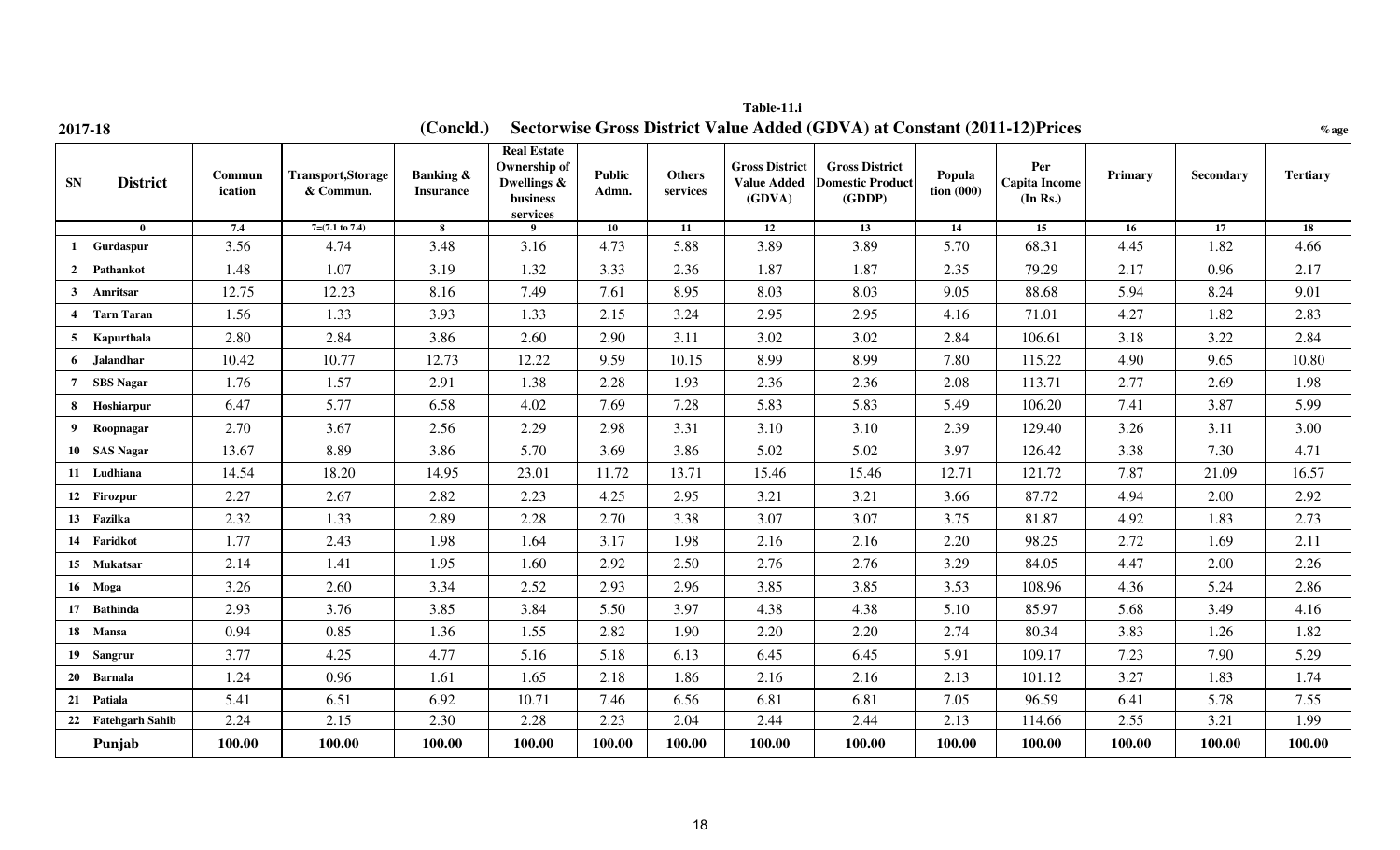**2017-18**

## Table-11.i

### (Concld.) Sectorwise Gross District Value Added (GDVA) at Constant (2011-12)Prices

%age

| SN | District | Communication | Transport,Storage & Commun. | Banking & Insurance | Real Estate Ownership of Dwellings & business services | Public Admn. | Others services | Gross District Value Added (GDVA) | Gross District Domestic Product (GDDP) | Population (000) | Per Capita Income (In Rs.) | Primary | Secondary | Tertiary |
|---|---|---|---|---|---|---|---|---|---|---|---|---|---|---|
| | 0 | 7.4 | 7=(7.1 to 7.4) | 8 | 9 | 10 | 11 | 12 | 13 | 14 | 15 | 16 | 17 | 18 |
| 1 | Gurdaspur | 3.56 | 4.74 | 3.48 | 3.16 | 4.73 | 5.88 | 3.89 | 3.89 | 5.70 | 68.31 | 4.45 | 1.82 | 4.66 |
| 2 | Pathankot | 1.48 | 1.07 | 3.19 | 1.32 | 3.33 | 2.36 | 1.87 | 1.87 | 2.35 | 79.29 | 2.17 | 0.96 | 2.17 |
| 3 | Amritsar | 12.75 | 12.23 | 8.16 | 7.49 | 7.61 | 8.95 | 8.03 | 8.03 | 9.05 | 88.68 | 5.94 | 8.24 | 9.01 |
| 4 | Tarn Taran | 1.56 | 1.33 | 3.93 | 1.33 | 2.15 | 3.24 | 2.95 | 2.95 | 4.16 | 71.01 | 4.27 | 1.82 | 2.83 |
| 5 | Kapurthala | 2.80 | 2.84 | 3.86 | 2.60 | 2.90 | 3.11 | 3.02 | 3.02 | 2.84 | 106.61 | 3.18 | 3.22 | 2.84 |
| 6 | Jalandhar | 10.42 | 10.77 | 12.73 | 12.22 | 9.59 | 10.15 | 8.99 | 8.99 | 7.80 | 115.22 | 4.90 | 9.65 | 10.80 |
| 7 | SBS Nagar | 1.76 | 1.57 | 2.91 | 1.38 | 2.28 | 1.93 | 2.36 | 2.36 | 2.08 | 113.71 | 2.77 | 2.69 | 1.98 |
| 8 | Hoshiarpur | 6.47 | 5.77 | 6.58 | 4.02 | 7.69 | 7.28 | 5.83 | 5.83 | 5.49 | 106.20 | 7.41 | 3.87 | 5.99 |
| 9 | Roopnagar | 2.70 | 3.67 | 2.56 | 2.29 | 2.98 | 3.31 | 3.10 | 3.10 | 2.39 | 129.40 | 3.26 | 3.11 | 3.00 |
| 10 | SAS Nagar | 13.67 | 8.89 | 3.86 | 5.70 | 3.69 | 3.86 | 5.02 | 5.02 | 3.97 | 126.42 | 3.38 | 7.30 | 4.71 |
| 11 | Ludhiana | 14.54 | 18.20 | 14.95 | 23.01 | 11.72 | 13.71 | 15.46 | 15.46 | 12.71 | 121.72 | 7.87 | 21.09 | 16.57 |
| 12 | Firozpur | 2.27 | 2.67 | 2.82 | 2.23 | 4.25 | 2.95 | 3.21 | 3.21 | 3.66 | 87.72 | 4.94 | 2.00 | 2.92 |
| 13 | Fazilka | 2.32 | 1.33 | 2.89 | 2.28 | 2.70 | 3.38 | 3.07 | 3.07 | 3.75 | 81.87 | 4.92 | 1.83 | 2.73 |
| 14 | Faridkot | 1.77 | 2.43 | 1.98 | 1.64 | 3.17 | 1.98 | 2.16 | 2.16 | 2.20 | 98.25 | 2.72 | 1.69 | 2.11 |
| 15 | Mukatsar | 2.14 | 1.41 | 1.95 | 1.60 | 2.92 | 2.50 | 2.76 | 2.76 | 3.29 | 84.05 | 4.47 | 2.00 | 2.26 |
| 16 | Moga | 3.26 | 2.60 | 3.34 | 2.52 | 2.93 | 2.96 | 3.85 | 3.85 | 3.53 | 108.96 | 4.36 | 5.24 | 2.86 |
| 17 | Bathinda | 2.93 | 3.76 | 3.85 | 3.84 | 5.50 | 3.97 | 4.38 | 4.38 | 5.10 | 85.97 | 5.68 | 3.49 | 4.16 |
| 18 | Mansa | 0.94 | 0.85 | 1.36 | 1.55 | 2.82 | 1.90 | 2.20 | 2.20 | 2.74 | 80.34 | 3.83 | 1.26 | 1.82 |
| 19 | Sangrur | 3.77 | 4.25 | 4.77 | 5.16 | 5.18 | 6.13 | 6.45 | 6.45 | 5.91 | 109.17 | 7.23 | 7.90 | 5.29 |
| 20 | Barnala | 1.24 | 0.96 | 1.61 | 1.65 | 2.18 | 1.86 | 2.16 | 2.16 | 2.13 | 101.12 | 3.27 | 1.83 | 1.74 |
| 21 | Patiala | 5.41 | 6.51 | 6.92 | 10.71 | 7.46 | 6.56 | 6.81 | 6.81 | 7.05 | 96.59 | 6.41 | 5.78 | 7.55 |
| 22 | Fatehgarh Sahib | 2.24 | 2.15 | 2.30 | 2.28 | 2.23 | 2.04 | 2.44 | 2.44 | 2.13 | 114.66 | 2.55 | 3.21 | 1.99 |
| | **Punjab** | **100.00** | **100.00** | **100.00** | **100.00** | **100.00** | **100.00** | **100.00** | **100.00** | **100.00** | **100.00** | **100.00** | **100.00** | **100.00** |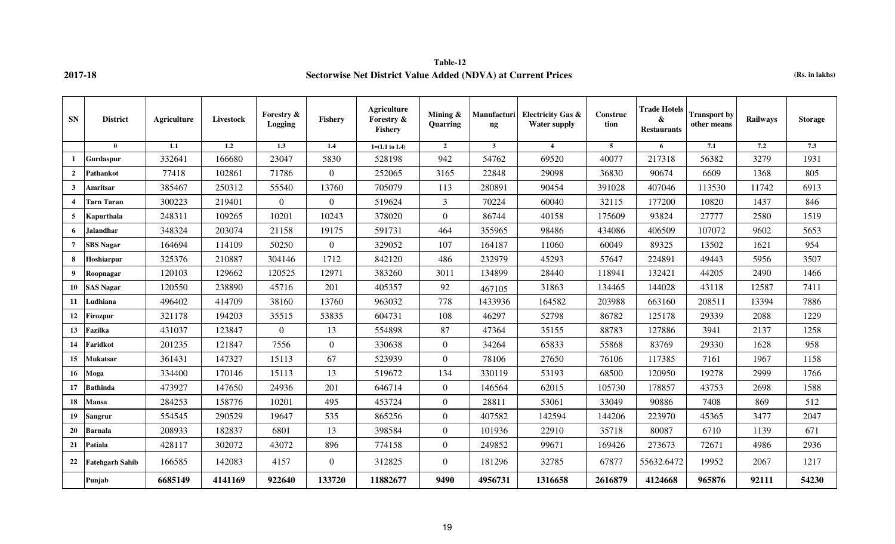**2017-18**

**Table-12**

**Sectorwise Net District Value Added (NDVA) at Current Prices**

**(Rs. in lakhs)**

| SN | District | Agriculture | Livestock | Forestry & Logging | Fishery | Agriculture Forestry & Fishery | Mining & Quarring | Manufacturing | Electricity Gas & Water supply | Construction | Trade Hotels & Restaurants | Transport by other means | Railways | Storage |
|---|---|---|---|---|---|---|---|---|---|---|---|---|---|---|
| | 0 | 1.1 | 1.2 | 1.3 | 1.4 | 1=(1.1 to 1.4) | 2 | 3 | 4 | 5 | 6 | 7.1 | 7.2 | 7.3 |
| 1 | Gurdaspur | 332641 | 166680 | 23047 | 5830 | 528198 | 942 | 54762 | 69520 | 40077 | 217318 | 56382 | 3279 | 1931 |
| 2 | Pathankot | 77418 | 102861 | 71786 | 0 | 252065 | 3165 | 22848 | 29098 | 36830 | 90674 | 6609 | 1368 | 805 |
| 3 | Amritsar | 385467 | 250312 | 55540 | 13760 | 705079 | 113 | 280891 | 90454 | 391028 | 407046 | 113530 | 11742 | 6913 |
| 4 | Tarn Taran | 300223 | 219401 | 0 | 0 | 519624 | 3 | 70224 | 60040 | 32115 | 177200 | 10820 | 1437 | 846 |
| 5 | Kapurthala | 248311 | 109265 | 10201 | 10243 | 378020 | 0 | 86744 | 40158 | 175609 | 93824 | 27777 | 2580 | 1519 |
| 6 | Jalandhar | 348324 | 203074 | 21158 | 19175 | 591731 | 464 | 355965 | 98486 | 434086 | 406509 | 107072 | 9602 | 5653 |
| 7 | SBS Nagar | 164694 | 114109 | 50250 | 0 | 329052 | 107 | 164187 | 11060 | 60049 | 89325 | 13502 | 1621 | 954 |
| 8 | Hoshiarpur | 325376 | 210887 | 304146 | 1712 | 842120 | 486 | 232979 | 45293 | 57647 | 224891 | 49443 | 5956 | 3507 |
| 9 | Roopnagar | 120103 | 129662 | 120525 | 12971 | 383260 | 3011 | 134899 | 28440 | 118941 | 132421 | 44205 | 2490 | 1466 |
| 10 | SAS Nagar | 120550 | 238890 | 45716 | 201 | 405357 | 92 | 467105 | 31863 | 134465 | 144028 | 43118 | 12587 | 7411 |
| 11 | Ludhiana | 496402 | 414709 | 38160 | 13760 | 963032 | 778 | 1433936 | 164582 | 203988 | 663160 | 208511 | 13394 | 7886 |
| 12 | Firozpur | 321178 | 194203 | 35515 | 53835 | 604731 | 108 | 46297 | 52798 | 86782 | 125178 | 29339 | 2088 | 1229 |
| 13 | Fazilka | 431037 | 123847 | 0 | 13 | 554898 | 87 | 47364 | 35155 | 88783 | 127886 | 3941 | 2137 | 1258 |
| 14 | Faridkot | 201235 | 121847 | 7556 | 0 | 330638 | 0 | 34264 | 65833 | 55868 | 83769 | 29330 | 1628 | 958 |
| 15 | Mukatsar | 361431 | 147327 | 15113 | 67 | 523939 | 0 | 78106 | 27650 | 76106 | 117385 | 7161 | 1967 | 1158 |
| 16 | Moga | 334400 | 170146 | 15113 | 13 | 519672 | 134 | 330119 | 53193 | 68500 | 120950 | 19278 | 2999 | 1766 |
| 17 | Bathinda | 473927 | 147650 | 24936 | 201 | 646714 | 0 | 146564 | 62015 | 105730 | 178857 | 43753 | 2698 | 1588 |
| 18 | Mansa | 284253 | 158776 | 10201 | 495 | 453724 | 0 | 28811 | 53061 | 33049 | 90886 | 7408 | 869 | 512 |
| 19 | Sangrur | 554545 | 290529 | 19647 | 535 | 865256 | 0 | 407582 | 142594 | 144206 | 223970 | 45365 | 3477 | 2047 |
| 20 | Barnala | 208933 | 182837 | 6801 | 13 | 398584 | 0 | 101936 | 22910 | 35718 | 80087 | 6710 | 1139 | 671 |
| 21 | Patiala | 428117 | 302072 | 43072 | 896 | 774158 | 0 | 249852 | 99671 | 169426 | 273673 | 72671 | 4986 | 2936 |
| 22 | Fatehgarh Sahib | 166585 | 142083 | 4157 | 0 | 312825 | 0 | 181296 | 32785 | 67877 | 55632.6472 | 19952 | 2067 | 1217 |
| | **Punjab** | **6685149** | **4141169** | **922640** | **133720** | **11882677** | **9490** | **4956731** | **1316658** | **2616879** | **4124668** | **965876** | **92111** | **54230** |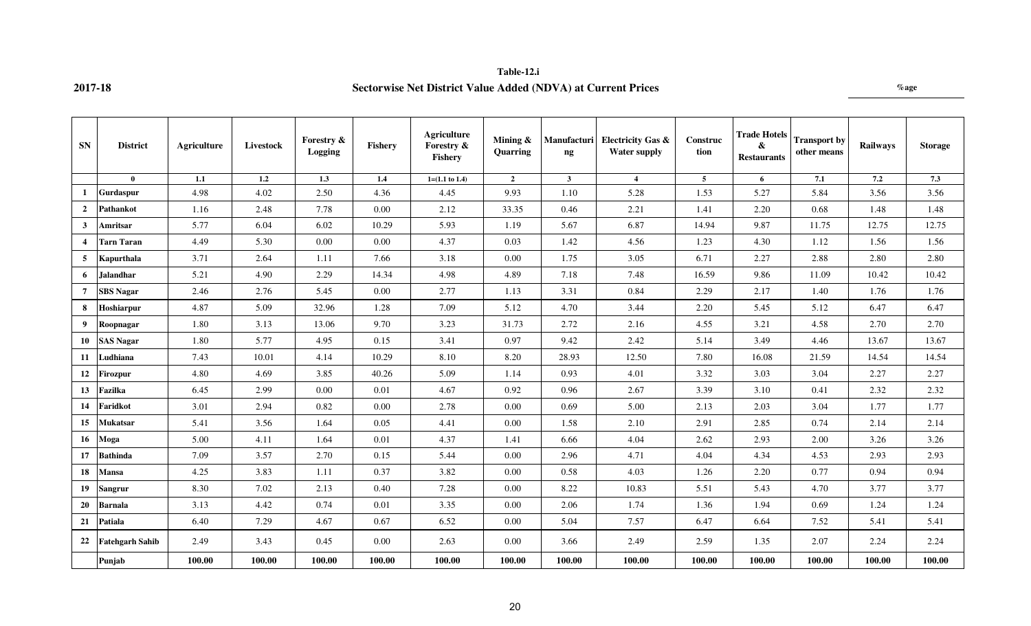**2017-18**

**Table-12.i**

**Sectorwise Net District Value Added (NDVA) at Current Prices**

%age

| SN | District | Agriculture | Livestock | Forestry & Logging | Fishery | Agriculture Forestry & Fishery | Mining & Quarring | Manufacturing | Electricity Gas & Water supply | Construction | Trade Hotels & Restaurants | Transport by other means | Railways | Storage |
|---|---|---|---|---|---|---|---|---|---|---|---|---|---|---|
| | 0 | 1.1 | 1.2 | 1.3 | 1.4 | 1=(1.1 to 1.4) | 2 | 3 | 4 | 5 | 6 | 7.1 | 7.2 | 7.3 |
| 1 | Gurdaspur | 4.98 | 4.02 | 2.50 | 4.36 | 4.45 | 9.93 | 1.10 | 5.28 | 1.53 | 5.27 | 5.84 | 3.56 | 3.56 |
| 2 | Pathankot | 1.16 | 2.48 | 7.78 | 0.00 | 2.12 | 33.35 | 0.46 | 2.21 | 1.41 | 2.20 | 0.68 | 1.48 | 1.48 |
| 3 | Amritsar | 5.77 | 6.04 | 6.02 | 10.29 | 5.93 | 1.19 | 5.67 | 6.87 | 14.94 | 9.87 | 11.75 | 12.75 | 12.75 |
| 4 | Tarn Taran | 4.49 | 5.30 | 0.00 | 0.00 | 4.37 | 0.03 | 1.42 | 4.56 | 1.23 | 4.30 | 1.12 | 1.56 | 1.56 |
| 5 | Kapurthala | 3.71 | 2.64 | 1.11 | 7.66 | 3.18 | 0.00 | 1.75 | 3.05 | 6.71 | 2.27 | 2.88 | 2.80 | 2.80 |
| 6 | Jalandhar | 5.21 | 4.90 | 2.29 | 14.34 | 4.98 | 4.89 | 7.18 | 7.48 | 16.59 | 9.86 | 11.09 | 10.42 | 10.42 |
| 7 | SBS Nagar | 2.46 | 2.76 | 5.45 | 0.00 | 2.77 | 1.13 | 3.31 | 0.84 | 2.29 | 2.17 | 1.40 | 1.76 | 1.76 |
| 8 | Hoshiarpur | 4.87 | 5.09 | 32.96 | 1.28 | 7.09 | 5.12 | 4.70 | 3.44 | 2.20 | 5.45 | 5.12 | 6.47 | 6.47 |
| 9 | Roopnagar | 1.80 | 3.13 | 13.06 | 9.70 | 3.23 | 31.73 | 2.72 | 2.16 | 4.55 | 3.21 | 4.58 | 2.70 | 2.70 |
| 10 | SAS Nagar | 1.80 | 5.77 | 4.95 | 0.15 | 3.41 | 0.97 | 9.42 | 2.42 | 5.14 | 3.49 | 4.46 | 13.67 | 13.67 |
| 11 | Ludhiana | 7.43 | 10.01 | 4.14 | 10.29 | 8.10 | 8.20 | 28.93 | 12.50 | 7.80 | 16.08 | 21.59 | 14.54 | 14.54 |
| 12 | Firozpur | 4.80 | 4.69 | 3.85 | 40.26 | 5.09 | 1.14 | 0.93 | 4.01 | 3.32 | 3.03 | 3.04 | 2.27 | 2.27 |
| 13 | Fazilka | 6.45 | 2.99 | 0.00 | 0.01 | 4.67 | 0.92 | 0.96 | 2.67 | 3.39 | 3.10 | 0.41 | 2.32 | 2.32 |
| 14 | Faridkot | 3.01 | 2.94 | 0.82 | 0.00 | 2.78 | 0.00 | 0.69 | 5.00 | 2.13 | 2.03 | 3.04 | 1.77 | 1.77 |
| 15 | Mukatsar | 5.41 | 3.56 | 1.64 | 0.05 | 4.41 | 0.00 | 1.58 | 2.10 | 2.91 | 2.85 | 0.74 | 2.14 | 2.14 |
| 16 | Moga | 5.00 | 4.11 | 1.64 | 0.01 | 4.37 | 1.41 | 6.66 | 4.04 | 2.62 | 2.93 | 2.00 | 3.26 | 3.26 |
| 17 | Bathinda | 7.09 | 3.57 | 2.70 | 0.15 | 5.44 | 0.00 | 2.96 | 4.71 | 4.04 | 4.34 | 4.53 | 2.93 | 2.93 |
| 18 | Mansa | 4.25 | 3.83 | 1.11 | 0.37 | 3.82 | 0.00 | 0.58 | 4.03 | 1.26 | 2.20 | 0.77 | 0.94 | 0.94 |
| 19 | Sangrur | 8.30 | 7.02 | 2.13 | 0.40 | 7.28 | 0.00 | 8.22 | 10.83 | 5.51 | 5.43 | 4.70 | 3.77 | 3.77 |
| 20 | Barnala | 3.13 | 4.42 | 0.74 | 0.01 | 3.35 | 0.00 | 2.06 | 1.74 | 1.36 | 1.94 | 0.69 | 1.24 | 1.24 |
| 21 | Patiala | 6.40 | 7.29 | 4.67 | 0.67 | 6.52 | 0.00 | 5.04 | 7.57 | 6.47 | 6.64 | 7.52 | 5.41 | 5.41 |
| 22 | Fatehgarh Sahib | 2.49 | 3.43 | 0.45 | 0.00 | 2.63 | 0.00 | 3.66 | 2.49 | 2.59 | 1.35 | 2.07 | 2.24 | 2.24 |
| | **Punjab** | **100.00** | **100.00** | **100.00** | **100.00** | **100.00** | **100.00** | **100.00** | **100.00** | **100.00** | **100.00** | **100.00** | **100.00** | **100.00** |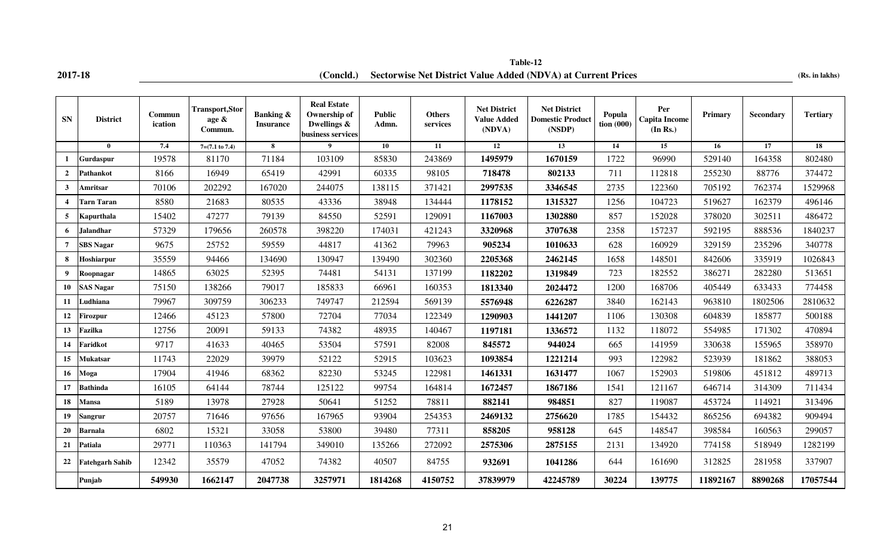**2017-18**

## Table-12

**(Concld.) Sectorwise Net District Value Added (NDVA) at Current Prices**

**(Rs. in lakhs)**

| SN | District | Commun ication | Transport,Storage & Commun. | Banking & Insurance | Real Estate Ownership of Dwellings & business services | Public Admn. | Others services | Net District Value Added (NDVA) | Net District Domestic Product (NSDP) | Population (000) | Per Capita Income (In Rs.) | Primary | Secondary | Tertiary |
|---|---|---|---|---|---|---|---|---|---|---|---|---|---|---|
| | 0 | 7.4 | 7=(7.1 to 7.4) | 8 | 9 | 10 | 11 | 12 | 13 | 14 | 15 | 16 | 17 | 18 |
| 1 | Gurdaspur | 19578 | 81170 | 71184 | 103109 | 85830 | 243869 | **1495979** | **1670159** | 1722 | 96990 | 529140 | 164358 | 802480 |
| 2 | Pathankot | 8166 | 16949 | 65419 | 42991 | 60335 | 98105 | **718478** | **802133** | 711 | 112818 | 255230 | 88776 | 374472 |
| 3 | Amritsar | 70106 | 202292 | 167020 | 244075 | 138115 | 371421 | **2997535** | **3346545** | 2735 | 122360 | 705192 | 762374 | 1529968 |
| 4 | Tarn Taran | 8580 | 21683 | 80535 | 43336 | 38948 | 134444 | **1178152** | **1315327** | 1256 | 104723 | 519627 | 162379 | 496146 |
| 5 | Kapurthala | 15402 | 47277 | 79139 | 84550 | 52591 | 129091 | **1167003** | **1302880** | 857 | 152028 | 378020 | 302511 | 486472 |
| 6 | Jalandhar | 57329 | 179656 | 260578 | 398220 | 174031 | 421243 | **3320968** | **3707638** | 2358 | 157237 | 592195 | 888536 | 1840237 |
| 7 | SBS Nagar | 9675 | 25752 | 59559 | 44817 | 41362 | 79963 | **905234** | **1010633** | 628 | 160929 | 329159 | 235296 | 340778 |
| 8 | Hoshiarpur | 35559 | 94466 | 134690 | 130947 | 139490 | 302360 | **2205368** | **2462145** | 1658 | 148501 | 842606 | 335919 | 1026843 |
| 9 | Roopnagar | 14865 | 63025 | 52395 | 74481 | 54131 | 137199 | **1182202** | **1319849** | 723 | 182552 | 386271 | 282280 | 513651 |
| 10 | SAS Nagar | 75150 | 138266 | 79017 | 185833 | 66961 | 160353 | **1813340** | **2024472** | 1200 | 168706 | 405449 | 633433 | 774458 |
| 11 | Ludhiana | 79967 | 309759 | 306233 | 749747 | 212594 | 569139 | **5576948** | **6226287** | 3840 | 162143 | 963810 | 1802506 | 2810632 |
| 12 | Firozpur | 12466 | 45123 | 57800 | 72704 | 77034 | 122349 | **1290903** | **1441207** | 1106 | 130308 | 604839 | 185877 | 500188 |
| 13 | Fazilka | 12756 | 20091 | 59133 | 74382 | 48935 | 140467 | **1197181** | **1336572** | 1132 | 118072 | 554985 | 171302 | 470894 |
| 14 | Faridkot | 9717 | 41633 | 40465 | 53504 | 57591 | 82008 | **845572** | **944024** | 665 | 141959 | 330638 | 155965 | 358970 |
| 15 | Mukatsar | 11743 | 22029 | 39979 | 52122 | 52915 | 103623 | **1093854** | **1221214** | 993 | 122982 | 523939 | 181862 | 388053 |
| 16 | Moga | 17904 | 41946 | 68362 | 82230 | 53245 | 122981 | **1461331** | **1631477** | 1067 | 152903 | 519806 | 451812 | 489713 |
| 17 | Bathinda | 16105 | 64144 | 78744 | 125122 | 99754 | 164814 | **1672457** | **1867186** | 1541 | 121167 | 646714 | 314309 | 711434 |
| 18 | Mansa | 5189 | 13978 | 27928 | 50641 | 51252 | 78811 | **882141** | **984851** | 827 | 119087 | 453724 | 114921 | 313496 |
| 19 | Sangrur | 20757 | 71646 | 97656 | 167965 | 93904 | 254353 | **2469132** | **2756620** | 1785 | 154432 | 865256 | 694382 | 909494 |
| 20 | Barnala | 6802 | 15321 | 33058 | 53800 | 39480 | 77311 | **858205** | **958128** | 645 | 148547 | 398584 | 160563 | 299057 |
| 21 | Patiala | 29771 | 110363 | 141794 | 349010 | 135266 | 272092 | **2575306** | **2875155** | 2131 | 134920 | 774158 | 518949 | 1282199 |
| 22 | Fatehgarh Sahib | 12342 | 35579 | 47052 | 74382 | 40507 | 84755 | **932691** | **1041286** | 644 | 161690 | 312825 | 281958 | 337907 |
| | **Punjab** | **549930** | **1662147** | **2047738** | **3257971** | **1814268** | **4150752** | **37839979** | **42245789** | **30224** | **139775** | **11892167** | **8890268** | **17057544** |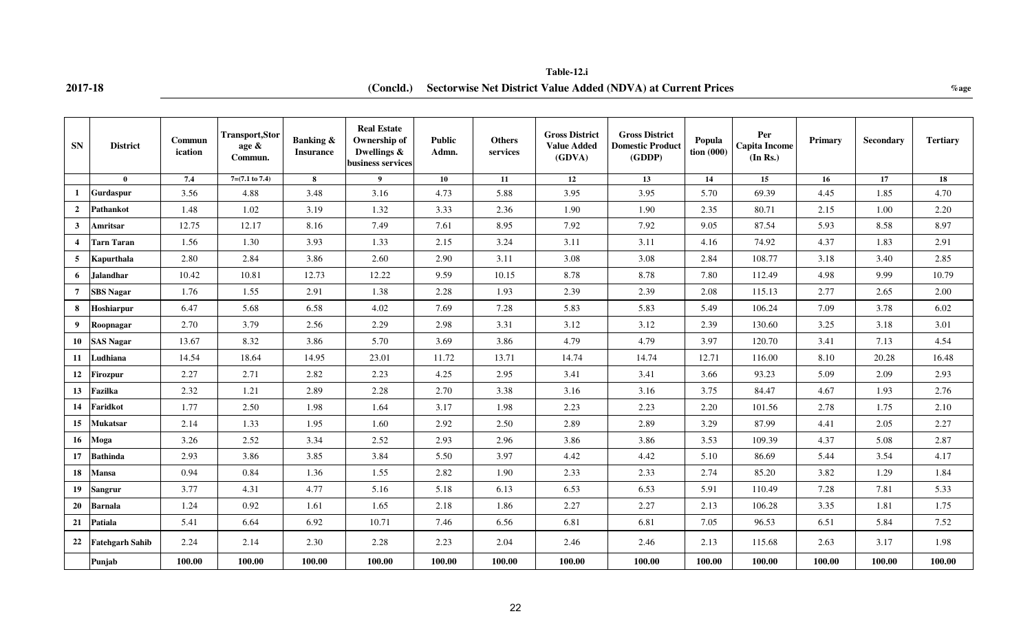**Table-12.i**

**2017-18** **(Concld.) Sectorwise Net District Value Added (NDVA) at Current Prices** **%age**

| SN | District | Communication | Transport,Storage & Commun. | Banking & Insurance | Real Estate Ownership of Dwellings & business services | Public Admn. | Others services | Gross District Value Added (GDVA) | Gross District Domestic Product (GDDP) | Population (000) | Per Capita Income (In Rs.) | Primary | Secondary | Tertiary |
|---|---|---|---|---|---|---|---|---|---|---|---|---|---|---|
| | 0 | 7.4 | 7=(7.1 to 7.4) | 8 | 9 | 10 | 11 | 12 | 13 | 14 | 15 | 16 | 17 | 18 |
| 1 | Gurdaspur | 3.56 | 4.88 | 3.48 | 3.16 | 4.73 | 5.88 | 3.95 | 3.95 | 5.70 | 69.39 | 4.45 | 1.85 | 4.70 |
| 2 | Pathankot | 1.48 | 1.02 | 3.19 | 1.32 | 3.33 | 2.36 | 1.90 | 1.90 | 2.35 | 80.71 | 2.15 | 1.00 | 2.20 |
| 3 | Amritsar | 12.75 | 12.17 | 8.16 | 7.49 | 7.61 | 8.95 | 7.92 | 7.92 | 9.05 | 87.54 | 5.93 | 8.58 | 8.97 |
| 4 | Tarn Taran | 1.56 | 1.30 | 3.93 | 1.33 | 2.15 | 3.24 | 3.11 | 3.11 | 4.16 | 74.92 | 4.37 | 1.83 | 2.91 |
| 5 | Kapurthala | 2.80 | 2.84 | 3.86 | 2.60 | 2.90 | 3.11 | 3.08 | 3.08 | 2.84 | 108.77 | 3.18 | 3.40 | 2.85 |
| 6 | Jalandhar | 10.42 | 10.81 | 12.73 | 12.22 | 9.59 | 10.15 | 8.78 | 8.78 | 7.80 | 112.49 | 4.98 | 9.99 | 10.79 |
| 7 | SBS Nagar | 1.76 | 1.55 | 2.91 | 1.38 | 2.28 | 1.93 | 2.39 | 2.39 | 2.08 | 115.13 | 2.77 | 2.65 | 2.00 |
| 8 | Hoshiarpur | 6.47 | 5.68 | 6.58 | 4.02 | 7.69 | 7.28 | 5.83 | 5.83 | 5.49 | 106.24 | 7.09 | 3.78 | 6.02 |
| 9 | Roopnagar | 2.70 | 3.79 | 2.56 | 2.29 | 2.98 | 3.31 | 3.12 | 3.12 | 2.39 | 130.60 | 3.25 | 3.18 | 3.01 |
| 10 | SAS Nagar | 13.67 | 8.32 | 3.86 | 5.70 | 3.69 | 3.86 | 4.79 | 4.79 | 3.97 | 120.70 | 3.41 | 7.13 | 4.54 |
| 11 | Ludhiana | 14.54 | 18.64 | 14.95 | 23.01 | 11.72 | 13.71 | 14.74 | 14.74 | 12.71 | 116.00 | 8.10 | 20.28 | 16.48 |
| 12 | Firozpur | 2.27 | 2.71 | 2.82 | 2.23 | 4.25 | 2.95 | 3.41 | 3.41 | 3.66 | 93.23 | 5.09 | 2.09 | 2.93 |
| 13 | Fazilka | 2.32 | 1.21 | 2.89 | 2.28 | 2.70 | 3.38 | 3.16 | 3.16 | 3.75 | 84.47 | 4.67 | 1.93 | 2.76 |
| 14 | Faridkot | 1.77 | 2.50 | 1.98 | 1.64 | 3.17 | 1.98 | 2.23 | 2.23 | 2.20 | 101.56 | 2.78 | 1.75 | 2.10 |
| 15 | Mukatsar | 2.14 | 1.33 | 1.95 | 1.60 | 2.92 | 2.50 | 2.89 | 2.89 | 3.29 | 87.99 | 4.41 | 2.05 | 2.27 |
| 16 | Moga | 3.26 | 2.52 | 3.34 | 2.52 | 2.93 | 2.96 | 3.86 | 3.86 | 3.53 | 109.39 | 4.37 | 5.08 | 2.87 |
| 17 | Bathinda | 2.93 | 3.86 | 3.85 | 3.84 | 5.50 | 3.97 | 4.42 | 4.42 | 5.10 | 86.69 | 5.44 | 3.54 | 4.17 |
| 18 | Mansa | 0.94 | 0.84 | 1.36 | 1.55 | 2.82 | 1.90 | 2.33 | 2.33 | 2.74 | 85.20 | 3.82 | 1.29 | 1.84 |
| 19 | Sangrur | 3.77 | 4.31 | 4.77 | 5.16 | 5.18 | 6.13 | 6.53 | 6.53 | 5.91 | 110.49 | 7.28 | 7.81 | 5.33 |
| 20 | Barnala | 1.24 | 0.92 | 1.61 | 1.65 | 2.18 | 1.86 | 2.27 | 2.27 | 2.13 | 106.28 | 3.35 | 1.81 | 1.75 |
| 21 | Patiala | 5.41 | 6.64 | 6.92 | 10.71 | 7.46 | 6.56 | 6.81 | 6.81 | 7.05 | 96.53 | 6.51 | 5.84 | 7.52 |
| 22 | Fatehgarh Sahib | 2.24 | 2.14 | 2.30 | 2.28 | 2.23 | 2.04 | 2.46 | 2.46 | 2.13 | 115.68 | 2.63 | 3.17 | 1.98 |
| | **Punjab** | **100.00** | **100.00** | **100.00** | **100.00** | **100.00** | **100.00** | **100.00** | **100.00** | **100.00** | **100.00** | **100.00** | **100.00** | **100.00** |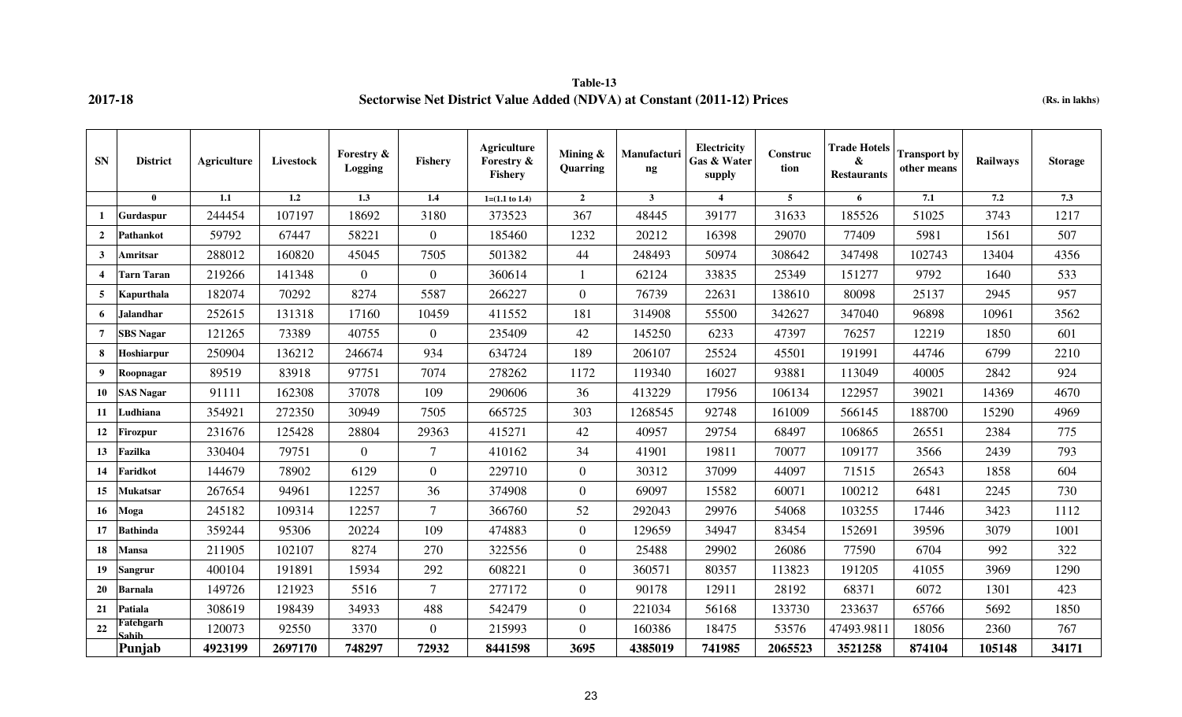2017-18

**Table-13**

**Sectorwise Net District Value Added (NDVA) at Constant (2011-12) Prices**

(Rs. in lakhs)

| SN | District | Agriculture | Livestock | Forestry & Logging | Fishery | Agriculture Forestry & Fishery | Mining & Quarring | Manufacturing | Electricity Gas & Water supply | Construction | Trade Hotels & Restaurants | Transport by other means | Railways | Storage |
|---|---|---|---|---|---|---|---|---|---|---|---|---|---|---|
| | 0 | 1.1 | 1.2 | 1.3 | 1.4 | 1=(1.1 to 1.4) | 2 | 3 | 4 | 5 | 6 | 7.1 | 7.2 | 7.3 |
| 1 | Gurdaspur | 244454 | 107197 | 18692 | 3180 | 373523 | 367 | 48445 | 39177 | 31633 | 185526 | 51025 | 3743 | 1217 |
| 2 | Pathankot | 59792 | 67447 | 58221 | 0 | 185460 | 1232 | 20212 | 16398 | 29070 | 77409 | 5981 | 1561 | 507 |
| 3 | Amritsar | 288012 | 160820 | 45045 | 7505 | 501382 | 44 | 248493 | 50974 | 308642 | 347498 | 102743 | 13404 | 4356 |
| 4 | Tarn Taran | 219266 | 141348 | 0 | 0 | 360614 | 1 | 62124 | 33835 | 25349 | 151277 | 9792 | 1640 | 533 |
| 5 | Kapurthala | 182074 | 70292 | 8274 | 5587 | 266227 | 0 | 76739 | 22631 | 138610 | 80098 | 25137 | 2945 | 957 |
| 6 | Jalandhar | 252615 | 131318 | 17160 | 10459 | 411552 | 181 | 314908 | 55500 | 342627 | 347040 | 96898 | 10961 | 3562 |
| 7 | SBS Nagar | 121265 | 73389 | 40755 | 0 | 235409 | 42 | 145250 | 6233 | 47397 | 76257 | 12219 | 1850 | 601 |
| 8 | Hoshiarpur | 250904 | 136212 | 246674 | 934 | 634724 | 189 | 206107 | 25524 | 45501 | 191991 | 44746 | 6799 | 2210 |
| 9 | Roopnagar | 89519 | 83918 | 97751 | 7074 | 278262 | 1172 | 119340 | 16027 | 93881 | 113049 | 40005 | 2842 | 924 |
| 10 | SAS Nagar | 91111 | 162308 | 37078 | 109 | 290606 | 36 | 413229 | 17956 | 106134 | 122957 | 39021 | 14369 | 4670 |
| 11 | Ludhiana | 354921 | 272350 | 30949 | 7505 | 665725 | 303 | 1268545 | 92748 | 161009 | 566145 | 188700 | 15290 | 4969 |
| 12 | Firozpur | 231676 | 125428 | 28804 | 29363 | 415271 | 42 | 40957 | 29754 | 68497 | 106865 | 26551 | 2384 | 775 |
| 13 | Fazilka | 330404 | 79751 | 0 | 7 | 410162 | 34 | 41901 | 19811 | 70077 | 109177 | 3566 | 2439 | 793 |
| 14 | Faridkot | 144679 | 78902 | 6129 | 0 | 229710 | 0 | 30312 | 37099 | 44097 | 71515 | 26543 | 1858 | 604 |
| 15 | Mukatsar | 267654 | 94961 | 12257 | 36 | 374908 | 0 | 69097 | 15582 | 60071 | 100212 | 6481 | 2245 | 730 |
| 16 | Moga | 245182 | 109314 | 12257 | 7 | 366760 | 52 | 292043 | 29976 | 54068 | 103255 | 17446 | 3423 | 1112 |
| 17 | Bathinda | 359244 | 95306 | 20224 | 109 | 474883 | 0 | 129659 | 34947 | 83454 | 152691 | 39596 | 3079 | 1001 |
| 18 | Mansa | 211905 | 102107 | 8274 | 270 | 322556 | 0 | 25488 | 29902 | 26086 | 77590 | 6704 | 992 | 322 |
| 19 | Sangrur | 400104 | 191891 | 15934 | 292 | 608221 | 0 | 360571 | 80357 | 113823 | 191205 | 41055 | 3969 | 1290 |
| 20 | Barnala | 149726 | 121923 | 5516 | 7 | 277172 | 0 | 90178 | 12911 | 28192 | 68371 | 6072 | 1301 | 423 |
| 21 | Patiala | 308619 | 198439 | 34933 | 488 | 542479 | 0 | 221034 | 56168 | 133730 | 233637 | 65766 | 5692 | 1850 |
| 22 | Fatehgarh Sahib | 120073 | 92550 | 3370 | 0 | 215993 | 0 | 160386 | 18475 | 53576 | 47493.9811 | 18056 | 2360 | 767 |
| | **Punjab** | **4923199** | **2697170** | **748297** | **72932** | **8441598** | **3695** | **4385019** | **741985** | **2065523** | **3521258** | **874104** | **105148** | **34171** |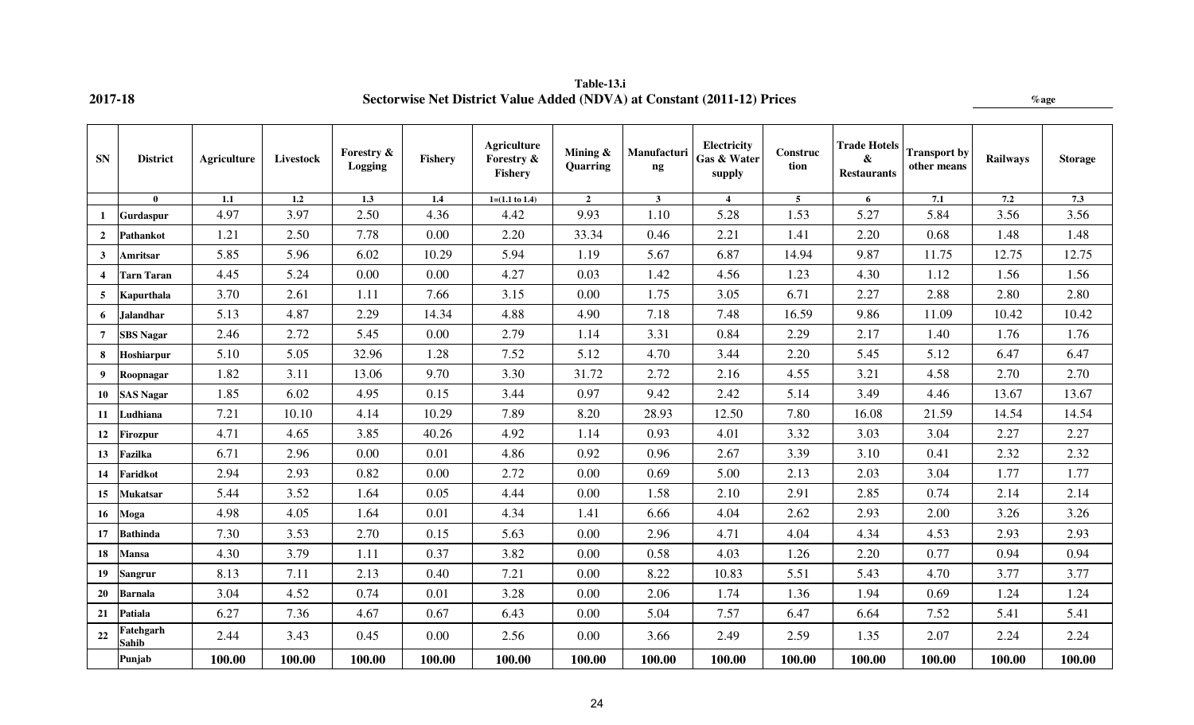2017-18

**Table-13.i**

**Sectorwise Net District Value Added (NDVA) at Constant (2011-12) Prices**

%age

| SN | District | Agriculture | Livestock | Forestry & Logging | Fishery | Agriculture Forestry & Fishery | Mining & Quarring | Manufacturing | Electricity Gas & Water supply | Construction | Trade Hotels & Restaurants | Transport by other means | Railways | Storage |
|---|---|---|---|---|---|---|---|---|---|---|---|---|---|---|
| | 0 | 1.1 | 1.2 | 1.3 | 1.4 | 1=(1.1 to 1.4) | 2 | 3 | 4 | 5 | 6 | 7.1 | 7.2 | 7.3 |
| 1 | Gurdaspur | 4.97 | 3.97 | 2.50 | 4.36 | 4.42 | 9.93 | 1.10 | 5.28 | 1.53 | 5.27 | 5.84 | 3.56 | 3.56 |
| 2 | Pathankot | 1.21 | 2.50 | 7.78 | 0.00 | 2.20 | 33.34 | 0.46 | 2.21 | 1.41 | 2.20 | 0.68 | 1.48 | 1.48 |
| 3 | Amritsar | 5.85 | 5.96 | 6.02 | 10.29 | 5.94 | 1.19 | 5.67 | 6.87 | 14.94 | 9.87 | 11.75 | 12.75 | 12.75 |
| 4 | Tarn Taran | 4.45 | 5.24 | 0.00 | 0.00 | 4.27 | 0.03 | 1.42 | 4.56 | 1.23 | 4.30 | 1.12 | 1.56 | 1.56 |
| 5 | Kapurthala | 3.70 | 2.61 | 1.11 | 7.66 | 3.15 | 0.00 | 1.75 | 3.05 | 6.71 | 2.27 | 2.88 | 2.80 | 2.80 |
| 6 | Jalandhar | 5.13 | 4.87 | 2.29 | 14.34 | 4.88 | 4.90 | 7.18 | 7.48 | 16.59 | 9.86 | 11.09 | 10.42 | 10.42 |
| 7 | SBS Nagar | 2.46 | 2.72 | 5.45 | 0.00 | 2.79 | 1.14 | 3.31 | 0.84 | 2.29 | 2.17 | 1.40 | 1.76 | 1.76 |
| 8 | Hoshiarpur | 5.10 | 5.05 | 32.96 | 1.28 | 7.52 | 5.12 | 4.70 | 3.44 | 2.20 | 5.45 | 5.12 | 6.47 | 6.47 |
| 9 | Roopnagar | 1.82 | 3.11 | 13.06 | 9.70 | 3.30 | 31.72 | 2.72 | 2.16 | 4.55 | 3.21 | 4.58 | 2.70 | 2.70 |
| 10 | SAS Nagar | 1.85 | 6.02 | 4.95 | 0.15 | 3.44 | 0.97 | 9.42 | 2.42 | 5.14 | 3.49 | 4.46 | 13.67 | 13.67 |
| 11 | Ludhiana | 7.21 | 10.10 | 4.14 | 10.29 | 7.89 | 8.20 | 28.93 | 12.50 | 7.80 | 16.08 | 21.59 | 14.54 | 14.54 |
| 12 | Firozpur | 4.71 | 4.65 | 3.85 | 40.26 | 4.92 | 1.14 | 0.93 | 4.01 | 3.32 | 3.03 | 3.04 | 2.27 | 2.27 |
| 13 | Fazilka | 6.71 | 2.96 | 0.00 | 0.01 | 4.86 | 0.92 | 0.96 | 2.67 | 3.39 | 3.10 | 0.41 | 2.32 | 2.32 |
| 14 | Faridkot | 2.94 | 2.93 | 0.82 | 0.00 | 2.72 | 0.00 | 0.69 | 5.00 | 2.13 | 2.03 | 3.04 | 1.77 | 1.77 |
| 15 | Mukatsar | 5.44 | 3.52 | 1.64 | 0.05 | 4.44 | 0.00 | 1.58 | 2.10 | 2.91 | 2.85 | 0.74 | 2.14 | 2.14 |
| 16 | Moga | 4.98 | 4.05 | 1.64 | 0.01 | 4.34 | 1.41 | 6.66 | 4.04 | 2.62 | 2.93 | 2.00 | 3.26 | 3.26 |
| 17 | Bathinda | 7.30 | 3.53 | 2.70 | 0.15 | 5.63 | 0.00 | 2.96 | 4.71 | 4.04 | 4.34 | 4.53 | 2.93 | 2.93 |
| 18 | Mansa | 4.30 | 3.79 | 1.11 | 0.37 | 3.82 | 0.00 | 0.58 | 4.03 | 1.26 | 2.20 | 0.77 | 0.94 | 0.94 |
| 19 | Sangrur | 8.13 | 7.11 | 2.13 | 0.40 | 7.21 | 0.00 | 8.22 | 10.83 | 5.51 | 5.43 | 4.70 | 3.77 | 3.77 |
| 20 | Barnala | 3.04 | 4.52 | 0.74 | 0.01 | 3.28 | 0.00 | 2.06 | 1.74 | 1.36 | 1.94 | 0.69 | 1.24 | 1.24 |
| 21 | Patiala | 6.27 | 7.36 | 4.67 | 0.67 | 6.43 | 0.00 | 5.04 | 7.57 | 6.47 | 6.64 | 7.52 | 5.41 | 5.41 |
| 22 | Fatehgarh Sahib | 2.44 | 3.43 | 0.45 | 0.00 | 2.56 | 0.00 | 3.66 | 2.49 | 2.59 | 1.35 | 2.07 | 2.24 | 2.24 |
| | **Punjab** | **100.00** | **100.00** | **100.00** | **100.00** | **100.00** | **100.00** | **100.00** | **100.00** | **100.00** | **100.00** | **100.00** | **100.00** | **100.00** |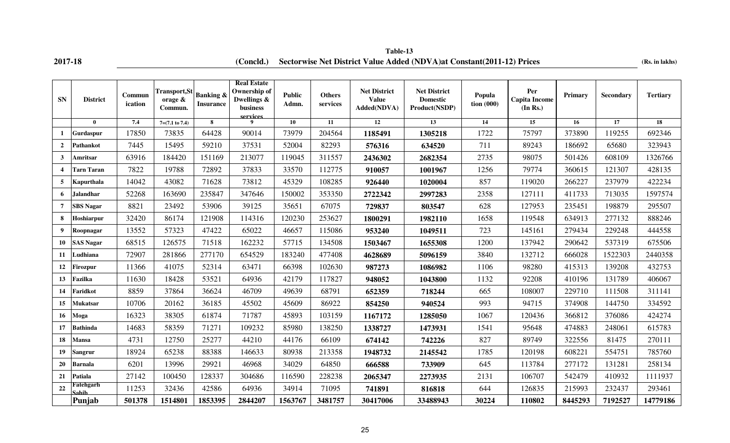**Table-13**

**2017-18 (Concld.) Sectorwise Net District Value Added (NDVA)at Constant(2011-12) Prices (Rs. in lakhs)**

| SN | District | Communication | Transport,Storage & Commun. | Banking & Insurance | Real Estate Ownership of Dwellings & business services | Public Admn. | Others services | Net District Value Added(NDVA) | Net District Domestic Product(NSDP) | Population (000) | Per Capita Income (In Rs.) | Primary | Secondary | Tertiary |
|---|---|---|---|---|---|---|---|---|---|---|---|---|---|---|
| | 0 | 7.4 | 7=(7.1 to 7.4) | 8 | 9 | 10 | 11 | 12 | 13 | 14 | 15 | 16 | 17 | 18 |
| 1 | Gurdaspur | 17850 | 73835 | 64428 | 90014 | 73979 | 204564 | **1185491** | **1305218** | 1722 | 75797 | 373890 | 119255 | 692346 |
| 2 | Pathankot | 7445 | 15495 | 59210 | 37531 | 52004 | 82293 | **576316** | **634520** | 711 | 89243 | 186692 | 65680 | 323943 |
| 3 | Amritsar | 63916 | 184420 | 151169 | 213077 | 119045 | 311557 | **2436302** | **2682354** | 2735 | 98075 | 501426 | 608109 | 1326766 |
| 4 | Tarn Taran | 7822 | 19788 | 72892 | 37833 | 33570 | 112775 | **910057** | **1001967** | 1256 | 79774 | 360615 | 121307 | 428135 |
| 5 | Kapurthala | 14042 | 43082 | 71628 | 73812 | 45329 | 108285 | **926440** | **1020004** | 857 | 119020 | 266227 | 237979 | 422234 |
| 6 | Jalandhar | 52268 | 163690 | 235847 | 347646 | 150002 | 353350 | **2722342** | **2997283** | 2358 | 127111 | 411733 | 713035 | 1597574 |
| 7 | SBS Nagar | 8821 | 23492 | 53906 | 39125 | 35651 | 67075 | **729837** | **803547** | 628 | 127953 | 235451 | 198879 | 295507 |
| 8 | Hoshiarpur | 32420 | 86174 | 121908 | 114316 | 120230 | 253627 | **1800291** | **1982110** | 1658 | 119548 | 634913 | 277132 | 888246 |
| 9 | Roopnagar | 13552 | 57323 | 47422 | 65022 | 46657 | 115086 | **953240** | **1049511** | 723 | 145161 | 279434 | 229248 | 444558 |
| 10 | SAS Nagar | 68515 | 126575 | 71518 | 162232 | 57715 | 134508 | **1503467** | **1655308** | 1200 | 137942 | 290642 | 537319 | 675506 |
| 11 | Ludhiana | 72907 | 281866 | 277170 | 654529 | 183240 | 477408 | **4628689** | **5096159** | 3840 | 132712 | 666028 | 1522303 | 2440358 |
| 12 | Firozpur | 11366 | 41075 | 52314 | 63471 | 66398 | 102630 | **987273** | **1086982** | 1106 | 98280 | 415313 | 139208 | 432753 |
| 13 | Fazilka | 11630 | 18428 | 53521 | 64936 | 42179 | 117827 | **948052** | **1043800** | 1132 | 92208 | 410196 | 131789 | 406067 |
| 14 | Faridkot | 8859 | 37864 | 36624 | 46709 | 49639 | 68791 | **652359** | **718244** | 665 | 108007 | 229710 | 111508 | 311141 |
| 15 | Mukatsar | 10706 | 20162 | 36185 | 45502 | 45609 | 86922 | **854250** | **940524** | 993 | 94715 | 374908 | 144750 | 334592 |
| 16 | Moga | 16323 | 38305 | 61874 | 71787 | 45893 | 103159 | **1167172** | **1285050** | 1067 | 120436 | 366812 | 376086 | 424274 |
| 17 | Bathinda | 14683 | 58359 | 71271 | 109232 | 85980 | 138250 | **1338727** | **1473931** | 1541 | 95648 | 474883 | 248061 | 615783 |
| 18 | Mansa | 4731 | 12750 | 25277 | 44210 | 44176 | 66109 | **674142** | **742226** | 827 | 89749 | 322556 | 81475 | 270111 |
| 19 | Sangrur | 18924 | 65238 | 88388 | 146633 | 80938 | 213358 | **1948732** | **2145542** | 1785 | 120198 | 608221 | 554751 | 785760 |
| 20 | Barnala | 6201 | 13996 | 29921 | 46968 | 34029 | 64850 | **666588** | **733909** | 645 | 113784 | 277172 | 131281 | 258134 |
| 21 | Patiala | 27142 | 100450 | 128337 | 304686 | 116590 | 228238 | **2065347** | **2273935** | 2131 | 106707 | 542479 | 410932 | 1111937 |
| 22 | Fatehgarh Sahib | 11253 | 32436 | 42586 | 64936 | 34914 | 71095 | **741891** | **816818** | 644 | 126835 | 215993 | 232437 | 293461 |
| | **Punjab** | **501378** | **1514801** | **1853395** | **2844207** | **1563767** | **3481757** | **30417006** | **33488943** | **30224** | **110802** | **8445293** | **7192527** | **14779186** |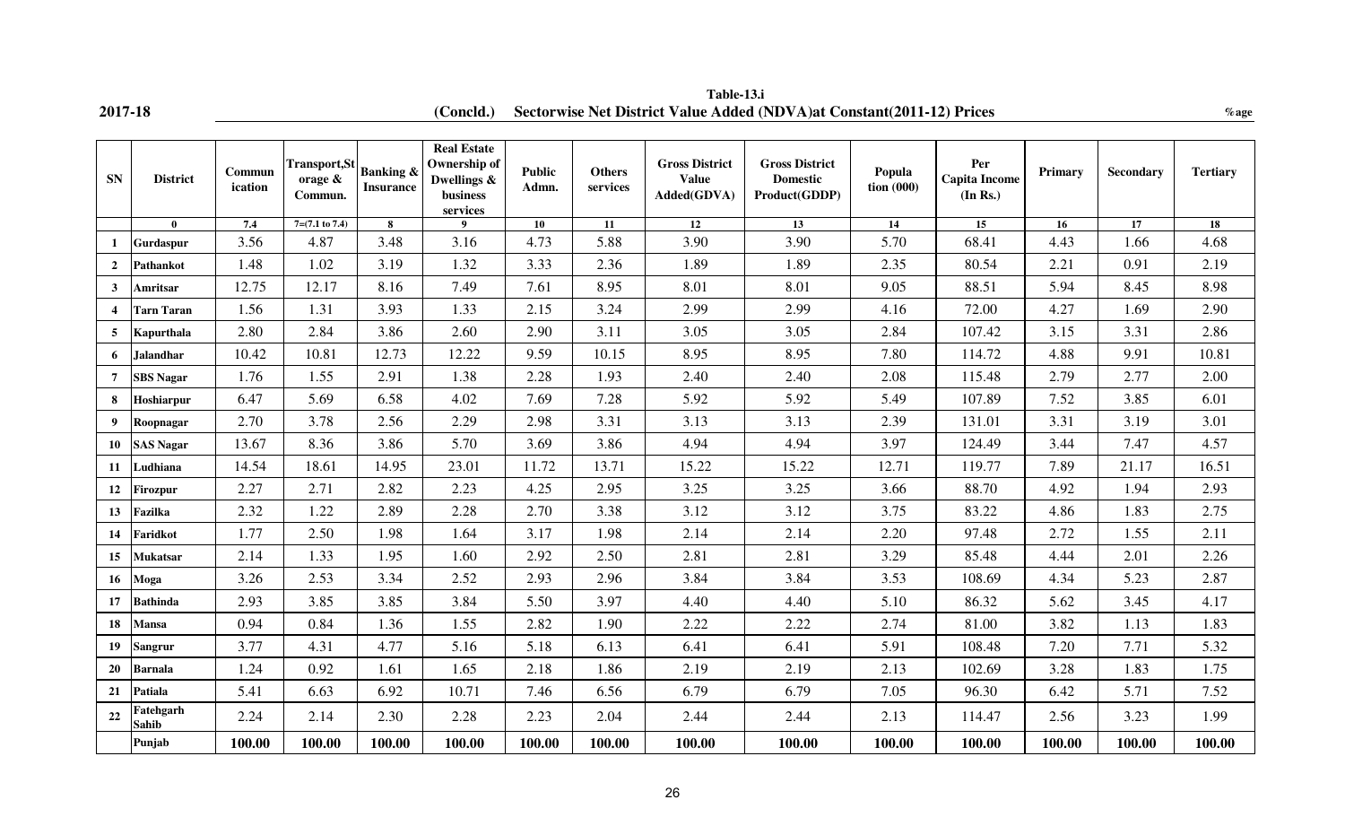**2017-18**

**Table-13.i**

**(Concld.) Sectorwise Net District Value Added (NDVA)at Constant(2011-12) Prices**

%age

| SN | District | Communication | Transport,Storage & Commun. | Banking & Insurance | Real Estate Ownership of Dwellings & business services | Public Admn. | Others services | Gross District Value Added(GDVA) | Gross District Domestic Product(GDDP) | Population (000) | Per Capita Income (In Rs.) | Primary | Secondary | Tertiary |
|---|---|---|---|---|---|---|---|---|---|---|---|---|---|---|
| | 0 | 7.4 | 7=(7.1 to 7.4) | 8 | 9 | 10 | 11 | 12 | 13 | 14 | 15 | 16 | 17 | 18 |
| 1 | Gurdaspur | 3.56 | 4.87 | 3.48 | 3.16 | 4.73 | 5.88 | 3.90 | 3.90 | 5.70 | 68.41 | 4.43 | 1.66 | 4.68 |
| 2 | Pathankot | 1.48 | 1.02 | 3.19 | 1.32 | 3.33 | 2.36 | 1.89 | 1.89 | 2.35 | 80.54 | 2.21 | 0.91 | 2.19 |
| 3 | Amritsar | 12.75 | 12.17 | 8.16 | 7.49 | 7.61 | 8.95 | 8.01 | 8.01 | 9.05 | 88.51 | 5.94 | 8.45 | 8.98 |
| 4 | Tarn Taran | 1.56 | 1.31 | 3.93 | 1.33 | 2.15 | 3.24 | 2.99 | 2.99 | 4.16 | 72.00 | 4.27 | 1.69 | 2.90 |
| 5 | Kapurthala | 2.80 | 2.84 | 3.86 | 2.60 | 2.90 | 3.11 | 3.05 | 3.05 | 2.84 | 107.42 | 3.15 | 3.31 | 2.86 |
| 6 | Jalandhar | 10.42 | 10.81 | 12.73 | 12.22 | 9.59 | 10.15 | 8.95 | 8.95 | 7.80 | 114.72 | 4.88 | 9.91 | 10.81 |
| 7 | SBS Nagar | 1.76 | 1.55 | 2.91 | 1.38 | 2.28 | 1.93 | 2.40 | 2.40 | 2.08 | 115.48 | 2.79 | 2.77 | 2.00 |
| 8 | Hoshiarpur | 6.47 | 5.69 | 6.58 | 4.02 | 7.69 | 7.28 | 5.92 | 5.92 | 5.49 | 107.89 | 7.52 | 3.85 | 6.01 |
| 9 | Roopnagar | 2.70 | 3.78 | 2.56 | 2.29 | 2.98 | 3.31 | 3.13 | 3.13 | 2.39 | 131.01 | 3.31 | 3.19 | 3.01 |
| 10 | SAS Nagar | 13.67 | 8.36 | 3.86 | 5.70 | 3.69 | 3.86 | 4.94 | 4.94 | 3.97 | 124.49 | 3.44 | 7.47 | 4.57 |
| 11 | Ludhiana | 14.54 | 18.61 | 14.95 | 23.01 | 11.72 | 13.71 | 15.22 | 15.22 | 12.71 | 119.77 | 7.89 | 21.17 | 16.51 |
| 12 | Firozpur | 2.27 | 2.71 | 2.82 | 2.23 | 4.25 | 2.95 | 3.25 | 3.25 | 3.66 | 88.70 | 4.92 | 1.94 | 2.93 |
| 13 | Fazilka | 2.32 | 1.22 | 2.89 | 2.28 | 2.70 | 3.38 | 3.12 | 3.12 | 3.75 | 83.22 | 4.86 | 1.83 | 2.75 |
| 14 | Faridkot | 1.77 | 2.50 | 1.98 | 1.64 | 3.17 | 1.98 | 2.14 | 2.14 | 2.20 | 97.48 | 2.72 | 1.55 | 2.11 |
| 15 | Mukatsar | 2.14 | 1.33 | 1.95 | 1.60 | 2.92 | 2.50 | 2.81 | 2.81 | 3.29 | 85.48 | 4.44 | 2.01 | 2.26 |
| 16 | Moga | 3.26 | 2.53 | 3.34 | 2.52 | 2.93 | 2.96 | 3.84 | 3.84 | 3.53 | 108.69 | 4.34 | 5.23 | 2.87 |
| 17 | Bathinda | 2.93 | 3.85 | 3.85 | 3.84 | 5.50 | 3.97 | 4.40 | 4.40 | 5.10 | 86.32 | 5.62 | 3.45 | 4.17 |
| 18 | Mansa | 0.94 | 0.84 | 1.36 | 1.55 | 2.82 | 1.90 | 2.22 | 2.22 | 2.74 | 81.00 | 3.82 | 1.13 | 1.83 |
| 19 | Sangrur | 3.77 | 4.31 | 4.77 | 5.16 | 5.18 | 6.13 | 6.41 | 6.41 | 5.91 | 108.48 | 7.20 | 7.71 | 5.32 |
| 20 | Barnala | 1.24 | 0.92 | 1.61 | 1.65 | 2.18 | 1.86 | 2.19 | 2.19 | 2.13 | 102.69 | 3.28 | 1.83 | 1.75 |
| 21 | Patiala | 5.41 | 6.63 | 6.92 | 10.71 | 7.46 | 6.56 | 6.79 | 6.79 | 7.05 | 96.30 | 6.42 | 5.71 | 7.52 |
| 22 | Fatehgarh Sahib | 2.24 | 2.14 | 2.30 | 2.28 | 2.23 | 2.04 | 2.44 | 2.44 | 2.13 | 114.47 | 2.56 | 3.23 | 1.99 |
| | **Punjab** | **100.00** | **100.00** | **100.00** | **100.00** | **100.00** | **100.00** | **100.00** | **100.00** | **100.00** | **100.00** | **100.00** | **100.00** | **100.00** |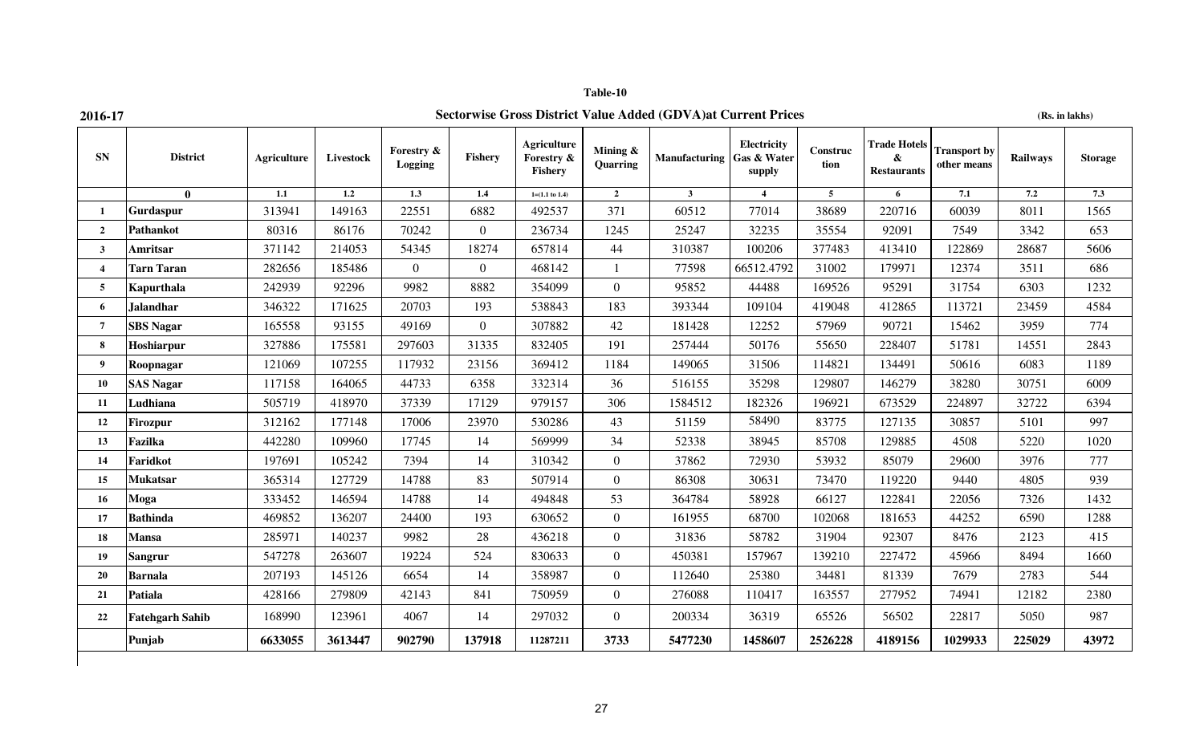**Table-10**

**2016-17**

## Sectorwise Gross District Value Added (GDVA)at Current Prices

**(Rs. in lakhs)**

| SN | District | Agriculture | Livestock | Forestry & Logging | Fishery | Agriculture Forestry & Fishery | Mining & Quarring | Manufacturing | Electricity Gas & Water supply | Construction | Trade Hotels & Restaurants | Transport by other means | Railways | Storage |
|---|---|---|---|---|---|---|---|---|---|---|---|---|---|---|
| | 0 | 1.1 | 1.2 | 1.3 | 1.4 | 1=(1.1 to 1.4) | 2 | 3 | 4 | 5 | 6 | 7.1 | 7.2 | 7.3 |
| 1 | **Gurdaspur** | 313941 | 149163 | 22551 | 6882 | 492537 | 371 | 60512 | 77014 | 38689 | 220716 | 60039 | 8011 | 1565 |
| 2 | **Pathankot** | 80316 | 86176 | 70242 | 0 | 236734 | 1245 | 25247 | 32235 | 35554 | 92091 | 7549 | 3342 | 653 |
| 3 | **Amritsar** | 371142 | 214053 | 54345 | 18274 | 657814 | 44 | 310387 | 100206 | 377483 | 413410 | 122869 | 28687 | 5606 |
| 4 | **Tarn Taran** | 282656 | 185486 | 0 | 0 | 468142 | 1 | 77598 | 66512.4792 | 31002 | 179971 | 12374 | 3511 | 686 |
| 5 | **Kapurthala** | 242939 | 92296 | 9982 | 8882 | 354099 | 0 | 95852 | 44488 | 169526 | 95291 | 31754 | 6303 | 1232 |
| 6 | **Jalandhar** | 346322 | 171625 | 20703 | 193 | 538843 | 183 | 393344 | 109104 | 419048 | 412865 | 113721 | 23459 | 4584 |
| 7 | **SBS Nagar** | 165558 | 93155 | 49169 | 0 | 307882 | 42 | 181428 | 12252 | 57969 | 90721 | 15462 | 3959 | 774 |
| 8 | **Hoshiarpur** | 327886 | 175581 | 297603 | 31335 | 832405 | 191 | 257444 | 50176 | 55650 | 228407 | 51781 | 14551 | 2843 |
| 9 | **Roopnagar** | 121069 | 107255 | 117932 | 23156 | 369412 | 1184 | 149065 | 31506 | 114821 | 134491 | 50616 | 6083 | 1189 |
| 10 | **SAS Nagar** | 117158 | 164065 | 44733 | 6358 | 332314 | 36 | 516155 | 35298 | 129807 | 146279 | 38280 | 30751 | 6009 |
| 11 | **Ludhiana** | 505719 | 418970 | 37339 | 17129 | 979157 | 306 | 1584512 | 182326 | 196921 | 673529 | 224897 | 32722 | 6394 |
| 12 | **Firozpur** | 312162 | 177148 | 17006 | 23970 | 530286 | 43 | 51159 | 58490 | 83775 | 127135 | 30857 | 5101 | 997 |
| 13 | **Fazilka** | 442280 | 109960 | 17745 | 14 | 569999 | 34 | 52338 | 38945 | 85708 | 129885 | 4508 | 5220 | 1020 |
| 14 | **Faridkot** | 197691 | 105242 | 7394 | 14 | 310342 | 0 | 37862 | 72930 | 53932 | 85079 | 29600 | 3976 | 777 |
| 15 | **Mukatsar** | 365314 | 127729 | 14788 | 83 | 507914 | 0 | 86308 | 30631 | 73470 | 119220 | 9440 | 4805 | 939 |
| 16 | **Moga** | 333452 | 146594 | 14788 | 14 | 494848 | 53 | 364784 | 58928 | 66127 | 122841 | 22056 | 7326 | 1432 |
| 17 | **Bathinda** | 469852 | 136207 | 24400 | 193 | 630652 | 0 | 161955 | 68700 | 102068 | 181653 | 44252 | 6590 | 1288 |
| 18 | **Mansa** | 285971 | 140237 | 9982 | 28 | 436218 | 0 | 31836 | 58782 | 31904 | 92307 | 8476 | 2123 | 415 |
| 19 | **Sangrur** | 547278 | 263607 | 19224 | 524 | 830633 | 0 | 450381 | 157967 | 139210 | 227472 | 45966 | 8494 | 1660 |
| 20 | **Barnala** | 207193 | 145126 | 6654 | 14 | 358987 | 0 | 112640 | 25380 | 34481 | 81339 | 7679 | 2783 | 544 |
| 21 | **Patiala** | 428166 | 279809 | 42143 | 841 | 750959 | 0 | 276088 | 110417 | 163557 | 277952 | 74941 | 12182 | 2380 |
| 22 | **Fatehgarh Sahib** | 168990 | 123961 | 4067 | 14 | 297032 | 0 | 200334 | 36319 | 65526 | 56502 | 22817 | 5050 | 987 |
| | **Punjab** | **6633055** | **3613447** | **902790** | **137918** | **11287211** | **3733** | **5477230** | **1458607** | **2526228** | **4189156** | **1029933** | **225029** | **43972** |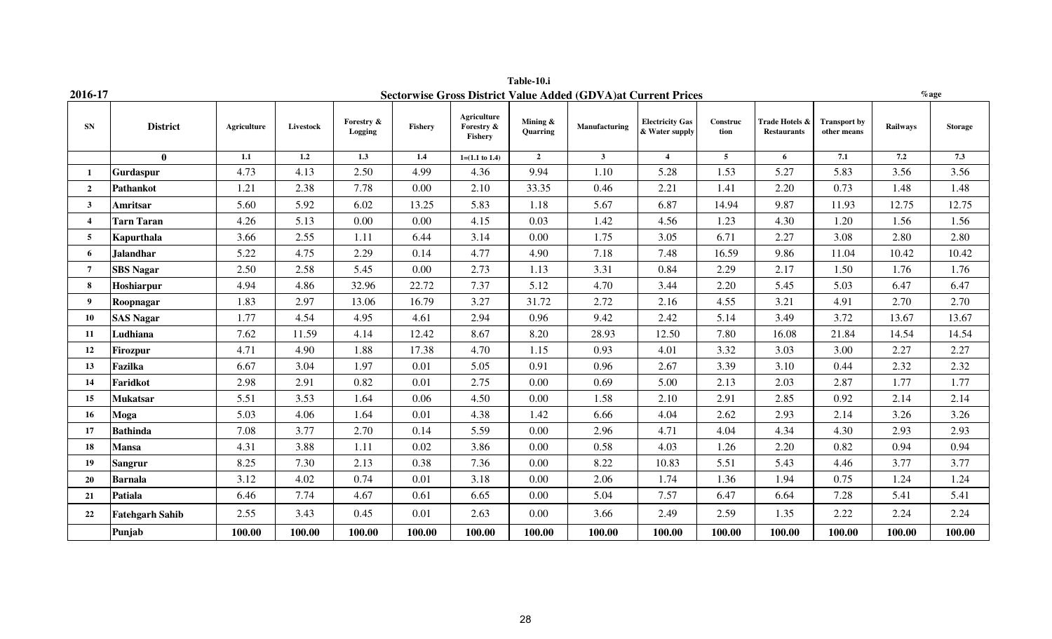**Table-10.i**

**2016-17 — Sectorwise Gross District Value Added (GDVA)at Current Prices** — %age

| SN | District | Agriculture | Livestock | Forestry & Logging | Fishery | Agriculture Forestry & Fishery | Mining & Quarring | Manufacturing | Electricity Gas & Water supply | Construc tion | Trade Hotels & Restaurants | Transport by other means | Railways | Storage |
|---|---|---|---|---|---|---|---|---|---|---|---|---|---|---|
| | **0** | 1.1 | 1.2 | 1.3 | 1.4 | 1=(1.1 to 1.4) | 2 | 3 | 4 | 5 | 6 | 7.1 | 7.2 | 7.3 |
| 1 | **Gurdaspur** | 4.73 | 4.13 | 2.50 | 4.99 | 4.36 | 9.94 | 1.10 | 5.28 | 1.53 | 5.27 | 5.83 | 3.56 | 3.56 |
| 2 | **Pathankot** | 1.21 | 2.38 | 7.78 | 0.00 | 2.10 | 33.35 | 0.46 | 2.21 | 1.41 | 2.20 | 0.73 | 1.48 | 1.48 |
| 3 | **Amritsar** | 5.60 | 5.92 | 6.02 | 13.25 | 5.83 | 1.18 | 5.67 | 6.87 | 14.94 | 9.87 | 11.93 | 12.75 | 12.75 |
| 4 | **Tarn Taran** | 4.26 | 5.13 | 0.00 | 0.00 | 4.15 | 0.03 | 1.42 | 4.56 | 1.23 | 4.30 | 1.20 | 1.56 | 1.56 |
| 5 | **Kapurthala** | 3.66 | 2.55 | 1.11 | 6.44 | 3.14 | 0.00 | 1.75 | 3.05 | 6.71 | 2.27 | 3.08 | 2.80 | 2.80 |
| 6 | **Jalandhar** | 5.22 | 4.75 | 2.29 | 0.14 | 4.77 | 4.90 | 7.18 | 7.48 | 16.59 | 9.86 | 11.04 | 10.42 | 10.42 |
| 7 | **SBS Nagar** | 2.50 | 2.58 | 5.45 | 0.00 | 2.73 | 1.13 | 3.31 | 0.84 | 2.29 | 2.17 | 1.50 | 1.76 | 1.76 |
| 8 | **Hoshiarpur** | 4.94 | 4.86 | 32.96 | 22.72 | 7.37 | 5.12 | 4.70 | 3.44 | 2.20 | 5.45 | 5.03 | 6.47 | 6.47 |
| 9 | **Roopnagar** | 1.83 | 2.97 | 13.06 | 16.79 | 3.27 | 31.72 | 2.72 | 2.16 | 4.55 | 3.21 | 4.91 | 2.70 | 2.70 |
| 10 | **SAS Nagar** | 1.77 | 4.54 | 4.95 | 4.61 | 2.94 | 0.96 | 9.42 | 2.42 | 5.14 | 3.49 | 3.72 | 13.67 | 13.67 |
| 11 | **Ludhiana** | 7.62 | 11.59 | 4.14 | 12.42 | 8.67 | 8.20 | 28.93 | 12.50 | 7.80 | 16.08 | 21.84 | 14.54 | 14.54 |
| 12 | **Firozpur** | 4.71 | 4.90 | 1.88 | 17.38 | 4.70 | 1.15 | 0.93 | 4.01 | 3.32 | 3.03 | 3.00 | 2.27 | 2.27 |
| 13 | **Fazilka** | 6.67 | 3.04 | 1.97 | 0.01 | 5.05 | 0.91 | 0.96 | 2.67 | 3.39 | 3.10 | 0.44 | 2.32 | 2.32 |
| 14 | **Faridkot** | 2.98 | 2.91 | 0.82 | 0.01 | 2.75 | 0.00 | 0.69 | 5.00 | 2.13 | 2.03 | 2.87 | 1.77 | 1.77 |
| 15 | **Mukatsar** | 5.51 | 3.53 | 1.64 | 0.06 | 4.50 | 0.00 | 1.58 | 2.10 | 2.91 | 2.85 | 0.92 | 2.14 | 2.14 |
| 16 | **Moga** | 5.03 | 4.06 | 1.64 | 0.01 | 4.38 | 1.42 | 6.66 | 4.04 | 2.62 | 2.93 | 2.14 | 3.26 | 3.26 |
| 17 | **Bathinda** | 7.08 | 3.77 | 2.70 | 0.14 | 5.59 | 0.00 | 2.96 | 4.71 | 4.04 | 4.34 | 4.30 | 2.93 | 2.93 |
| 18 | **Mansa** | 4.31 | 3.88 | 1.11 | 0.02 | 3.86 | 0.00 | 0.58 | 4.03 | 1.26 | 2.20 | 0.82 | 0.94 | 0.94 |
| 19 | **Sangrur** | 8.25 | 7.30 | 2.13 | 0.38 | 7.36 | 0.00 | 8.22 | 10.83 | 5.51 | 5.43 | 4.46 | 3.77 | 3.77 |
| 20 | **Barnala** | 3.12 | 4.02 | 0.74 | 0.01 | 3.18 | 0.00 | 2.06 | 1.74 | 1.36 | 1.94 | 0.75 | 1.24 | 1.24 |
| 21 | **Patiala** | 6.46 | 7.74 | 4.67 | 0.61 | 6.65 | 0.00 | 5.04 | 7.57 | 6.47 | 6.64 | 7.28 | 5.41 | 5.41 |
| 22 | **Fatehgarh Sahib** | 2.55 | 3.43 | 0.45 | 0.01 | 2.63 | 0.00 | 3.66 | 2.49 | 2.59 | 1.35 | 2.22 | 2.24 | 2.24 |
| | **Punjab** | **100.00** | **100.00** | **100.00** | **100.00** | **100.00** | **100.00** | **100.00** | **100.00** | **100.00** | **100.00** | **100.00** | **100.00** | **100.00** |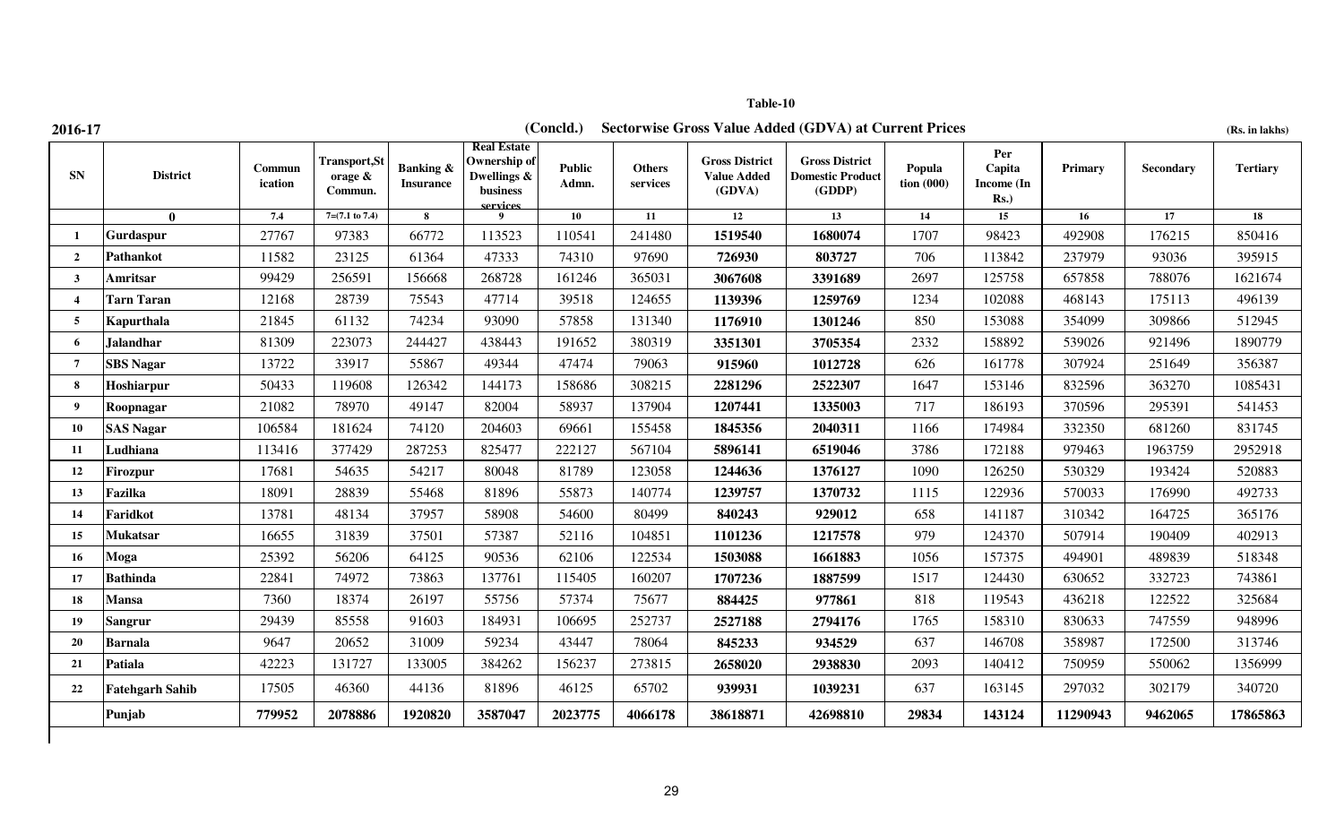**Table-10**

**2016-17** **(Concld.) Sectorwise Gross Value Added (GDVA) at Current Prices** **(Rs. in lakhs)**

| SN | District | Communication | Transport,Storage & Commun. | Banking & Insurance | Real Estate Ownership of Dwellings & business services | Public Admn. | Others services | Gross District Value Added (GDVA) | Gross District Domestic Product (GDDP) | Population (000) | Per Capita Income (In Rs.) | Primary | Secondary | Tertiary |
|---|---|---|---|---|---|---|---|---|---|---|---|---|---|---|
| | 0 | 7.4 | 7=(7.1 to 7.4) | 8 | 9 | 10 | 11 | 12 | 13 | 14 | 15 | 16 | 17 | 18 |
| 1 | **Gurdaspur** | 27767 | 97383 | 66772 | 113523 | 110541 | 241480 | **1519540** | **1680074** | 1707 | 98423 | 492908 | 176215 | 850416 |
| 2 | **Pathankot** | 11582 | 23125 | 61364 | 47333 | 74310 | 97690 | **726930** | **803727** | 706 | 113842 | 237979 | 93036 | 395915 |
| 3 | **Amritsar** | 99429 | 256591 | 156668 | 268728 | 161246 | 365031 | **3067608** | **3391689** | 2697 | 125758 | 657858 | 788076 | 1621674 |
| 4 | **Tarn Taran** | 12168 | 28739 | 75543 | 47714 | 39518 | 124655 | **1139396** | **1259769** | 1234 | 102088 | 468143 | 175113 | 496139 |
| 5 | **Kapurthala** | 21845 | 61132 | 74234 | 93090 | 57858 | 131340 | **1176910** | **1301246** | 850 | 153088 | 354099 | 309866 | 512945 |
| 6 | **Jalandhar** | 81309 | 223073 | 244427 | 438443 | 191652 | 380319 | **3351301** | **3705354** | 2332 | 158892 | 539026 | 921496 | 1890779 |
| 7 | **SBS Nagar** | 13722 | 33917 | 55867 | 49344 | 47474 | 79063 | **915960** | **1012728** | 626 | 161778 | 307924 | 251649 | 356387 |
| 8 | **Hoshiarpur** | 50433 | 119608 | 126342 | 144173 | 158686 | 308215 | **2281296** | **2522307** | 1647 | 153146 | 832596 | 363270 | 1085431 |
| 9 | **Roopnagar** | 21082 | 78970 | 49147 | 82004 | 58937 | 137904 | **1207441** | **1335003** | 717 | 186193 | 370596 | 295391 | 541453 |
| 10 | **SAS Nagar** | 106584 | 181624 | 74120 | 204603 | 69661 | 155458 | **1845356** | **2040311** | 1166 | 174984 | 332350 | 681260 | 831745 |
| 11 | **Ludhiana** | 113416 | 377429 | 287253 | 825477 | 222127 | 567104 | **5896141** | **6519046** | 3786 | 172188 | 979463 | 1963759 | 2952918 |
| 12 | **Firozpur** | 17681 | 54635 | 54217 | 80048 | 81789 | 123058 | **1244636** | **1376127** | 1090 | 126250 | 530329 | 193424 | 520883 |
| 13 | **Fazilka** | 18091 | 28839 | 55468 | 81896 | 55873 | 140774 | **1239757** | **1370732** | 1115 | 122936 | 570033 | 176990 | 492733 |
| 14 | **Faridkot** | 13781 | 48134 | 37957 | 58908 | 54600 | 80499 | **840243** | **929012** | 658 | 141187 | 310342 | 164725 | 365176 |
| 15 | **Mukatsar** | 16655 | 31839 | 37501 | 57387 | 52116 | 104851 | **1101236** | **1217578** | 979 | 124370 | 507914 | 190409 | 402913 |
| 16 | **Moga** | 25392 | 56206 | 64125 | 90536 | 62106 | 122534 | **1503088** | **1661883** | 1056 | 157375 | 494901 | 489839 | 518348 |
| 17 | **Bathinda** | 22841 | 74972 | 73863 | 137761 | 115405 | 160207 | **1707236** | **1887599** | 1517 | 124430 | 630652 | 332723 | 743861 |
| 18 | **Mansa** | 7360 | 18374 | 26197 | 55756 | 57374 | 75677 | **884425** | **977861** | 818 | 119543 | 436218 | 122522 | 325684 |
| 19 | **Sangrur** | 29439 | 85558 | 91603 | 184931 | 106695 | 252737 | **2527188** | **2794176** | 1765 | 158310 | 830633 | 747559 | 948996 |
| 20 | **Barnala** | 9647 | 20652 | 31009 | 59234 | 43447 | 78064 | **845233** | **934529** | 637 | 146708 | 358987 | 172500 | 313746 |
| 21 | **Patiala** | 42223 | 131727 | 133005 | 384262 | 156237 | 273815 | **2658020** | **2938830** | 2093 | 140412 | 750959 | 550062 | 1356999 |
| 22 | **Fatehgarh Sahib** | 17505 | 46360 | 44136 | 81896 | 46125 | 65702 | **939931** | **1039231** | 637 | 163145 | 297032 | 302179 | 340720 |
| | **Punjab** | **779952** | **2078886** | **1920820** | **3587047** | **2023775** | **4066178** | **38618871** | **42698810** | **29834** | **143124** | **11290943** | **9462065** | **17865863** |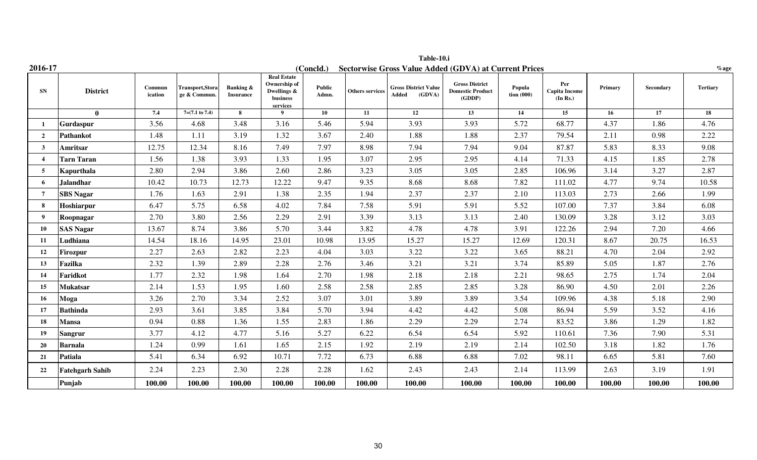**Table-10.i**

**2016-17** (Concld.) **Sectorwise Gross Value Added (GDVA) at Current Prices** %age

| SN | District | Communication | Transport,Storage & Commun. | Banking & Insurance | Real Estate Ownership of Dwellings & business services | Public Admn. | Others services | Gross District Value Added (GDVA) | Gross District Domestic Product (GDDP) | Population (000) | Per Capita Income (In Rs.) | Primary | Secondary | Tertiary |
|---|---|---|---|---|---|---|---|---|---|---|---|---|---|---|
| | 0 | 7.4 | 7=(7.1 to 7.4) | 8 | 9 | 10 | 11 | 12 | 13 | 14 | 15 | 16 | 17 | 18 |
| 1 | Gurdaspur | 3.56 | 4.68 | 3.48 | 3.16 | 5.46 | 5.94 | 3.93 | 3.93 | 5.72 | 68.77 | 4.37 | 1.86 | 4.76 |
| 2 | Pathankot | 1.48 | 1.11 | 3.19 | 1.32 | 3.67 | 2.40 | 1.88 | 1.88 | 2.37 | 79.54 | 2.11 | 0.98 | 2.22 |
| 3 | Amritsar | 12.75 | 12.34 | 8.16 | 7.49 | 7.97 | 8.98 | 7.94 | 7.94 | 9.04 | 87.87 | 5.83 | 8.33 | 9.08 |
| 4 | Tarn Taran | 1.56 | 1.38 | 3.93 | 1.33 | 1.95 | 3.07 | 2.95 | 2.95 | 4.14 | 71.33 | 4.15 | 1.85 | 2.78 |
| 5 | Kapurthala | 2.80 | 2.94 | 3.86 | 2.60 | 2.86 | 3.23 | 3.05 | 3.05 | 2.85 | 106.96 | 3.14 | 3.27 | 2.87 |
| 6 | Jalandhar | 10.42 | 10.73 | 12.73 | 12.22 | 9.47 | 9.35 | 8.68 | 8.68 | 7.82 | 111.02 | 4.77 | 9.74 | 10.58 |
| 7 | SBS Nagar | 1.76 | 1.63 | 2.91 | 1.38 | 2.35 | 1.94 | 2.37 | 2.37 | 2.10 | 113.03 | 2.73 | 2.66 | 1.99 |
| 8 | Hoshiarpur | 6.47 | 5.75 | 6.58 | 4.02 | 7.84 | 7.58 | 5.91 | 5.91 | 5.52 | 107.00 | 7.37 | 3.84 | 6.08 |
| 9 | Roopnagar | 2.70 | 3.80 | 2.56 | 2.29 | 2.91 | 3.39 | 3.13 | 3.13 | 2.40 | 130.09 | 3.28 | 3.12 | 3.03 |
| 10 | SAS Nagar | 13.67 | 8.74 | 3.86 | 5.70 | 3.44 | 3.82 | 4.78 | 4.78 | 3.91 | 122.26 | 2.94 | 7.20 | 4.66 |
| 11 | Ludhiana | 14.54 | 18.16 | 14.95 | 23.01 | 10.98 | 13.95 | 15.27 | 15.27 | 12.69 | 120.31 | 8.67 | 20.75 | 16.53 |
| 12 | Firozpur | 2.27 | 2.63 | 2.82 | 2.23 | 4.04 | 3.03 | 3.22 | 3.22 | 3.65 | 88.21 | 4.70 | 2.04 | 2.92 |
| 13 | Fazilka | 2.32 | 1.39 | 2.89 | 2.28 | 2.76 | 3.46 | 3.21 | 3.21 | 3.74 | 85.89 | 5.05 | 1.87 | 2.76 |
| 14 | Faridkot | 1.77 | 2.32 | 1.98 | 1.64 | 2.70 | 1.98 | 2.18 | 2.18 | 2.21 | 98.65 | 2.75 | 1.74 | 2.04 |
| 15 | Mukatsar | 2.14 | 1.53 | 1.95 | 1.60 | 2.58 | 2.58 | 2.85 | 2.85 | 3.28 | 86.90 | 4.50 | 2.01 | 2.26 |
| 16 | Moga | 3.26 | 2.70 | 3.34 | 2.52 | 3.07 | 3.01 | 3.89 | 3.89 | 3.54 | 109.96 | 4.38 | 5.18 | 2.90 |
| 17 | Bathinda | 2.93 | 3.61 | 3.85 | 3.84 | 5.70 | 3.94 | 4.42 | 4.42 | 5.08 | 86.94 | 5.59 | 3.52 | 4.16 |
| 18 | Mansa | 0.94 | 0.88 | 1.36 | 1.55 | 2.83 | 1.86 | 2.29 | 2.29 | 2.74 | 83.52 | 3.86 | 1.29 | 1.82 |
| 19 | Sangrur | 3.77 | 4.12 | 4.77 | 5.16 | 5.27 | 6.22 | 6.54 | 6.54 | 5.92 | 110.61 | 7.36 | 7.90 | 5.31 |
| 20 | Barnala | 1.24 | 0.99 | 1.61 | 1.65 | 2.15 | 1.92 | 2.19 | 2.19 | 2.14 | 102.50 | 3.18 | 1.82 | 1.76 |
| 21 | Patiala | 5.41 | 6.34 | 6.92 | 10.71 | 7.72 | 6.73 | 6.88 | 6.88 | 7.02 | 98.11 | 6.65 | 5.81 | 7.60 |
| 22 | Fatehgarh Sahib | 2.24 | 2.23 | 2.30 | 2.28 | 2.28 | 1.62 | 2.43 | 2.43 | 2.14 | 113.99 | 2.63 | 3.19 | 1.91 |
| | **Punjab** | **100.00** | **100.00** | **100.00** | **100.00** | **100.00** | **100.00** | **100.00** | **100.00** | **100.00** | **100.00** | **100.00** | **100.00** | **100.00** |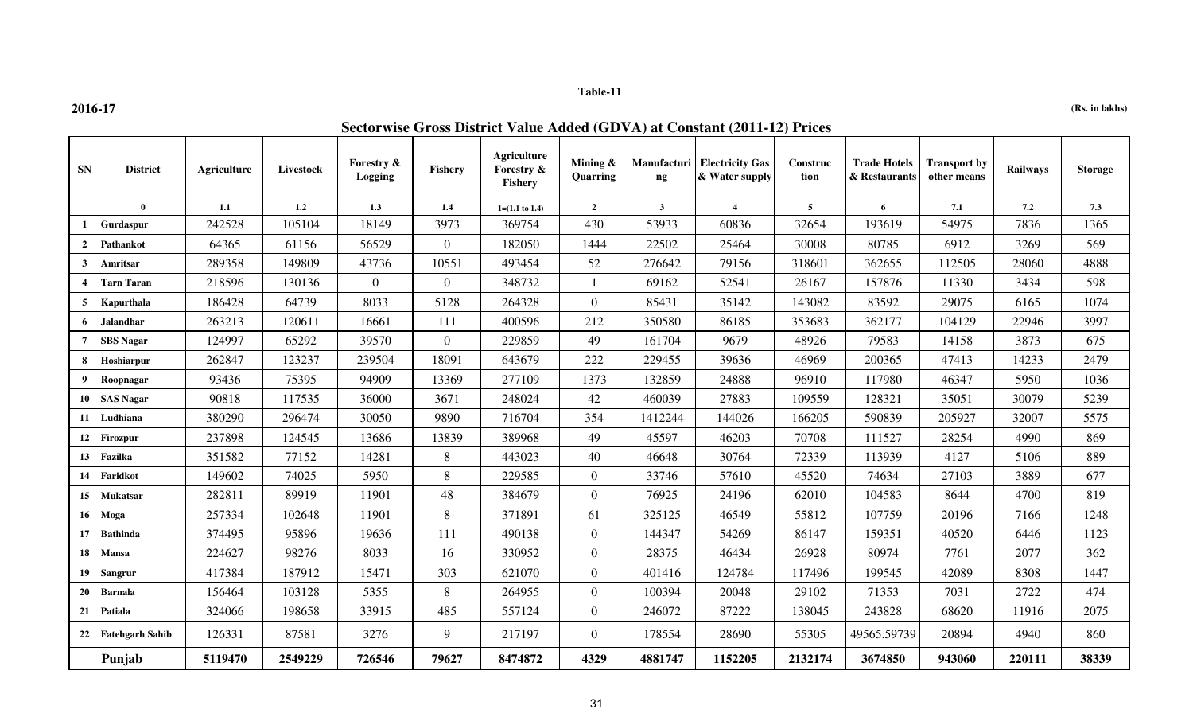Table-11

2016-17

(Rs. in lakhs)

## Sectorwise Gross District Value Added (GDVA) at Constant (2011-12) Prices

| SN | District | Agriculture | Livestock | Forestry & Logging | Fishery | Agriculture Forestry & Fishery | Mining & Quarring | Manufacturing | Electricity Gas & Water supply | Construction | Trade Hotels & Restaurants | Transport by other means | Railways | Storage |
|---|---|---|---|---|---|---|---|---|---|---|---|---|---|---|
| | 0 | 1.1 | 1.2 | 1.3 | 1.4 | 1=(1.1 to 1.4) | 2 | 3 | 4 | 5 | 6 | 7.1 | 7.2 | 7.3 |
| 1 | Gurdaspur | 242528 | 105104 | 18149 | 3973 | 369754 | 430 | 53933 | 60836 | 32654 | 193619 | 54975 | 7836 | 1365 |
| 2 | Pathankot | 64365 | 61156 | 56529 | 0 | 182050 | 1444 | 22502 | 25464 | 30008 | 80785 | 6912 | 3269 | 569 |
| 3 | Amritsar | 289358 | 149809 | 43736 | 10551 | 493454 | 52 | 276642 | 79156 | 318601 | 362655 | 112505 | 28060 | 4888 |
| 4 | Tarn Taran | 218596 | 130136 | 0 | 0 | 348732 | 1 | 69162 | 52541 | 26167 | 157876 | 11330 | 3434 | 598 |
| 5 | Kapurthala | 186428 | 64739 | 8033 | 5128 | 264328 | 0 | 85431 | 35142 | 143082 | 83592 | 29075 | 6165 | 1074 |
| 6 | Jalandhar | 263213 | 120611 | 16661 | 111 | 400596 | 212 | 350580 | 86185 | 353683 | 362177 | 104129 | 22946 | 3997 |
| 7 | SBS Nagar | 124997 | 65292 | 39570 | 0 | 229859 | 49 | 161704 | 9679 | 48926 | 79583 | 14158 | 3873 | 675 |
| 8 | Hoshiarpur | 262847 | 123237 | 239504 | 18091 | 643679 | 222 | 229455 | 39636 | 46969 | 200365 | 47413 | 14233 | 2479 |
| 9 | Roopnagar | 93436 | 75395 | 94909 | 13369 | 277109 | 1373 | 132859 | 24888 | 96910 | 117980 | 46347 | 5950 | 1036 |
| 10 | SAS Nagar | 90818 | 117535 | 36000 | 3671 | 248024 | 42 | 460039 | 27883 | 109559 | 128321 | 35051 | 30079 | 5239 |
| 11 | Ludhiana | 380290 | 296474 | 30050 | 9890 | 716704 | 354 | 1412244 | 144026 | 166205 | 590839 | 205927 | 32007 | 5575 |
| 12 | Firozpur | 237898 | 124545 | 13686 | 13839 | 389968 | 49 | 45597 | 46203 | 70708 | 111527 | 28254 | 4990 | 869 |
| 13 | Fazilka | 351582 | 77152 | 14281 | 8 | 443023 | 40 | 46648 | 30764 | 72339 | 113939 | 4127 | 5106 | 889 |
| 14 | Faridkot | 149602 | 74025 | 5950 | 8 | 229585 | 0 | 33746 | 57610 | 45520 | 74634 | 27103 | 3889 | 677 |
| 15 | Mukatsar | 282811 | 89919 | 11901 | 48 | 384679 | 0 | 76925 | 24196 | 62010 | 104583 | 8644 | 4700 | 819 |
| 16 | Moga | 257334 | 102648 | 11901 | 8 | 371891 | 61 | 325125 | 46549 | 55812 | 107759 | 20196 | 7166 | 1248 |
| 17 | Bathinda | 374495 | 95896 | 19636 | 111 | 490138 | 0 | 144347 | 54269 | 86147 | 159351 | 40520 | 6446 | 1123 |
| 18 | Mansa | 224627 | 98276 | 8033 | 16 | 330952 | 0 | 28375 | 46434 | 26928 | 80974 | 7761 | 2077 | 362 |
| 19 | Sangrur | 417384 | 187912 | 15471 | 303 | 621070 | 0 | 401416 | 124784 | 117496 | 199545 | 42089 | 8308 | 1447 |
| 20 | Barnala | 156464 | 103128 | 5355 | 8 | 264955 | 0 | 100394 | 20048 | 29102 | 71353 | 7031 | 2722 | 474 |
| 21 | Patiala | 324066 | 198658 | 33915 | 485 | 557124 | 0 | 246072 | 87222 | 138045 | 243828 | 68620 | 11916 | 2075 |
| 22 | Fatehgarh Sahib | 126331 | 87581 | 3276 | 9 | 217197 | 0 | 178554 | 28690 | 55305 | 49565.59739 | 20894 | 4940 | 860 |
| | **Punjab** | **5119470** | **2549229** | **726546** | **79627** | **8474872** | **4329** | **4881747** | **1152205** | **2132174** | **3674850** | **943060** | **220111** | **38339** |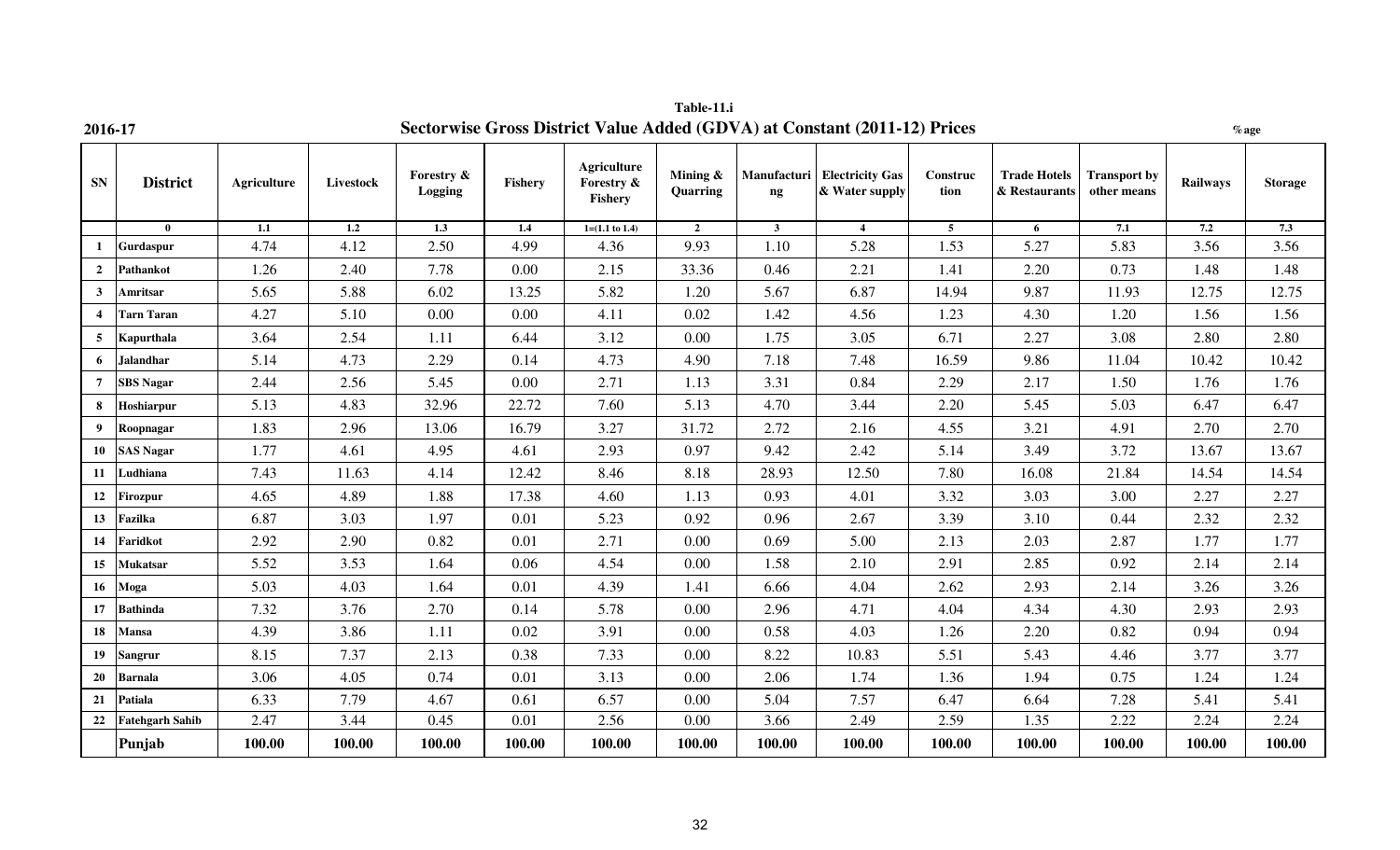**Table-11.i**

**2016-17** **Sectorwise Gross District Value Added (GDVA) at Constant (2011-12) Prices** %age

| SN | District | Agriculture | Livestock | Forestry & Logging | Fishery | Agriculture Forestry & Fishery | Mining & Quarring | Manufacturing | Electricity Gas & Water supply | Construction | Trade Hotels & Restaurants | Transport by other means | Railways | Storage |
|---|---|---|---|---|---|---|---|---|---|---|---|---|---|---|
| | 0 | 1.1 | 1.2 | 1.3 | 1.4 | 1=(1.1 to 1.4) | 2 | 3 | 4 | 5 | 6 | 7.1 | 7.2 | 7.3 |
| 1 | Gurdaspur | 4.74 | 4.12 | 2.50 | 4.99 | 4.36 | 9.93 | 1.10 | 5.28 | 1.53 | 5.27 | 5.83 | 3.56 | 3.56 |
| 2 | Pathankot | 1.26 | 2.40 | 7.78 | 0.00 | 2.15 | 33.36 | 0.46 | 2.21 | 1.41 | 2.20 | 0.73 | 1.48 | 1.48 |
| 3 | Amritsar | 5.65 | 5.88 | 6.02 | 13.25 | 5.82 | 1.20 | 5.67 | 6.87 | 14.94 | 9.87 | 11.93 | 12.75 | 12.75 |
| 4 | Tarn Taran | 4.27 | 5.10 | 0.00 | 0.00 | 4.11 | 0.02 | 1.42 | 4.56 | 1.23 | 4.30 | 1.20 | 1.56 | 1.56 |
| 5 | Kapurthala | 3.64 | 2.54 | 1.11 | 6.44 | 3.12 | 0.00 | 1.75 | 3.05 | 6.71 | 2.27 | 3.08 | 2.80 | 2.80 |
| 6 | Jalandhar | 5.14 | 4.73 | 2.29 | 0.14 | 4.73 | 4.90 | 7.18 | 7.48 | 16.59 | 9.86 | 11.04 | 10.42 | 10.42 |
| 7 | SBS Nagar | 2.44 | 2.56 | 5.45 | 0.00 | 2.71 | 1.13 | 3.31 | 0.84 | 2.29 | 2.17 | 1.50 | 1.76 | 1.76 |
| 8 | Hoshiarpur | 5.13 | 4.83 | 32.96 | 22.72 | 7.60 | 5.13 | 4.70 | 3.44 | 2.20 | 5.45 | 5.03 | 6.47 | 6.47 |
| 9 | Roopnagar | 1.83 | 2.96 | 13.06 | 16.79 | 3.27 | 31.72 | 2.72 | 2.16 | 4.55 | 3.21 | 4.91 | 2.70 | 2.70 |
| 10 | SAS Nagar | 1.77 | 4.61 | 4.95 | 4.61 | 2.93 | 0.97 | 9.42 | 2.42 | 5.14 | 3.49 | 3.72 | 13.67 | 13.67 |
| 11 | Ludhiana | 7.43 | 11.63 | 4.14 | 12.42 | 8.46 | 8.18 | 28.93 | 12.50 | 7.80 | 16.08 | 21.84 | 14.54 | 14.54 |
| 12 | Firozpur | 4.65 | 4.89 | 1.88 | 17.38 | 4.60 | 1.13 | 0.93 | 4.01 | 3.32 | 3.03 | 3.00 | 2.27 | 2.27 |
| 13 | Fazilka | 6.87 | 3.03 | 1.97 | 0.01 | 5.23 | 0.92 | 0.96 | 2.67 | 3.39 | 3.10 | 0.44 | 2.32 | 2.32 |
| 14 | Faridkot | 2.92 | 2.90 | 0.82 | 0.01 | 2.71 | 0.00 | 0.69 | 5.00 | 2.13 | 2.03 | 2.87 | 1.77 | 1.77 |
| 15 | Mukatsar | 5.52 | 3.53 | 1.64 | 0.06 | 4.54 | 0.00 | 1.58 | 2.10 | 2.91 | 2.85 | 0.92 | 2.14 | 2.14 |
| 16 | Moga | 5.03 | 4.03 | 1.64 | 0.01 | 4.39 | 1.41 | 6.66 | 4.04 | 2.62 | 2.93 | 2.14 | 3.26 | 3.26 |
| 17 | Bathinda | 7.32 | 3.76 | 2.70 | 0.14 | 5.78 | 0.00 | 2.96 | 4.71 | 4.04 | 4.34 | 4.30 | 2.93 | 2.93 |
| 18 | Mansa | 4.39 | 3.86 | 1.11 | 0.02 | 3.91 | 0.00 | 0.58 | 4.03 | 1.26 | 2.20 | 0.82 | 0.94 | 0.94 |
| 19 | Sangrur | 8.15 | 7.37 | 2.13 | 0.38 | 7.33 | 0.00 | 8.22 | 10.83 | 5.51 | 5.43 | 4.46 | 3.77 | 3.77 |
| 20 | Barnala | 3.06 | 4.05 | 0.74 | 0.01 | 3.13 | 0.00 | 2.06 | 1.74 | 1.36 | 1.94 | 0.75 | 1.24 | 1.24 |
| 21 | Patiala | 6.33 | 7.79 | 4.67 | 0.61 | 6.57 | 0.00 | 5.04 | 7.57 | 6.47 | 6.64 | 7.28 | 5.41 | 5.41 |
| 22 | Fatehgarh Sahib | 2.47 | 3.44 | 0.45 | 0.01 | 2.56 | 0.00 | 3.66 | 2.49 | 2.59 | 1.35 | 2.22 | 2.24 | 2.24 |
| | **Punjab** | **100.00** | **100.00** | **100.00** | **100.00** | **100.00** | **100.00** | **100.00** | **100.00** | **100.00** | **100.00** | **100.00** | **100.00** | **100.00** |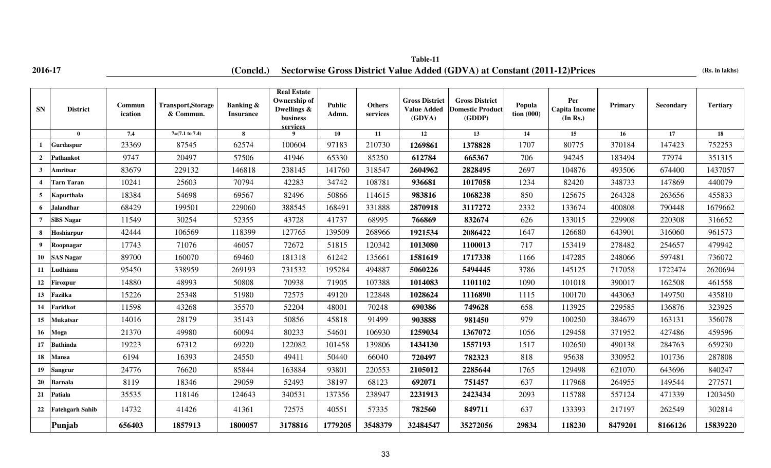2016-17

**Table-11**

**(Concld.) Sectorwise Gross District Value Added (GDVA) at Constant (2011-12)Prices**

(Rs. in lakhs)

| SN | District | Commun ication | Transport,Storage & Commun. | Banking & Insurance | Real Estate Ownership of Dwellings & business services | Public Admn. | Others services | Gross District Value Added (GDVA) | Gross District Domestic Product (GDDP) | Popula tion (000) | Per Capita Income (In Rs.) | Primary | Secondary | Tertiary |
|---|---|---|---|---|---|---|---|---|---|---|---|---|---|---|
| | 0 | 7.4 | 7=(7.1 to 7.4) | 8 | 9 | 10 | 11 | 12 | 13 | 14 | 15 | 16 | 17 | 18 |
| 1 | Gurdaspur | 23369 | 87545 | 62574 | 100604 | 97183 | 210730 | **1269861** | **1378828** | 1707 | 80775 | 370184 | 147423 | 752253 |
| 2 | Pathankot | 9747 | 20497 | 57506 | 41946 | 65330 | 85250 | **612784** | **665367** | 706 | 94245 | 183494 | 77974 | 351315 |
| 3 | Amritsar | 83679 | 229132 | 146818 | 238145 | 141760 | 318547 | **2604962** | **2828495** | 2697 | 104876 | 493506 | 674400 | 1437057 |
| 4 | Tarn Taran | 10241 | 25603 | 70794 | 42283 | 34742 | 108781 | **936681** | **1017058** | 1234 | 82420 | 348733 | 147869 | 440079 |
| 5 | Kapurthala | 18384 | 54698 | 69567 | 82496 | 50866 | 114615 | **983816** | **1068238** | 850 | 125675 | 264328 | 263656 | 455833 |
| 6 | Jalandhar | 68429 | 199501 | 229060 | 388545 | 168491 | 331888 | **2870918** | **3117272** | 2332 | 133674 | 400808 | 790448 | 1679662 |
| 7 | SBS Nagar | 11549 | 30254 | 52355 | 43728 | 41737 | 68995 | **766869** | **832674** | 626 | 133015 | 229908 | 220308 | 316652 |
| 8 | Hoshiarpur | 42444 | 106569 | 118399 | 127765 | 139509 | 268966 | **1921534** | **2086422** | 1647 | 126680 | 643901 | 316060 | 961573 |
| 9 | Roopnagar | 17743 | 71076 | 46057 | 72672 | 51815 | 120342 | **1013080** | **1100013** | 717 | 153419 | 278482 | 254657 | 479942 |
| 10 | SAS Nagar | 89700 | 160070 | 69460 | 181318 | 61242 | 135661 | **1581619** | **1717338** | 1166 | 147285 | 248066 | 597481 | 736072 |
| 11 | Ludhiana | 95450 | 338959 | 269193 | 731532 | 195284 | 494887 | **5060226** | **5494445** | 3786 | 145125 | 717058 | 1722474 | 2620694 |
| 12 | Firozpur | 14880 | 48993 | 50808 | 70938 | 71905 | 107388 | **1014083** | **1101102** | 1090 | 101018 | 390017 | 162508 | 461558 |
| 13 | Fazilka | 15226 | 25348 | 51980 | 72575 | 49120 | 122848 | **1028624** | **1116890** | 1115 | 100170 | 443063 | 149750 | 435810 |
| 14 | Faridkot | 11598 | 43268 | 35570 | 52204 | 48001 | 70248 | **690386** | **749628** | 658 | 113925 | 229585 | 136876 | 323925 |
| 15 | Mukatsar | 14016 | 28179 | 35143 | 50856 | 45818 | 91499 | **903888** | **981450** | 979 | 100250 | 384679 | 163131 | 356078 |
| 16 | Moga | 21370 | 49980 | 60094 | 80233 | 54601 | 106930 | **1259034** | **1367072** | 1056 | 129458 | 371952 | 427486 | 459596 |
| 17 | Bathinda | 19223 | 67312 | 69220 | 122082 | 101458 | 139806 | **1434130** | **1557193** | 1517 | 102650 | 490138 | 284763 | 659230 |
| 18 | Mansa | 6194 | 16393 | 24550 | 49411 | 50440 | 66040 | **720497** | **782323** | 818 | 95638 | 330952 | 101736 | 287808 |
| 19 | Sangrur | 24776 | 76620 | 85844 | 163884 | 93801 | 220553 | **2105012** | **2285644** | 1765 | 129498 | 621070 | 643696 | 840247 |
| 20 | Barnala | 8119 | 18346 | 29059 | 52493 | 38197 | 68123 | **692071** | **751457** | 637 | 117968 | 264955 | 149544 | 277571 |
| 21 | Patiala | 35535 | 118146 | 124643 | 340531 | 137356 | 238947 | **2231913** | **2423434** | 2093 | 115788 | 557124 | 471339 | 1203450 |
| 22 | Fatehgarh Sahib | 14732 | 41426 | 41361 | 72575 | 40551 | 57335 | **782560** | **849711** | 637 | 133393 | 217197 | 262549 | 302814 |
| | **Punjab** | **656403** | **1857913** | **1800057** | **3178816** | **1779205** | **3548379** | **32484547** | **35272056** | **29834** | **118230** | **8479201** | **8166126** | **15839220** |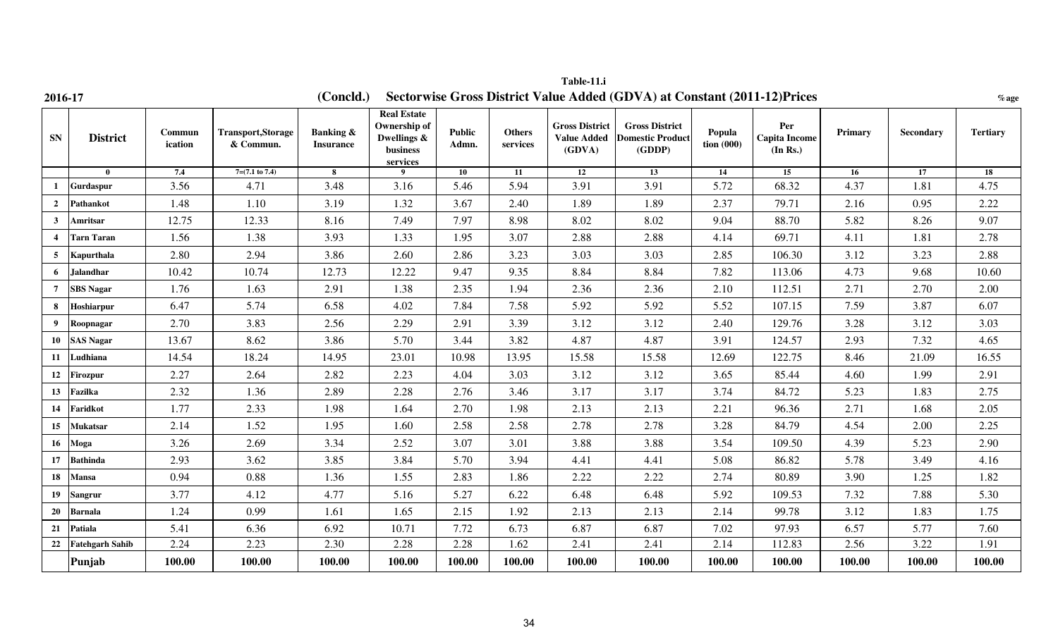**Table-11.i**

**2016-17** **(Concld.) Sectorwise Gross District Value Added (GDVA) at Constant (2011-12)Prices** %age

| SN | District | Commun ication | Transport,Storage & Commun. | Banking & Insurance | Real Estate Ownership of Dwellings & business services | Public Admn. | Others services | Gross District Value Added (GDVA) | Gross District Domestic Product (GDDP) | Popula tion (000) | Per Capita Income (In Rs.) | Primary | Secondary | Tertiary |
|---|---|---|---|---|---|---|---|---|---|---|---|---|---|---|
| | 0 | 7.4 | 7=(7.1 to 7.4) | 8 | 9 | 10 | 11 | 12 | 13 | 14 | 15 | 16 | 17 | 18 |
| 1 | Gurdaspur | 3.56 | 4.71 | 3.48 | 3.16 | 5.46 | 5.94 | 3.91 | 3.91 | 5.72 | 68.32 | 4.37 | 1.81 | 4.75 |
| 2 | Pathankot | 1.48 | 1.10 | 3.19 | 1.32 | 3.67 | 2.40 | 1.89 | 1.89 | 2.37 | 79.71 | 2.16 | 0.95 | 2.22 |
| 3 | Amritsar | 12.75 | 12.33 | 8.16 | 7.49 | 7.97 | 8.98 | 8.02 | 8.02 | 9.04 | 88.70 | 5.82 | 8.26 | 9.07 |
| 4 | Tarn Taran | 1.56 | 1.38 | 3.93 | 1.33 | 1.95 | 3.07 | 2.88 | 2.88 | 4.14 | 69.71 | 4.11 | 1.81 | 2.78 |
| 5 | Kapurthala | 2.80 | 2.94 | 3.86 | 2.60 | 2.86 | 3.23 | 3.03 | 3.03 | 2.85 | 106.30 | 3.12 | 3.23 | 2.88 |
| 6 | Jalandhar | 10.42 | 10.74 | 12.73 | 12.22 | 9.47 | 9.35 | 8.84 | 8.84 | 7.82 | 113.06 | 4.73 | 9.68 | 10.60 |
| 7 | SBS Nagar | 1.76 | 1.63 | 2.91 | 1.38 | 2.35 | 1.94 | 2.36 | 2.36 | 2.10 | 112.51 | 2.71 | 2.70 | 2.00 |
| 8 | Hoshiarpur | 6.47 | 5.74 | 6.58 | 4.02 | 7.84 | 7.58 | 5.92 | 5.92 | 5.52 | 107.15 | 7.59 | 3.87 | 6.07 |
| 9 | Roopnagar | 2.70 | 3.83 | 2.56 | 2.29 | 2.91 | 3.39 | 3.12 | 3.12 | 2.40 | 129.76 | 3.28 | 3.12 | 3.03 |
| 10 | SAS Nagar | 13.67 | 8.62 | 3.86 | 5.70 | 3.44 | 3.82 | 4.87 | 4.87 | 3.91 | 124.57 | 2.93 | 7.32 | 4.65 |
| 11 | Ludhiana | 14.54 | 18.24 | 14.95 | 23.01 | 10.98 | 13.95 | 15.58 | 15.58 | 12.69 | 122.75 | 8.46 | 21.09 | 16.55 |
| 12 | Firozpur | 2.27 | 2.64 | 2.82 | 2.23 | 4.04 | 3.03 | 3.12 | 3.12 | 3.65 | 85.44 | 4.60 | 1.99 | 2.91 |
| 13 | Fazilka | 2.32 | 1.36 | 2.89 | 2.28 | 2.76 | 3.46 | 3.17 | 3.17 | 3.74 | 84.72 | 5.23 | 1.83 | 2.75 |
| 14 | Faridkot | 1.77 | 2.33 | 1.98 | 1.64 | 2.70 | 1.98 | 2.13 | 2.13 | 2.21 | 96.36 | 2.71 | 1.68 | 2.05 |
| 15 | Mukatsar | 2.14 | 1.52 | 1.95 | 1.60 | 2.58 | 2.58 | 2.78 | 2.78 | 3.28 | 84.79 | 4.54 | 2.00 | 2.25 |
| 16 | Moga | 3.26 | 2.69 | 3.34 | 2.52 | 3.07 | 3.01 | 3.88 | 3.88 | 3.54 | 109.50 | 4.39 | 5.23 | 2.90 |
| 17 | Bathinda | 2.93 | 3.62 | 3.85 | 3.84 | 5.70 | 3.94 | 4.41 | 4.41 | 5.08 | 86.82 | 5.78 | 3.49 | 4.16 |
| 18 | Mansa | 0.94 | 0.88 | 1.36 | 1.55 | 2.83 | 1.86 | 2.22 | 2.22 | 2.74 | 80.89 | 3.90 | 1.25 | 1.82 |
| 19 | Sangrur | 3.77 | 4.12 | 4.77 | 5.16 | 5.27 | 6.22 | 6.48 | 6.48 | 5.92 | 109.53 | 7.32 | 7.88 | 5.30 |
| 20 | Barnala | 1.24 | 0.99 | 1.61 | 1.65 | 2.15 | 1.92 | 2.13 | 2.13 | 2.14 | 99.78 | 3.12 | 1.83 | 1.75 |
| 21 | Patiala | 5.41 | 6.36 | 6.92 | 10.71 | 7.72 | 6.73 | 6.87 | 6.87 | 7.02 | 97.93 | 6.57 | 5.77 | 7.60 |
| 22 | Fatehgarh Sahib | 2.24 | 2.23 | 2.30 | 2.28 | 2.28 | 1.62 | 2.41 | 2.41 | 2.14 | 112.83 | 2.56 | 3.22 | 1.91 |
| | **Punjab** | **100.00** | **100.00** | **100.00** | **100.00** | **100.00** | **100.00** | **100.00** | **100.00** | **100.00** | **100.00** | **100.00** | **100.00** | **100.00** |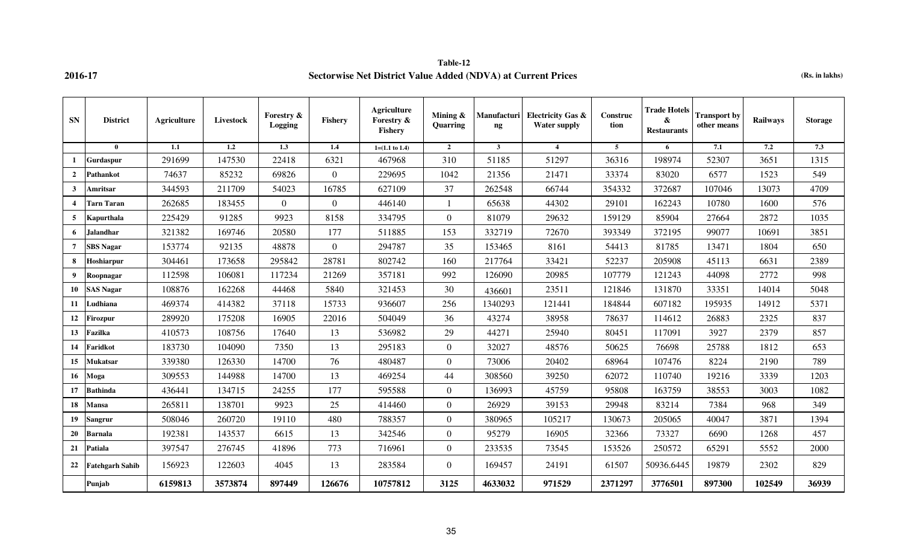**2016-17**

**Table-12**

**Sectorwise Net District Value Added (NDVA) at Current Prices**

**(Rs. in lakhs)**

| SN | District | Agriculture | Livestock | Forestry & Logging | Fishery | Agriculture Forestry & Fishery | Mining & Quarring | Manufacturing | Electricity Gas & Water supply | Construction | Trade Hotels & Restaurants | Transport by other means | Railways | Storage |
|---|---|---|---|---|---|---|---|---|---|---|---|---|---|---|
| | 0 | 1.1 | 1.2 | 1.3 | 1.4 | 1=(1.1 to 1.4) | 2 | 3 | 4 | 5 | 6 | 7.1 | 7.2 | 7.3 |
| 1 | Gurdaspur | 291699 | 147530 | 22418 | 6321 | 467968 | 310 | 51185 | 51297 | 36316 | 198974 | 52307 | 3651 | 1315 |
| 2 | Pathankot | 74637 | 85232 | 69826 | 0 | 229695 | 1042 | 21356 | 21471 | 33374 | 83020 | 6577 | 1523 | 549 |
| 3 | Amritsar | 344593 | 211709 | 54023 | 16785 | 627109 | 37 | 262548 | 66744 | 354332 | 372687 | 107046 | 13073 | 4709 |
| 4 | Tarn Taran | 262685 | 183455 | 0 | 0 | 446140 | 1 | 65638 | 44302 | 29101 | 162243 | 10780 | 1600 | 576 |
| 5 | Kapurthala | 225429 | 91285 | 9923 | 8158 | 334795 | 0 | 81079 | 29632 | 159129 | 85904 | 27664 | 2872 | 1035 |
| 6 | Jalandhar | 321382 | 169746 | 20580 | 177 | 511885 | 153 | 332719 | 72670 | 393349 | 372195 | 99077 | 10691 | 3851 |
| 7 | SBS Nagar | 153774 | 92135 | 48878 | 0 | 294787 | 35 | 153465 | 8161 | 54413 | 81785 | 13471 | 1804 | 650 |
| 8 | Hoshiarpur | 304461 | 173658 | 295842 | 28781 | 802742 | 160 | 217764 | 33421 | 52237 | 205908 | 45113 | 6631 | 2389 |
| 9 | Roopnagar | 112598 | 106081 | 117234 | 21269 | 357181 | 992 | 126090 | 20985 | 107779 | 121243 | 44098 | 2772 | 998 |
| 10 | SAS Nagar | 108876 | 162268 | 44468 | 5840 | 321453 | 30 | 436601 | 23511 | 121846 | 131870 | 33351 | 14014 | 5048 |
| 11 | Ludhiana | 469374 | 414382 | 37118 | 15733 | 936607 | 256 | 1340293 | 121441 | 184844 | 607182 | 195935 | 14912 | 5371 |
| 12 | Firozpur | 289920 | 175208 | 16905 | 22016 | 504049 | 36 | 43274 | 38958 | 78637 | 114612 | 26883 | 2325 | 837 |
| 13 | Fazilka | 410573 | 108756 | 17640 | 13 | 536982 | 29 | 44271 | 25940 | 80451 | 117091 | 3927 | 2379 | 857 |
| 14 | Faridkot | 183730 | 104090 | 7350 | 13 | 295183 | 0 | 32027 | 48576 | 50625 | 76698 | 25788 | 1812 | 653 |
| 15 | Mukatsar | 339380 | 126330 | 14700 | 76 | 480487 | 0 | 73006 | 20402 | 68964 | 107476 | 8224 | 2190 | 789 |
| 16 | Moga | 309553 | 144988 | 14700 | 13 | 469254 | 44 | 308560 | 39250 | 62072 | 110740 | 19216 | 3339 | 1203 |
| 17 | Bathinda | 436441 | 134715 | 24255 | 177 | 595588 | 0 | 136993 | 45759 | 95808 | 163759 | 38553 | 3003 | 1082 |
| 18 | Mansa | 265811 | 138701 | 9923 | 25 | 414460 | 0 | 26929 | 39153 | 29948 | 83214 | 7384 | 968 | 349 |
| 19 | Sangrur | 508046 | 260720 | 19110 | 480 | 788357 | 0 | 380965 | 105217 | 130673 | 205065 | 40047 | 3871 | 1394 |
| 20 | Barnala | 192381 | 143537 | 6615 | 13 | 342546 | 0 | 95279 | 16905 | 32366 | 73327 | 6690 | 1268 | 457 |
| 21 | Patiala | 397547 | 276745 | 41896 | 773 | 716961 | 0 | 233535 | 73545 | 153526 | 250572 | 65291 | 5552 | 2000 |
| 22 | Fatehgarh Sahib | 156923 | 122603 | 4045 | 13 | 283584 | 0 | 169457 | 24191 | 61507 | 50936.6445 | 19879 | 2302 | 829 |
| | **Punjab** | **6159813** | **3573874** | **897449** | **126676** | **10757812** | **3125** | **4633032** | **971529** | **2371297** | **3776501** | **897300** | **102549** | **36939** |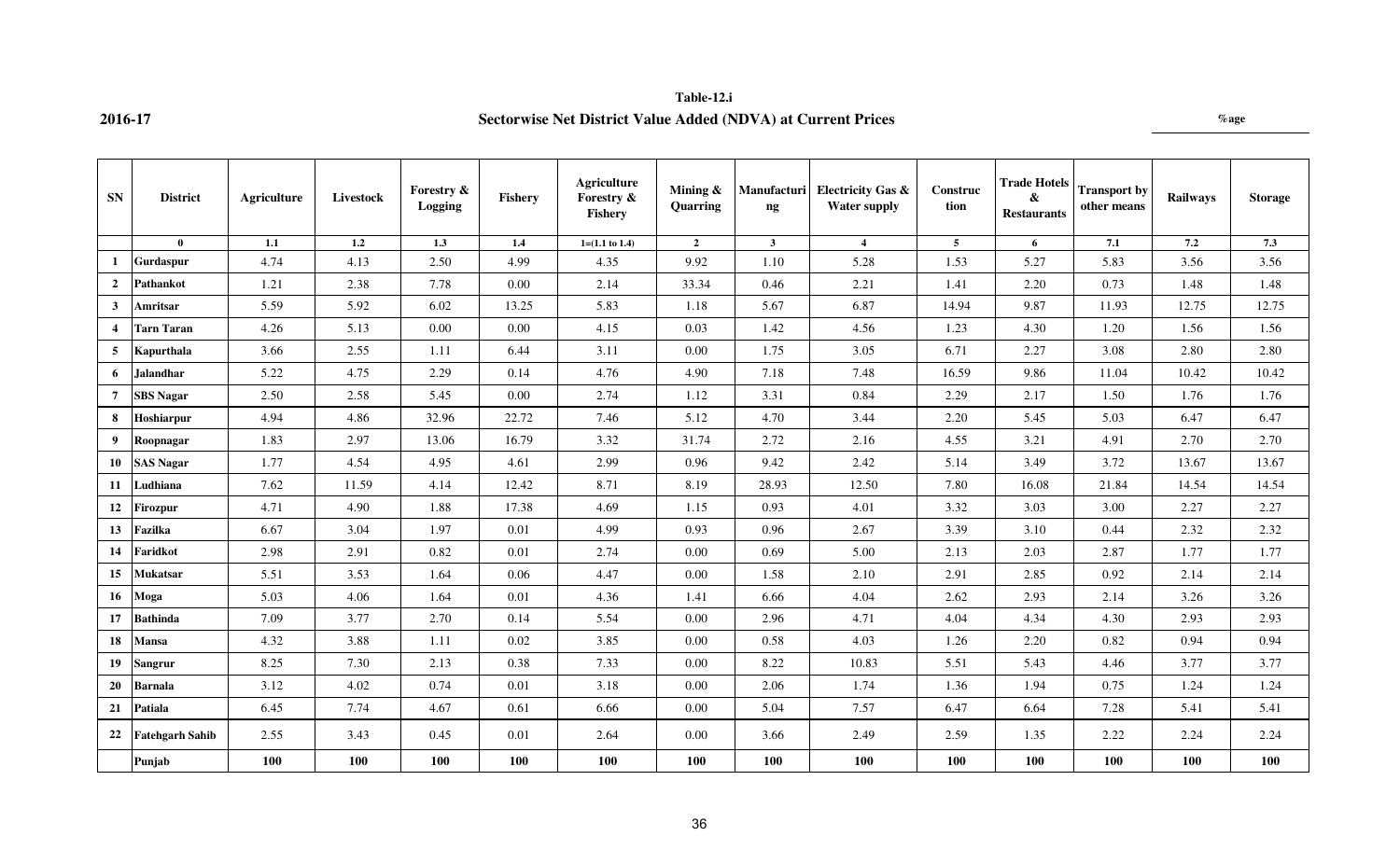**2016-17**

**Table-12.i**

**Sectorwise Net District Value Added (NDVA) at Current Prices**

**%age**

| SN | District | Agriculture | Livestock | Forestry & Logging | Fishery | Agriculture Forestry & Fishery | Mining & Quarring | Manufacturing | Electricity Gas & Water supply | Construction | Trade Hotels & Restaurants | Transport by other means | Railways | Storage |
|---|---|---|---|---|---|---|---|---|---|---|---|---|---|---|
| | **0** | **1.1** | **1.2** | **1.3** | **1.4** | **1=(1.1 to 1.4)** | **2** | **3** | **4** | **5** | **6** | **7.1** | **7.2** | **7.3** |
| **1** | **Gurdaspur** | 4.74 | 4.13 | 2.50 | 4.99 | 4.35 | 9.92 | 1.10 | 5.28 | 1.53 | 5.27 | 5.83 | 3.56 | 3.56 |
| **2** | **Pathankot** | 1.21 | 2.38 | 7.78 | 0.00 | 2.14 | 33.34 | 0.46 | 2.21 | 1.41 | 2.20 | 0.73 | 1.48 | 1.48 |
| **3** | **Amritsar** | 5.59 | 5.92 | 6.02 | 13.25 | 5.83 | 1.18 | 5.67 | 6.87 | 14.94 | 9.87 | 11.93 | 12.75 | 12.75 |
| **4** | **Tarn Taran** | 4.26 | 5.13 | 0.00 | 0.00 | 4.15 | 0.03 | 1.42 | 4.56 | 1.23 | 4.30 | 1.20 | 1.56 | 1.56 |
| **5** | **Kapurthala** | 3.66 | 2.55 | 1.11 | 6.44 | 3.11 | 0.00 | 1.75 | 3.05 | 6.71 | 2.27 | 3.08 | 2.80 | 2.80 |
| **6** | **Jalandhar** | 5.22 | 4.75 | 2.29 | 0.14 | 4.76 | 4.90 | 7.18 | 7.48 | 16.59 | 9.86 | 11.04 | 10.42 | 10.42 |
| **7** | **SBS Nagar** | 2.50 | 2.58 | 5.45 | 0.00 | 2.74 | 1.12 | 3.31 | 0.84 | 2.29 | 2.17 | 1.50 | 1.76 | 1.76 |
| **8** | **Hoshiarpur** | 4.94 | 4.86 | 32.96 | 22.72 | 7.46 | 5.12 | 4.70 | 3.44 | 2.20 | 5.45 | 5.03 | 6.47 | 6.47 |
| **9** | **Roopnagar** | 1.83 | 2.97 | 13.06 | 16.79 | 3.32 | 31.74 | 2.72 | 2.16 | 4.55 | 3.21 | 4.91 | 2.70 | 2.70 |
| **10** | **SAS Nagar** | 1.77 | 4.54 | 4.95 | 4.61 | 2.99 | 0.96 | 9.42 | 2.42 | 5.14 | 3.49 | 3.72 | 13.67 | 13.67 |
| **11** | **Ludhiana** | 7.62 | 11.59 | 4.14 | 12.42 | 8.71 | 8.19 | 28.93 | 12.50 | 7.80 | 16.08 | 21.84 | 14.54 | 14.54 |
| **12** | **Firozpur** | 4.71 | 4.90 | 1.88 | 17.38 | 4.69 | 1.15 | 0.93 | 4.01 | 3.32 | 3.03 | 3.00 | 2.27 | 2.27 |
| **13** | **Fazilka** | 6.67 | 3.04 | 1.97 | 0.01 | 4.99 | 0.93 | 0.96 | 2.67 | 3.39 | 3.10 | 0.44 | 2.32 | 2.32 |
| **14** | **Faridkot** | 2.98 | 2.91 | 0.82 | 0.01 | 2.74 | 0.00 | 0.69 | 5.00 | 2.13 | 2.03 | 2.87 | 1.77 | 1.77 |
| **15** | **Mukatsar** | 5.51 | 3.53 | 1.64 | 0.06 | 4.47 | 0.00 | 1.58 | 2.10 | 2.91 | 2.85 | 0.92 | 2.14 | 2.14 |
| **16** | **Moga** | 5.03 | 4.06 | 1.64 | 0.01 | 4.36 | 1.41 | 6.66 | 4.04 | 2.62 | 2.93 | 2.14 | 3.26 | 3.26 |
| **17** | **Bathinda** | 7.09 | 3.77 | 2.70 | 0.14 | 5.54 | 0.00 | 2.96 | 4.71 | 4.04 | 4.34 | 4.30 | 2.93 | 2.93 |
| **18** | **Mansa** | 4.32 | 3.88 | 1.11 | 0.02 | 3.85 | 0.00 | 0.58 | 4.03 | 1.26 | 2.20 | 0.82 | 0.94 | 0.94 |
| **19** | **Sangrur** | 8.25 | 7.30 | 2.13 | 0.38 | 7.33 | 0.00 | 8.22 | 10.83 | 5.51 | 5.43 | 4.46 | 3.77 | 3.77 |
| **20** | **Barnala** | 3.12 | 4.02 | 0.74 | 0.01 | 3.18 | 0.00 | 2.06 | 1.74 | 1.36 | 1.94 | 0.75 | 1.24 | 1.24 |
| **21** | **Patiala** | 6.45 | 7.74 | 4.67 | 0.61 | 6.66 | 0.00 | 5.04 | 7.57 | 6.47 | 6.64 | 7.28 | 5.41 | 5.41 |
| **22** | **Fatehgarh Sahib** | 2.55 | 3.43 | 0.45 | 0.01 | 2.64 | 0.00 | 3.66 | 2.49 | 2.59 | 1.35 | 2.22 | 2.24 | 2.24 |
| | **Punjab** | **100** | **100** | **100** | **100** | **100** | **100** | **100** | **100** | **100** | **100** | **100** | **100** | **100** |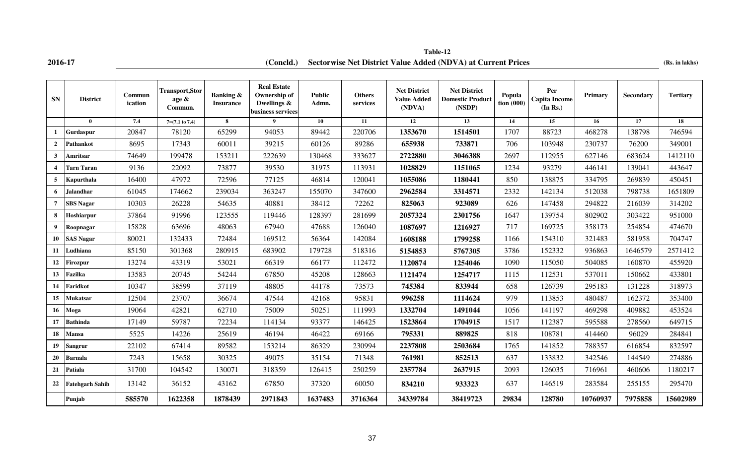**Table-12**

**2016-17** **(Concld.) Sectorwise Net District Value Added (NDVA) at Current Prices** **(Rs. in lakhs)**

| SN | District | Communication | Transport,Storage & Commun. | Banking & Insurance | Real Estate Ownership of Dwellings & business services | Public Admn. | Others services | Net District Value Added (NDVA) | Net District Domestic Product (NSDP) | Population (000) | Per Capita Income (In Rs.) | Primary | Secondary | Tertiary |
|---|---|---|---|---|---|---|---|---|---|---|---|---|---|---|
| | 0 | 7.4 | 7=(7.1 to 7.4) | 8 | 9 | 10 | 11 | 12 | 13 | 14 | 15 | 16 | 17 | 18 |
| 1 | Gurdaspur | 20847 | 78120 | 65299 | 94053 | 89442 | 220706 | **1353670** | **1514501** | 1707 | 88723 | 468278 | 138798 | 746594 |
| 2 | Pathankot | 8695 | 17343 | 60011 | 39215 | 60126 | 89286 | **655938** | **733871** | 706 | 103948 | 230737 | 76200 | 349001 |
| 3 | Amritsar | 74649 | 199478 | 153211 | 222639 | 130468 | 333627 | **2722880** | **3046388** | 2697 | 112955 | 627146 | 683624 | 1412110 |
| 4 | Tarn Taran | 9136 | 22092 | 73877 | 39530 | 31975 | 113931 | **1028829** | **1151065** | 1234 | 93279 | 446141 | 139041 | 443647 |
| 5 | Kapurthala | 16400 | 47972 | 72596 | 77125 | 46814 | 120041 | **1055086** | **1180441** | 850 | 138875 | 334795 | 269839 | 450451 |
| 6 | Jalandhar | 61045 | 174662 | 239034 | 363247 | 155070 | 347600 | **2962584** | **3314571** | 2332 | 142134 | 512038 | 798738 | 1651809 |
| 7 | SBS Nagar | 10303 | 26228 | 54635 | 40881 | 38412 | 72262 | **825063** | **923089** | 626 | 147458 | 294822 | 216039 | 314202 |
| 8 | Hoshiarpur | 37864 | 91996 | 123555 | 119446 | 128397 | 281699 | **2057324** | **2301756** | 1647 | 139754 | 802902 | 303422 | 951000 |
| 9 | Roopnagar | 15828 | 63696 | 48063 | 67940 | 47688 | 126040 | **1087697** | **1216927** | 717 | 169725 | 358173 | 254854 | 474670 |
| 10 | SAS Nagar | 80021 | 132433 | 72484 | 169512 | 56364 | 142084 | **1608188** | **1799258** | 1166 | 154310 | 321483 | 581958 | 704747 |
| 11 | Ludhiana | 85150 | 301368 | 280915 | 683902 | 179728 | 518316 | **5154853** | **5767305** | 3786 | 152332 | 936863 | 1646579 | 2571412 |
| 12 | Firozpur | 13274 | 43319 | 53021 | 66319 | 66177 | 112472 | **1120874** | **1254046** | 1090 | 115050 | 504085 | 160870 | 455920 |
| 13 | Fazilka | 13583 | 20745 | 54244 | 67850 | 45208 | 128663 | **1121474** | **1254717** | 1115 | 112531 | 537011 | 150662 | 433801 |
| 14 | Faridkot | 10347 | 38599 | 37119 | 48805 | 44178 | 73573 | **745384** | **833944** | 658 | 126739 | 295183 | 131228 | 318973 |
| 15 | Mukatsar | 12504 | 23707 | 36674 | 47544 | 42168 | 95831 | **996258** | **1114624** | 979 | 113853 | 480487 | 162372 | 353400 |
| 16 | Moga | 19064 | 42821 | 62710 | 75009 | 50251 | 111993 | **1332704** | **1491044** | 1056 | 141197 | 469298 | 409882 | 453524 |
| 17 | Bathinda | 17149 | 59787 | 72234 | 114134 | 93377 | 146425 | **1523864** | **1704915** | 1517 | 112387 | 595588 | 278560 | 649715 |
| 18 | Mansa | 5525 | 14226 | 25619 | 46194 | 46422 | 69166 | **795331** | **889825** | 818 | 108781 | 414460 | 96029 | 284841 |
| 19 | Sangrur | 22102 | 67414 | 89582 | 153214 | 86329 | 230994 | **2237808** | **2503684** | 1765 | 141852 | 788357 | 616854 | 832597 |
| 20 | Barnala | 7243 | 15658 | 30325 | 49075 | 35154 | 71348 | **761981** | **852513** | 637 | 133832 | 342546 | 144549 | 274886 |
| 21 | Patiala | 31700 | 104542 | 130071 | 318359 | 126415 | 250259 | **2357784** | **2637915** | 2093 | 126035 | 716961 | 460606 | 1180217 |
| 22 | Fatehgarh Sahib | 13142 | 36152 | 43162 | 67850 | 37320 | 60050 | **834210** | **933323** | 637 | 146519 | 283584 | 255155 | 295470 |
| | **Punjab** | **585570** | **1622358** | **1878439** | **2971843** | **1637483** | **3716364** | **34339784** | **38419723** | **29834** | **128780** | **10760937** | **7975858** | **15602989** |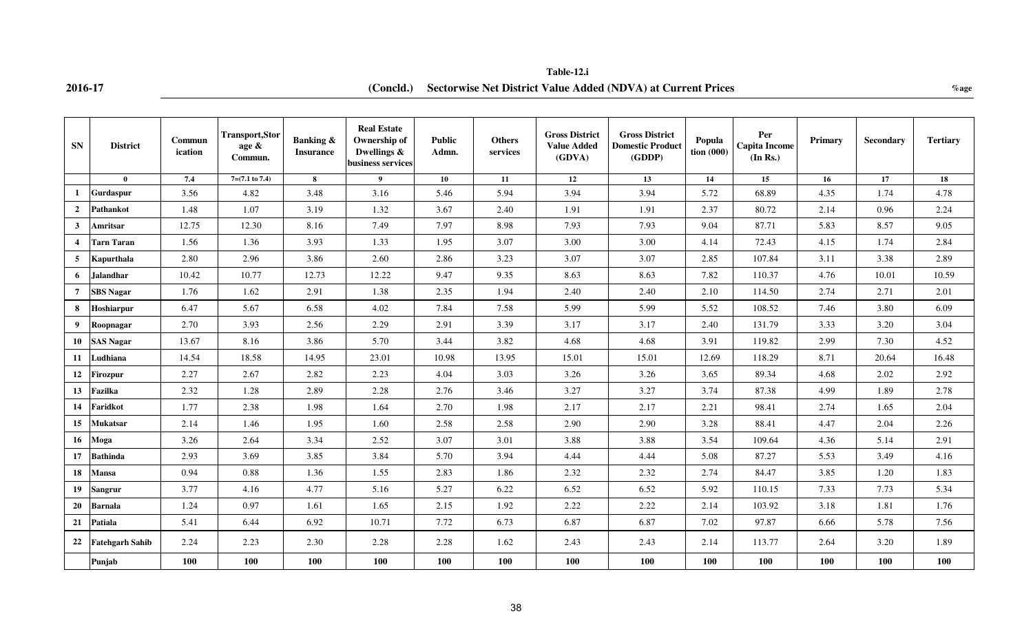**2016-17**

**Table-12.i**

**(Concld.) Sectorwise Net District Value Added (NDVA) at Current Prices**

**%age**

| SN | District | Communication | Transport,Storage & Commun. | Banking & Insurance | Real Estate Ownership of Dwellings & business services | Public Admn. | Others services | Gross District Value Added (GDVA) | Gross District Domestic Product (GDDP) | Population (000) | Per Capita Income (In Rs.) | Primary | Secondary | Tertiary |
|---|---|---|---|---|---|---|---|---|---|---|---|---|---|---|
| | 0 | 7.4 | 7=(7.1 to 7.4) | 8 | 9 | 10 | 11 | 12 | 13 | 14 | 15 | 16 | 17 | 18 |
| 1 | Gurdaspur | 3.56 | 4.82 | 3.48 | 3.16 | 5.46 | 5.94 | 3.94 | 3.94 | 5.72 | 68.89 | 4.35 | 1.74 | 4.78 |
| 2 | Pathankot | 1.48 | 1.07 | 3.19 | 1.32 | 3.67 | 2.40 | 1.91 | 1.91 | 2.37 | 80.72 | 2.14 | 0.96 | 2.24 |
| 3 | Amritsar | 12.75 | 12.30 | 8.16 | 7.49 | 7.97 | 8.98 | 7.93 | 7.93 | 9.04 | 87.71 | 5.83 | 8.57 | 9.05 |
| 4 | Tarn Taran | 1.56 | 1.36 | 3.93 | 1.33 | 1.95 | 3.07 | 3.00 | 3.00 | 4.14 | 72.43 | 4.15 | 1.74 | 2.84 |
| 5 | Kapurthala | 2.80 | 2.96 | 3.86 | 2.60 | 2.86 | 3.23 | 3.07 | 3.07 | 2.85 | 107.84 | 3.11 | 3.38 | 2.89 |
| 6 | Jalandhar | 10.42 | 10.77 | 12.73 | 12.22 | 9.47 | 9.35 | 8.63 | 8.63 | 7.82 | 110.37 | 4.76 | 10.01 | 10.59 |
| 7 | SBS Nagar | 1.76 | 1.62 | 2.91 | 1.38 | 2.35 | 1.94 | 2.40 | 2.40 | 2.10 | 114.50 | 2.74 | 2.71 | 2.01 |
| 8 | Hoshiarpur | 6.47 | 5.67 | 6.58 | 4.02 | 7.84 | 7.58 | 5.99 | 5.99 | 5.52 | 108.52 | 7.46 | 3.80 | 6.09 |
| 9 | Roopnagar | 2.70 | 3.93 | 2.56 | 2.29 | 2.91 | 3.39 | 3.17 | 3.17 | 2.40 | 131.79 | 3.33 | 3.20 | 3.04 |
| 10 | SAS Nagar | 13.67 | 8.16 | 3.86 | 5.70 | 3.44 | 3.82 | 4.68 | 4.68 | 3.91 | 119.82 | 2.99 | 7.30 | 4.52 |
| 11 | Ludhiana | 14.54 | 18.58 | 14.95 | 23.01 | 10.98 | 13.95 | 15.01 | 15.01 | 12.69 | 118.29 | 8.71 | 20.64 | 16.48 |
| 12 | Firozpur | 2.27 | 2.67 | 2.82 | 2.23 | 4.04 | 3.03 | 3.26 | 3.26 | 3.65 | 89.34 | 4.68 | 2.02 | 2.92 |
| 13 | Fazilka | 2.32 | 1.28 | 2.89 | 2.28 | 2.76 | 3.46 | 3.27 | 3.27 | 3.74 | 87.38 | 4.99 | 1.89 | 2.78 |
| 14 | Faridkot | 1.77 | 2.38 | 1.98 | 1.64 | 2.70 | 1.98 | 2.17 | 2.17 | 2.21 | 98.41 | 2.74 | 1.65 | 2.04 |
| 15 | Mukatsar | 2.14 | 1.46 | 1.95 | 1.60 | 2.58 | 2.58 | 2.90 | 2.90 | 3.28 | 88.41 | 4.47 | 2.04 | 2.26 |
| 16 | Moga | 3.26 | 2.64 | 3.34 | 2.52 | 3.07 | 3.01 | 3.88 | 3.88 | 3.54 | 109.64 | 4.36 | 5.14 | 2.91 |
| 17 | Bathinda | 2.93 | 3.69 | 3.85 | 3.84 | 5.70 | 3.94 | 4.44 | 4.44 | 5.08 | 87.27 | 5.53 | 3.49 | 4.16 |
| 18 | Mansa | 0.94 | 0.88 | 1.36 | 1.55 | 2.83 | 1.86 | 2.32 | 2.32 | 2.74 | 84.47 | 3.85 | 1.20 | 1.83 |
| 19 | Sangrur | 3.77 | 4.16 | 4.77 | 5.16 | 5.27 | 6.22 | 6.52 | 6.52 | 5.92 | 110.15 | 7.33 | 7.73 | 5.34 |
| 20 | Barnala | 1.24 | 0.97 | 1.61 | 1.65 | 2.15 | 1.92 | 2.22 | 2.22 | 2.14 | 103.92 | 3.18 | 1.81 | 1.76 |
| 21 | Patiala | 5.41 | 6.44 | 6.92 | 10.71 | 7.72 | 6.73 | 6.87 | 6.87 | 7.02 | 97.87 | 6.66 | 5.78 | 7.56 |
| 22 | Fatehgarh Sahib | 2.24 | 2.23 | 2.30 | 2.28 | 2.28 | 1.62 | 2.43 | 2.43 | 2.14 | 113.77 | 2.64 | 3.20 | 1.89 |
| | Punjab | 100 | 100 | 100 | 100 | 100 | 100 | 100 | 100 | 100 | 100 | 100 | 100 | 100 |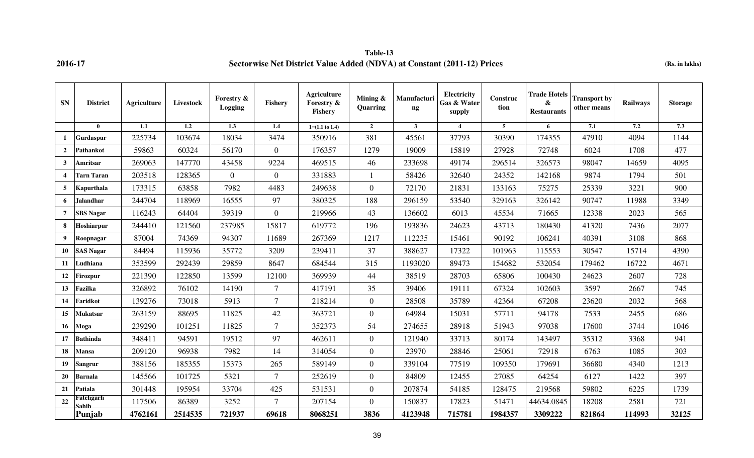**2016-17**

**Table-13**

**Sectorwise Net District Value Added (NDVA) at Constant (2011-12) Prices**

**(Rs. in lakhs)**

| SN | District | Agriculture | Livestock | Forestry & Logging | Fishery | Agriculture Forestry & Fishery | Mining & Quarring | Manufacturing | Electricity Gas & Water supply | Construction | Trade Hotels & Restaurants | Transport by other means | Railways | Storage |
|---|---|---|---|---|---|---|---|---|---|---|---|---|---|---|
| | 0 | 1.1 | 1.2 | 1.3 | 1.4 | 1=(1.1 to 1.4) | 2 | 3 | 4 | 5 | 6 | 7.1 | 7.2 | 7.3 |
| 1 | Gurdaspur | 225734 | 103674 | 18034 | 3474 | 350916 | 381 | 45561 | 37793 | 30390 | 174355 | 47910 | 4094 | 1144 |
| 2 | Pathankot | 59863 | 60324 | 56170 | 0 | 176357 | 1279 | 19009 | 15819 | 27928 | 72748 | 6024 | 1708 | 477 |
| 3 | Amritsar | 269063 | 147770 | 43458 | 9224 | 469515 | 46 | 233698 | 49174 | 296514 | 326573 | 98047 | 14659 | 4095 |
| 4 | Tarn Taran | 203518 | 128365 | 0 | 0 | 331883 | 1 | 58426 | 32640 | 24352 | 142168 | 9874 | 1794 | 501 |
| 5 | Kapurthala | 173315 | 63858 | 7982 | 4483 | 249638 | 0 | 72170 | 21831 | 133163 | 75275 | 25339 | 3221 | 900 |
| 6 | Jalandhar | 244704 | 118969 | 16555 | 97 | 380325 | 188 | 296159 | 53540 | 329163 | 326142 | 90747 | 11988 | 3349 |
| 7 | SBS Nagar | 116243 | 64404 | 39319 | 0 | 219966 | 43 | 136602 | 6013 | 45534 | 71665 | 12338 | 2023 | 565 |
| 8 | Hoshiarpur | 244410 | 121560 | 237985 | 15817 | 619772 | 196 | 193836 | 24623 | 43713 | 180430 | 41320 | 7436 | 2077 |
| 9 | Roopnagar | 87004 | 74369 | 94307 | 11689 | 267369 | 1217 | 112235 | 15461 | 90192 | 106241 | 40391 | 3108 | 868 |
| 10 | SAS Nagar | 84494 | 115936 | 35772 | 3209 | 239411 | 37 | 388627 | 17322 | 101963 | 115553 | 30547 | 15714 | 4390 |
| 11 | Ludhiana | 353599 | 292439 | 29859 | 8647 | 684544 | 315 | 1193020 | 89473 | 154682 | 532054 | 179462 | 16722 | 4671 |
| 12 | Firozpur | 221390 | 122850 | 13599 | 12100 | 369939 | 44 | 38519 | 28703 | 65806 | 100430 | 24623 | 2607 | 728 |
| 13 | Fazilka | 326892 | 76102 | 14190 | 7 | 417191 | 35 | 39406 | 19111 | 67324 | 102603 | 3597 | 2667 | 745 |
| 14 | Faridkot | 139276 | 73018 | 5913 | 7 | 218214 | 0 | 28508 | 35789 | 42364 | 67208 | 23620 | 2032 | 568 |
| 15 | Mukatsar | 263159 | 88695 | 11825 | 42 | 363721 | 0 | 64984 | 15031 | 57711 | 94178 | 7533 | 2455 | 686 |
| 16 | Moga | 239290 | 101251 | 11825 | 7 | 352373 | 54 | 274655 | 28918 | 51943 | 97038 | 17600 | 3744 | 1046 |
| 17 | Bathinda | 348411 | 94591 | 19512 | 97 | 462611 | 0 | 121940 | 33713 | 80174 | 143497 | 35312 | 3368 | 941 |
| 18 | Mansa | 209120 | 96938 | 7982 | 14 | 314054 | 0 | 23970 | 28846 | 25061 | 72918 | 6763 | 1085 | 303 |
| 19 | Sangrur | 388156 | 185355 | 15373 | 265 | 589149 | 0 | 339104 | 77519 | 109350 | 179691 | 36680 | 4340 | 1213 |
| 20 | Barnala | 145566 | 101725 | 5321 | 7 | 252619 | 0 | 84809 | 12455 | 27085 | 64254 | 6127 | 1422 | 397 |
| 21 | Patiala | 301448 | 195954 | 33704 | 425 | 531531 | 0 | 207874 | 54185 | 128475 | 219568 | 59802 | 6225 | 1739 |
| 22 | Fatehgarh Sahib | 117506 | 86389 | 3252 | 7 | 207154 | 0 | 150837 | 17823 | 51471 | 44634.0845 | 18208 | 2581 | 721 |
| | **Punjab** | **4762161** | **2514535** | **721937** | **69618** | **8068251** | **3836** | **4123948** | **715781** | **1984357** | **3309222** | **821864** | **114993** | **32125** |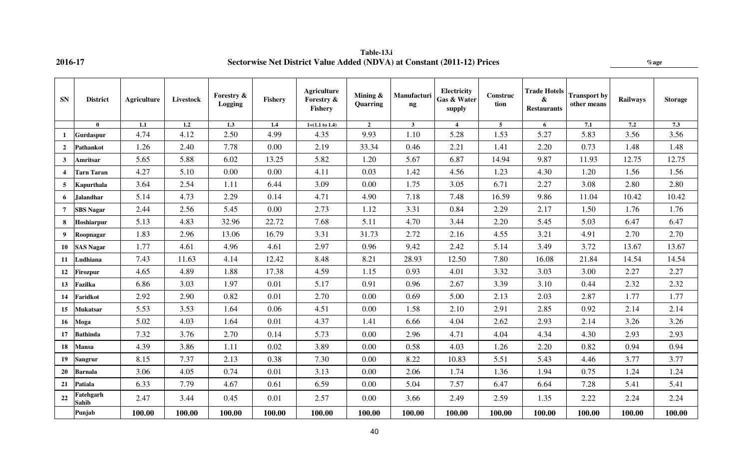**2016-17**

**Table-13.i**

**Sectorwise Net District Value Added (NDVA) at Constant (2011-12) Prices**

%age

| SN | District | Agriculture | Livestock | Forestry & Logging | Fishery | Agriculture Forestry & Fishery | Mining & Quarring | Manufacturing | Electricity Gas & Water supply | Construction | Trade Hotels & Restaurants | Transport by other means | Railways | Storage |
|---|---|---|---|---|---|---|---|---|---|---|---|---|---|---|
| | 0 | 1.1 | 1.2 | 1.3 | 1.4 | 1=(1.1 to 1.4) | 2 | 3 | 4 | 5 | 6 | 7.1 | 7.2 | 7.3 |
| 1 | Gurdaspur | 4.74 | 4.12 | 2.50 | 4.99 | 4.35 | 9.93 | 1.10 | 5.28 | 1.53 | 5.27 | 5.83 | 3.56 | 3.56 |
| 2 | Pathankot | 1.26 | 2.40 | 7.78 | 0.00 | 2.19 | 33.34 | 0.46 | 2.21 | 1.41 | 2.20 | 0.73 | 1.48 | 1.48 |
| 3 | Amritsar | 5.65 | 5.88 | 6.02 | 13.25 | 5.82 | 1.20 | 5.67 | 6.87 | 14.94 | 9.87 | 11.93 | 12.75 | 12.75 |
| 4 | Tarn Taran | 4.27 | 5.10 | 0.00 | 0.00 | 4.11 | 0.03 | 1.42 | 4.56 | 1.23 | 4.30 | 1.20 | 1.56 | 1.56 |
| 5 | Kapurthala | 3.64 | 2.54 | 1.11 | 6.44 | 3.09 | 0.00 | 1.75 | 3.05 | 6.71 | 2.27 | 3.08 | 2.80 | 2.80 |
| 6 | Jalandhar | 5.14 | 4.73 | 2.29 | 0.14 | 4.71 | 4.90 | 7.18 | 7.48 | 16.59 | 9.86 | 11.04 | 10.42 | 10.42 |
| 7 | SBS Nagar | 2.44 | 2.56 | 5.45 | 0.00 | 2.73 | 1.12 | 3.31 | 0.84 | 2.29 | 2.17 | 1.50 | 1.76 | 1.76 |
| 8 | Hoshiarpur | 5.13 | 4.83 | 32.96 | 22.72 | 7.68 | 5.11 | 4.70 | 3.44 | 2.20 | 5.45 | 5.03 | 6.47 | 6.47 |
| 9 | Roopnagar | 1.83 | 2.96 | 13.06 | 16.79 | 3.31 | 31.73 | 2.72 | 2.16 | 4.55 | 3.21 | 4.91 | 2.70 | 2.70 |
| 10 | SAS Nagar | 1.77 | 4.61 | 4.96 | 4.61 | 2.97 | 0.96 | 9.42 | 2.42 | 5.14 | 3.49 | 3.72 | 13.67 | 13.67 |
| 11 | Ludhiana | 7.43 | 11.63 | 4.14 | 12.42 | 8.48 | 8.21 | 28.93 | 12.50 | 7.80 | 16.08 | 21.84 | 14.54 | 14.54 |
| 12 | Firozpur | 4.65 | 4.89 | 1.88 | 17.38 | 4.59 | 1.15 | 0.93 | 4.01 | 3.32 | 3.03 | 3.00 | 2.27 | 2.27 |
| 13 | Fazilka | 6.86 | 3.03 | 1.97 | 0.01 | 5.17 | 0.91 | 0.96 | 2.67 | 3.39 | 3.10 | 0.44 | 2.32 | 2.32 |
| 14 | Faridkot | 2.92 | 2.90 | 0.82 | 0.01 | 2.70 | 0.00 | 0.69 | 5.00 | 2.13 | 2.03 | 2.87 | 1.77 | 1.77 |
| 15 | Mukatsar | 5.53 | 3.53 | 1.64 | 0.06 | 4.51 | 0.00 | 1.58 | 2.10 | 2.91 | 2.85 | 0.92 | 2.14 | 2.14 |
| 16 | Moga | 5.02 | 4.03 | 1.64 | 0.01 | 4.37 | 1.41 | 6.66 | 4.04 | 2.62 | 2.93 | 2.14 | 3.26 | 3.26 |
| 17 | Bathinda | 7.32 | 3.76 | 2.70 | 0.14 | 5.73 | 0.00 | 2.96 | 4.71 | 4.04 | 4.34 | 4.30 | 2.93 | 2.93 |
| 18 | Mansa | 4.39 | 3.86 | 1.11 | 0.02 | 3.89 | 0.00 | 0.58 | 4.03 | 1.26 | 2.20 | 0.82 | 0.94 | 0.94 |
| 19 | Sangrur | 8.15 | 7.37 | 2.13 | 0.38 | 7.30 | 0.00 | 8.22 | 10.83 | 5.51 | 5.43 | 4.46 | 3.77 | 3.77 |
| 20 | Barnala | 3.06 | 4.05 | 0.74 | 0.01 | 3.13 | 0.00 | 2.06 | 1.74 | 1.36 | 1.94 | 0.75 | 1.24 | 1.24 |
| 21 | Patiala | 6.33 | 7.79 | 4.67 | 0.61 | 6.59 | 0.00 | 5.04 | 7.57 | 6.47 | 6.64 | 7.28 | 5.41 | 5.41 |
| 22 | Fatehgarh Sahib | 2.47 | 3.44 | 0.45 | 0.01 | 2.57 | 0.00 | 3.66 | 2.49 | 2.59 | 1.35 | 2.22 | 2.24 | 2.24 |
| | **Punjab** | **100.00** | **100.00** | **100.00** | **100.00** | **100.00** | **100.00** | **100.00** | **100.00** | **100.00** | **100.00** | **100.00** | **100.00** | **100.00** |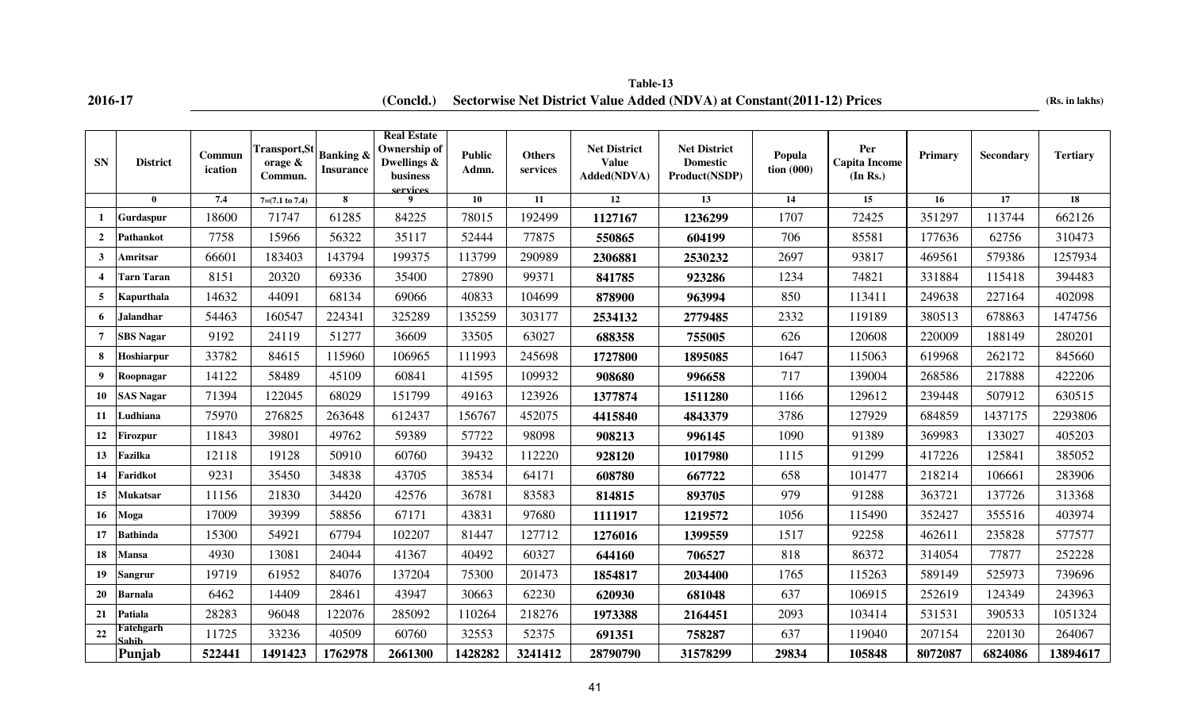**2016-17**

# Table-13

## (Concld.) Sectorwise Net District Value Added (NDVA) at Constant(2011-12) Prices

(Rs. in lakhs)

| SN | District | Communication | Transport, Storage & Commun. | Banking & Insurance | Real Estate Ownership of Dwellings & business services | Public Admn. | Others services | Net District Value Added(NDVA) | Net District Domestic Product(NSDP) | Population (000) | Per Capita Income (In Rs.) | Primary | Secondary | Tertiary |
|---|---|---|---|---|---|---|---|---|---|---|---|---|---|---|
| | 0 | 7.4 | 7=(7.1 to 7.4) | 8 | 9 | 10 | 11 | 12 | 13 | 14 | 15 | 16 | 17 | 18 |
| 1 | Gurdaspur | 18600 | 71747 | 61285 | 84225 | 78015 | 192499 | **1127167** | **1236299** | 1707 | 72425 | 351297 | 113744 | 662126 |
| 2 | Pathankot | 7758 | 15966 | 56322 | 35117 | 52444 | 77875 | **550865** | **604199** | 706 | 85581 | 177636 | 62756 | 310473 |
| 3 | Amritsar | 66601 | 183403 | 143794 | 199375 | 113799 | 290989 | **2306881** | **2530232** | 2697 | 93817 | 469561 | 579386 | 1257934 |
| 4 | Tarn Taran | 8151 | 20320 | 69336 | 35400 | 27890 | 99371 | **841785** | **923286** | 1234 | 74821 | 331884 | 115418 | 394483 |
| 5 | Kapurthala | 14632 | 44091 | 68134 | 69066 | 40833 | 104699 | **878900** | **963994** | 850 | 113411 | 249638 | 227164 | 402098 |
| 6 | Jalandhar | 54463 | 160547 | 224341 | 325289 | 135259 | 303177 | **2534132** | **2779485** | 2332 | 119189 | 380513 | 678863 | 1474756 |
| 7 | SBS Nagar | 9192 | 24119 | 51277 | 36609 | 33505 | 63027 | **688358** | **755005** | 626 | 120608 | 220009 | 188149 | 280201 |
| 8 | Hoshiarpur | 33782 | 84615 | 115960 | 106965 | 111993 | 245698 | **1727800** | **1895085** | 1647 | 115063 | 619968 | 262172 | 845660 |
| 9 | Roopnagar | 14122 | 58489 | 45109 | 60841 | 41595 | 109932 | **908680** | **996658** | 717 | 139004 | 268586 | 217888 | 422206 |
| 10 | SAS Nagar | 71394 | 122045 | 68029 | 151799 | 49163 | 123926 | **1377874** | **1511280** | 1166 | 129612 | 239448 | 507912 | 630515 |
| 11 | Ludhiana | 75970 | 276825 | 263648 | 612437 | 156767 | 452075 | **4415840** | **4843379** | 3786 | 127929 | 684859 | 1437175 | 2293806 |
| 12 | Firozpur | 11843 | 39801 | 49762 | 59389 | 57722 | 98098 | **908213** | **996145** | 1090 | 91389 | 369983 | 133027 | 405203 |
| 13 | Fazilka | 12118 | 19128 | 50910 | 60760 | 39432 | 112220 | **928120** | **1017980** | 1115 | 91299 | 417226 | 125841 | 385052 |
| 14 | Faridkot | 9231 | 35450 | 34838 | 43705 | 38534 | 64171 | **608780** | **667722** | 658 | 101477 | 218214 | 106661 | 283906 |
| 15 | Mukatsar | 11156 | 21830 | 34420 | 42576 | 36781 | 83583 | **814815** | **893705** | 979 | 91288 | 363721 | 137726 | 313368 |
| 16 | Moga | 17009 | 39399 | 58856 | 67171 | 43831 | 97680 | **1111917** | **1219572** | 1056 | 115490 | 352427 | 355516 | 403974 |
| 17 | Bathinda | 15300 | 54921 | 67794 | 102207 | 81447 | 127712 | **1276016** | **1399559** | 1517 | 92258 | 462611 | 235828 | 577577 |
| 18 | Mansa | 4930 | 13081 | 24044 | 41367 | 40492 | 60327 | **644160** | **706527** | 818 | 86372 | 314054 | 77877 | 252228 |
| 19 | Sangrur | 19719 | 61952 | 84076 | 137204 | 75300 | 201473 | **1854817** | **2034400** | 1765 | 115263 | 589149 | 525973 | 739696 |
| 20 | Barnala | 6462 | 14409 | 28461 | 43947 | 30663 | 62230 | **620930** | **681048** | 637 | 106915 | 252619 | 124349 | 243963 |
| 21 | Patiala | 28283 | 96048 | 122076 | 285092 | 110264 | 218276 | **1973388** | **2164451** | 2093 | 103414 | 531531 | 390533 | 1051324 |
| 22 | Fatehgarh Sahib | 11725 | 33236 | 40509 | 60760 | 32553 | 52375 | **691351** | **758287** | 637 | 119040 | 207154 | 220130 | 264067 |
| | **Punjab** | **522441** | **1491423** | **1762978** | **2661300** | **1428282** | **3241412** | **28790790** | **31578299** | **29834** | **105848** | **8072087** | **6824086** | **13894617** |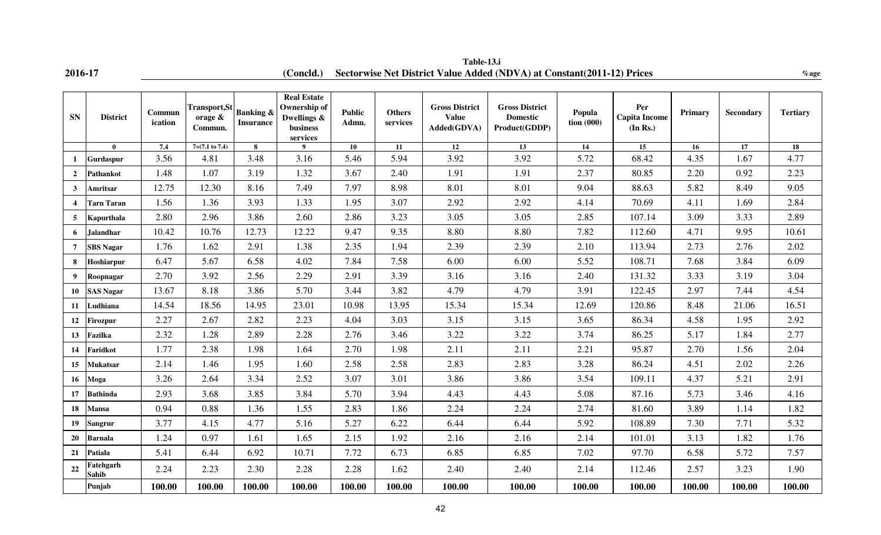**Table-13.i**

**2016-17** **(Concld.) Sectorwise Net District Value Added (NDVA) at Constant(2011-12) Prices** **%age**

| SN | District | Communication | Transport,Storage & Commun. | Banking & Insurance | Real Estate Ownership of Dwellings & business services | Public Admn. | Others services | Gross District Value Added(GDVA) | Gross District Domestic Product(GDDP) | Population (000) | Per Capita Income (In Rs.) | Primary | Secondary | Tertiary |
|---|---|---|---|---|---|---|---|---|---|---|---|---|---|---|
| | 0 | 7.4 | 7=(7.1 to 7.4) | 8 | 9 | 10 | 11 | 12 | 13 | 14 | 15 | 16 | 17 | 18 |
| 1 | Gurdaspur | 3.56 | 4.81 | 3.48 | 3.16 | 5.46 | 5.94 | 3.92 | 3.92 | 5.72 | 68.42 | 4.35 | 1.67 | 4.77 |
| 2 | Pathankot | 1.48 | 1.07 | 3.19 | 1.32 | 3.67 | 2.40 | 1.91 | 1.91 | 2.37 | 80.85 | 2.20 | 0.92 | 2.23 |
| 3 | Amritsar | 12.75 | 12.30 | 8.16 | 7.49 | 7.97 | 8.98 | 8.01 | 8.01 | 9.04 | 88.63 | 5.82 | 8.49 | 9.05 |
| 4 | Tarn Taran | 1.56 | 1.36 | 3.93 | 1.33 | 1.95 | 3.07 | 2.92 | 2.92 | 4.14 | 70.69 | 4.11 | 1.69 | 2.84 |
| 5 | Kapurthala | 2.80 | 2.96 | 3.86 | 2.60 | 2.86 | 3.23 | 3.05 | 3.05 | 2.85 | 107.14 | 3.09 | 3.33 | 2.89 |
| 6 | Jalandhar | 10.42 | 10.76 | 12.73 | 12.22 | 9.47 | 9.35 | 8.80 | 8.80 | 7.82 | 112.60 | 4.71 | 9.95 | 10.61 |
| 7 | SBS Nagar | 1.76 | 1.62 | 2.91 | 1.38 | 2.35 | 1.94 | 2.39 | 2.39 | 2.10 | 113.94 | 2.73 | 2.76 | 2.02 |
| 8 | Hoshiarpur | 6.47 | 5.67 | 6.58 | 4.02 | 7.84 | 7.58 | 6.00 | 6.00 | 5.52 | 108.71 | 7.68 | 3.84 | 6.09 |
| 9 | Roopnagar | 2.70 | 3.92 | 2.56 | 2.29 | 2.91 | 3.39 | 3.16 | 3.16 | 2.40 | 131.32 | 3.33 | 3.19 | 3.04 |
| 10 | SAS Nagar | 13.67 | 8.18 | 3.86 | 5.70 | 3.44 | 3.82 | 4.79 | 4.79 | 3.91 | 122.45 | 2.97 | 7.44 | 4.54 |
| 11 | Ludhiana | 14.54 | 18.56 | 14.95 | 23.01 | 10.98 | 13.95 | 15.34 | 15.34 | 12.69 | 120.86 | 8.48 | 21.06 | 16.51 |
| 12 | Firozpur | 2.27 | 2.67 | 2.82 | 2.23 | 4.04 | 3.03 | 3.15 | 3.15 | 3.65 | 86.34 | 4.58 | 1.95 | 2.92 |
| 13 | Fazilka | 2.32 | 1.28 | 2.89 | 2.28 | 2.76 | 3.46 | 3.22 | 3.22 | 3.74 | 86.25 | 5.17 | 1.84 | 2.77 |
| 14 | Faridkot | 1.77 | 2.38 | 1.98 | 1.64 | 2.70 | 1.98 | 2.11 | 2.11 | 2.21 | 95.87 | 2.70 | 1.56 | 2.04 |
| 15 | Mukatsar | 2.14 | 1.46 | 1.95 | 1.60 | 2.58 | 2.58 | 2.83 | 2.83 | 3.28 | 86.24 | 4.51 | 2.02 | 2.26 |
| 16 | Moga | 3.26 | 2.64 | 3.34 | 2.52 | 3.07 | 3.01 | 3.86 | 3.86 | 3.54 | 109.11 | 4.37 | 5.21 | 2.91 |
| 17 | Bathinda | 2.93 | 3.68 | 3.85 | 3.84 | 5.70 | 3.94 | 4.43 | 4.43 | 5.08 | 87.16 | 5.73 | 3.46 | 4.16 |
| 18 | Mansa | 0.94 | 0.88 | 1.36 | 1.55 | 2.83 | 1.86 | 2.24 | 2.24 | 2.74 | 81.60 | 3.89 | 1.14 | 1.82 |
| 19 | Sangrur | 3.77 | 4.15 | 4.77 | 5.16 | 5.27 | 6.22 | 6.44 | 6.44 | 5.92 | 108.89 | 7.30 | 7.71 | 5.32 |
| 20 | Barnala | 1.24 | 0.97 | 1.61 | 1.65 | 2.15 | 1.92 | 2.16 | 2.16 | 2.14 | 101.01 | 3.13 | 1.82 | 1.76 |
| 21 | Patiala | 5.41 | 6.44 | 6.92 | 10.71 | 7.72 | 6.73 | 6.85 | 6.85 | 7.02 | 97.70 | 6.58 | 5.72 | 7.57 |
| 22 | Fatehgarh Sahib | 2.24 | 2.23 | 2.30 | 2.28 | 2.28 | 1.62 | 2.40 | 2.40 | 2.14 | 112.46 | 2.57 | 3.23 | 1.90 |
| | **Punjab** | **100.00** | **100.00** | **100.00** | **100.00** | **100.00** | **100.00** | **100.00** | **100.00** | **100.00** | **100.00** | **100.00** | **100.00** | **100.00** |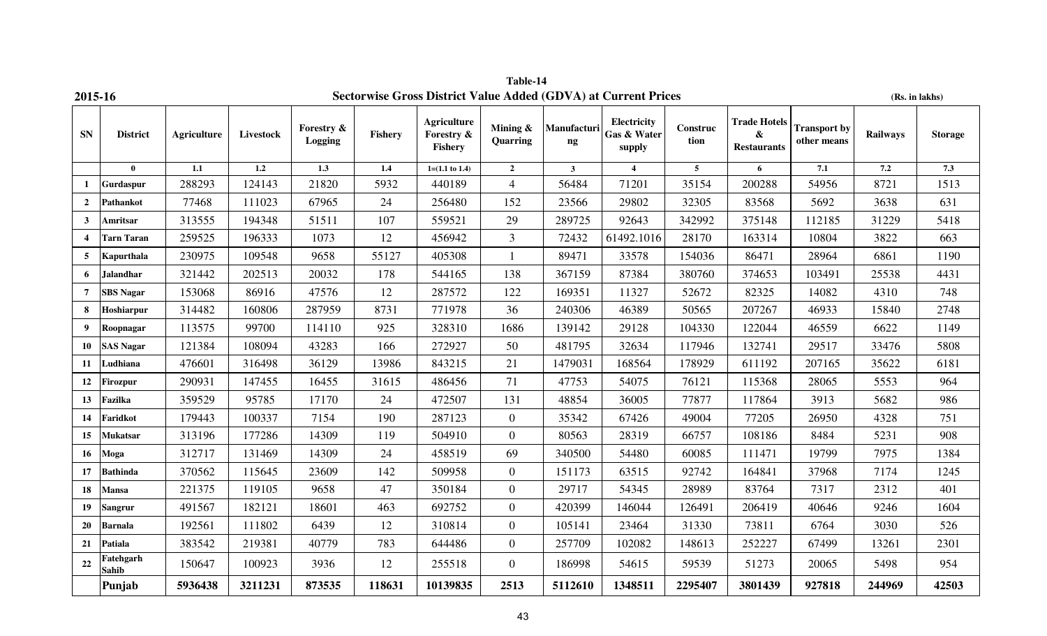**Table-14**

**2015-16** **Sectorwise Gross District Value Added (GDVA) at Current Prices** **(Rs. in lakhs)**

| SN | District | Agriculture | Livestock | Forestry & Logging | Fishery | Agriculture Forestry & Fishery | Mining & Quarring | Manufacturing | Electricity Gas & Water supply | Construction | Trade Hotels & Restaurants | Transport by other means | Railways | Storage |
|---|---|---|---|---|---|---|---|---|---|---|---|---|---|---|
| | 0 | 1.1 | 1.2 | 1.3 | 1.4 | 1=(1.1 to 1.4) | 2 | 3 | 4 | 5 | 6 | 7.1 | 7.2 | 7.3 |
| 1 | Gurdaspur | 288293 | 124143 | 21820 | 5932 | 440189 | 4 | 56484 | 71201 | 35154 | 200288 | 54956 | 8721 | 1513 |
| 2 | Pathankot | 77468 | 111023 | 67965 | 24 | 256480 | 152 | 23566 | 29802 | 32305 | 83568 | 5692 | 3638 | 631 |
| 3 | Amritsar | 313555 | 194348 | 51511 | 107 | 559521 | 29 | 289725 | 92643 | 342992 | 375148 | 112185 | 31229 | 5418 |
| 4 | Tarn Taran | 259525 | 196333 | 1073 | 12 | 456942 | 3 | 72432 | 61492.1016 | 28170 | 163314 | 10804 | 3822 | 663 |
| 5 | Kapurthala | 230975 | 109548 | 9658 | 55127 | 405308 | 1 | 89471 | 33578 | 154036 | 86471 | 28964 | 6861 | 1190 |
| 6 | Jalandhar | 321442 | 202513 | 20032 | 178 | 544165 | 138 | 367159 | 87384 | 380760 | 374653 | 103491 | 25538 | 4431 |
| 7 | SBS Nagar | 153068 | 86916 | 47576 | 12 | 287572 | 122 | 169351 | 11327 | 52672 | 82325 | 14082 | 4310 | 748 |
| 8 | Hoshiarpur | 314482 | 160806 | 287959 | 8731 | 771978 | 36 | 240306 | 46389 | 50565 | 207267 | 46933 | 15840 | 2748 |
| 9 | Roopnagar | 113575 | 99700 | 114110 | 925 | 328310 | 1686 | 139142 | 29128 | 104330 | 122044 | 46559 | 6622 | 1149 |
| 10 | SAS Nagar | 121384 | 108094 | 43283 | 166 | 272927 | 50 | 481795 | 32634 | 117946 | 132741 | 29517 | 33476 | 5808 |
| 11 | Ludhiana | 476601 | 316498 | 36129 | 13986 | 843215 | 21 | 1479031 | 168564 | 178929 | 611192 | 207165 | 35622 | 6181 |
| 12 | Firozpur | 290931 | 147455 | 16455 | 31615 | 486456 | 71 | 47753 | 54075 | 76121 | 115368 | 28065 | 5553 | 964 |
| 13 | Fazilka | 359529 | 95785 | 17170 | 24 | 472507 | 131 | 48854 | 36005 | 77877 | 117864 | 3913 | 5682 | 986 |
| 14 | Faridkot | 179443 | 100337 | 7154 | 190 | 287123 | 0 | 35342 | 67426 | 49004 | 77205 | 26950 | 4328 | 751 |
| 15 | Mukatsar | 313196 | 177286 | 14309 | 119 | 504910 | 0 | 80563 | 28319 | 66757 | 108186 | 8484 | 5231 | 908 |
| 16 | Moga | 312717 | 131469 | 14309 | 24 | 458519 | 69 | 340500 | 54480 | 60085 | 111471 | 19799 | 7975 | 1384 |
| 17 | Bathinda | 370562 | 115645 | 23609 | 142 | 509958 | 0 | 151173 | 63515 | 92742 | 164841 | 37968 | 7174 | 1245 |
| 18 | Mansa | 221375 | 119105 | 9658 | 47 | 350184 | 0 | 29717 | 54345 | 28989 | 83764 | 7317 | 2312 | 401 |
| 19 | Sangrur | 491567 | 182121 | 18601 | 463 | 692752 | 0 | 420399 | 146044 | 126491 | 206419 | 40646 | 9246 | 1604 |
| 20 | Barnala | 192561 | 111802 | 6439 | 12 | 310814 | 0 | 105141 | 23464 | 31330 | 73811 | 6764 | 3030 | 526 |
| 21 | Patiala | 383542 | 219381 | 40779 | 783 | 644486 | 0 | 257709 | 102082 | 148613 | 252227 | 67499 | 13261 | 2301 |
| 22 | Fatehgarh Sahib | 150647 | 100923 | 3936 | 12 | 255518 | 0 | 186998 | 54615 | 59539 | 51273 | 20065 | 5498 | 954 |
| | **Punjab** | **5936438** | **3211231** | **873535** | **118631** | **10139835** | **2513** | **5112610** | **1348511** | **2295407** | **3801439** | **927818** | **244969** | **42503** |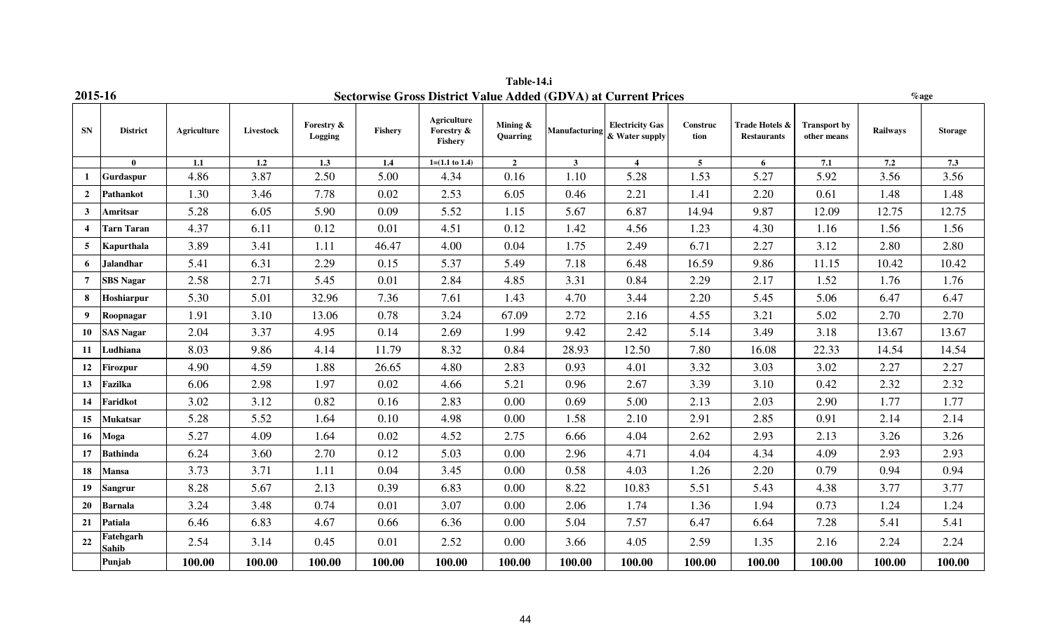**2015-16**

# Table-14.i

## Sectorwise Gross District Value Added (GDVA) at Current Prices

%age

| SN | District | Agriculture | Livestock | Forestry & Logging | Fishery | Agriculture Forestry & Fishery | Mining & Quarring | Manufacturing | Electricity Gas & Water supply | Construction | Trade Hotels & Restaurants | Transport by other means | Railways | Storage |
|---|---|---|---|---|---|---|---|---|---|---|---|---|---|---|
| | 0 | 1.1 | 1.2 | 1.3 | 1.4 | 1=(1.1 to 1.4) | 2 | 3 | 4 | 5 | 6 | 7.1 | 7.2 | 7.3 |
| 1 | Gurdaspur | 4.86 | 3.87 | 2.50 | 5.00 | 4.34 | 0.16 | 1.10 | 5.28 | 1.53 | 5.27 | 5.92 | 3.56 | 3.56 |
| 2 | Pathankot | 1.30 | 3.46 | 7.78 | 0.02 | 2.53 | 6.05 | 0.46 | 2.21 | 1.41 | 2.20 | 0.61 | 1.48 | 1.48 |
| 3 | Amritsar | 5.28 | 6.05 | 5.90 | 0.09 | 5.52 | 1.15 | 5.67 | 6.87 | 14.94 | 9.87 | 12.09 | 12.75 | 12.75 |
| 4 | Tarn Taran | 4.37 | 6.11 | 0.12 | 0.01 | 4.51 | 0.12 | 1.42 | 4.56 | 1.23 | 4.30 | 1.16 | 1.56 | 1.56 |
| 5 | Kapurthala | 3.89 | 3.41 | 1.11 | 46.47 | 4.00 | 0.04 | 1.75 | 2.49 | 6.71 | 2.27 | 3.12 | 2.80 | 2.80 |
| 6 | Jalandhar | 5.41 | 6.31 | 2.29 | 0.15 | 5.37 | 5.49 | 7.18 | 6.48 | 16.59 | 9.86 | 11.15 | 10.42 | 10.42 |
| 7 | SBS Nagar | 2.58 | 2.71 | 5.45 | 0.01 | 2.84 | 4.85 | 3.31 | 0.84 | 2.29 | 2.17 | 1.52 | 1.76 | 1.76 |
| 8 | Hoshiarpur | 5.30 | 5.01 | 32.96 | 7.36 | 7.61 | 1.43 | 4.70 | 3.44 | 2.20 | 5.45 | 5.06 | 6.47 | 6.47 |
| 9 | Roopnagar | 1.91 | 3.10 | 13.06 | 0.78 | 3.24 | 67.09 | 2.72 | 2.16 | 4.55 | 3.21 | 5.02 | 2.70 | 2.70 |
| 10 | SAS Nagar | 2.04 | 3.37 | 4.95 | 0.14 | 2.69 | 1.99 | 9.42 | 2.42 | 5.14 | 3.49 | 3.18 | 13.67 | 13.67 |
| 11 | Ludhiana | 8.03 | 9.86 | 4.14 | 11.79 | 8.32 | 0.84 | 28.93 | 12.50 | 7.80 | 16.08 | 22.33 | 14.54 | 14.54 |
| 12 | Firozpur | 4.90 | 4.59 | 1.88 | 26.65 | 4.80 | 2.83 | 0.93 | 4.01 | 3.32 | 3.03 | 3.02 | 2.27 | 2.27 |
| 13 | Fazilka | 6.06 | 2.98 | 1.97 | 0.02 | 4.66 | 5.21 | 0.96 | 2.67 | 3.39 | 3.10 | 0.42 | 2.32 | 2.32 |
| 14 | Faridkot | 3.02 | 3.12 | 0.82 | 0.16 | 2.83 | 0.00 | 0.69 | 5.00 | 2.13 | 2.03 | 2.90 | 1.77 | 1.77 |
| 15 | Mukatsar | 5.28 | 5.52 | 1.64 | 0.10 | 4.98 | 0.00 | 1.58 | 2.10 | 2.91 | 2.85 | 0.91 | 2.14 | 2.14 |
| 16 | Moga | 5.27 | 4.09 | 1.64 | 0.02 | 4.52 | 2.75 | 6.66 | 4.04 | 2.62 | 2.93 | 2.13 | 3.26 | 3.26 |
| 17 | Bathinda | 6.24 | 3.60 | 2.70 | 0.12 | 5.03 | 0.00 | 2.96 | 4.71 | 4.04 | 4.34 | 4.09 | 2.93 | 2.93 |
| 18 | Mansa | 3.73 | 3.71 | 1.11 | 0.04 | 3.45 | 0.00 | 0.58 | 4.03 | 1.26 | 2.20 | 0.79 | 0.94 | 0.94 |
| 19 | Sangrur | 8.28 | 5.67 | 2.13 | 0.39 | 6.83 | 0.00 | 8.22 | 10.83 | 5.51 | 5.43 | 4.38 | 3.77 | 3.77 |
| 20 | Barnala | 3.24 | 3.48 | 0.74 | 0.01 | 3.07 | 0.00 | 2.06 | 1.74 | 1.36 | 1.94 | 0.73 | 1.24 | 1.24 |
| 21 | Patiala | 6.46 | 6.83 | 4.67 | 0.66 | 6.36 | 0.00 | 5.04 | 7.57 | 6.47 | 6.64 | 7.28 | 5.41 | 5.41 |
| 22 | Fatehgarh Sahib | 2.54 | 3.14 | 0.45 | 0.01 | 2.52 | 0.00 | 3.66 | 4.05 | 2.59 | 1.35 | 2.16 | 2.24 | 2.24 |
| | **Punjab** | **100.00** | **100.00** | **100.00** | **100.00** | **100.00** | **100.00** | **100.00** | **100.00** | **100.00** | **100.00** | **100.00** | **100.00** | **100.00** |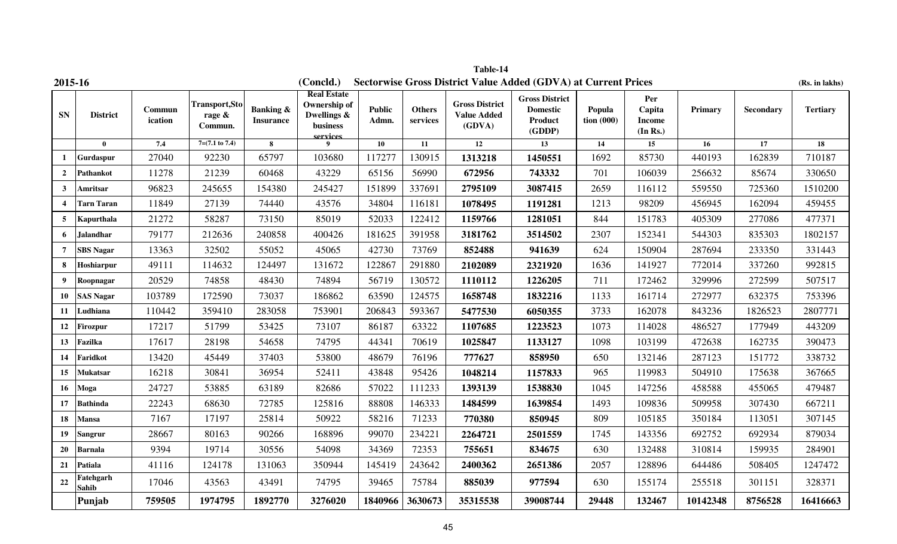**Table-14**

**2015-16** **(Concld.) Sectorwise Gross District Value Added (GDVA) at Current Prices** **(Rs. in lakhs)**

| SN | District | Commun ication | Transport,Storage & Commun. | Banking & Insurance | Real Estate Ownership of Dwellings & business services | Public Admn. | Others services | Gross District Value Added (GDVA) | Gross District Domestic Product (GDDP) | Population (000) | Per Capita Income (In Rs.) | Primary | Secondary | Tertiary |
|---|---|---|---|---|---|---|---|---|---|---|---|---|---|---|
| | 0 | 7.4 | 7=(7.1 to 7.4) | 8 | 9 | 10 | 11 | 12 | 13 | 14 | 15 | 16 | 17 | 18 |
| 1 | Gurdaspur | 27040 | 92230 | 65797 | 103680 | 117277 | 130915 | **1313218** | **1450551** | 1692 | 85730 | 440193 | 162839 | 710187 |
| 2 | Pathankot | 11278 | 21239 | 60468 | 43229 | 65156 | 56990 | **672956** | **743332** | 701 | 106039 | 256632 | 85674 | 330650 |
| 3 | Amritsar | 96823 | 245655 | 154380 | 245427 | 151899 | 337691 | **2795109** | **3087415** | 2659 | 116112 | 559550 | 725360 | 1510200 |
| 4 | Tarn Taran | 11849 | 27139 | 74440 | 43576 | 34804 | 116181 | **1078495** | **1191281** | 1213 | 98209 | 456945 | 162094 | 459455 |
| 5 | Kapurthala | 21272 | 58287 | 73150 | 85019 | 52033 | 122412 | **1159766** | **1281051** | 844 | 151783 | 405309 | 277086 | 477371 |
| 6 | Jalandhar | 79177 | 212636 | 240858 | 400426 | 181625 | 391958 | **3181762** | **3514502** | 2307 | 152341 | 544303 | 835303 | 1802157 |
| 7 | SBS Nagar | 13363 | 32502 | 55052 | 45065 | 42730 | 73769 | **852488** | **941639** | 624 | 150904 | 287694 | 233350 | 331443 |
| 8 | Hoshiarpur | 49111 | 114632 | 124497 | 131672 | 122867 | 291880 | **2102089** | **2321920** | 1636 | 141927 | 772014 | 337260 | 992815 |
| 9 | Roopnagar | 20529 | 74858 | 48430 | 74894 | 56719 | 130572 | **1110112** | **1226205** | 711 | 172462 | 329996 | 272599 | 507517 |
| 10 | SAS Nagar | 103789 | 172590 | 73037 | 186862 | 63590 | 124575 | **1658748** | **1832216** | 1133 | 161714 | 272977 | 632375 | 753396 |
| 11 | Ludhiana | 110442 | 359410 | 283058 | 753901 | 206843 | 593367 | **5477530** | **6050355** | 3733 | 162078 | 843236 | 1826523 | 2807771 |
| 12 | Firozpur | 17217 | 51799 | 53425 | 73107 | 86187 | 63322 | **1107685** | **1223523** | 1073 | 114028 | 486527 | 177949 | 443209 |
| 13 | Fazilka | 17617 | 28198 | 54658 | 74795 | 44341 | 70619 | **1025847** | **1133127** | 1098 | 103199 | 472638 | 162735 | 390473 |
| 14 | Faridkot | 13420 | 45449 | 37403 | 53800 | 48679 | 76196 | **777627** | **858950** | 650 | 132146 | 287123 | 151772 | 338732 |
| 15 | Mukatsar | 16218 | 30841 | 36954 | 52411 | 43848 | 95426 | **1048214** | **1157833** | 965 | 119983 | 504910 | 175638 | 367665 |
| 16 | Moga | 24727 | 53885 | 63189 | 82686 | 57022 | 111233 | **1393139** | **1538830** | 1045 | 147256 | 458588 | 455065 | 479487 |
| 17 | Bathinda | 22243 | 68630 | 72785 | 125816 | 88808 | 146333 | **1484599** | **1639854** | 1493 | 109836 | 509958 | 307430 | 667211 |
| 18 | Mansa | 7167 | 17197 | 25814 | 50922 | 58216 | 71233 | **770380** | **850945** | 809 | 105185 | 350184 | 113051 | 307145 |
| 19 | Sangrur | 28667 | 80163 | 90266 | 168896 | 99070 | 234221 | **2264721** | **2501559** | 1745 | 143356 | 692752 | 692934 | 879034 |
| 20 | Barnala | 9394 | 19714 | 30556 | 54098 | 34369 | 72353 | **755651** | **834675** | 630 | 132488 | 310814 | 159935 | 284901 |
| 21 | Patiala | 41116 | 124178 | 131063 | 350944 | 145419 | 243642 | **2400362** | **2651386** | 2057 | 128896 | 644486 | 508405 | 1247472 |
| 22 | Fatehgarh Sahib | 17046 | 43563 | 43491 | 74795 | 39465 | 75784 | **885039** | **977594** | 630 | 155174 | 255518 | 301151 | 328371 |
| | **Punjab** | **759505** | **1974795** | **1892770** | **3276020** | **1840966** | **3630673** | **35315538** | **39008744** | **29448** | **132467** | **10142348** | **8756528** | **16416663** |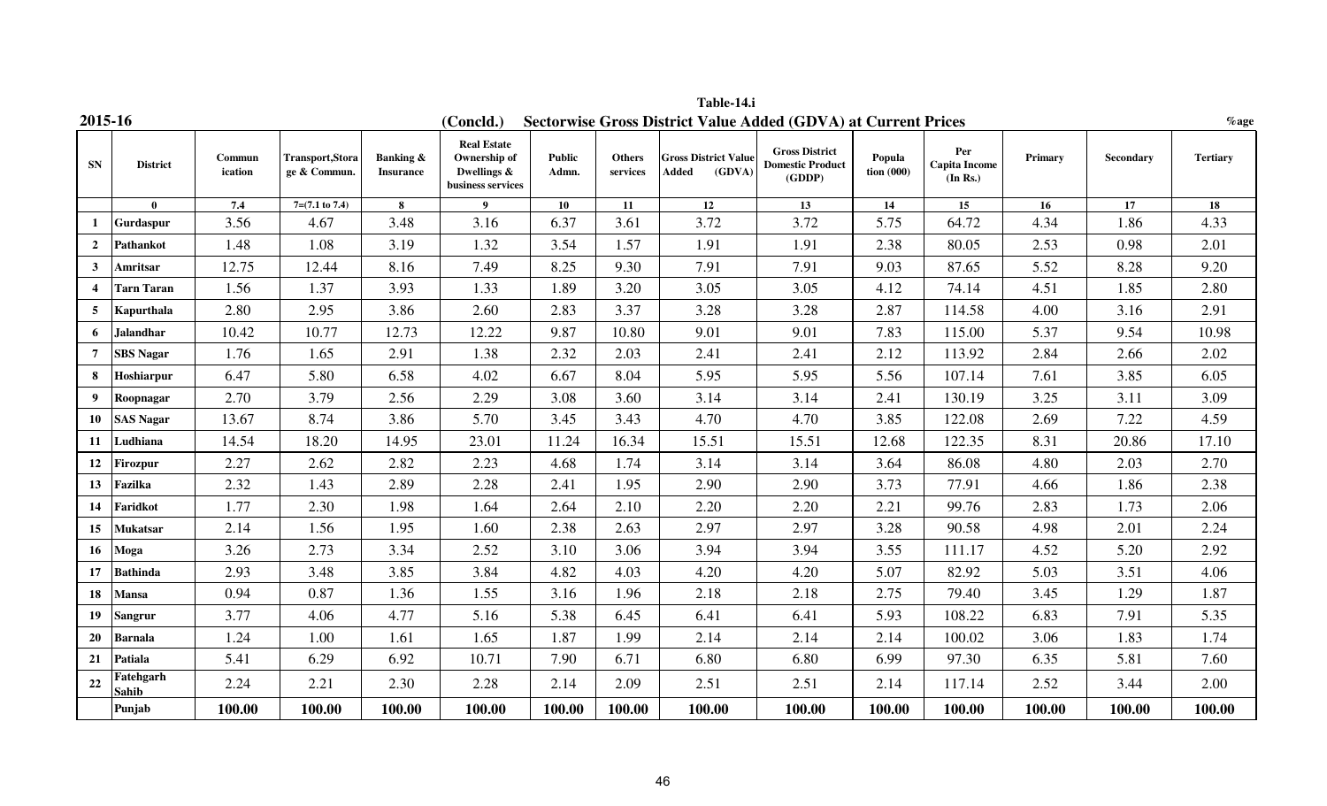**Table-14.i**

**2015-16** **(Concld.) Sectorwise Gross District Value Added (GDVA) at Current Prices** **%age**

| SN | District | Commun ication | Transport,Storage & Commun. | Banking & Insurance | Real Estate Ownership of Dwellings & business services | Public Admn. | Others services | Gross District Value Added (GDVA) | Gross District Domestic Product (GDDP) | Population (000) | Per Capita Income (In Rs.) | Primary | Secondary | Tertiary |
|---|---|---|---|---|---|---|---|---|---|---|---|---|---|---|
| | 0 | 7.4 | 7=(7.1 to 7.4) | 8 | 9 | 10 | 11 | 12 | 13 | 14 | 15 | 16 | 17 | 18 |
| 1 | Gurdaspur | 3.56 | 4.67 | 3.48 | 3.16 | 6.37 | 3.61 | 3.72 | 3.72 | 5.75 | 64.72 | 4.34 | 1.86 | 4.33 |
| 2 | Pathankot | 1.48 | 1.08 | 3.19 | 1.32 | 3.54 | 1.57 | 1.91 | 1.91 | 2.38 | 80.05 | 2.53 | 0.98 | 2.01 |
| 3 | Amritsar | 12.75 | 12.44 | 8.16 | 7.49 | 8.25 | 9.30 | 7.91 | 7.91 | 9.03 | 87.65 | 5.52 | 8.28 | 9.20 |
| 4 | Tarn Taran | 1.56 | 1.37 | 3.93 | 1.33 | 1.89 | 3.20 | 3.05 | 3.05 | 4.12 | 74.14 | 4.51 | 1.85 | 2.80 |
| 5 | Kapurthala | 2.80 | 2.95 | 3.86 | 2.60 | 2.83 | 3.37 | 3.28 | 3.28 | 2.87 | 114.58 | 4.00 | 3.16 | 2.91 |
| 6 | Jalandhar | 10.42 | 10.77 | 12.73 | 12.22 | 9.87 | 10.80 | 9.01 | 9.01 | 7.83 | 115.00 | 5.37 | 9.54 | 10.98 |
| 7 | SBS Nagar | 1.76 | 1.65 | 2.91 | 1.38 | 2.32 | 2.03 | 2.41 | 2.41 | 2.12 | 113.92 | 2.84 | 2.66 | 2.02 |
| 8 | Hoshiarpur | 6.47 | 5.80 | 6.58 | 4.02 | 6.67 | 8.04 | 5.95 | 5.95 | 5.56 | 107.14 | 7.61 | 3.85 | 6.05 |
| 9 | Roopnagar | 2.70 | 3.79 | 2.56 | 2.29 | 3.08 | 3.60 | 3.14 | 3.14 | 2.41 | 130.19 | 3.25 | 3.11 | 3.09 |
| 10 | SAS Nagar | 13.67 | 8.74 | 3.86 | 5.70 | 3.45 | 3.43 | 4.70 | 4.70 | 3.85 | 122.08 | 2.69 | 7.22 | 4.59 |
| 11 | Ludhiana | 14.54 | 18.20 | 14.95 | 23.01 | 11.24 | 16.34 | 15.51 | 15.51 | 12.68 | 122.35 | 8.31 | 20.86 | 17.10 |
| 12 | Firozpur | 2.27 | 2.62 | 2.82 | 2.23 | 4.68 | 1.74 | 3.14 | 3.14 | 3.64 | 86.08 | 4.80 | 2.03 | 2.70 |
| 13 | Fazilka | 2.32 | 1.43 | 2.89 | 2.28 | 2.41 | 1.95 | 2.90 | 2.90 | 3.73 | 77.91 | 4.66 | 1.86 | 2.38 |
| 14 | Faridkot | 1.77 | 2.30 | 1.98 | 1.64 | 2.64 | 2.10 | 2.20 | 2.20 | 2.21 | 99.76 | 2.83 | 1.73 | 2.06 |
| 15 | Mukatsar | 2.14 | 1.56 | 1.95 | 1.60 | 2.38 | 2.63 | 2.97 | 2.97 | 3.28 | 90.58 | 4.98 | 2.01 | 2.24 |
| 16 | Moga | 3.26 | 2.73 | 3.34 | 2.52 | 3.10 | 3.06 | 3.94 | 3.94 | 3.55 | 111.17 | 4.52 | 5.20 | 2.92 |
| 17 | Bathinda | 2.93 | 3.48 | 3.85 | 3.84 | 4.82 | 4.03 | 4.20 | 4.20 | 5.07 | 82.92 | 5.03 | 3.51 | 4.06 |
| 18 | Mansa | 0.94 | 0.87 | 1.36 | 1.55 | 3.16 | 1.96 | 2.18 | 2.18 | 2.75 | 79.40 | 3.45 | 1.29 | 1.87 |
| 19 | Sangrur | 3.77 | 4.06 | 4.77 | 5.16 | 5.38 | 6.45 | 6.41 | 6.41 | 5.93 | 108.22 | 6.83 | 7.91 | 5.35 |
| 20 | Barnala | 1.24 | 1.00 | 1.61 | 1.65 | 1.87 | 1.99 | 2.14 | 2.14 | 2.14 | 100.02 | 3.06 | 1.83 | 1.74 |
| 21 | Patiala | 5.41 | 6.29 | 6.92 | 10.71 | 7.90 | 6.71 | 6.80 | 6.80 | 6.99 | 97.30 | 6.35 | 5.81 | 7.60 |
| 22 | Fatehgarh Sahib | 2.24 | 2.21 | 2.30 | 2.28 | 2.14 | 2.09 | 2.51 | 2.51 | 2.14 | 117.14 | 2.52 | 3.44 | 2.00 |
| | **Punjab** | **100.00** | **100.00** | **100.00** | **100.00** | **100.00** | **100.00** | **100.00** | **100.00** | **100.00** | **100.00** | **100.00** | **100.00** | **100.00** |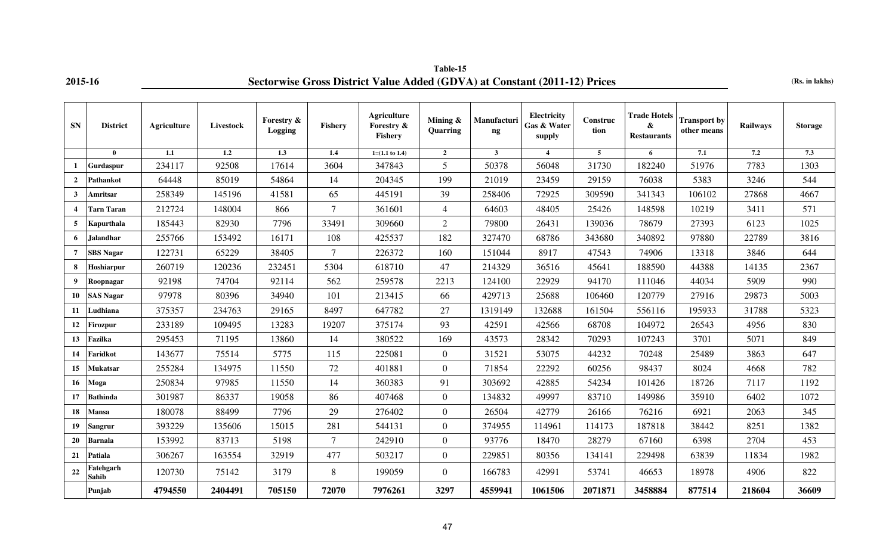## Table-15

**2015-16**

### Sectorwise Gross District Value Added (GDVA) at Constant (2011-12) Prices

(Rs. in lakhs)

| SN | District | Agriculture | Livestock | Forestry & Logging | Fishery | Agriculture Forestry & Fishery | Mining & Quarring | Manufacturing | Electricity Gas & Water supply | Construction | Trade Hotels & Restaurants | Transport by other means | Railways | Storage |
|---|---|---|---|---|---|---|---|---|---|---|---|---|---|---|
| | 0 | 1.1 | 1.2 | 1.3 | 1.4 | 1=(1.1 to 1.4) | 2 | 3 | 4 | 5 | 6 | 7.1 | 7.2 | 7.3 |
| 1 | Gurdaspur | 234117 | 92508 | 17614 | 3604 | 347843 | 5 | 50378 | 56048 | 31730 | 182240 | 51976 | 7783 | 1303 |
| 2 | Pathankot | 64448 | 85019 | 54864 | 14 | 204345 | 199 | 21019 | 23459 | 29159 | 76038 | 5383 | 3246 | 544 |
| 3 | Amritsar | 258349 | 145196 | 41581 | 65 | 445191 | 39 | 258406 | 72925 | 309590 | 341343 | 106102 | 27868 | 4667 |
| 4 | Tarn Taran | 212724 | 148004 | 866 | 7 | 361601 | 4 | 64603 | 48405 | 25426 | 148598 | 10219 | 3411 | 571 |
| 5 | Kapurthala | 185443 | 82930 | 7796 | 33491 | 309660 | 2 | 79800 | 26431 | 139036 | 78679 | 27393 | 6123 | 1025 |
| 6 | Jalandhar | 255766 | 153492 | 16171 | 108 | 425537 | 182 | 327470 | 68786 | 343680 | 340892 | 97880 | 22789 | 3816 |
| 7 | SBS Nagar | 122731 | 65229 | 38405 | 7 | 226372 | 160 | 151044 | 8917 | 47543 | 74906 | 13318 | 3846 | 644 |
| 8 | Hoshiarpur | 260719 | 120236 | 232451 | 5304 | 618710 | 47 | 214329 | 36516 | 45641 | 188590 | 44388 | 14135 | 2367 |
| 9 | Roopnagar | 92198 | 74704 | 92114 | 562 | 259578 | 2213 | 124100 | 22929 | 94170 | 111046 | 44034 | 5909 | 990 |
| 10 | SAS Nagar | 97978 | 80396 | 34940 | 101 | 213415 | 66 | 429713 | 25688 | 106460 | 120779 | 27916 | 29873 | 5003 |
| 11 | Ludhiana | 375357 | 234763 | 29165 | 8497 | 647782 | 27 | 1319149 | 132688 | 161504 | 556116 | 195933 | 31788 | 5323 |
| 12 | Firozpur | 233189 | 109495 | 13283 | 19207 | 375174 | 93 | 42591 | 42566 | 68708 | 104972 | 26543 | 4956 | 830 |
| 13 | Fazilka | 295453 | 71195 | 13860 | 14 | 380522 | 169 | 43573 | 28342 | 70293 | 107243 | 3701 | 5071 | 849 |
| 14 | Faridkot | 143677 | 75514 | 5775 | 115 | 225081 | 0 | 31521 | 53075 | 44232 | 70248 | 25489 | 3863 | 647 |
| 15 | Mukatsar | 255284 | 134975 | 11550 | 72 | 401881 | 0 | 71854 | 22292 | 60256 | 98437 | 8024 | 4668 | 782 |
| 16 | Moga | 250834 | 97985 | 11550 | 14 | 360383 | 91 | 303692 | 42885 | 54234 | 101426 | 18726 | 7117 | 1192 |
| 17 | Bathinda | 301987 | 86337 | 19058 | 86 | 407468 | 0 | 134832 | 49997 | 83710 | 149986 | 35910 | 6402 | 1072 |
| 18 | Mansa | 180078 | 88499 | 7796 | 29 | 276402 | 0 | 26504 | 42779 | 26166 | 76216 | 6921 | 2063 | 345 |
| 19 | Sangrur | 393229 | 135606 | 15015 | 281 | 544131 | 0 | 374955 | 114961 | 114173 | 187818 | 38442 | 8251 | 1382 |
| 20 | Barnala | 153992 | 83713 | 5198 | 7 | 242910 | 0 | 93776 | 18470 | 28279 | 67160 | 6398 | 2704 | 453 |
| 21 | Patiala | 306267 | 163554 | 32919 | 477 | 503217 | 0 | 229851 | 80356 | 134141 | 229498 | 63839 | 11834 | 1982 |
| 22 | Fatehgarh Sahib | 120730 | 75142 | 3179 | 8 | 199059 | 0 | 166783 | 42991 | 53741 | 46653 | 18978 | 4906 | 822 |
| | **Punjab** | **4794550** | **2404491** | **705150** | **72070** | **7976261** | **3297** | **4559941** | **1061506** | **2071871** | **3458884** | **877514** | **218604** | **36609** |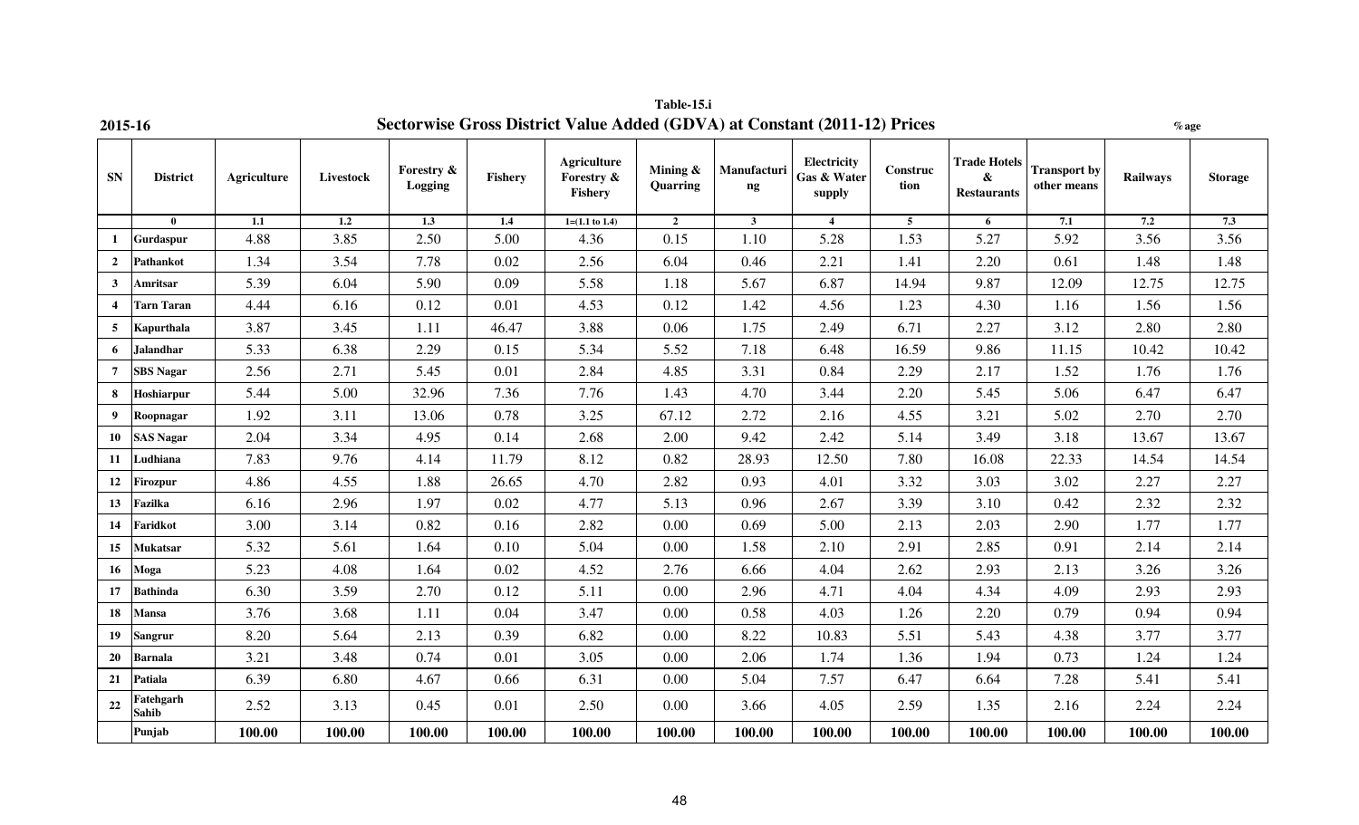**Table-15.i**

**2015-16** **Sectorwise Gross District Value Added (GDVA) at Constant (2011-12) Prices** **%age**

| SN | District | Agriculture | Livestock | Forestry & Logging | Fishery | Agriculture Forestry & Fishery | Mining & Quarring | Manufacturing | Electricity Gas & Water supply | Construction | Trade Hotels & Restaurants | Transport by other means | Railways | Storage |
|---|---|---|---|---|---|---|---|---|---|---|---|---|---|---|
| | 0 | 1.1 | 1.2 | 1.3 | 1.4 | 1=(1.1 to 1.4) | 2 | 3 | 4 | 5 | 6 | 7.1 | 7.2 | 7.3 |
| 1 | Gurdaspur | 4.88 | 3.85 | 2.50 | 5.00 | 4.36 | 0.15 | 1.10 | 5.28 | 1.53 | 5.27 | 5.92 | 3.56 | 3.56 |
| 2 | Pathankot | 1.34 | 3.54 | 7.78 | 0.02 | 2.56 | 6.04 | 0.46 | 2.21 | 1.41 | 2.20 | 0.61 | 1.48 | 1.48 |
| 3 | Amritsar | 5.39 | 6.04 | 5.90 | 0.09 | 5.58 | 1.18 | 5.67 | 6.87 | 14.94 | 9.87 | 12.09 | 12.75 | 12.75 |
| 4 | Tarn Taran | 4.44 | 6.16 | 0.12 | 0.01 | 4.53 | 0.12 | 1.42 | 4.56 | 1.23 | 4.30 | 1.16 | 1.56 | 1.56 |
| 5 | Kapurthala | 3.87 | 3.45 | 1.11 | 46.47 | 3.88 | 0.06 | 1.75 | 2.49 | 6.71 | 2.27 | 3.12 | 2.80 | 2.80 |
| 6 | Jalandhar | 5.33 | 6.38 | 2.29 | 0.15 | 5.34 | 5.52 | 7.18 | 6.48 | 16.59 | 9.86 | 11.15 | 10.42 | 10.42 |
| 7 | SBS Nagar | 2.56 | 2.71 | 5.45 | 0.01 | 2.84 | 4.85 | 3.31 | 0.84 | 2.29 | 2.17 | 1.52 | 1.76 | 1.76 |
| 8 | Hoshiarpur | 5.44 | 5.00 | 32.96 | 7.36 | 7.76 | 1.43 | 4.70 | 3.44 | 2.20 | 5.45 | 5.06 | 6.47 | 6.47 |
| 9 | Roopnagar | 1.92 | 3.11 | 13.06 | 0.78 | 3.25 | 67.12 | 2.72 | 2.16 | 4.55 | 3.21 | 5.02 | 2.70 | 2.70 |
| 10 | SAS Nagar | 2.04 | 3.34 | 4.95 | 0.14 | 2.68 | 2.00 | 9.42 | 2.42 | 5.14 | 3.49 | 3.18 | 13.67 | 13.67 |
| 11 | Ludhiana | 7.83 | 9.76 | 4.14 | 11.79 | 8.12 | 0.82 | 28.93 | 12.50 | 7.80 | 16.08 | 22.33 | 14.54 | 14.54 |
| 12 | Firozpur | 4.86 | 4.55 | 1.88 | 26.65 | 4.70 | 2.82 | 0.93 | 4.01 | 3.32 | 3.03 | 3.02 | 2.27 | 2.27 |
| 13 | Fazilka | 6.16 | 2.96 | 1.97 | 0.02 | 4.77 | 5.13 | 0.96 | 2.67 | 3.39 | 3.10 | 0.42 | 2.32 | 2.32 |
| 14 | Faridkot | 3.00 | 3.14 | 0.82 | 0.16 | 2.82 | 0.00 | 0.69 | 5.00 | 2.13 | 2.03 | 2.90 | 1.77 | 1.77 |
| 15 | Mukatsar | 5.32 | 5.61 | 1.64 | 0.10 | 5.04 | 0.00 | 1.58 | 2.10 | 2.91 | 2.85 | 0.91 | 2.14 | 2.14 |
| 16 | Moga | 5.23 | 4.08 | 1.64 | 0.02 | 4.52 | 2.76 | 6.66 | 4.04 | 2.62 | 2.93 | 2.13 | 3.26 | 3.26 |
| 17 | Bathinda | 6.30 | 3.59 | 2.70 | 0.12 | 5.11 | 0.00 | 2.96 | 4.71 | 4.04 | 4.34 | 4.09 | 2.93 | 2.93 |
| 18 | Mansa | 3.76 | 3.68 | 1.11 | 0.04 | 3.47 | 0.00 | 0.58 | 4.03 | 1.26 | 2.20 | 0.79 | 0.94 | 0.94 |
| 19 | Sangrur | 8.20 | 5.64 | 2.13 | 0.39 | 6.82 | 0.00 | 8.22 | 10.83 | 5.51 | 5.43 | 4.38 | 3.77 | 3.77 |
| 20 | Barnala | 3.21 | 3.48 | 0.74 | 0.01 | 3.05 | 0.00 | 2.06 | 1.74 | 1.36 | 1.94 | 0.73 | 1.24 | 1.24 |
| 21 | Patiala | 6.39 | 6.80 | 4.67 | 0.66 | 6.31 | 0.00 | 5.04 | 7.57 | 6.47 | 6.64 | 7.28 | 5.41 | 5.41 |
| 22 | Fatehgarh Sahib | 2.52 | 3.13 | 0.45 | 0.01 | 2.50 | 0.00 | 3.66 | 4.05 | 2.59 | 1.35 | 2.16 | 2.24 | 2.24 |
| | **Punjab** | **100.00** | **100.00** | **100.00** | **100.00** | **100.00** | **100.00** | **100.00** | **100.00** | **100.00** | **100.00** | **100.00** | **100.00** | **100.00** |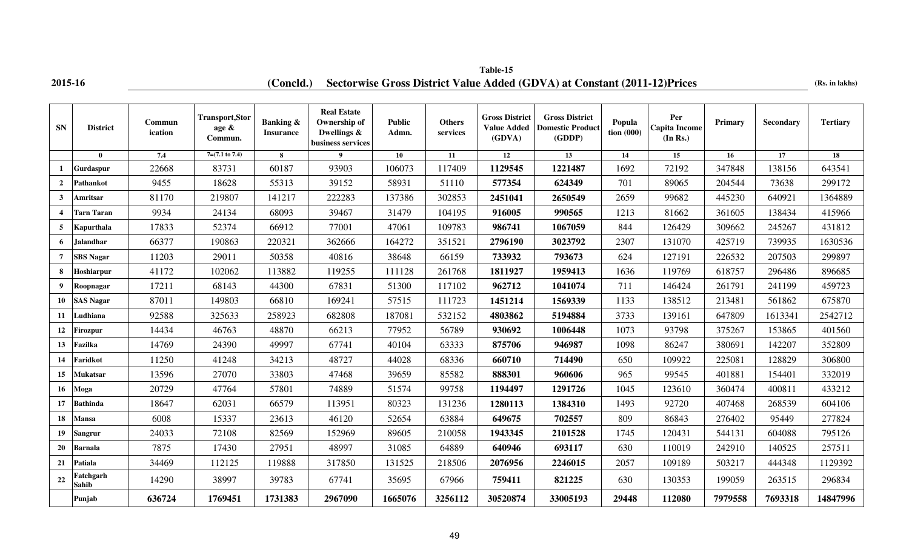2015-16

## Table-15

**(Concld.) Sectorwise Gross District Value Added (GDVA) at Constant (2011-12)Prices**

(Rs. in lakhs)

| SN | District | Commun ication | Transport,Storage & Commun. | Banking & Insurance | Real Estate Ownership of Dwellings & business services | Public Admn. | Others services | Gross District Value Added (GDVA) | Gross District Domestic Product (GDDP) | Population (000) | Per Capita Income (In Rs.) | Primary | Secondary | Tertiary |
|---|---|---|---|---|---|---|---|---|---|---|---|---|---|---|
| | 0 | 7.4 | 7=(7.1 to 7.4) | 8 | 9 | 10 | 11 | 12 | 13 | 14 | 15 | 16 | 17 | 18 |
| 1 | Gurdaspur | 22668 | 83731 | 60187 | 93903 | 106073 | 117409 | **1129545** | **1221487** | 1692 | 72192 | 347848 | 138156 | 643541 |
| 2 | Pathankot | 9455 | 18628 | 55313 | 39152 | 58931 | 51110 | **577354** | **624349** | 701 | 89065 | 204544 | 73638 | 299172 |
| 3 | Amritsar | 81170 | 219807 | 141217 | 222283 | 137386 | 302853 | **2451041** | **2650549** | 2659 | 99682 | 445230 | 640921 | 1364889 |
| 4 | Tarn Taran | 9934 | 24134 | 68093 | 39467 | 31479 | 104195 | **916005** | **990565** | 1213 | 81662 | 361605 | 138434 | 415966 |
| 5 | Kapurthala | 17833 | 52374 | 66912 | 77001 | 47061 | 109783 | **986741** | **1067059** | 844 | 126429 | 309662 | 245267 | 431812 |
| 6 | Jalandhar | 66377 | 190863 | 220321 | 362666 | 164272 | 351521 | **2796190** | **3023792** | 2307 | 131070 | 425719 | 739935 | 1630536 |
| 7 | SBS Nagar | 11203 | 29011 | 50358 | 40816 | 38648 | 66159 | **733932** | **793673** | 624 | 127191 | 226532 | 207503 | 299897 |
| 8 | Hoshiarpur | 41172 | 102062 | 113882 | 119255 | 111128 | 261768 | **1811927** | **1959413** | 1636 | 119769 | 618757 | 296486 | 896685 |
| 9 | Roopnagar | 17211 | 68143 | 44300 | 67831 | 51300 | 117102 | **962712** | **1041074** | 711 | 146424 | 261791 | 241199 | 459723 |
| 10 | SAS Nagar | 87011 | 149803 | 66810 | 169241 | 57515 | 111723 | **1451214** | **1569339** | 1133 | 138512 | 213481 | 561862 | 675870 |
| 11 | Ludhiana | 92588 | 325633 | 258923 | 682808 | 187081 | 532152 | **4803862** | **5194884** | 3733 | 139161 | 647809 | 1613341 | 2542712 |
| 12 | Firozpur | 14434 | 46763 | 48870 | 66213 | 77952 | 56789 | **930692** | **1006448** | 1073 | 93798 | 375267 | 153865 | 401560 |
| 13 | Fazilka | 14769 | 24390 | 49997 | 67741 | 40104 | 63333 | **875706** | **946987** | 1098 | 86247 | 380691 | 142207 | 352809 |
| 14 | Faridkot | 11250 | 41248 | 34213 | 48727 | 44028 | 68336 | **660710** | **714490** | 650 | 109922 | 225081 | 128829 | 306800 |
| 15 | Mukatsar | 13596 | 27070 | 33803 | 47468 | 39659 | 85582 | **888301** | **960606** | 965 | 99545 | 401881 | 154401 | 332019 |
| 16 | Moga | 20729 | 47764 | 57801 | 74889 | 51574 | 99758 | **1194497** | **1291726** | 1045 | 123610 | 360474 | 400811 | 433212 |
| 17 | Bathinda | 18647 | 62031 | 66579 | 113951 | 80323 | 131236 | **1280113** | **1384310** | 1493 | 92720 | 407468 | 268539 | 604106 |
| 18 | Mansa | 6008 | 15337 | 23613 | 46120 | 52654 | 63884 | **649675** | **702557** | 809 | 86843 | 276402 | 95449 | 277824 |
| 19 | Sangrur | 24033 | 72108 | 82569 | 152969 | 89605 | 210058 | **1943345** | **2101528** | 1745 | 120431 | 544131 | 604088 | 795126 |
| 20 | Barnala | 7875 | 17430 | 27951 | 48997 | 31085 | 64889 | **640946** | **693117** | 630 | 110019 | 242910 | 140525 | 257511 |
| 21 | Patiala | 34469 | 112125 | 119888 | 317850 | 131525 | 218506 | **2076956** | **2246015** | 2057 | 109189 | 503217 | 444348 | 1129392 |
| 22 | Fatehgarh Sahib | 14290 | 38997 | 39783 | 67741 | 35695 | 67966 | **759411** | **821225** | 630 | 130353 | 199059 | 263515 | 296834 |
| | **Punjab** | **636724** | **1769451** | **1731383** | **2967090** | **1665076** | **3256112** | **30520874** | **33005193** | **29448** | **112080** | **7979558** | **7693318** | **14847996** |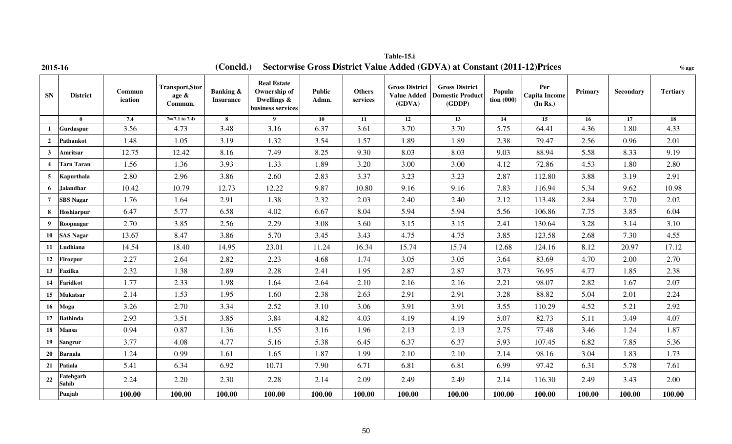**Table-15.i**

**2015-16** **(Concld.) Sectorwise Gross District Value Added (GDVA) at Constant (2011-12)Prices** **%age**

| SN | District | Commun ication | Transport,Storage & Commun. | Banking & Insurance | Real Estate Ownership of Dwellings & business services | Public Admn. | Others services | Gross District Value Added (GDVA) | Gross District Domestic Product (GDDP) | Population (000) | Per Capita Income (In Rs.) | Primary | Secondary | Tertiary |
|---|---|---|---|---|---|---|---|---|---|---|---|---|---|---|
| | 0 | 7.4 | 7=(7.1 to 7.4) | 8 | 9 | 10 | 11 | 12 | 13 | 14 | 15 | 16 | 17 | 18 |
| 1 | Gurdaspur | 3.56 | 4.73 | 3.48 | 3.16 | 6.37 | 3.61 | 3.70 | 3.70 | 5.75 | 64.41 | 4.36 | 1.80 | 4.33 |
| 2 | Pathankot | 1.48 | 1.05 | 3.19 | 1.32 | 3.54 | 1.57 | 1.89 | 1.89 | 2.38 | 79.47 | 2.56 | 0.96 | 2.01 |
| 3 | Amritsar | 12.75 | 12.42 | 8.16 | 7.49 | 8.25 | 9.30 | 8.03 | 8.03 | 9.03 | 88.94 | 5.58 | 8.33 | 9.19 |
| 4 | Tarn Taran | 1.56 | 1.36 | 3.93 | 1.33 | 1.89 | 3.20 | 3.00 | 3.00 | 4.12 | 72.86 | 4.53 | 1.80 | 2.80 |
| 5 | Kapurthala | 2.80 | 2.96 | 3.86 | 2.60 | 2.83 | 3.37 | 3.23 | 3.23 | 2.87 | 112.80 | 3.88 | 3.19 | 2.91 |
| 6 | Jalandhar | 10.42 | 10.79 | 12.73 | 12.22 | 9.87 | 10.80 | 9.16 | 9.16 | 7.83 | 116.94 | 5.34 | 9.62 | 10.98 |
| 7 | SBS Nagar | 1.76 | 1.64 | 2.91 | 1.38 | 2.32 | 2.03 | 2.40 | 2.40 | 2.12 | 113.48 | 2.84 | 2.70 | 2.02 |
| 8 | Hoshiarpur | 6.47 | 5.77 | 6.58 | 4.02 | 6.67 | 8.04 | 5.94 | 5.94 | 5.56 | 106.86 | 7.75 | 3.85 | 6.04 |
| 9 | Roopnagar | 2.70 | 3.85 | 2.56 | 2.29 | 3.08 | 3.60 | 3.15 | 3.15 | 2.41 | 130.64 | 3.28 | 3.14 | 3.10 |
| 10 | SAS Nagar | 13.67 | 8.47 | 3.86 | 5.70 | 3.45 | 3.43 | 4.75 | 4.75 | 3.85 | 123.58 | 2.68 | 7.30 | 4.55 |
| 11 | Ludhiana | 14.54 | 18.40 | 14.95 | 23.01 | 11.24 | 16.34 | 15.74 | 15.74 | 12.68 | 124.16 | 8.12 | 20.97 | 17.12 |
| 12 | Firozpur | 2.27 | 2.64 | 2.82 | 2.23 | 4.68 | 1.74 | 3.05 | 3.05 | 3.64 | 83.69 | 4.70 | 2.00 | 2.70 |
| 13 | Fazilka | 2.32 | 1.38 | 2.89 | 2.28 | 2.41 | 1.95 | 2.87 | 2.87 | 3.73 | 76.95 | 4.77 | 1.85 | 2.38 |
| 14 | Faridkot | 1.77 | 2.33 | 1.98 | 1.64 | 2.64 | 2.10 | 2.16 | 2.16 | 2.21 | 98.07 | 2.82 | 1.67 | 2.07 |
| 15 | Mukatsar | 2.14 | 1.53 | 1.95 | 1.60 | 2.38 | 2.63 | 2.91 | 2.91 | 3.28 | 88.82 | 5.04 | 2.01 | 2.24 |
| 16 | Moga | 3.26 | 2.70 | 3.34 | 2.52 | 3.10 | 3.06 | 3.91 | 3.91 | 3.55 | 110.29 | 4.52 | 5.21 | 2.92 |
| 17 | Bathinda | 2.93 | 3.51 | 3.85 | 3.84 | 4.82 | 4.03 | 4.19 | 4.19 | 5.07 | 82.73 | 5.11 | 3.49 | 4.07 |
| 18 | Mansa | 0.94 | 0.87 | 1.36 | 1.55 | 3.16 | 1.96 | 2.13 | 2.13 | 2.75 | 77.48 | 3.46 | 1.24 | 1.87 |
| 19 | Sangrur | 3.77 | 4.08 | 4.77 | 5.16 | 5.38 | 6.45 | 6.37 | 6.37 | 5.93 | 107.45 | 6.82 | 7.85 | 5.36 |
| 20 | Barnala | 1.24 | 0.99 | 1.61 | 1.65 | 1.87 | 1.99 | 2.10 | 2.10 | 2.14 | 98.16 | 3.04 | 1.83 | 1.73 |
| 21 | Patiala | 5.41 | 6.34 | 6.92 | 10.71 | 7.90 | 6.71 | 6.81 | 6.81 | 6.99 | 97.42 | 6.31 | 5.78 | 7.61 |
| 22 | Fatehgarh Sahib | 2.24 | 2.20 | 2.30 | 2.28 | 2.14 | 2.09 | 2.49 | 2.49 | 2.14 | 116.30 | 2.49 | 3.43 | 2.00 |
| | **Punjab** | **100.00** | **100.00** | **100.00** | **100.00** | **100.00** | **100.00** | **100.00** | **100.00** | **100.00** | **100.00** | **100.00** | **100.00** | **100.00** |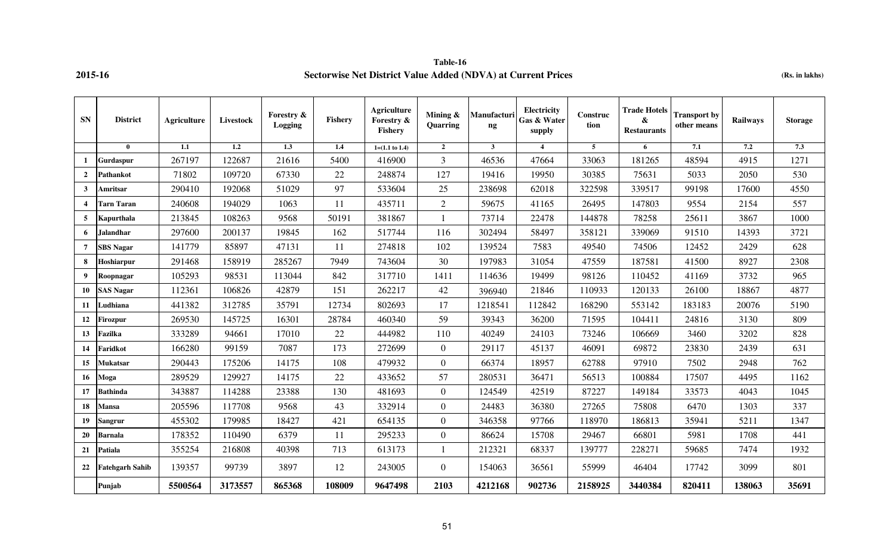2015-16

**Table-16**

**Sectorwise Net District Value Added (NDVA) at Current Prices**

**(Rs. in lakhs)**

| SN | District | Agriculture | Livestock | Forestry & Logging | Fishery | Agriculture Forestry & Fishery | Mining & Quarring | Manufacturing | Electricity Gas & Water supply | Construction | Trade Hotels & Restaurants | Transport by other means | Railways | Storage |
|---|---|---|---|---|---|---|---|---|---|---|---|---|---|---|
| | 0 | 1.1 | 1.2 | 1.3 | 1.4 | 1=(1.1 to 1.4) | 2 | 3 | 4 | 5 | 6 | 7.1 | 7.2 | 7.3 |
| 1 | Gurdaspur | 267197 | 122687 | 21616 | 5400 | 416900 | 3 | 46536 | 47664 | 33063 | 181265 | 48594 | 4915 | 1271 |
| 2 | Pathankot | 71802 | 109720 | 67330 | 22 | 248874 | 127 | 19416 | 19950 | 30385 | 75631 | 5033 | 2050 | 530 |
| 3 | Amritsar | 290410 | 192068 | 51029 | 97 | 533604 | 25 | 238698 | 62018 | 322598 | 339517 | 99198 | 17600 | 4550 |
| 4 | Tarn Taran | 240608 | 194029 | 1063 | 11 | 435711 | 2 | 59675 | 41165 | 26495 | 147803 | 9554 | 2154 | 557 |
| 5 | Kapurthala | 213845 | 108263 | 9568 | 50191 | 381867 | 1 | 73714 | 22478 | 144878 | 78258 | 25611 | 3867 | 1000 |
| 6 | Jalandhar | 297600 | 200137 | 19845 | 162 | 517744 | 116 | 302494 | 58497 | 358121 | 339069 | 91510 | 14393 | 3721 |
| 7 | SBS Nagar | 141779 | 85897 | 47131 | 11 | 274818 | 102 | 139524 | 7583 | 49540 | 74506 | 12452 | 2429 | 628 |
| 8 | Hoshiarpur | 291468 | 158919 | 285267 | 7949 | 743604 | 30 | 197983 | 31054 | 47559 | 187581 | 41500 | 8927 | 2308 |
| 9 | Roopnagar | 105293 | 98531 | 113044 | 842 | 317710 | 1411 | 114636 | 19499 | 98126 | 110452 | 41169 | 3732 | 965 |
| 10 | SAS Nagar | 112361 | 106826 | 42879 | 151 | 262217 | 42 | 396940 | 21846 | 110933 | 120133 | 26100 | 18867 | 4877 |
| 11 | Ludhiana | 441382 | 312785 | 35791 | 12734 | 802693 | 17 | 1218541 | 112842 | 168290 | 553142 | 183183 | 20076 | 5190 |
| 12 | Firozpur | 269530 | 145725 | 16301 | 28784 | 460340 | 59 | 39343 | 36200 | 71595 | 104411 | 24816 | 3130 | 809 |
| 13 | Fazilka | 333289 | 94661 | 17010 | 22 | 444982 | 110 | 40249 | 24103 | 73246 | 106669 | 3460 | 3202 | 828 |
| 14 | Faridkot | 166280 | 99159 | 7087 | 173 | 272699 | 0 | 29117 | 45137 | 46091 | 69872 | 23830 | 2439 | 631 |
| 15 | Mukatsar | 290443 | 175206 | 14175 | 108 | 479932 | 0 | 66374 | 18957 | 62788 | 97910 | 7502 | 2948 | 762 |
| 16 | Moga | 289529 | 129927 | 14175 | 22 | 433652 | 57 | 280531 | 36471 | 56513 | 100884 | 17507 | 4495 | 1162 |
| 17 | Bathinda | 343887 | 114288 | 23388 | 130 | 481693 | 0 | 124549 | 42519 | 87227 | 149184 | 33573 | 4043 | 1045 |
| 18 | Mansa | 205596 | 117708 | 9568 | 43 | 332914 | 0 | 24483 | 36380 | 27265 | 75808 | 6470 | 1303 | 337 |
| 19 | Sangrur | 455302 | 179985 | 18427 | 421 | 654135 | 0 | 346358 | 97766 | 118970 | 186813 | 35941 | 5211 | 1347 |
| 20 | Barnala | 178352 | 110490 | 6379 | 11 | 295233 | 0 | 86624 | 15708 | 29467 | 66801 | 5981 | 1708 | 441 |
| 21 | Patiala | 355254 | 216808 | 40398 | 713 | 613173 | 1 | 212321 | 68337 | 139777 | 228271 | 59685 | 7474 | 1932 |
| 22 | Fatehgarh Sahib | 139357 | 99739 | 3897 | 12 | 243005 | 0 | 154063 | 36561 | 55999 | 46404 | 17742 | 3099 | 801 |
| | **Punjab** | **5500564** | **3173557** | **865368** | **108009** | **9647498** | **2103** | **4212168** | **902736** | **2158925** | **3440384** | **820411** | **138063** | **35691** |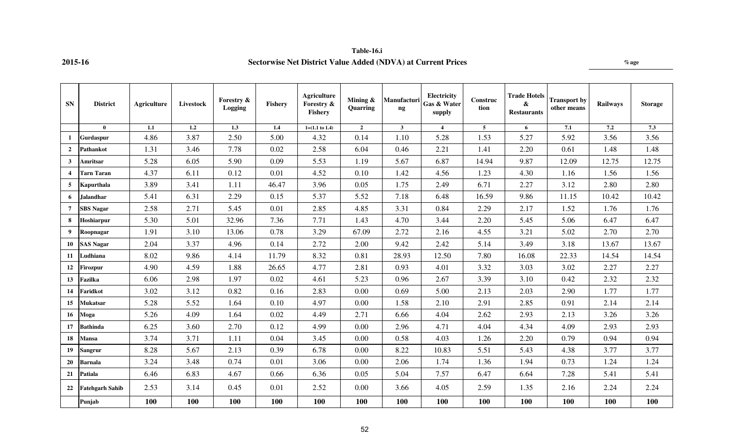**2015-16**

**Table-16.i**

**Sectorwise Net District Value Added (NDVA) at Current Prices**

**%age**

| SN | District | Agriculture | Livestock | Forestry & Logging | Fishery | Agriculture Forestry & Fishery | Mining & Quarring | Manufacturing | Electricity Gas & Water supply | Construction | Trade Hotels & Restaurants | Transport by other means | Railways | Storage |
|---|---|---|---|---|---|---|---|---|---|---|---|---|---|---|
| | 0 | 1.1 | 1.2 | 1.3 | 1.4 | 1=(1.1 to 1.4) | 2 | 3 | 4 | 5 | 6 | 7.1 | 7.2 | 7.3 |
| 1 | Gurdaspur | 4.86 | 3.87 | 2.50 | 5.00 | 4.32 | 0.14 | 1.10 | 5.28 | 1.53 | 5.27 | 5.92 | 3.56 | 3.56 |
| 2 | Pathankot | 1.31 | 3.46 | 7.78 | 0.02 | 2.58 | 6.04 | 0.46 | 2.21 | 1.41 | 2.20 | 0.61 | 1.48 | 1.48 |
| 3 | Amritsar | 5.28 | 6.05 | 5.90 | 0.09 | 5.53 | 1.19 | 5.67 | 6.87 | 14.94 | 9.87 | 12.09 | 12.75 | 12.75 |
| 4 | Tarn Taran | 4.37 | 6.11 | 0.12 | 0.01 | 4.52 | 0.10 | 1.42 | 4.56 | 1.23 | 4.30 | 1.16 | 1.56 | 1.56 |
| 5 | Kapurthala | 3.89 | 3.41 | 1.11 | 46.47 | 3.96 | 0.05 | 1.75 | 2.49 | 6.71 | 2.27 | 3.12 | 2.80 | 2.80 |
| 6 | Jalandhar | 5.41 | 6.31 | 2.29 | 0.15 | 5.37 | 5.52 | 7.18 | 6.48 | 16.59 | 9.86 | 11.15 | 10.42 | 10.42 |
| 7 | SBS Nagar | 2.58 | 2.71 | 5.45 | 0.01 | 2.85 | 4.85 | 3.31 | 0.84 | 2.29 | 2.17 | 1.52 | 1.76 | 1.76 |
| 8 | Hoshiarpur | 5.30 | 5.01 | 32.96 | 7.36 | 7.71 | 1.43 | 4.70 | 3.44 | 2.20 | 5.45 | 5.06 | 6.47 | 6.47 |
| 9 | Roopnagar | 1.91 | 3.10 | 13.06 | 0.78 | 3.29 | 67.09 | 2.72 | 2.16 | 4.55 | 3.21 | 5.02 | 2.70 | 2.70 |
| 10 | SAS Nagar | 2.04 | 3.37 | 4.96 | 0.14 | 2.72 | 2.00 | 9.42 | 2.42 | 5.14 | 3.49 | 3.18 | 13.67 | 13.67 |
| 11 | Ludhiana | 8.02 | 9.86 | 4.14 | 11.79 | 8.32 | 0.81 | 28.93 | 12.50 | 7.80 | 16.08 | 22.33 | 14.54 | 14.54 |
| 12 | Firozpur | 4.90 | 4.59 | 1.88 | 26.65 | 4.77 | 2.81 | 0.93 | 4.01 | 3.32 | 3.03 | 3.02 | 2.27 | 2.27 |
| 13 | Fazilka | 6.06 | 2.98 | 1.97 | 0.02 | 4.61 | 5.23 | 0.96 | 2.67 | 3.39 | 3.10 | 0.42 | 2.32 | 2.32 |
| 14 | Faridkot | 3.02 | 3.12 | 0.82 | 0.16 | 2.83 | 0.00 | 0.69 | 5.00 | 2.13 | 2.03 | 2.90 | 1.77 | 1.77 |
| 15 | Mukatsar | 5.28 | 5.52 | 1.64 | 0.10 | 4.97 | 0.00 | 1.58 | 2.10 | 2.91 | 2.85 | 0.91 | 2.14 | 2.14 |
| 16 | Moga | 5.26 | 4.09 | 1.64 | 0.02 | 4.49 | 2.71 | 6.66 | 4.04 | 2.62 | 2.93 | 2.13 | 3.26 | 3.26 |
| 17 | Bathinda | 6.25 | 3.60 | 2.70 | 0.12 | 4.99 | 0.00 | 2.96 | 4.71 | 4.04 | 4.34 | 4.09 | 2.93 | 2.93 |
| 18 | Mansa | 3.74 | 3.71 | 1.11 | 0.04 | 3.45 | 0.00 | 0.58 | 4.03 | 1.26 | 2.20 | 0.79 | 0.94 | 0.94 |
| 19 | Sangrur | 8.28 | 5.67 | 2.13 | 0.39 | 6.78 | 0.00 | 8.22 | 10.83 | 5.51 | 5.43 | 4.38 | 3.77 | 3.77 |
| 20 | Barnala | 3.24 | 3.48 | 0.74 | 0.01 | 3.06 | 0.00 | 2.06 | 1.74 | 1.36 | 1.94 | 0.73 | 1.24 | 1.24 |
| 21 | Patiala | 6.46 | 6.83 | 4.67 | 0.66 | 6.36 | 0.05 | 5.04 | 7.57 | 6.47 | 6.64 | 7.28 | 5.41 | 5.41 |
| 22 | Fatehgarh Sahib | 2.53 | 3.14 | 0.45 | 0.01 | 2.52 | 0.00 | 3.66 | 4.05 | 2.59 | 1.35 | 2.16 | 2.24 | 2.24 |
| | Punjab | **100** | **100** | **100** | **100** | **100** | **100** | **100** | **100** | **100** | **100** | **100** | **100** | **100** |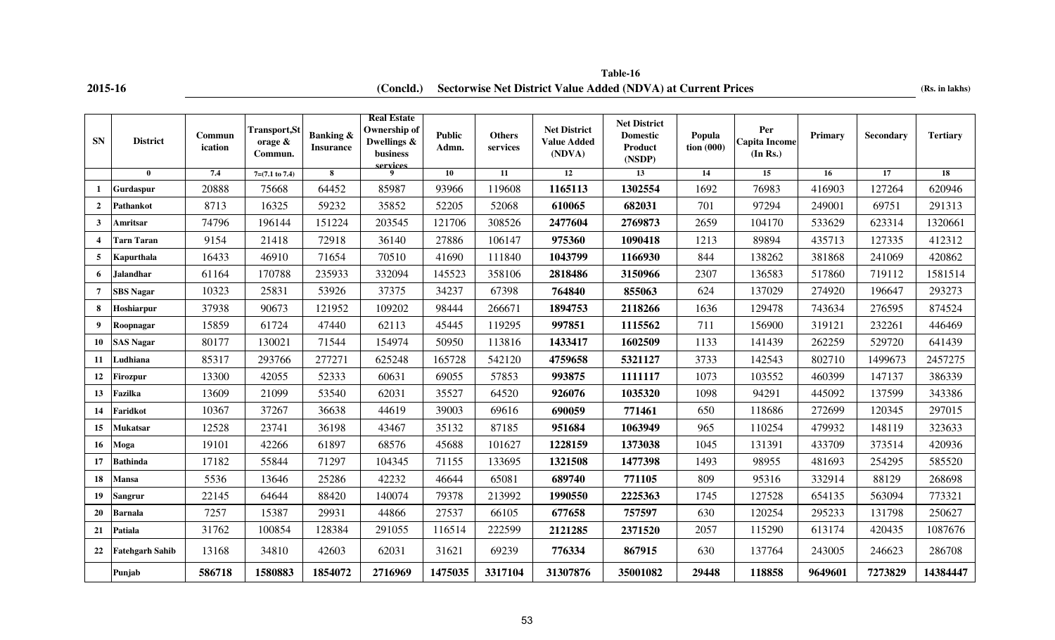**2015-16**

## Table-16

**(Concld.) Sectorwise Net District Value Added (NDVA) at Current Prices** **(Rs. in lakhs)**

| SN | District | Communication | Transport,Storage & Commun. | Banking & Insurance | Real Estate Ownership of Dwellings & business services | Public Admn. | Others services | Net District Value Added (NDVA) | Net District Domestic Product (NSDP) | Population (000) | Per Capita Income (In Rs.) | Primary | Secondary | Tertiary |
|---|---|---|---|---|---|---|---|---|---|---|---|---|---|---|
| | 0 | 7.4 | 7=(7.1 to 7.4) | 8 | 9 | 10 | 11 | 12 | 13 | 14 | 15 | 16 | 17 | 18 |
| 1 | Gurdaspur | 20888 | 75668 | 64452 | 85987 | 93966 | 119608 | **1165113** | **1302554** | 1692 | 76983 | 416903 | 127264 | 620946 |
| 2 | Pathankot | 8713 | 16325 | 59232 | 35852 | 52205 | 52068 | **610065** | **682031** | 701 | 97294 | 249001 | 69751 | 291313 |
| 3 | Amritsar | 74796 | 196144 | 151224 | 203545 | 121706 | 308526 | **2477604** | **2769873** | 2659 | 104170 | 533629 | 623314 | 1320661 |
| 4 | Tarn Taran | 9154 | 21418 | 72918 | 36140 | 27886 | 106147 | **975360** | **1090418** | 1213 | 89894 | 435713 | 127335 | 412312 |
| 5 | Kapurthala | 16433 | 46910 | 71654 | 70510 | 41690 | 111840 | **1043799** | **1166930** | 844 | 138262 | 381868 | 241069 | 420862 |
| 6 | Jalandhar | 61164 | 170788 | 235933 | 332094 | 145523 | 358106 | **2818486** | **3150966** | 2307 | 136583 | 517860 | 719112 | 1581514 |
| 7 | SBS Nagar | 10323 | 25831 | 53926 | 37375 | 34237 | 67398 | **764840** | **855063** | 624 | 137029 | 274920 | 196647 | 293273 |
| 8 | Hoshiarpur | 37938 | 90673 | 121952 | 109202 | 98444 | 266671 | **1894753** | **2118266** | 1636 | 129478 | 743634 | 276595 | 874524 |
| 9 | Roopnagar | 15859 | 61724 | 47440 | 62113 | 45445 | 119295 | **997851** | **1115562** | 711 | 156900 | 319121 | 232261 | 446469 |
| 10 | SAS Nagar | 80177 | 130021 | 71544 | 154974 | 50950 | 113816 | **1433417** | **1602509** | 1133 | 141439 | 262259 | 529720 | 641439 |
| 11 | Ludhiana | 85317 | 293766 | 277271 | 625248 | 165728 | 542120 | **4759658** | **5321127** | 3733 | 142543 | 802710 | 1499673 | 2457275 |
| 12 | Firozpur | 13300 | 42055 | 52333 | 60631 | 69055 | 57853 | **993875** | **1111117** | 1073 | 103552 | 460399 | 147137 | 386339 |
| 13 | Fazilka | 13609 | 21099 | 53540 | 62031 | 35527 | 64520 | **926076** | **1035320** | 1098 | 94291 | 445092 | 137599 | 343386 |
| 14 | Faridkot | 10367 | 37267 | 36638 | 44619 | 39003 | 69616 | **690059** | **771461** | 650 | 118686 | 272699 | 120345 | 297015 |
| 15 | Mukatsar | 12528 | 23741 | 36198 | 43467 | 35132 | 87185 | **951684** | **1063949** | 965 | 110254 | 479932 | 148119 | 323633 |
| 16 | Moga | 19101 | 42266 | 61897 | 68576 | 45688 | 101627 | **1228159** | **1373038** | 1045 | 131391 | 433709 | 373514 | 420936 |
| 17 | Bathinda | 17182 | 55844 | 71297 | 104345 | 71155 | 133695 | **1321508** | **1477398** | 1493 | 98955 | 481693 | 254295 | 585520 |
| 18 | Mansa | 5536 | 13646 | 25286 | 42232 | 46644 | 65081 | **689740** | **771105** | 809 | 95316 | 332914 | 88129 | 268698 |
| 19 | Sangrur | 22145 | 64644 | 88420 | 140074 | 79378 | 213992 | **1990550** | **2225363** | 1745 | 127528 | 654135 | 563094 | 773321 |
| 20 | Barnala | 7257 | 15387 | 29931 | 44866 | 27537 | 66105 | **677658** | **757597** | 630 | 120254 | 295233 | 131798 | 250627 |
| 21 | Patiala | 31762 | 100854 | 128384 | 291055 | 116514 | 222599 | **2121285** | **2371520** | 2057 | 115290 | 613174 | 420435 | 1087676 |
| 22 | Fatehgarh Sahib | 13168 | 34810 | 42603 | 62031 | 31621 | 69239 | **776334** | **867915** | 630 | 137764 | 243005 | 246623 | 286708 |
| | **Punjab** | **586718** | **1580883** | **1854072** | **2716969** | **1475035** | **3317104** | **31307876** | **35001082** | **29448** | **118858** | **9649601** | **7273829** | **14384447** |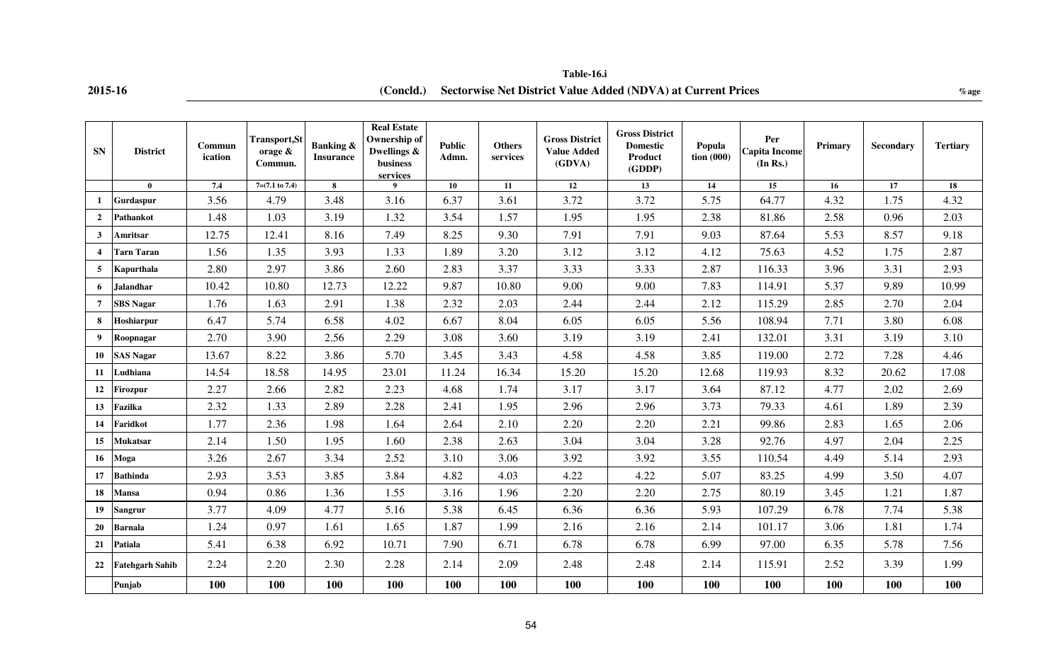**Table-16.i**

**2015-16** **(Concld.) Sectorwise Net District Value Added (NDVA) at Current Prices** **%age**

| SN | District | Communication | Transport,Storage & Commun. | Banking & Insurance | Real Estate Ownership of Dwellings & business services | Public Admn. | Others services | Gross District Value Added (GDVA) | Gross District Domestic Product (GDDP) | Population (000) | Per Capita Income (In Rs.) | Primary | Secondary | Tertiary |
|---|---|---|---|---|---|---|---|---|---|---|---|---|---|---|
| | 0 | 7.4 | 7=(7.1 to 7.4) | 8 | 9 | 10 | 11 | 12 | 13 | 14 | 15 | 16 | 17 | 18 |
| 1 | Gurdaspur | 3.56 | 4.79 | 3.48 | 3.16 | 6.37 | 3.61 | 3.72 | 3.72 | 5.75 | 64.77 | 4.32 | 1.75 | 4.32 |
| 2 | Pathankot | 1.48 | 1.03 | 3.19 | 1.32 | 3.54 | 1.57 | 1.95 | 1.95 | 2.38 | 81.86 | 2.58 | 0.96 | 2.03 |
| 3 | Amritsar | 12.75 | 12.41 | 8.16 | 7.49 | 8.25 | 9.30 | 7.91 | 7.91 | 9.03 | 87.64 | 5.53 | 8.57 | 9.18 |
| 4 | Tarn Taran | 1.56 | 1.35 | 3.93 | 1.33 | 1.89 | 3.20 | 3.12 | 3.12 | 4.12 | 75.63 | 4.52 | 1.75 | 2.87 |
| 5 | Kapurthala | 2.80 | 2.97 | 3.86 | 2.60 | 2.83 | 3.37 | 3.33 | 3.33 | 2.87 | 116.33 | 3.96 | 3.31 | 2.93 |
| 6 | Jalandhar | 10.42 | 10.80 | 12.73 | 12.22 | 9.87 | 10.80 | 9.00 | 9.00 | 7.83 | 114.91 | 5.37 | 9.89 | 10.99 |
| 7 | SBS Nagar | 1.76 | 1.63 | 2.91 | 1.38 | 2.32 | 2.03 | 2.44 | 2.44 | 2.12 | 115.29 | 2.85 | 2.70 | 2.04 |
| 8 | Hoshiarpur | 6.47 | 5.74 | 6.58 | 4.02 | 6.67 | 8.04 | 6.05 | 6.05 | 5.56 | 108.94 | 7.71 | 3.80 | 6.08 |
| 9 | Roopnagar | 2.70 | 3.90 | 2.56 | 2.29 | 3.08 | 3.60 | 3.19 | 3.19 | 2.41 | 132.01 | 3.31 | 3.19 | 3.10 |
| 10 | SAS Nagar | 13.67 | 8.22 | 3.86 | 5.70 | 3.45 | 3.43 | 4.58 | 4.58 | 3.85 | 119.00 | 2.72 | 7.28 | 4.46 |
| 11 | Ludhiana | 14.54 | 18.58 | 14.95 | 23.01 | 11.24 | 16.34 | 15.20 | 15.20 | 12.68 | 119.93 | 8.32 | 20.62 | 17.08 |
| 12 | Firozpur | 2.27 | 2.66 | 2.82 | 2.23 | 4.68 | 1.74 | 3.17 | 3.17 | 3.64 | 87.12 | 4.77 | 2.02 | 2.69 |
| 13 | Fazilka | 2.32 | 1.33 | 2.89 | 2.28 | 2.41 | 1.95 | 2.96 | 2.96 | 3.73 | 79.33 | 4.61 | 1.89 | 2.39 |
| 14 | Faridkot | 1.77 | 2.36 | 1.98 | 1.64 | 2.64 | 2.10 | 2.20 | 2.20 | 2.21 | 99.86 | 2.83 | 1.65 | 2.06 |
| 15 | Mukatsar | 2.14 | 1.50 | 1.95 | 1.60 | 2.38 | 2.63 | 3.04 | 3.04 | 3.28 | 92.76 | 4.97 | 2.04 | 2.25 |
| 16 | Moga | 3.26 | 2.67 | 3.34 | 2.52 | 3.10 | 3.06 | 3.92 | 3.92 | 3.55 | 110.54 | 4.49 | 5.14 | 2.93 |
| 17 | Bathinda | 2.93 | 3.53 | 3.85 | 3.84 | 4.82 | 4.03 | 4.22 | 4.22 | 5.07 | 83.25 | 4.99 | 3.50 | 4.07 |
| 18 | Mansa | 0.94 | 0.86 | 1.36 | 1.55 | 3.16 | 1.96 | 2.20 | 2.20 | 2.75 | 80.19 | 3.45 | 1.21 | 1.87 |
| 19 | Sangrur | 3.77 | 4.09 | 4.77 | 5.16 | 5.38 | 6.45 | 6.36 | 6.36 | 5.93 | 107.29 | 6.78 | 7.74 | 5.38 |
| 20 | Barnala | 1.24 | 0.97 | 1.61 | 1.65 | 1.87 | 1.99 | 2.16 | 2.16 | 2.14 | 101.17 | 3.06 | 1.81 | 1.74 |
| 21 | Patiala | 5.41 | 6.38 | 6.92 | 10.71 | 7.90 | 6.71 | 6.78 | 6.78 | 6.99 | 97.00 | 6.35 | 5.78 | 7.56 |
| 22 | Fatehgarh Sahib | 2.24 | 2.20 | 2.30 | 2.28 | 2.14 | 2.09 | 2.48 | 2.48 | 2.14 | 115.91 | 2.52 | 3.39 | 1.99 |
| | **Punjab** | **100** | **100** | **100** | **100** | **100** | **100** | **100** | **100** | **100** | **100** | **100** | **100** | **100** |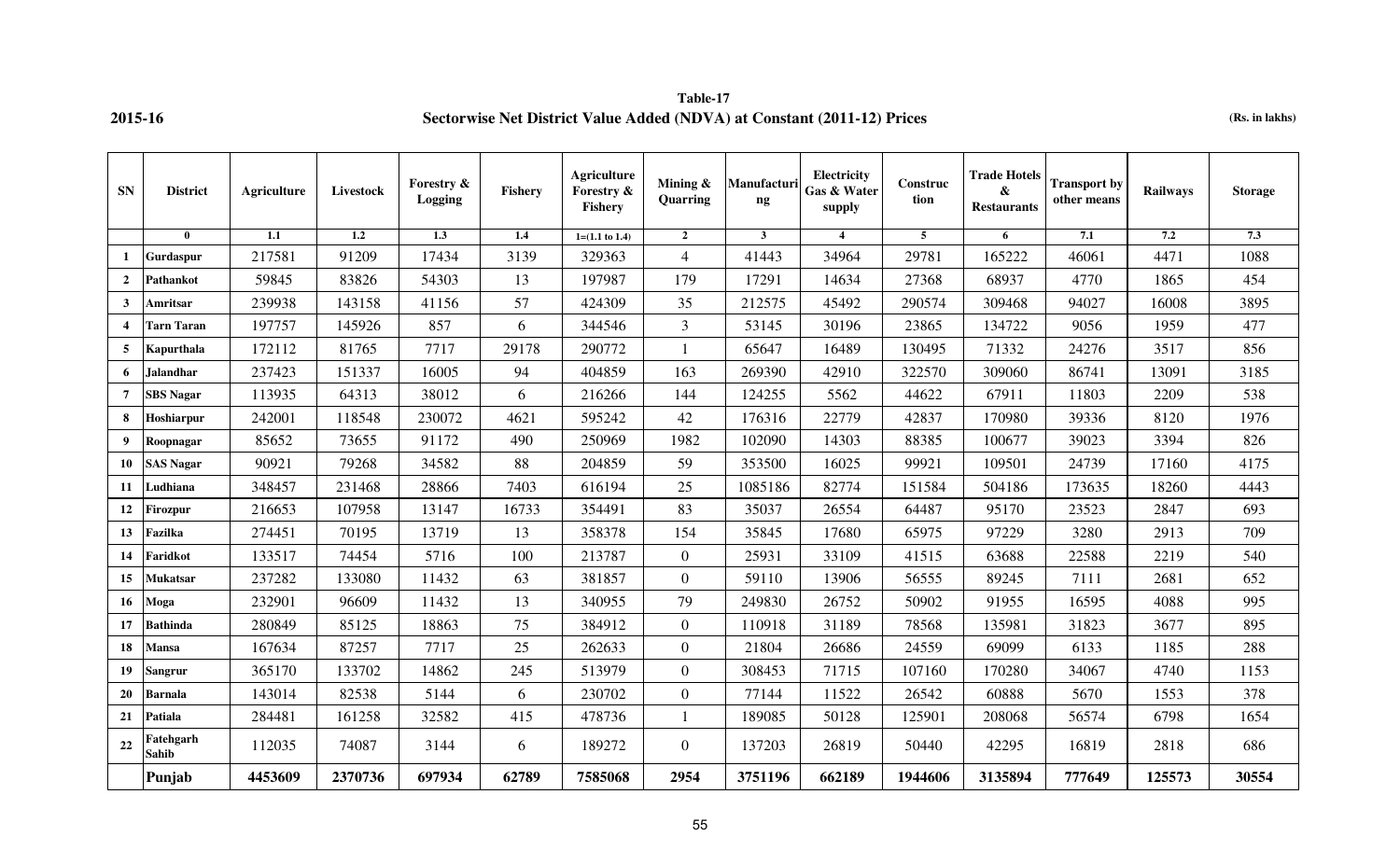2015-16

**Table-17**

**Sectorwise Net District Value Added (NDVA) at Constant (2011-12) Prices**

(Rs. in lakhs)

| SN | District | Agriculture | Livestock | Forestry & Logging | Fishery | Agriculture Forestry & Fishery | Mining & Quarring | Manufacturing | Electricity Gas & Water supply | Construction | Trade Hotels & Restaurants | Transport by other means | Railways | Storage |
|---|---|---|---|---|---|---|---|---|---|---|---|---|---|---|
| | 0 | 1.1 | 1.2 | 1.3 | 1.4 | 1=(1.1 to 1.4) | 2 | 3 | 4 | 5 | 6 | 7.1 | 7.2 | 7.3 |
| 1 | Gurdaspur | 217581 | 91209 | 17434 | 3139 | 329363 | 4 | 41443 | 34964 | 29781 | 165222 | 46061 | 4471 | 1088 |
| 2 | Pathankot | 59845 | 83826 | 54303 | 13 | 197987 | 179 | 17291 | 14634 | 27368 | 68937 | 4770 | 1865 | 454 |
| 3 | Amritsar | 239938 | 143158 | 41156 | 57 | 424309 | 35 | 212575 | 45492 | 290574 | 309468 | 94027 | 16008 | 3895 |
| 4 | Tarn Taran | 197757 | 145926 | 857 | 6 | 344546 | 3 | 53145 | 30196 | 23865 | 134722 | 9056 | 1959 | 477 |
| 5 | Kapurthala | 172112 | 81765 | 7717 | 29178 | 290772 | 1 | 65647 | 16489 | 130495 | 71332 | 24276 | 3517 | 856 |
| 6 | Jalandhar | 237423 | 151337 | 16005 | 94 | 404859 | 163 | 269390 | 42910 | 322570 | 309060 | 86741 | 13091 | 3185 |
| 7 | SBS Nagar | 113935 | 64313 | 38012 | 6 | 216266 | 144 | 124255 | 5562 | 44622 | 67911 | 11803 | 2209 | 538 |
| 8 | Hoshiarpur | 242001 | 118548 | 230072 | 4621 | 595242 | 42 | 176316 | 22779 | 42837 | 170980 | 39336 | 8120 | 1976 |
| 9 | Roopnagar | 85652 | 73655 | 91172 | 490 | 250969 | 1982 | 102090 | 14303 | 88385 | 100677 | 39023 | 3394 | 826 |
| 10 | SAS Nagar | 90921 | 79268 | 34582 | 88 | 204859 | 59 | 353500 | 16025 | 99921 | 109501 | 24739 | 17160 | 4175 |
| 11 | Ludhiana | 348457 | 231468 | 28866 | 7403 | 616194 | 25 | 1085186 | 82774 | 151584 | 504186 | 173635 | 18260 | 4443 |
| 12 | Firozpur | 216653 | 107958 | 13147 | 16733 | 354491 | 83 | 35037 | 26554 | 64487 | 95170 | 23523 | 2847 | 693 |
| 13 | Fazilka | 274451 | 70195 | 13719 | 13 | 358378 | 154 | 35845 | 17680 | 65975 | 97229 | 3280 | 2913 | 709 |
| 14 | Faridkot | 133517 | 74454 | 5716 | 100 | 213787 | 0 | 25931 | 33109 | 41515 | 63688 | 22588 | 2219 | 540 |
| 15 | Mukatsar | 237282 | 133080 | 11432 | 63 | 381857 | 0 | 59110 | 13906 | 56555 | 89245 | 7111 | 2681 | 652 |
| 16 | Moga | 232901 | 96609 | 11432 | 13 | 340955 | 79 | 249830 | 26752 | 50902 | 91955 | 16595 | 4088 | 995 |
| 17 | Bathinda | 280849 | 85125 | 18863 | 75 | 384912 | 0 | 110918 | 31189 | 78568 | 135981 | 31823 | 3677 | 895 |
| 18 | Mansa | 167634 | 87257 | 7717 | 25 | 262633 | 0 | 21804 | 26686 | 24559 | 69099 | 6133 | 1185 | 288 |
| 19 | Sangrur | 365170 | 133702 | 14862 | 245 | 513979 | 0 | 308453 | 71715 | 107160 | 170280 | 34067 | 4740 | 1153 |
| 20 | Barnala | 143014 | 82538 | 5144 | 6 | 230702 | 0 | 77144 | 11522 | 26542 | 60888 | 5670 | 1553 | 378 |
| 21 | Patiala | 284481 | 161258 | 32582 | 415 | 478736 | 1 | 189085 | 50128 | 125901 | 208068 | 56574 | 6798 | 1654 |
| 22 | Fatehgarh Sahib | 112035 | 74087 | 3144 | 6 | 189272 | 0 | 137203 | 26819 | 50440 | 42295 | 16819 | 2818 | 686 |
| | **Punjab** | **4453609** | **2370736** | **697934** | **62789** | **7585068** | **2954** | **3751196** | **662189** | **1944606** | **3135894** | **777649** | **125573** | **30554** |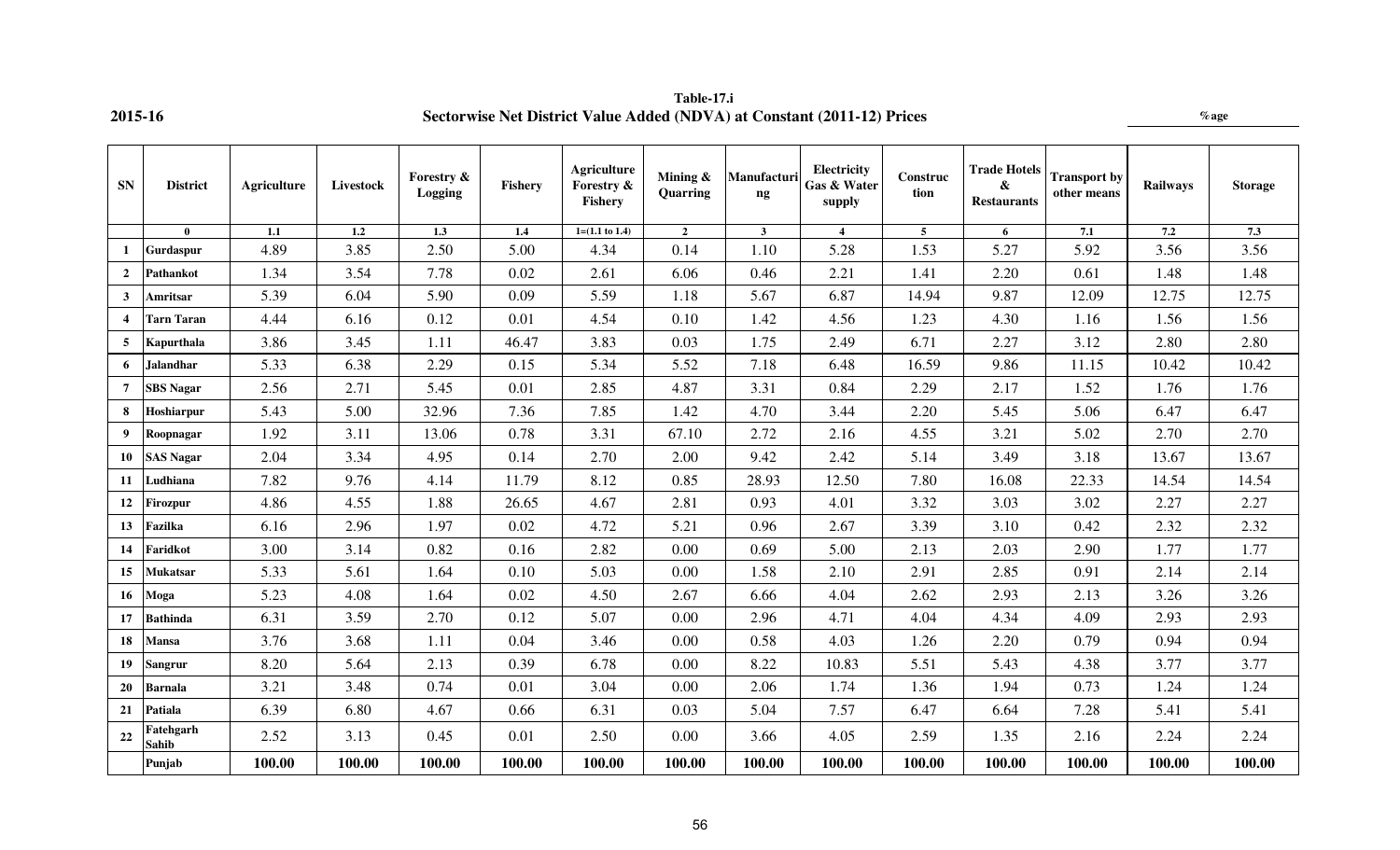2015-16

**Table-17.i**

**Sectorwise Net District Value Added (NDVA) at Constant (2011-12) Prices**

%age

| SN | District | Agriculture | Livestock | Forestry & Logging | Fishery | Agriculture Forestry & Fishery | Mining & Quarring | Manufacturing | Electricity Gas & Water supply | Construction | Trade Hotels & Restaurants | Transport by other means | Railways | Storage |
|---|---|---|---|---|---|---|---|---|---|---|---|---|---|---|
| | 0 | 1.1 | 1.2 | 1.3 | 1.4 | 1=(1.1 to 1.4) | 2 | 3 | 4 | 5 | 6 | 7.1 | 7.2 | 7.3 |
| 1 | Gurdaspur | 4.89 | 3.85 | 2.50 | 5.00 | 4.34 | 0.14 | 1.10 | 5.28 | 1.53 | 5.27 | 5.92 | 3.56 | 3.56 |
| 2 | Pathankot | 1.34 | 3.54 | 7.78 | 0.02 | 2.61 | 6.06 | 0.46 | 2.21 | 1.41 | 2.20 | 0.61 | 1.48 | 1.48 |
| 3 | Amritsar | 5.39 | 6.04 | 5.90 | 0.09 | 5.59 | 1.18 | 5.67 | 6.87 | 14.94 | 9.87 | 12.09 | 12.75 | 12.75 |
| 4 | Tarn Taran | 4.44 | 6.16 | 0.12 | 0.01 | 4.54 | 0.10 | 1.42 | 4.56 | 1.23 | 4.30 | 1.16 | 1.56 | 1.56 |
| 5 | Kapurthala | 3.86 | 3.45 | 1.11 | 46.47 | 3.83 | 0.03 | 1.75 | 2.49 | 6.71 | 2.27 | 3.12 | 2.80 | 2.80 |
| 6 | Jalandhar | 5.33 | 6.38 | 2.29 | 0.15 | 5.34 | 5.52 | 7.18 | 6.48 | 16.59 | 9.86 | 11.15 | 10.42 | 10.42 |
| 7 | SBS Nagar | 2.56 | 2.71 | 5.45 | 0.01 | 2.85 | 4.87 | 3.31 | 0.84 | 2.29 | 2.17 | 1.52 | 1.76 | 1.76 |
| 8 | Hoshiarpur | 5.43 | 5.00 | 32.96 | 7.36 | 7.85 | 1.42 | 4.70 | 3.44 | 2.20 | 5.45 | 5.06 | 6.47 | 6.47 |
| 9 | Roopnagar | 1.92 | 3.11 | 13.06 | 0.78 | 3.31 | 67.10 | 2.72 | 2.16 | 4.55 | 3.21 | 5.02 | 2.70 | 2.70 |
| 10 | SAS Nagar | 2.04 | 3.34 | 4.95 | 0.14 | 2.70 | 2.00 | 9.42 | 2.42 | 5.14 | 3.49 | 3.18 | 13.67 | 13.67 |
| 11 | Ludhiana | 7.82 | 9.76 | 4.14 | 11.79 | 8.12 | 0.85 | 28.93 | 12.50 | 7.80 | 16.08 | 22.33 | 14.54 | 14.54 |
| 12 | Firozpur | 4.86 | 4.55 | 1.88 | 26.65 | 4.67 | 2.81 | 0.93 | 4.01 | 3.32 | 3.03 | 3.02 | 2.27 | 2.27 |
| 13 | Fazilka | 6.16 | 2.96 | 1.97 | 0.02 | 4.72 | 5.21 | 0.96 | 2.67 | 3.39 | 3.10 | 0.42 | 2.32 | 2.32 |
| 14 | Faridkot | 3.00 | 3.14 | 0.82 | 0.16 | 2.82 | 0.00 | 0.69 | 5.00 | 2.13 | 2.03 | 2.90 | 1.77 | 1.77 |
| 15 | Mukatsar | 5.33 | 5.61 | 1.64 | 0.10 | 5.03 | 0.00 | 1.58 | 2.10 | 2.91 | 2.85 | 0.91 | 2.14 | 2.14 |
| 16 | Moga | 5.23 | 4.08 | 1.64 | 0.02 | 4.50 | 2.67 | 6.66 | 4.04 | 2.62 | 2.93 | 2.13 | 3.26 | 3.26 |
| 17 | Bathinda | 6.31 | 3.59 | 2.70 | 0.12 | 5.07 | 0.00 | 2.96 | 4.71 | 4.04 | 4.34 | 4.09 | 2.93 | 2.93 |
| 18 | Mansa | 3.76 | 3.68 | 1.11 | 0.04 | 3.46 | 0.00 | 0.58 | 4.03 | 1.26 | 2.20 | 0.79 | 0.94 | 0.94 |
| 19 | Sangrur | 8.20 | 5.64 | 2.13 | 0.39 | 6.78 | 0.00 | 8.22 | 10.83 | 5.51 | 5.43 | 4.38 | 3.77 | 3.77 |
| 20 | Barnala | 3.21 | 3.48 | 0.74 | 0.01 | 3.04 | 0.00 | 2.06 | 1.74 | 1.36 | 1.94 | 0.73 | 1.24 | 1.24 |
| 21 | Patiala | 6.39 | 6.80 | 4.67 | 0.66 | 6.31 | 0.03 | 5.04 | 7.57 | 6.47 | 6.64 | 7.28 | 5.41 | 5.41 |
| 22 | Fatehgarh Sahib | 2.52 | 3.13 | 0.45 | 0.01 | 2.50 | 0.00 | 3.66 | 4.05 | 2.59 | 1.35 | 2.16 | 2.24 | 2.24 |
| | **Punjab** | **100.00** | **100.00** | **100.00** | **100.00** | **100.00** | **100.00** | **100.00** | **100.00** | **100.00** | **100.00** | **100.00** | **100.00** | **100.00** |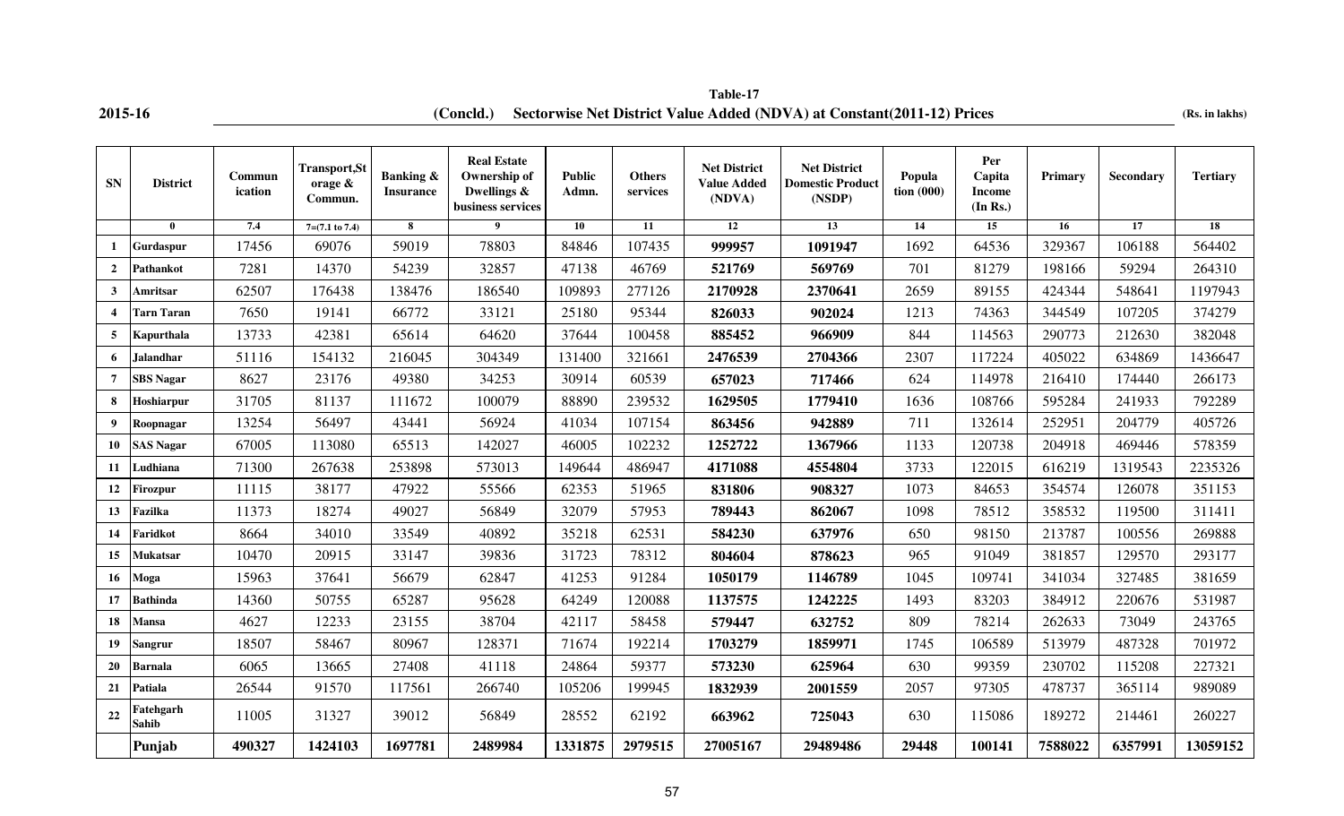**2015-16** **Table-17** **(Rs. in lakhs)**

**(Concld.) Sectorwise Net District Value Added (NDVA) at Constant(2011-12) Prices**

| SN | District | Communication | Transport,Storage & Commun. | Banking & Insurance | Real Estate Ownership of Dwellings & business services | Public Admn. | Others services | Net District Value Added (NDVA) | Net District Domestic Product (NSDP) | Population (000) | Per Capita Income (In Rs.) | Primary | Secondary | Tertiary |
|---|---|---|---|---|---|---|---|---|---|---|---|---|---|---|
| | 0 | 7.4 | 7=(7.1 to 7.4) | 8 | 9 | 10 | 11 | 12 | 13 | 14 | 15 | 16 | 17 | 18 |
| 1 | Gurdaspur | 17456 | 69076 | 59019 | 78803 | 84846 | 107435 | **999957** | **1091947** | 1692 | 64536 | 329367 | 106188 | 564402 |
| 2 | Pathankot | 7281 | 14370 | 54239 | 32857 | 47138 | 46769 | **521769** | **569769** | 701 | 81279 | 198166 | 59294 | 264310 |
| 3 | Amritsar | 62507 | 176438 | 138476 | 186540 | 109893 | 277126 | **2170928** | **2370641** | 2659 | 89155 | 424344 | 548641 | 1197943 |
| 4 | Tarn Taran | 7650 | 19141 | 66772 | 33121 | 25180 | 95344 | **826033** | **902024** | 1213 | 74363 | 344549 | 107205 | 374279 |
| 5 | Kapurthala | 13733 | 42381 | 65614 | 64620 | 37644 | 100458 | **885452** | **966909** | 844 | 114563 | 290773 | 212630 | 382048 |
| 6 | Jalandhar | 51116 | 154132 | 216045 | 304349 | 131400 | 321661 | **2476539** | **2704366** | 2307 | 117224 | 405022 | 634869 | 1436647 |
| 7 | SBS Nagar | 8627 | 23176 | 49380 | 34253 | 30914 | 60539 | **657023** | **717466** | 624 | 114978 | 216410 | 174440 | 266173 |
| 8 | Hoshiarpur | 31705 | 81137 | 111672 | 100079 | 88890 | 239532 | **1629505** | **1779410** | 1636 | 108766 | 595284 | 241933 | 792289 |
| 9 | Roopnagar | 13254 | 56497 | 43441 | 56924 | 41034 | 107154 | **863456** | **942889** | 711 | 132614 | 252951 | 204779 | 405726 |
| 10 | SAS Nagar | 67005 | 113080 | 65513 | 142027 | 46005 | 102232 | **1252722** | **1367966** | 1133 | 120738 | 204918 | 469446 | 578359 |
| 11 | Ludhiana | 71300 | 267638 | 253898 | 573013 | 149644 | 486947 | **4171088** | **4554804** | 3733 | 122015 | 616219 | 1319543 | 2235326 |
| 12 | Firozpur | 11115 | 38177 | 47922 | 55566 | 62353 | 51965 | **831806** | **908327** | 1073 | 84653 | 354574 | 126078 | 351153 |
| 13 | Fazilka | 11373 | 18274 | 49027 | 56849 | 32079 | 57953 | **789443** | **862067** | 1098 | 78512 | 358532 | 119500 | 311411 |
| 14 | Faridkot | 8664 | 34010 | 33549 | 40892 | 35218 | 62531 | **584230** | **637976** | 650 | 98150 | 213787 | 100556 | 269888 |
| 15 | Mukatsar | 10470 | 20915 | 33147 | 39836 | 31723 | 78312 | **804604** | **878623** | 965 | 91049 | 381857 | 129570 | 293177 |
| 16 | Moga | 15963 | 37641 | 56679 | 62847 | 41253 | 91284 | **1050179** | **1146789** | 1045 | 109741 | 341034 | 327485 | 381659 |
| 17 | Bathinda | 14360 | 50755 | 65287 | 95628 | 64249 | 120088 | **1137575** | **1242225** | 1493 | 83203 | 384912 | 220676 | 531987 |
| 18 | Mansa | 4627 | 12233 | 23155 | 38704 | 42117 | 58458 | **579447** | **632752** | 809 | 78214 | 262633 | 73049 | 243765 |
| 19 | Sangrur | 18507 | 58467 | 80967 | 128371 | 71674 | 192214 | **1703279** | **1859971** | 1745 | 106589 | 513979 | 487328 | 701972 |
| 20 | Barnala | 6065 | 13665 | 27408 | 41118 | 24864 | 59377 | **573230** | **625964** | 630 | 99359 | 230702 | 115208 | 227321 |
| 21 | Patiala | 26544 | 91570 | 117561 | 266740 | 105206 | 199945 | **1832939** | **2001559** | 2057 | 97305 | 478737 | 365114 | 989089 |
| 22 | Fatehgarh Sahib | 11005 | 31327 | 39012 | 56849 | 28552 | 62192 | **663962** | **725043** | 630 | 115086 | 189272 | 214461 | 260227 |
| | **Punjab** | **490327** | **1424103** | **1697781** | **2489984** | **1331875** | **2979515** | **27005167** | **29489486** | **29448** | **100141** | **7588022** | **6357991** | **13059152** |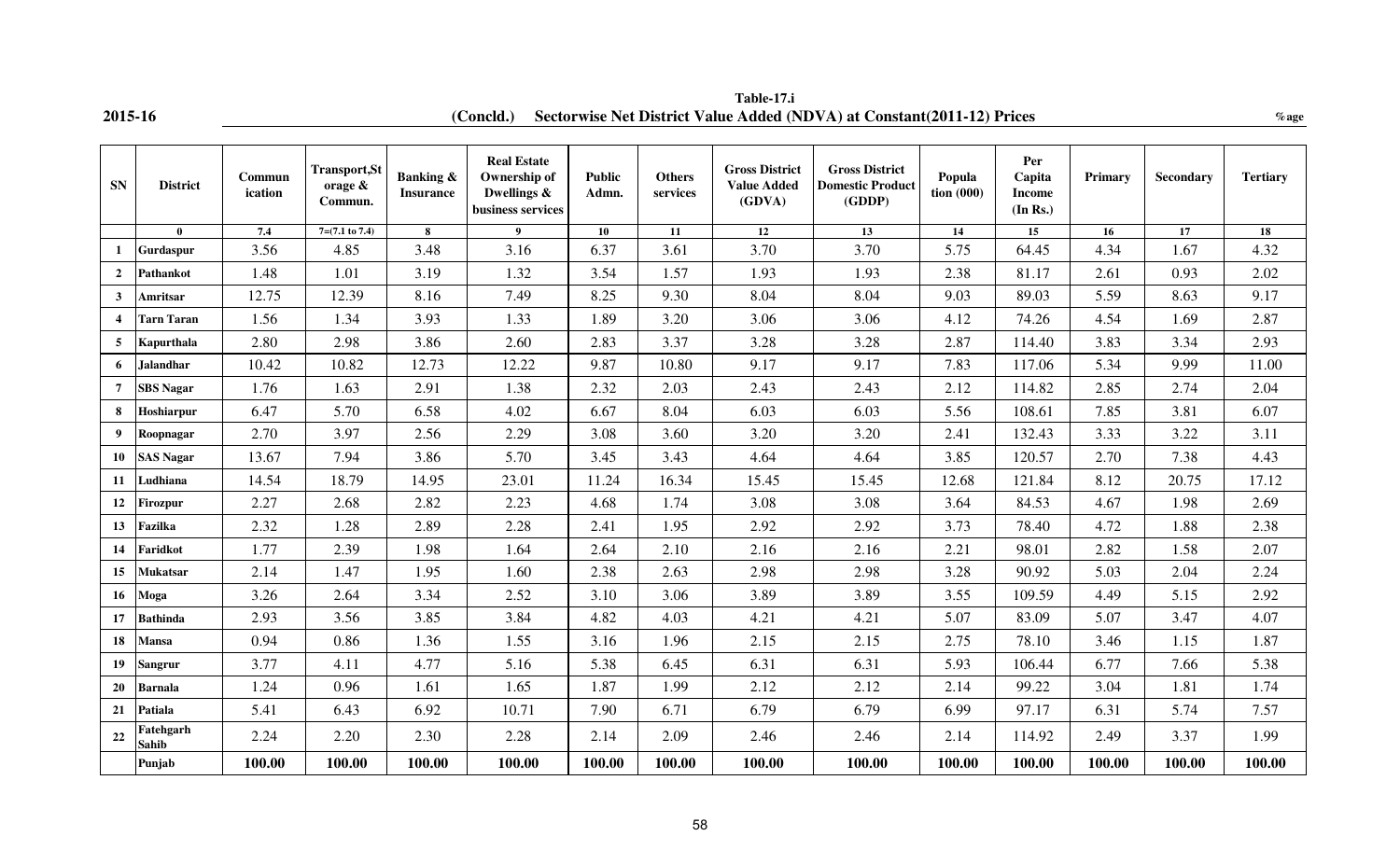**2015-16**

**Table-17.i**

**(Concld.) Sectorwise Net District Value Added (NDVA) at Constant(2011-12) Prices**

%age

| SN | District | Communication | Transport,Storage & Commun. | Banking & Insurance | Real Estate Ownership of Dwellings & business services | Public Admn. | Others services | Gross District Value Added (GDVA) | Gross District Domestic Product (GDDP) | Population (000) | Per Capita Income (In Rs.) | Primary | Secondary | Tertiary |
|---|---|---|---|---|---|---|---|---|---|---|---|---|---|---|
| | 0 | 7.4 | 7=(7.1 to 7.4) | 8 | 9 | 10 | 11 | 12 | 13 | 14 | 15 | 16 | 17 | 18 |
| 1 | Gurdaspur | 3.56 | 4.85 | 3.48 | 3.16 | 6.37 | 3.61 | 3.70 | 3.70 | 5.75 | 64.45 | 4.34 | 1.67 | 4.32 |
| 2 | Pathankot | 1.48 | 1.01 | 3.19 | 1.32 | 3.54 | 1.57 | 1.93 | 1.93 | 2.38 | 81.17 | 2.61 | 0.93 | 2.02 |
| 3 | Amritsar | 12.75 | 12.39 | 8.16 | 7.49 | 8.25 | 9.30 | 8.04 | 8.04 | 9.03 | 89.03 | 5.59 | 8.63 | 9.17 |
| 4 | Tarn Taran | 1.56 | 1.34 | 3.93 | 1.33 | 1.89 | 3.20 | 3.06 | 3.06 | 4.12 | 74.26 | 4.54 | 1.69 | 2.87 |
| 5 | Kapurthala | 2.80 | 2.98 | 3.86 | 2.60 | 2.83 | 3.37 | 3.28 | 3.28 | 2.87 | 114.40 | 3.83 | 3.34 | 2.93 |
| 6 | Jalandhar | 10.42 | 10.82 | 12.73 | 12.22 | 9.87 | 10.80 | 9.17 | 9.17 | 7.83 | 117.06 | 5.34 | 9.99 | 11.00 |
| 7 | SBS Nagar | 1.76 | 1.63 | 2.91 | 1.38 | 2.32 | 2.03 | 2.43 | 2.43 | 2.12 | 114.82 | 2.85 | 2.74 | 2.04 |
| 8 | Hoshiarpur | 6.47 | 5.70 | 6.58 | 4.02 | 6.67 | 8.04 | 6.03 | 6.03 | 5.56 | 108.61 | 7.85 | 3.81 | 6.07 |
| 9 | Roopnagar | 2.70 | 3.97 | 2.56 | 2.29 | 3.08 | 3.60 | 3.20 | 3.20 | 2.41 | 132.43 | 3.33 | 3.22 | 3.11 |
| 10 | SAS Nagar | 13.67 | 7.94 | 3.86 | 5.70 | 3.45 | 3.43 | 4.64 | 4.64 | 3.85 | 120.57 | 2.70 | 7.38 | 4.43 |
| 11 | Ludhiana | 14.54 | 18.79 | 14.95 | 23.01 | 11.24 | 16.34 | 15.45 | 15.45 | 12.68 | 121.84 | 8.12 | 20.75 | 17.12 |
| 12 | Firozpur | 2.27 | 2.68 | 2.82 | 2.23 | 4.68 | 1.74 | 3.08 | 3.08 | 3.64 | 84.53 | 4.67 | 1.98 | 2.69 |
| 13 | Fazilka | 2.32 | 1.28 | 2.89 | 2.28 | 2.41 | 1.95 | 2.92 | 2.92 | 3.73 | 78.40 | 4.72 | 1.88 | 2.38 |
| 14 | Faridkot | 1.77 | 2.39 | 1.98 | 1.64 | 2.64 | 2.10 | 2.16 | 2.16 | 2.21 | 98.01 | 2.82 | 1.58 | 2.07 |
| 15 | Mukatsar | 2.14 | 1.47 | 1.95 | 1.60 | 2.38 | 2.63 | 2.98 | 2.98 | 3.28 | 90.92 | 5.03 | 2.04 | 2.24 |
| 16 | Moga | 3.26 | 2.64 | 3.34 | 2.52 | 3.10 | 3.06 | 3.89 | 3.89 | 3.55 | 109.59 | 4.49 | 5.15 | 2.92 |
| 17 | Bathinda | 2.93 | 3.56 | 3.85 | 3.84 | 4.82 | 4.03 | 4.21 | 4.21 | 5.07 | 83.09 | 5.07 | 3.47 | 4.07 |
| 18 | Mansa | 0.94 | 0.86 | 1.36 | 1.55 | 3.16 | 1.96 | 2.15 | 2.15 | 2.75 | 78.10 | 3.46 | 1.15 | 1.87 |
| 19 | Sangrur | 3.77 | 4.11 | 4.77 | 5.16 | 5.38 | 6.45 | 6.31 | 6.31 | 5.93 | 106.44 | 6.77 | 7.66 | 5.38 |
| 20 | Barnala | 1.24 | 0.96 | 1.61 | 1.65 | 1.87 | 1.99 | 2.12 | 2.12 | 2.14 | 99.22 | 3.04 | 1.81 | 1.74 |
| 21 | Patiala | 5.41 | 6.43 | 6.92 | 10.71 | 7.90 | 6.71 | 6.79 | 6.79 | 6.99 | 97.17 | 6.31 | 5.74 | 7.57 |
| 22 | Fatehgarh Sahib | 2.24 | 2.20 | 2.30 | 2.28 | 2.14 | 2.09 | 2.46 | 2.46 | 2.14 | 114.92 | 2.49 | 3.37 | 1.99 |
| | **Punjab** | **100.00** | **100.00** | **100.00** | **100.00** | **100.00** | **100.00** | **100.00** | **100.00** | **100.00** | **100.00** | **100.00** | **100.00** | **100.00** |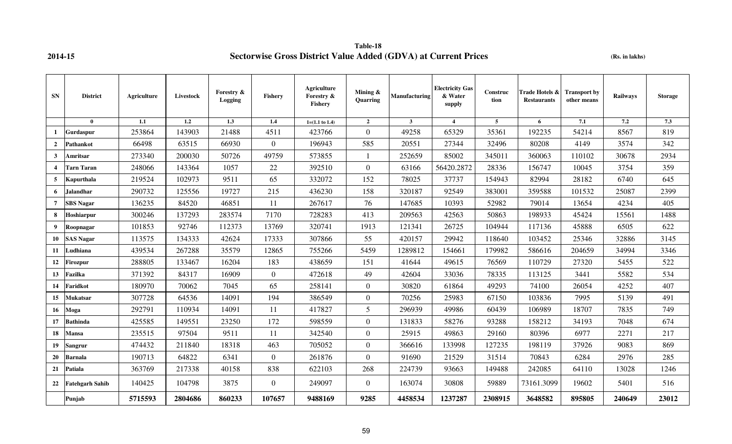**2014-15**

## Table-18
## Sectorwise Gross District Value Added (GDVA) at Current Prices

**(Rs. in lakhs)**

| SN | District | Agriculture | Livestock | Forestry & Logging | Fishery | Agriculture Forestry & Fishery | Mining & Quarring | Manufacturing | Electricity Gas & Water supply | Construction | Trade Hotels & Restaurants | Transport by other means | Railways | Storage |
|---|---|---|---|---|---|---|---|---|---|---|---|---|---|---|
| | 0 | 1.1 | 1.2 | 1.3 | 1.4 | 1=(1.1 to 1.4) | 2 | 3 | 4 | 5 | 6 | 7.1 | 7.2 | 7.3 |
| 1 | Gurdaspur | 253864 | 143903 | 21488 | 4511 | 423766 | 0 | 49258 | 65329 | 35361 | 192235 | 54214 | 8567 | 819 |
| 2 | Pathankot | 66498 | 63515 | 66930 | 0 | 196943 | 585 | 20551 | 27344 | 32496 | 80208 | 4149 | 3574 | 342 |
| 3 | Amritsar | 273340 | 200030 | 50726 | 49759 | 573855 | 1 | 252659 | 85002 | 345011 | 360063 | 110102 | 30678 | 2934 |
| 4 | Tarn Taran | 248066 | 143364 | 1057 | 22 | 392510 | 0 | 63166 | 56420.2872 | 28336 | 156747 | 10045 | 3754 | 359 |
| 5 | Kapurthala | 219524 | 102973 | 9511 | 65 | 332072 | 152 | 78025 | 37737 | 154943 | 82994 | 28182 | 6740 | 645 |
| 6 | Jalandhar | 290732 | 125556 | 19727 | 215 | 436230 | 158 | 320187 | 92549 | 383001 | 359588 | 101532 | 25087 | 2399 |
| 7 | SBS Nagar | 136235 | 84520 | 46851 | 11 | 267617 | 76 | 147685 | 10393 | 52982 | 79014 | 13654 | 4234 | 405 |
| 8 | Hoshiarpur | 300246 | 137293 | 283574 | 7170 | 728283 | 413 | 209563 | 42563 | 50863 | 198933 | 45424 | 15561 | 1488 |
| 9 | Roopnagar | 101853 | 92746 | 112373 | 13769 | 320741 | 1913 | 121341 | 26725 | 104944 | 117136 | 45888 | 6505 | 622 |
| 10 | SAS Nagar | 113575 | 134333 | 42624 | 17333 | 307866 | 55 | 420157 | 29942 | 118640 | 103452 | 25346 | 32886 | 3145 |
| 11 | Ludhiana | 439534 | 267288 | 35579 | 12865 | 755266 | 5459 | 1289812 | 154661 | 179982 | 586616 | 204659 | 34994 | 3346 |
| 12 | Firozpur | 288805 | 133467 | 16204 | 183 | 438659 | 151 | 41644 | 49615 | 76569 | 110729 | 27320 | 5455 | 522 |
| 13 | Fazilka | 371392 | 84317 | 16909 | 0 | 472618 | 49 | 42604 | 33036 | 78335 | 113125 | 3441 | 5582 | 534 |
| 14 | Faridkot | 180970 | 70062 | 7045 | 65 | 258141 | 0 | 30820 | 61864 | 49293 | 74100 | 26054 | 4252 | 407 |
| 15 | Mukatsar | 307728 | 64536 | 14091 | 194 | 386549 | 0 | 70256 | 25983 | 67150 | 103836 | 7995 | 5139 | 491 |
| 16 | Moga | 292791 | 110934 | 14091 | 11 | 417827 | 5 | 296939 | 49986 | 60439 | 106989 | 18707 | 7835 | 749 |
| 17 | Bathinda | 425585 | 149551 | 23250 | 172 | 598559 | 0 | 131833 | 58276 | 93288 | 158212 | 34193 | 7048 | 674 |
| 18 | Mansa | 235515 | 97504 | 9511 | 11 | 342540 | 0 | 25915 | 49863 | 29160 | 80396 | 6977 | 2271 | 217 |
| 19 | Sangrur | 474432 | 211840 | 18318 | 463 | 705052 | 0 | 366616 | 133998 | 127235 | 198119 | 37926 | 9083 | 869 |
| 20 | Barnala | 190713 | 64822 | 6341 | 0 | 261876 | 0 | 91690 | 21529 | 31514 | 70843 | 6284 | 2976 | 285 |
| 21 | Patiala | 363769 | 217338 | 40158 | 838 | 622103 | 268 | 224739 | 93663 | 149488 | 242085 | 64110 | 13028 | 1246 |
| 22 | Fatehgarh Sahib | 140425 | 104798 | 3875 | 0 | 249097 | 0 | 163074 | 30808 | 59889 | 73161.3099 | 19602 | 5401 | 516 |
| | **Punjab** | **5715593** | **2804686** | **860233** | **107657** | **9488169** | **9285** | **4458534** | **1237287** | **2308915** | **3648582** | **895805** | **240649** | **23012** |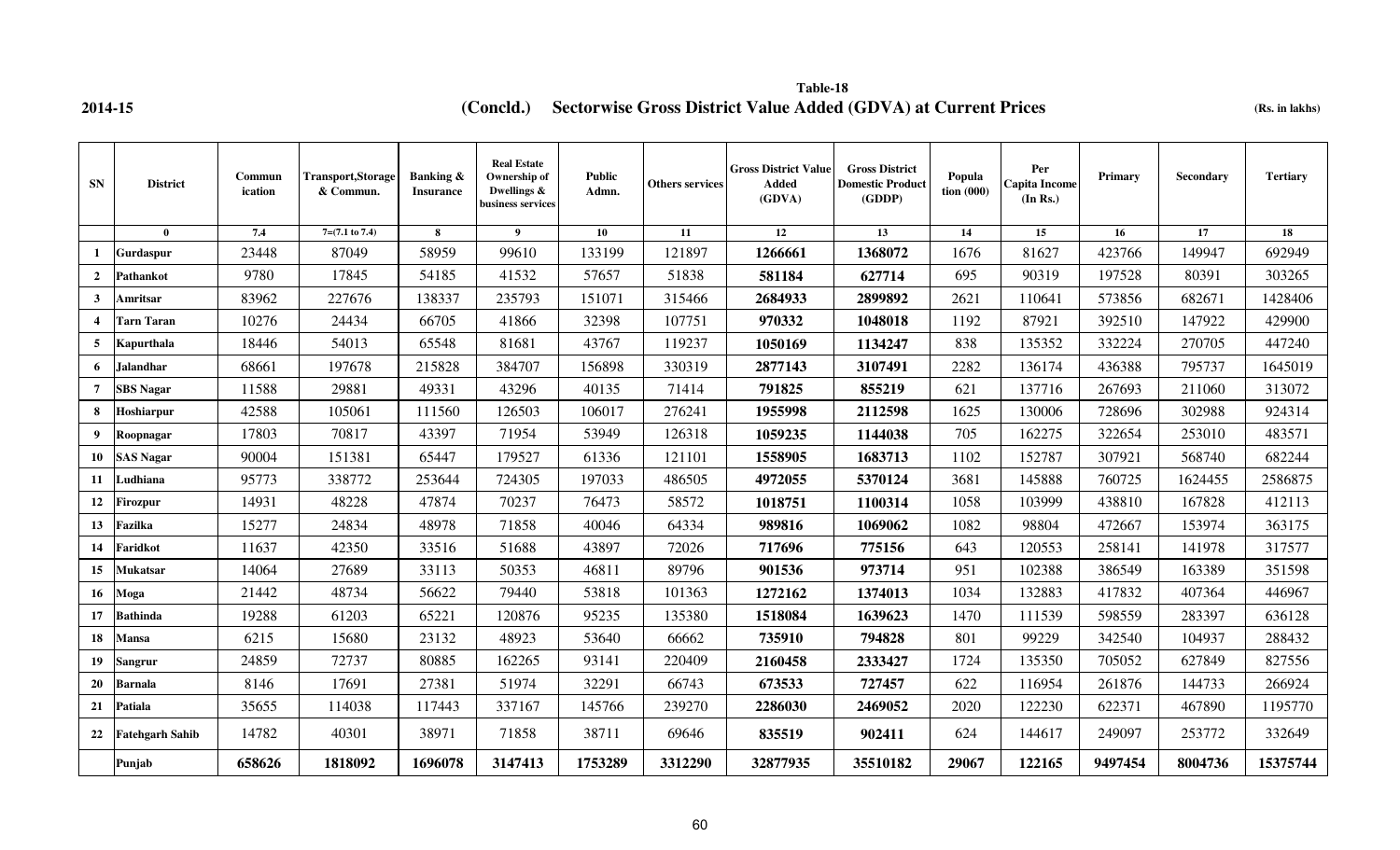**2014-15**

# Table-18

## (Concld.) Sectorwise Gross District Value Added (GDVA) at Current Prices

(Rs. in lakhs)

| SN | District | Communication | Transport,Storage & Commun. | Banking & Insurance | Real Estate Ownership of Dwellings & business services | Public Admn. | Others services | Gross District Value Added (GDVA) | Gross District Domestic Product (GDDP) | Population (000) | Per Capita Income (In Rs.) | Primary | Secondary | Tertiary |
|---|---|---|---|---|---|---|---|---|---|---|---|---|---|---|
| | 0 | 7.4 | 7=(7.1 to 7.4) | 8 | 9 | 10 | 11 | 12 | 13 | 14 | 15 | 16 | 17 | 18 |
| 1 | Gurdaspur | 23448 | 87049 | 58959 | 99610 | 133199 | 121897 | **1266661** | **1368072** | 1676 | 81627 | 423766 | 149947 | 692949 |
| 2 | Pathankot | 9780 | 17845 | 54185 | 41532 | 57657 | 51838 | **581184** | **627714** | 695 | 90319 | 197528 | 80391 | 303265 |
| 3 | Amritsar | 83962 | 227676 | 138337 | 235793 | 151071 | 315466 | **2684933** | **2899892** | 2621 | 110641 | 573856 | 682671 | 1428406 |
| 4 | Tarn Taran | 10276 | 24434 | 66705 | 41866 | 32398 | 107751 | **970332** | **1048018** | 1192 | 87921 | 392510 | 147922 | 429900 |
| 5 | Kapurthala | 18446 | 54013 | 65548 | 81681 | 43767 | 119237 | **1050169** | **1134247** | 838 | 135352 | 332224 | 270705 | 447240 |
| 6 | Jalandhar | 68661 | 197678 | 215828 | 384707 | 156898 | 330319 | **2877143** | **3107491** | 2282 | 136174 | 436388 | 795737 | 1645019 |
| 7 | SBS Nagar | 11588 | 29881 | 49331 | 43296 | 40135 | 71414 | **791825** | **855219** | 621 | 137716 | 267693 | 211060 | 313072 |
| 8 | Hoshiarpur | 42588 | 105061 | 111560 | 126503 | 106017 | 276241 | **1955998** | **2112598** | 1625 | 130006 | 728696 | 302988 | 924314 |
| 9 | Roopnagar | 17803 | 70817 | 43397 | 71954 | 53949 | 126318 | **1059235** | **1144038** | 705 | 162275 | 322654 | 253010 | 483571 |
| 10 | SAS Nagar | 90004 | 151381 | 65447 | 179527 | 61336 | 121101 | **1558905** | **1683713** | 1102 | 152787 | 307921 | 568740 | 682244 |
| 11 | Ludhiana | 95773 | 338772 | 253644 | 724305 | 197033 | 486505 | **4972055** | **5370124** | 3681 | 145888 | 760725 | 1624455 | 2586875 |
| 12 | Firozpur | 14931 | 48228 | 47874 | 70237 | 76473 | 58572 | **1018751** | **1100314** | 1058 | 103999 | 438810 | 167828 | 412113 |
| 13 | Fazilka | 15277 | 24834 | 48978 | 71858 | 40046 | 64334 | **989816** | **1069062** | 1082 | 98804 | 472667 | 153974 | 363175 |
| 14 | Faridkot | 11637 | 42350 | 33516 | 51688 | 43897 | 72026 | **717696** | **775156** | 643 | 120553 | 258141 | 141978 | 317577 |
| 15 | Mukatsar | 14064 | 27689 | 33113 | 50353 | 46811 | 89796 | **901536** | **973714** | 951 | 102388 | 386549 | 163389 | 351598 |
| 16 | Moga | 21442 | 48734 | 56622 | 79440 | 53818 | 101363 | **1272162** | **1374013** | 1034 | 132883 | 417832 | 407364 | 446967 |
| 17 | Bathinda | 19288 | 61203 | 65221 | 120876 | 95235 | 135380 | **1518084** | **1639623** | 1470 | 111539 | 598559 | 283397 | 636128 |
| 18 | Mansa | 6215 | 15680 | 23132 | 48923 | 53640 | 66662 | **735910** | **794828** | 801 | 99229 | 342540 | 104937 | 288432 |
| 19 | Sangrur | 24859 | 72737 | 80885 | 162265 | 93141 | 220409 | **2160458** | **2333427** | 1724 | 135350 | 705052 | 627849 | 827556 |
| 20 | Barnala | 8146 | 17691 | 27381 | 51974 | 32291 | 66743 | **673533** | **727457** | 622 | 116954 | 261876 | 144733 | 266924 |
| 21 | Patiala | 35655 | 114038 | 117443 | 337167 | 145766 | 239270 | **2286030** | **2469052** | 2020 | 122230 | 622371 | 467890 | 1195770 |
| 22 | Fatehgarh Sahib | 14782 | 40301 | 38971 | 71858 | 38711 | 69646 | **835519** | **902411** | 624 | 144617 | 249097 | 253772 | 332649 |
| | Punjab | **658626** | **1818092** | **1696078** | **3147413** | **1753289** | **3312290** | **32877935** | **35510182** | **29067** | **122165** | **9497454** | **8004736** | **15375744** |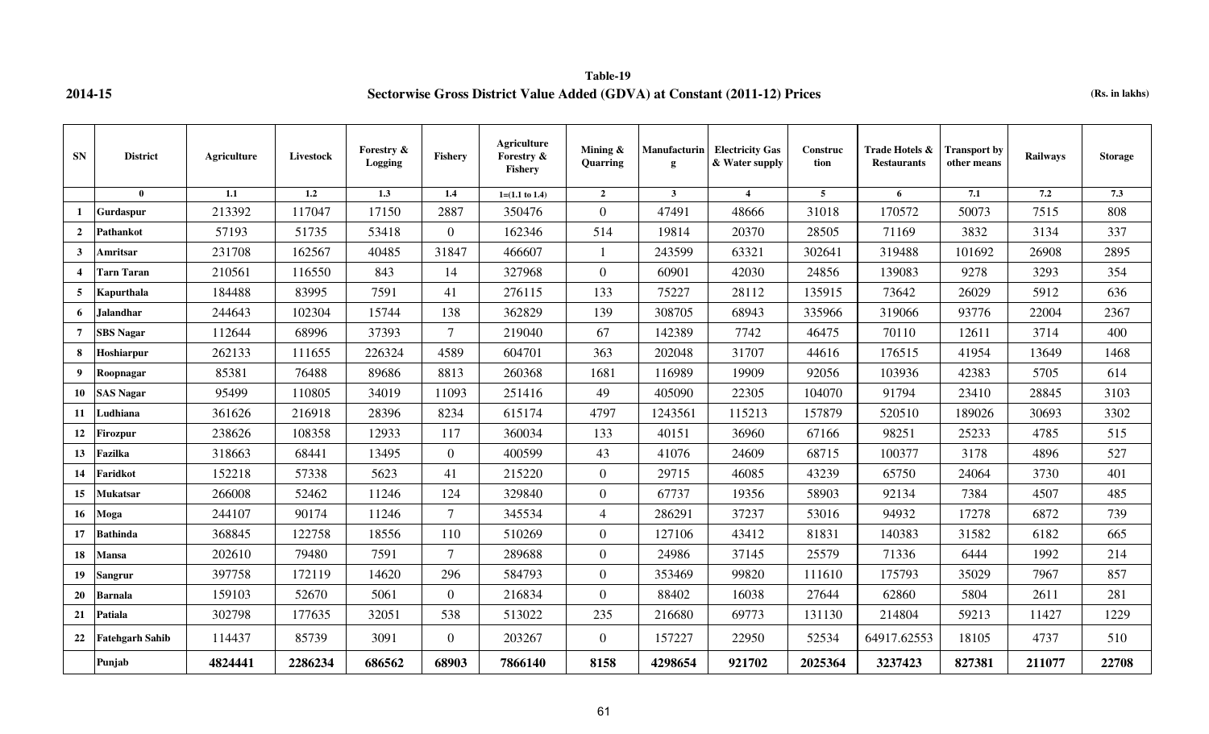**2014-15**

**Table-19**

**Sectorwise Gross District Value Added (GDVA) at Constant (2011-12) Prices**

**(Rs. in lakhs)**

| SN | District | Agriculture | Livestock | Forestry & Logging | Fishery | Agriculture Forestry & Fishery | Mining & Quarring | Manufacturing | Electricity Gas & Water supply | Construction | Trade Hotels & Restaurants | Transport by other means | Railways | Storage |
|---|---|---|---|---|---|---|---|---|---|---|---|---|---|---|
| | 0 | 1.1 | 1.2 | 1.3 | 1.4 | 1=(1.1 to 1.4) | 2 | 3 | 4 | 5 | 6 | 7.1 | 7.2 | 7.3 |
| 1 | Gurdaspur | 213392 | 117047 | 17150 | 2887 | 350476 | 0 | 47491 | 48666 | 31018 | 170572 | 50073 | 7515 | 808 |
| 2 | Pathankot | 57193 | 51735 | 53418 | 0 | 162346 | 514 | 19814 | 20370 | 28505 | 71169 | 3832 | 3134 | 337 |
| 3 | Amritsar | 231708 | 162567 | 40485 | 31847 | 466607 | 1 | 243599 | 63321 | 302641 | 319488 | 101692 | 26908 | 2895 |
| 4 | Tarn Taran | 210561 | 116550 | 843 | 14 | 327968 | 0 | 60901 | 42030 | 24856 | 139083 | 9278 | 3293 | 354 |
| 5 | Kapurthala | 184488 | 83995 | 7591 | 41 | 276115 | 133 | 75227 | 28112 | 135915 | 73642 | 26029 | 5912 | 636 |
| 6 | Jalandhar | 244643 | 102304 | 15744 | 138 | 362829 | 139 | 308705 | 68943 | 335966 | 319066 | 93776 | 22004 | 2367 |
| 7 | SBS Nagar | 112644 | 68996 | 37393 | 7 | 219040 | 67 | 142389 | 7742 | 46475 | 70110 | 12611 | 3714 | 400 |
| 8 | Hoshiarpur | 262133 | 111655 | 226324 | 4589 | 604701 | 363 | 202048 | 31707 | 44616 | 176515 | 41954 | 13649 | 1468 |
| 9 | Roopnagar | 85381 | 76488 | 89686 | 8813 | 260368 | 1681 | 116989 | 19909 | 92056 | 103936 | 42383 | 5705 | 614 |
| 10 | SAS Nagar | 95499 | 110805 | 34019 | 11093 | 251416 | 49 | 405090 | 22305 | 104070 | 91794 | 23410 | 28845 | 3103 |
| 11 | Ludhiana | 361626 | 216918 | 28396 | 8234 | 615174 | 4797 | 1243561 | 115213 | 157879 | 520510 | 189026 | 30693 | 3302 |
| 12 | Firozpur | 238626 | 108358 | 12933 | 117 | 360034 | 133 | 40151 | 36960 | 67166 | 98251 | 25233 | 4785 | 515 |
| 13 | Fazilka | 318663 | 68441 | 13495 | 0 | 400599 | 43 | 41076 | 24609 | 68715 | 100377 | 3178 | 4896 | 527 |
| 14 | Faridkot | 152218 | 57338 | 5623 | 41 | 215220 | 0 | 29715 | 46085 | 43239 | 65750 | 24064 | 3730 | 401 |
| 15 | Mukatsar | 266008 | 52462 | 11246 | 124 | 329840 | 0 | 67737 | 19356 | 58903 | 92134 | 7384 | 4507 | 485 |
| 16 | Moga | 244107 | 90174 | 11246 | 7 | 345534 | 4 | 286291 | 37237 | 53016 | 94932 | 17278 | 6872 | 739 |
| 17 | Bathinda | 368845 | 122758 | 18556 | 110 | 510269 | 0 | 127106 | 43412 | 81831 | 140383 | 31582 | 6182 | 665 |
| 18 | Mansa | 202610 | 79480 | 7591 | 7 | 289688 | 0 | 24986 | 37145 | 25579 | 71336 | 6444 | 1992 | 214 |
| 19 | Sangrur | 397758 | 172119 | 14620 | 296 | 584793 | 0 | 353469 | 99820 | 111610 | 175793 | 35029 | 7967 | 857 |
| 20 | Barnala | 159103 | 52670 | 5061 | 0 | 216834 | 0 | 88402 | 16038 | 27644 | 62860 | 5804 | 2611 | 281 |
| 21 | Patiala | 302798 | 177635 | 32051 | 538 | 513022 | 235 | 216680 | 69773 | 131130 | 214804 | 59213 | 11427 | 1229 |
| 22 | Fatehgarh Sahib | 114437 | 85739 | 3091 | 0 | 203267 | 0 | 157227 | 22950 | 52534 | 64917.62553 | 18105 | 4737 | 510 |
| | **Punjab** | **4824441** | **2286234** | **686562** | **68903** | **7866140** | **8158** | **4298654** | **921702** | **2025364** | **3237423** | **827381** | **211077** | **22708** |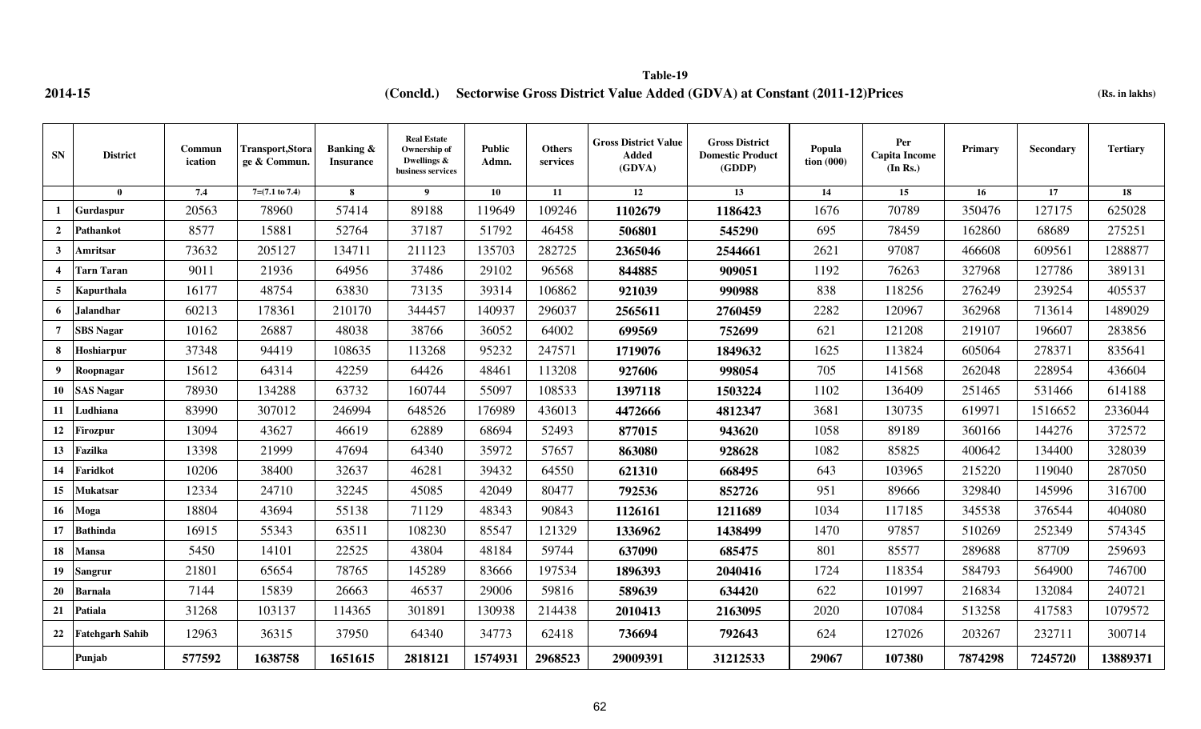**Table-19**

**2014-15** **(Concld.) Sectorwise Gross District Value Added (GDVA) at Constant (2011-12)Prices** **(Rs. in lakhs)**

| SN | District | Communication | Transport,Storage & Commun. | Banking & Insurance | Real Estate Ownership of Dwellings & business services | Public Admn. | Others services | Gross District Value Added (GDVA) | Gross District Domestic Product (GDDP) | Population (000) | Per Capita Income (In Rs.) | Primary | Secondary | Tertiary |
|---|---|---|---|---|---|---|---|---|---|---|---|---|---|---|
| | 0 | 7.4 | 7=(7.1 to 7.4) | 8 | 9 | 10 | 11 | 12 | 13 | 14 | 15 | 16 | 17 | 18 |
| 1 | Gurdaspur | 20563 | 78960 | 57414 | 89188 | 119649 | 109246 | **1102679** | **1186423** | 1676 | 70789 | 350476 | 127175 | 625028 |
| 2 | Pathankot | 8577 | 15881 | 52764 | 37187 | 51792 | 46458 | **506801** | **545290** | 695 | 78459 | 162860 | 68689 | 275251 |
| 3 | Amritsar | 73632 | 205127 | 134711 | 211123 | 135703 | 282725 | **2365046** | **2544661** | 2621 | 97087 | 466608 | 609561 | 1288877 |
| 4 | Tarn Taran | 9011 | 21936 | 64956 | 37486 | 29102 | 96568 | **844885** | **909051** | 1192 | 76263 | 327968 | 127786 | 389131 |
| 5 | Kapurthala | 16177 | 48754 | 63830 | 73135 | 39314 | 106862 | **921039** | **990988** | 838 | 118256 | 276249 | 239254 | 405537 |
| 6 | Jalandhar | 60213 | 178361 | 210170 | 344457 | 140937 | 296037 | **2565611** | **2760459** | 2282 | 120967 | 362968 | 713614 | 1489029 |
| 7 | SBS Nagar | 10162 | 26887 | 48038 | 38766 | 36052 | 64002 | **699569** | **752699** | 621 | 121208 | 219107 | 196607 | 283856 |
| 8 | Hoshiarpur | 37348 | 94419 | 108635 | 113268 | 95232 | 247571 | **1719076** | **1849632** | 1625 | 113824 | 605064 | 278371 | 835641 |
| 9 | Roopnagar | 15612 | 64314 | 42259 | 64426 | 48461 | 113208 | **927606** | **998054** | 705 | 141568 | 262048 | 228954 | 436604 |
| 10 | SAS Nagar | 78930 | 134288 | 63732 | 160744 | 55097 | 108533 | **1397118** | **1503224** | 1102 | 136409 | 251465 | 531466 | 614188 |
| 11 | Ludhiana | 83990 | 307012 | 246994 | 648526 | 176989 | 436013 | **4472666** | **4812347** | 3681 | 130735 | 619971 | 1516652 | 2336044 |
| 12 | Firozpur | 13094 | 43627 | 46619 | 62889 | 68694 | 52493 | **877015** | **943620** | 1058 | 89189 | 360166 | 144276 | 372572 |
| 13 | Fazilka | 13398 | 21999 | 47694 | 64340 | 35972 | 57657 | **863080** | **928628** | 1082 | 85825 | 400642 | 134400 | 328039 |
| 14 | Faridkot | 10206 | 38400 | 32637 | 46281 | 39432 | 64550 | **621310** | **668495** | 643 | 103965 | 215220 | 119040 | 287050 |
| 15 | Mukatsar | 12334 | 24710 | 32245 | 45085 | 42049 | 80477 | **792536** | **852726** | 951 | 89666 | 329840 | 145996 | 316700 |
| 16 | Moga | 18804 | 43694 | 55138 | 71129 | 48343 | 90843 | **1126161** | **1211689** | 1034 | 117185 | 345538 | 376544 | 404080 |
| 17 | Bathinda | 16915 | 55343 | 63511 | 108230 | 85547 | 121329 | **1336962** | **1438499** | 1470 | 97857 | 510269 | 252349 | 574345 |
| 18 | Mansa | 5450 | 14101 | 22525 | 43804 | 48184 | 59744 | **637090** | **685475** | 801 | 85577 | 289688 | 87709 | 259693 |
| 19 | Sangrur | 21801 | 65654 | 78765 | 145289 | 83666 | 197534 | **1896393** | **2040416** | 1724 | 118354 | 584793 | 564900 | 746700 |
| 20 | Barnala | 7144 | 15839 | 26663 | 46537 | 29006 | 59816 | **589639** | **634420** | 622 | 101997 | 216834 | 132084 | 240721 |
| 21 | Patiala | 31268 | 103137 | 114365 | 301891 | 130938 | 214438 | **2010413** | **2163095** | 2020 | 107084 | 513258 | 417583 | 1079572 |
| 22 | Fatehgarh Sahib | 12963 | 36315 | 37950 | 64340 | 34773 | 62418 | **736694** | **792643** | 624 | 127026 | 203267 | 232711 | 300714 |
| | **Punjab** | **577592** | **1638758** | **1651615** | **2818121** | **1574931** | **2968523** | **29009391** | **31212533** | **29067** | **107380** | **7874298** | **7245720** | **13889371** |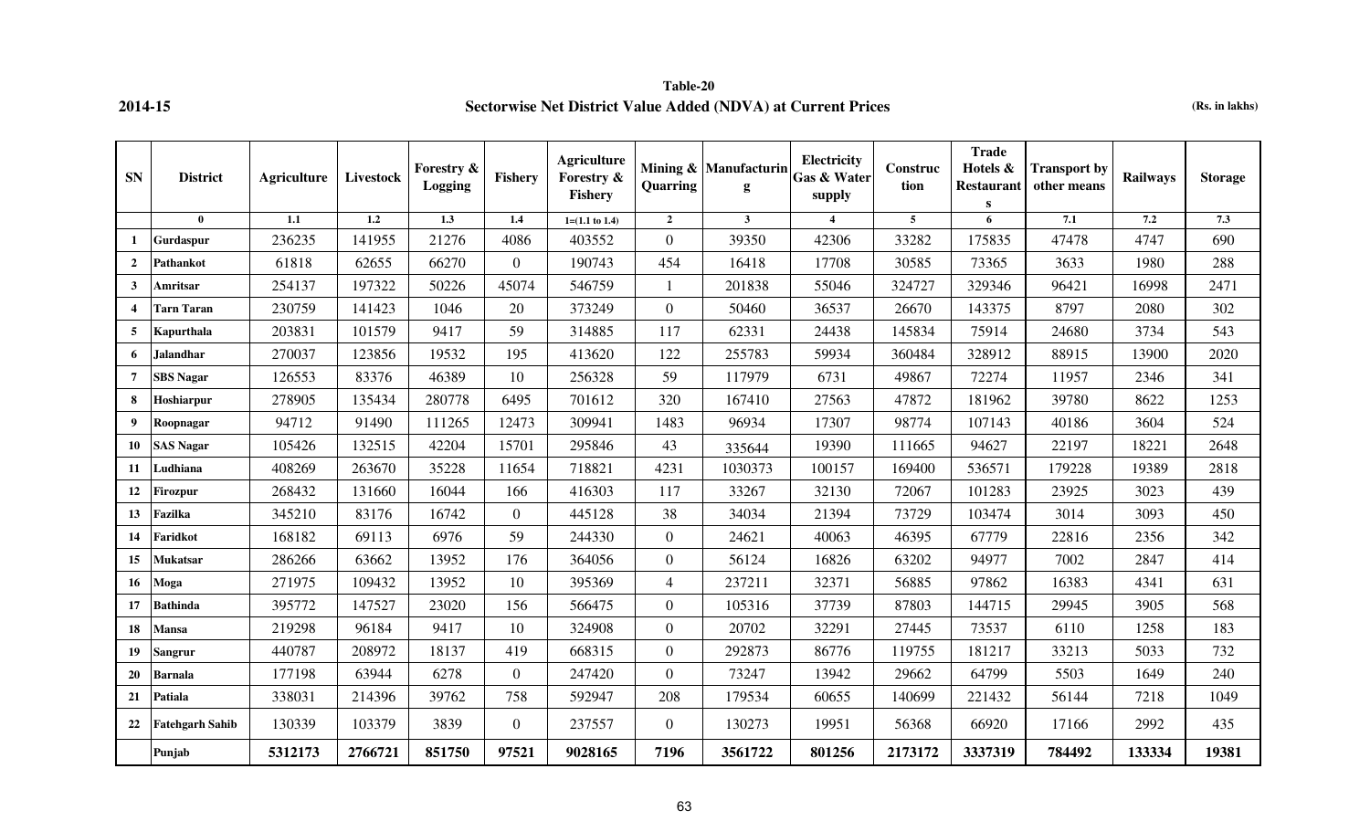**2014-15**

## Table-20
### Sectorwise Net District Value Added (NDVA) at Current Prices

(Rs. in lakhs)

| SN | District | Agriculture | Livestock | Forestry & Logging | Fishery | Agriculture Forestry & Fishery | Mining & Quarring | Manufacturing | Electricity Gas & Water supply | Construction | Trade Hotels & Restaurants | Transport by other means | Railways | Storage |
|---|---|---|---|---|---|---|---|---|---|---|---|---|---|---|
| | 0 | 1.1 | 1.2 | 1.3 | 1.4 | 1=(1.1 to 1.4) | 2 | 3 | 4 | 5 | 6 | 7.1 | 7.2 | 7.3 |
| 1 | Gurdaspur | 236235 | 141955 | 21276 | 4086 | 403552 | 0 | 39350 | 42306 | 33282 | 175835 | 47478 | 4747 | 690 |
| 2 | Pathankot | 61818 | 62655 | 66270 | 0 | 190743 | 454 | 16418 | 17708 | 30585 | 73365 | 3633 | 1980 | 288 |
| 3 | Amritsar | 254137 | 197322 | 50226 | 45074 | 546759 | 1 | 201838 | 55046 | 324727 | 329346 | 96421 | 16998 | 2471 |
| 4 | Tarn Taran | 230759 | 141423 | 1046 | 20 | 373249 | 0 | 50460 | 36537 | 26670 | 143375 | 8797 | 2080 | 302 |
| 5 | Kapurthala | 203831 | 101579 | 9417 | 59 | 314885 | 117 | 62331 | 24438 | 145834 | 75914 | 24680 | 3734 | 543 |
| 6 | Jalandhar | 270037 | 123856 | 19532 | 195 | 413620 | 122 | 255783 | 59934 | 360484 | 328912 | 88915 | 13900 | 2020 |
| 7 | SBS Nagar | 126553 | 83376 | 46389 | 10 | 256328 | 59 | 117979 | 6731 | 49867 | 72274 | 11957 | 2346 | 341 |
| 8 | Hoshiarpur | 278905 | 135434 | 280778 | 6495 | 701612 | 320 | 167410 | 27563 | 47872 | 181962 | 39780 | 8622 | 1253 |
| 9 | Roopnagar | 94712 | 91490 | 111265 | 12473 | 309941 | 1483 | 96934 | 17307 | 98774 | 107143 | 40186 | 3604 | 524 |
| 10 | SAS Nagar | 105426 | 132515 | 42204 | 15701 | 295846 | 43 | 335644 | 19390 | 111665 | 94627 | 22197 | 18221 | 2648 |
| 11 | Ludhiana | 408269 | 263670 | 35228 | 11654 | 718821 | 4231 | 1030373 | 100157 | 169400 | 536571 | 179228 | 19389 | 2818 |
| 12 | Firozpur | 268432 | 131660 | 16044 | 166 | 416303 | 117 | 33267 | 32130 | 72067 | 101283 | 23925 | 3023 | 439 |
| 13 | Fazilka | 345210 | 83176 | 16742 | 0 | 445128 | 38 | 34034 | 21394 | 73729 | 103474 | 3014 | 3093 | 450 |
| 14 | Faridkot | 168182 | 69113 | 6976 | 59 | 244330 | 0 | 24621 | 40063 | 46395 | 67779 | 22816 | 2356 | 342 |
| 15 | Mukatsar | 286266 | 63662 | 13952 | 176 | 364056 | 0 | 56124 | 16826 | 63202 | 94977 | 7002 | 2847 | 414 |
| 16 | Moga | 271975 | 109432 | 13952 | 10 | 395369 | 4 | 237211 | 32371 | 56885 | 97862 | 16383 | 4341 | 631 |
| 17 | Bathinda | 395772 | 147527 | 23020 | 156 | 566475 | 0 | 105316 | 37739 | 87803 | 144715 | 29945 | 3905 | 568 |
| 18 | Mansa | 219298 | 96184 | 9417 | 10 | 324908 | 0 | 20702 | 32291 | 27445 | 73537 | 6110 | 1258 | 183 |
| 19 | Sangrur | 440787 | 208972 | 18137 | 419 | 668315 | 0 | 292873 | 86776 | 119755 | 181217 | 33213 | 5033 | 732 |
| 20 | Barnala | 177198 | 63944 | 6278 | 0 | 247420 | 0 | 73247 | 13942 | 29662 | 64799 | 5503 | 1649 | 240 |
| 21 | Patiala | 338031 | 214396 | 39762 | 758 | 592947 | 208 | 179534 | 60655 | 140699 | 221432 | 56144 | 7218 | 1049 |
| 22 | Fatehgarh Sahib | 130339 | 103379 | 3839 | 0 | 237557 | 0 | 130273 | 19951 | 56368 | 66920 | 17166 | 2992 | 435 |
| | **Punjab** | **5312173** | **2766721** | **851750** | **97521** | **9028165** | **7196** | **3561722** | **801256** | **2173172** | **3337319** | **784492** | **133334** | **19381** |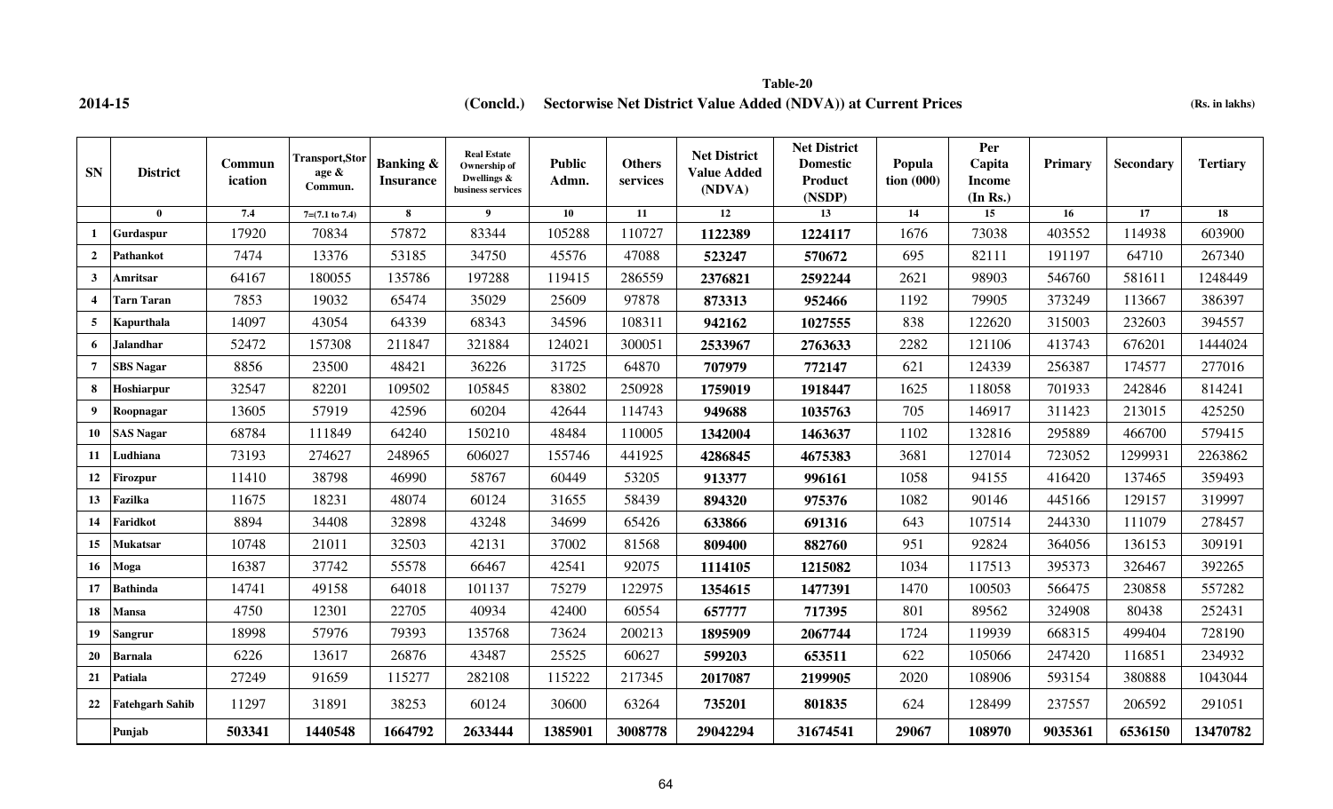**Table-20**

**2014-15** **(Concld.) Sectorwise Net District Value Added (NDVA)) at Current Prices** **(Rs. in lakhs)**

| SN | District | Communication | Transport,Storage & Commun. | Banking & Insurance | Real Estate Ownership of Dwellings & business services | Public Admn. | Others services | Net District Value Added (NDVA) | Net District Domestic Product (NSDP) | Population (000) | Per Capita Income (In Rs.) | Primary | Secondary | Tertiary |
|---|---|---|---|---|---|---|---|---|---|---|---|---|---|---|
| | 0 | 7.4 | 7=(7.1 to 7.4) | 8 | 9 | 10 | 11 | 12 | 13 | 14 | 15 | 16 | 17 | 18 |
| 1 | Gurdaspur | 17920 | 70834 | 57872 | 83344 | 105288 | 110727 | **1122389** | **1224117** | 1676 | 73038 | 403552 | 114938 | 603900 |
| 2 | Pathankot | 7474 | 13376 | 53185 | 34750 | 45576 | 47088 | **523247** | **570672** | 695 | 82111 | 191197 | 64710 | 267340 |
| 3 | Amritsar | 64167 | 180055 | 135786 | 197288 | 119415 | 286559 | **2376821** | **2592244** | 2621 | 98903 | 546760 | 581611 | 1248449 |
| 4 | Tarn Taran | 7853 | 19032 | 65474 | 35029 | 25609 | 97878 | **873313** | **952466** | 1192 | 79905 | 373249 | 113667 | 386397 |
| 5 | Kapurthala | 14097 | 43054 | 64339 | 68343 | 34596 | 108311 | **942162** | **1027555** | 838 | 122620 | 315003 | 232603 | 394557 |
| 6 | Jalandhar | 52472 | 157308 | 211847 | 321884 | 124021 | 300051 | **2533967** | **2763633** | 2282 | 121106 | 413743 | 676201 | 1444024 |
| 7 | SBS Nagar | 8856 | 23500 | 48421 | 36226 | 31725 | 64870 | **707979** | **772147** | 621 | 124339 | 256387 | 174577 | 277016 |
| 8 | Hoshiarpur | 32547 | 82201 | 109502 | 105845 | 83802 | 250928 | **1759019** | **1918447** | 1625 | 118058 | 701933 | 242846 | 814241 |
| 9 | Roopnagar | 13605 | 57919 | 42596 | 60204 | 42644 | 114743 | **949688** | **1035763** | 705 | 146917 | 311423 | 213015 | 425250 |
| 10 | SAS Nagar | 68784 | 111849 | 64240 | 150210 | 48484 | 110005 | **1342004** | **1463637** | 1102 | 132816 | 295889 | 466700 | 579415 |
| 11 | Ludhiana | 73193 | 274627 | 248965 | 606027 | 155746 | 441925 | **4286845** | **4675383** | 3681 | 127014 | 723052 | 1299931 | 2263862 |
| 12 | Firozpur | 11410 | 38798 | 46990 | 58767 | 60449 | 53205 | **913377** | **996161** | 1058 | 94155 | 416420 | 137465 | 359493 |
| 13 | Fazilka | 11675 | 18231 | 48074 | 60124 | 31655 | 58439 | **894320** | **975376** | 1082 | 90146 | 445166 | 129157 | 319997 |
| 14 | Faridkot | 8894 | 34408 | 32898 | 43248 | 34699 | 65426 | **633866** | **691316** | 643 | 107514 | 244330 | 111079 | 278457 |
| 15 | Mukatsar | 10748 | 21011 | 32503 | 42131 | 37002 | 81568 | **809400** | **882760** | 951 | 92824 | 364056 | 136153 | 309191 |
| 16 | Moga | 16387 | 37742 | 55578 | 66467 | 42541 | 92075 | **1114105** | **1215082** | 1034 | 117513 | 395373 | 326467 | 392265 |
| 17 | Bathinda | 14741 | 49158 | 64018 | 101137 | 75279 | 122975 | **1354615** | **1477391** | 1470 | 100503 | 566475 | 230858 | 557282 |
| 18 | Mansa | 4750 | 12301 | 22705 | 40934 | 42400 | 60554 | **657777** | **717395** | 801 | 89562 | 324908 | 80438 | 252431 |
| 19 | Sangrur | 18998 | 57976 | 79393 | 135768 | 73624 | 200213 | **1895909** | **2067744** | 1724 | 119939 | 668315 | 499404 | 728190 |
| 20 | Barnala | 6226 | 13617 | 26876 | 43487 | 25525 | 60627 | **599203** | **653511** | 622 | 105066 | 247420 | 116851 | 234932 |
| 21 | Patiala | 27249 | 91659 | 115277 | 282108 | 115222 | 217345 | **2017087** | **2199905** | 2020 | 108906 | 593154 | 380888 | 1043044 |
| 22 | Fatehgarh Sahib | 11297 | 31891 | 38253 | 60124 | 30600 | 63264 | **735201** | **801835** | 624 | 128499 | 237557 | 206592 | 291051 |
| | **Punjab** | **503341** | **1440548** | **1664792** | **2633444** | **1385901** | **3008778** | **29042294** | **31674541** | **29067** | **108970** | **9035361** | **6536150** | **13470782** |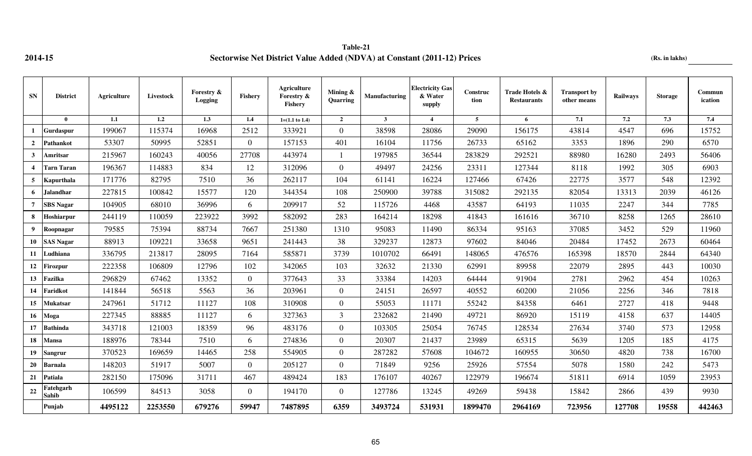**Table-21**

**2014-15** — **Sectorwise Net District Value Added (NDVA) at Constant (2011-12) Prices** — **(Rs. in lakhs)**

| SN | District | Agriculture | Livestock | Forestry & Logging | Fishery | Agriculture Forestry & Fishery | Mining & Quarring | Manufacturing | Electricity Gas & Water supply | Construction | Trade Hotels & Restaurants | Transport by other means | Railways | Storage | Communication |
|---|---|---|---|---|---|---|---|---|---|---|---|---|---|---|---|
| | 0 | 1.1 | 1.2 | 1.3 | 1.4 | 1=(1.1 to 1.4) | 2 | 3 | 4 | 5 | 6 | 7.1 | 7.2 | 7.3 | 7.4 |
| 1 | Gurdaspur | 199067 | 115374 | 16968 | 2512 | 333921 | 0 | 38598 | 28086 | 29090 | 156175 | 43814 | 4547 | 696 | 15752 |
| 2 | Pathankot | 53307 | 50995 | 52851 | 0 | 157153 | 401 | 16104 | 11756 | 26733 | 65162 | 3353 | 1896 | 290 | 6570 |
| 3 | Amritsar | 215967 | 160243 | 40056 | 27708 | 443974 | 1 | 197985 | 36544 | 283829 | 292521 | 88980 | 16280 | 2493 | 56406 |
| 4 | Tarn Taran | 196367 | 114883 | 834 | 12 | 312096 | 0 | 49497 | 24256 | 23311 | 127344 | 8118 | 1992 | 305 | 6903 |
| 5 | Kapurthala | 171776 | 82795 | 7510 | 36 | 262117 | 104 | 61141 | 16224 | 127466 | 67426 | 22775 | 3577 | 548 | 12392 |
| 6 | Jalandhar | 227815 | 100842 | 15577 | 120 | 344354 | 108 | 250900 | 39788 | 315082 | 292135 | 82054 | 13313 | 2039 | 46126 |
| 7 | SBS Nagar | 104905 | 68010 | 36996 | 6 | 209917 | 52 | 115726 | 4468 | 43587 | 64193 | 11035 | 2247 | 344 | 7785 |
| 8 | Hoshiarpur | 244119 | 110059 | 223922 | 3992 | 582092 | 283 | 164214 | 18298 | 41843 | 161616 | 36710 | 8258 | 1265 | 28610 |
| 9 | Roopnagar | 79585 | 75394 | 88734 | 7667 | 251380 | 1310 | 95083 | 11490 | 86334 | 95163 | 37085 | 3452 | 529 | 11960 |
| 10 | SAS Nagar | 88913 | 109221 | 33658 | 9651 | 241443 | 38 | 329237 | 12873 | 97602 | 84046 | 20484 | 17452 | 2673 | 60464 |
| 11 | Ludhiana | 336795 | 213817 | 28095 | 7164 | 585871 | 3739 | 1010702 | 66491 | 148065 | 476576 | 165398 | 18570 | 2844 | 64340 |
| 12 | Firozpur | 222358 | 106809 | 12796 | 102 | 342065 | 103 | 32632 | 21330 | 62991 | 89958 | 22079 | 2895 | 443 | 10030 |
| 13 | Fazilka | 296829 | 67462 | 13352 | 0 | 377643 | 33 | 33384 | 14203 | 64444 | 91904 | 2781 | 2962 | 454 | 10263 |
| 14 | Faridkot | 141844 | 56518 | 5563 | 36 | 203961 | 0 | 24151 | 26597 | 40552 | 60200 | 21056 | 2256 | 346 | 7818 |
| 15 | Mukatsar | 247961 | 51712 | 11127 | 108 | 310908 | 0 | 55053 | 11171 | 55242 | 84358 | 6461 | 2727 | 418 | 9448 |
| 16 | Moga | 227345 | 88885 | 11127 | 6 | 327363 | 3 | 232682 | 21490 | 49721 | 86920 | 15119 | 4158 | 637 | 14405 |
| 17 | Bathinda | 343718 | 121003 | 18359 | 96 | 483176 | 0 | 103305 | 25054 | 76745 | 128534 | 27634 | 3740 | 573 | 12958 |
| 18 | Mansa | 188976 | 78344 | 7510 | 6 | 274836 | 0 | 20307 | 21437 | 23989 | 65315 | 5639 | 1205 | 185 | 4175 |
| 19 | Sangrur | 370523 | 169659 | 14465 | 258 | 554905 | 0 | 287282 | 57608 | 104672 | 160955 | 30650 | 4820 | 738 | 16700 |
| 20 | Barnala | 148203 | 51917 | 5007 | 0 | 205127 | 0 | 71849 | 9256 | 25926 | 57554 | 5078 | 1580 | 242 | 5473 |
| 21 | Patiala | 282150 | 175096 | 31711 | 467 | 489424 | 183 | 176107 | 40267 | 122979 | 196674 | 51811 | 6914 | 1059 | 23953 |
| 22 | Fatehgarh Sahib | 106599 | 84513 | 3058 | 0 | 194170 | 0 | 127786 | 13245 | 49269 | 59438 | 15842 | 2866 | 439 | 9930 |
| | **Punjab** | **4495122** | **2253550** | **679276** | **59947** | **7487895** | **6359** | **3493724** | **531931** | **1899470** | **2964169** | **723956** | **127708** | **19558** | **442463** |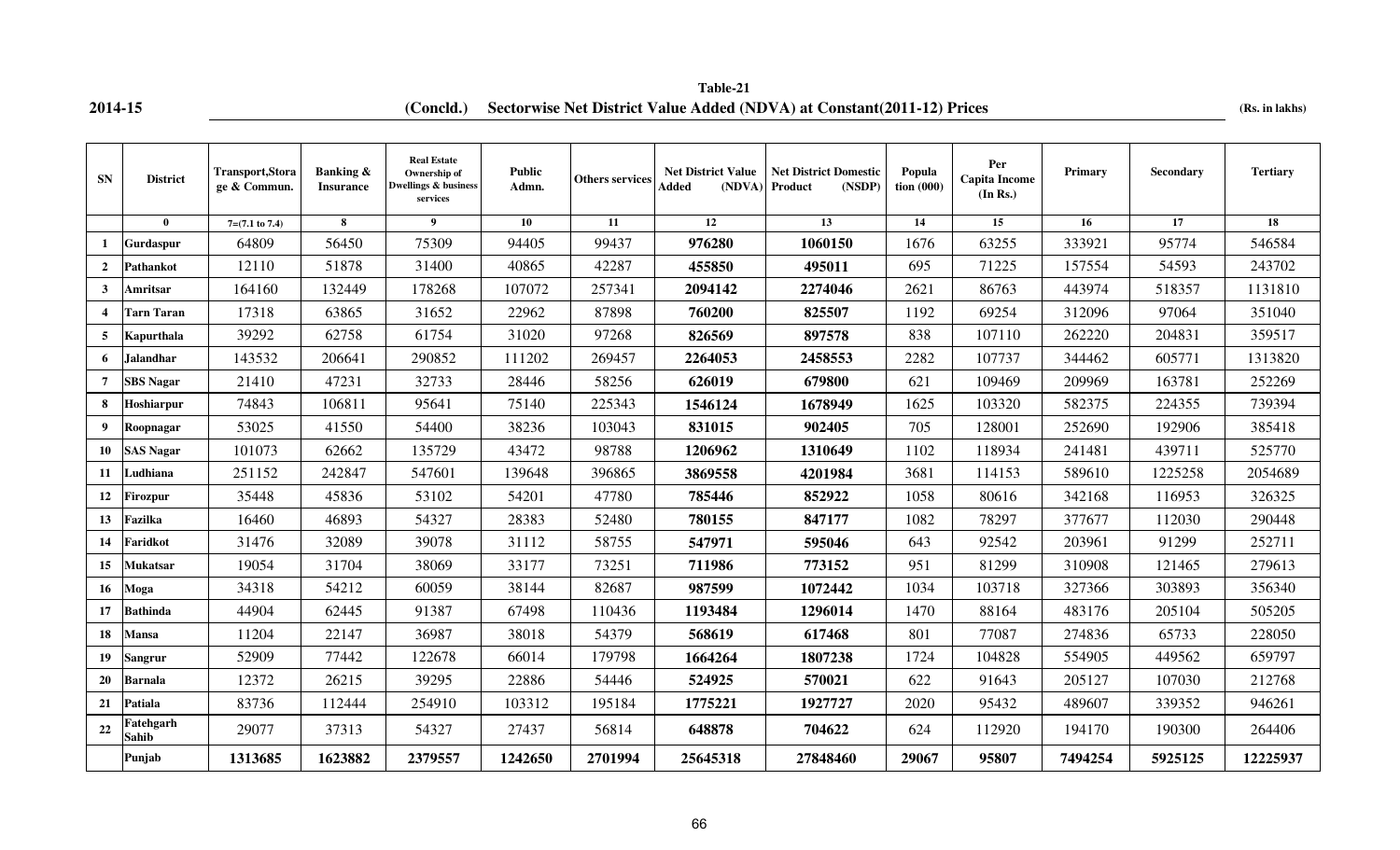**Table-21**

**2014-15** **(Concld.) Sectorwise Net District Value Added (NDVA) at Constant(2011-12) Prices** **(Rs. in lakhs)**

| SN | District | Transport,Storage & Commun. | Banking & Insurance | Real Estate Ownership of Dwellings & business services | Public Admn. | Others services | Net District Value Added (NDVA) | Net District Domestic Product (NSDP) | Population (000) | Per Capita Income (In Rs.) | Primary | Secondary | Tertiary |
|---|---|---|---|---|---|---|---|---|---|---|---|---|---|
| | 0 | 7=(7.1 to 7.4) | 8 | 9 | 10 | 11 | 12 | 13 | 14 | 15 | 16 | 17 | 18 |
| 1 | Gurdaspur | 64809 | 56450 | 75309 | 94405 | 99437 | **976280** | **1060150** | 1676 | 63255 | 333921 | 95774 | 546584 |
| 2 | Pathankot | 12110 | 51878 | 31400 | 40865 | 42287 | **455850** | **495011** | 695 | 71225 | 157554 | 54593 | 243702 |
| 3 | Amritsar | 164160 | 132449 | 178268 | 107072 | 257341 | **2094142** | **2274046** | 2621 | 86763 | 443974 | 518357 | 1131810 |
| 4 | Tarn Taran | 17318 | 63865 | 31652 | 22962 | 87898 | **760200** | **825507** | 1192 | 69254 | 312096 | 97064 | 351040 |
| 5 | Kapurthala | 39292 | 62758 | 61754 | 31020 | 97268 | **826569** | **897578** | 838 | 107110 | 262220 | 204831 | 359517 |
| 6 | Jalandhar | 143532 | 206641 | 290852 | 111202 | 269457 | **2264053** | **2458553** | 2282 | 107737 | 344462 | 605771 | 1313820 |
| 7 | SBS Nagar | 21410 | 47231 | 32733 | 28446 | 58256 | **626019** | **679800** | 621 | 109469 | 209969 | 163781 | 252269 |
| 8 | Hoshiarpur | 74843 | 106811 | 95641 | 75140 | 225343 | **1546124** | **1678949** | 1625 | 103320 | 582375 | 224355 | 739394 |
| 9 | Roopnagar | 53025 | 41550 | 54400 | 38236 | 103043 | **831015** | **902405** | 705 | 128001 | 252690 | 192906 | 385418 |
| 10 | SAS Nagar | 101073 | 62662 | 135729 | 43472 | 98788 | **1206962** | **1310649** | 1102 | 118934 | 241481 | 439711 | 525770 |
| 11 | Ludhiana | 251152 | 242847 | 547601 | 139648 | 396865 | **3869558** | **4201984** | 3681 | 114153 | 589610 | 1225258 | 2054689 |
| 12 | Firozpur | 35448 | 45836 | 53102 | 54201 | 47780 | **785446** | **852922** | 1058 | 80616 | 342168 | 116953 | 326325 |
| 13 | Fazilka | 16460 | 46893 | 54327 | 28383 | 52480 | **780155** | **847177** | 1082 | 78297 | 377677 | 112030 | 290448 |
| 14 | Faridkot | 31476 | 32089 | 39078 | 31112 | 58755 | **547971** | **595046** | 643 | 92542 | 203961 | 91299 | 252711 |
| 15 | Mukatsar | 19054 | 31704 | 38069 | 33177 | 73251 | **711986** | **773152** | 951 | 81299 | 310908 | 121465 | 279613 |
| 16 | Moga | 34318 | 54212 | 60059 | 38144 | 82687 | **987599** | **1072442** | 1034 | 103718 | 327366 | 303893 | 356340 |
| 17 | Bathinda | 44904 | 62445 | 91387 | 67498 | 110436 | **1193484** | **1296014** | 1470 | 88164 | 483176 | 205104 | 505205 |
| 18 | Mansa | 11204 | 22147 | 36987 | 38018 | 54379 | **568619** | **617468** | 801 | 77087 | 274836 | 65733 | 228050 |
| 19 | Sangrur | 52909 | 77442 | 122678 | 66014 | 179798 | **1664264** | **1807238** | 1724 | 104828 | 554905 | 449562 | 659797 |
| 20 | Barnala | 12372 | 26215 | 39295 | 22886 | 54446 | **524925** | **570021** | 622 | 91643 | 205127 | 107030 | 212768 |
| 21 | Patiala | 83736 | 112444 | 254910 | 103312 | 195184 | **1775221** | **1927727** | 2020 | 95432 | 489607 | 339352 | 946261 |
| 22 | Fatehgarh Sahib | 29077 | 37313 | 54327 | 27437 | 56814 | **648878** | **704622** | 624 | 112920 | 194170 | 190300 | 264406 |
| | **Punjab** | **1313685** | **1623882** | **2379557** | **1242650** | **2701994** | **25645318** | **27848460** | **29067** | **95807** | **7494254** | **5925125** | **12225937** |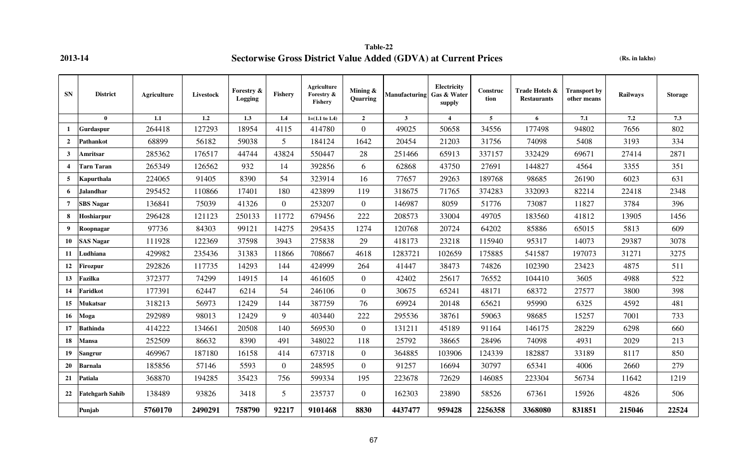**Table-22**

2013-14

## Sectorwise Gross District Value Added (GDVA) at Current Prices

(Rs. in lakhs)

| SN | District | Agriculture | Livestock | Forestry & Logging | Fishery | Agriculture Forestry & Fishery | Mining & Quarring | Manufacturing | Electricity Gas & Water supply | Construction | Trade Hotels & Restaurants | Transport by other means | Railways | Storage |
|---|---|---|---|---|---|---|---|---|---|---|---|---|---|---|
| | 0 | 1.1 | 1.2 | 1.3 | 1.4 | 1=(1.1 to 1.4) | 2 | 3 | 4 | 5 | 6 | 7.1 | 7.2 | 7.3 |
| 1 | Gurdaspur | 264418 | 127293 | 18954 | 4115 | 414780 | 0 | 49025 | 50658 | 34556 | 177498 | 94802 | 7656 | 802 |
| 2 | Pathankot | 68899 | 56182 | 59038 | 5 | 184124 | 1642 | 20454 | 21203 | 31756 | 74098 | 5408 | 3193 | 334 |
| 3 | Amritsar | 285362 | 176517 | 44744 | 43824 | 550447 | 28 | 251466 | 65913 | 337157 | 332429 | 69671 | 27414 | 2871 |
| 4 | Tarn Taran | 265349 | 126562 | 932 | 14 | 392856 | 6 | 62868 | 43750 | 27691 | 144827 | 4564 | 3355 | 351 |
| 5 | Kapurthala | 224065 | 91405 | 8390 | 54 | 323914 | 16 | 77657 | 29263 | 189768 | 98685 | 26190 | 6023 | 631 |
| 6 | Jalandhar | 295452 | 110866 | 17401 | 180 | 423899 | 119 | 318675 | 71765 | 374283 | 332093 | 82214 | 22418 | 2348 |
| 7 | SBS Nagar | 136841 | 75039 | 41326 | 0 | 253207 | 0 | 146987 | 8059 | 51776 | 73087 | 11827 | 3784 | 396 |
| 8 | Hoshiarpur | 296428 | 121123 | 250133 | 11772 | 679456 | 222 | 208573 | 33004 | 49705 | 183560 | 41812 | 13905 | 1456 |
| 9 | Roopnagar | 97736 | 84303 | 99121 | 14275 | 295435 | 1274 | 120768 | 20724 | 64202 | 85886 | 65015 | 5813 | 609 |
| 10 | SAS Nagar | 111928 | 122369 | 37598 | 3943 | 275838 | 29 | 418173 | 23218 | 115940 | 95317 | 14073 | 29387 | 3078 |
| 11 | Ludhiana | 429982 | 235436 | 31383 | 11866 | 708667 | 4618 | 1283721 | 102659 | 175885 | 541587 | 197073 | 31271 | 3275 |
| 12 | Firozpur | 292826 | 117735 | 14293 | 144 | 424999 | 264 | 41447 | 38473 | 74826 | 102390 | 23423 | 4875 | 511 |
| 13 | Fazilka | 372377 | 74299 | 14915 | 14 | 461605 | 0 | 42402 | 25617 | 76552 | 104410 | 3605 | 4988 | 522 |
| 14 | Faridkot | 177391 | 62447 | 6214 | 54 | 246106 | 0 | 30675 | 65241 | 48171 | 68372 | 27577 | 3800 | 398 |
| 15 | Mukatsar | 318213 | 56973 | 12429 | 144 | 387759 | 76 | 69924 | 20148 | 65621 | 95990 | 6325 | 4592 | 481 |
| 16 | Moga | 292989 | 98013 | 12429 | 9 | 403440 | 222 | 295536 | 38761 | 59063 | 98685 | 15257 | 7001 | 733 |
| 17 | Bathinda | 414222 | 134661 | 20508 | 140 | 569530 | 0 | 131211 | 45189 | 91164 | 146175 | 28229 | 6298 | 660 |
| 18 | Mansa | 252509 | 86632 | 8390 | 491 | 348022 | 118 | 25792 | 38665 | 28496 | 74098 | 4931 | 2029 | 213 |
| 19 | Sangrur | 469967 | 187180 | 16158 | 414 | 673718 | 0 | 364885 | 103906 | 124339 | 182887 | 33189 | 8117 | 850 |
| 20 | Barnala | 185856 | 57146 | 5593 | 0 | 248595 | 0 | 91257 | 16694 | 30797 | 65341 | 4006 | 2660 | 279 |
| 21 | Patiala | 368870 | 194285 | 35423 | 756 | 599334 | 195 | 223678 | 72629 | 146085 | 223304 | 56734 | 11642 | 1219 |
| 22 | Fatehgarh Sahib | 138489 | 93826 | 3418 | 5 | 235737 | 0 | 162303 | 23890 | 58526 | 67361 | 15926 | 4826 | 506 |
| | **Punjab** | **5760170** | **2490291** | **758790** | **92217** | **9101468** | **8830** | **4437477** | **959428** | **2256358** | **3368080** | **831851** | **215046** | **22524** |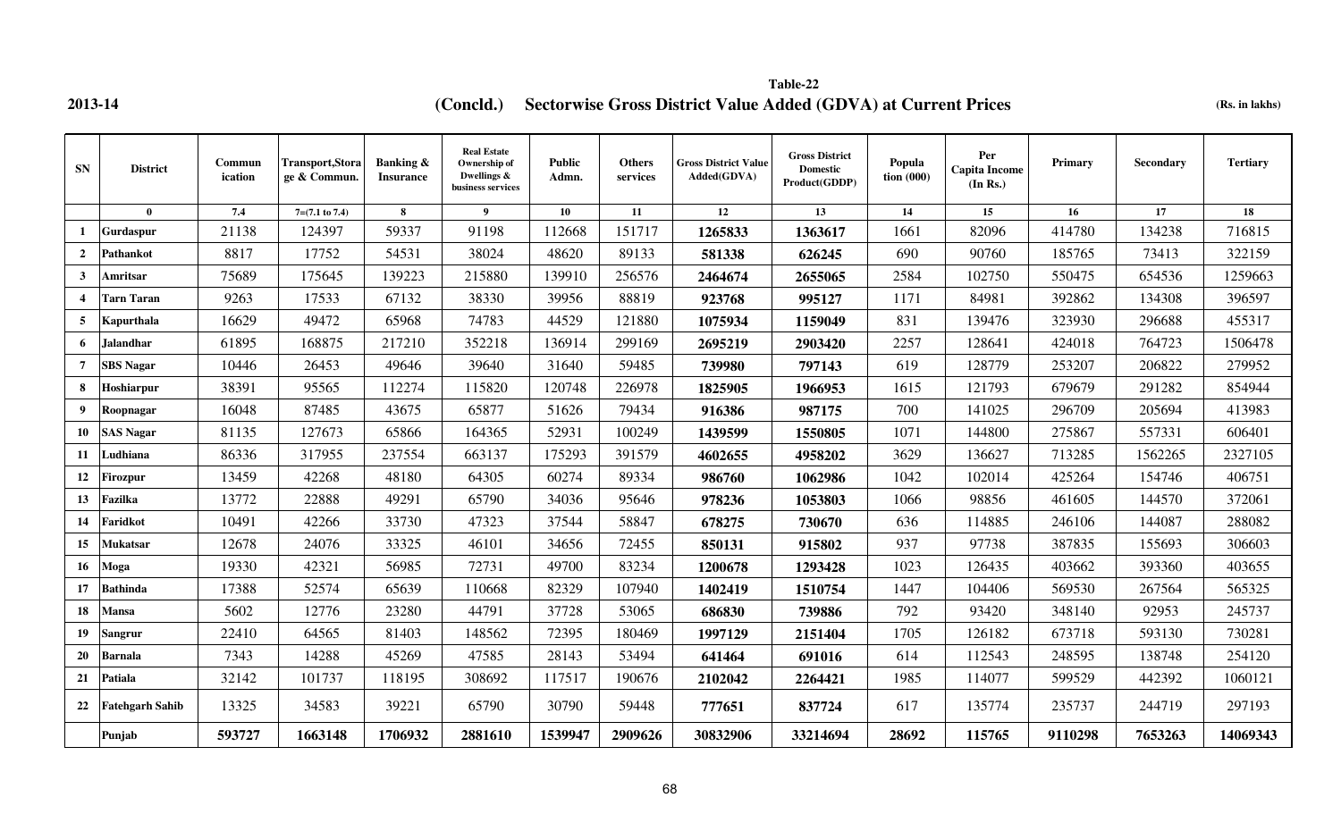2013-14

Table-22

**(Concld.) Sectorwise Gross District Value Added (GDVA) at Current Prices**

(Rs. in lakhs)

| SN | District | Communication | Transport,Storage & Commun. | Banking & Insurance | Real Estate Ownership of Dwellings & business services | Public Admn. | Others services | Gross District Value Added(GDVA) | Gross District Domestic Product(GDDP) | Population (000) | Per Capita Income (In Rs.) | Primary | Secondary | Tertiary |
|---|---|---|---|---|---|---|---|---|---|---|---|---|---|---|
| | 0 | 7.4 | 7=(7.1 to 7.4) | 8 | 9 | 10 | 11 | 12 | 13 | 14 | 15 | 16 | 17 | 18 |
| 1 | Gurdaspur | 21138 | 124397 | 59337 | 91198 | 112668 | 151717 | **1265833** | **1363617** | 1661 | 82096 | 414780 | 134238 | 716815 |
| 2 | Pathankot | 8817 | 17752 | 54531 | 38024 | 48620 | 89133 | **581338** | **626245** | 690 | 90760 | 185765 | 73413 | 322159 |
| 3 | Amritsar | 75689 | 175645 | 139223 | 215880 | 139910 | 256576 | **2464674** | **2655065** | 2584 | 102750 | 550475 | 654536 | 1259663 |
| 4 | Tarn Taran | 9263 | 17533 | 67132 | 38330 | 39956 | 88819 | **923768** | **995127** | 1171 | 84981 | 392862 | 134308 | 396597 |
| 5 | Kapurthala | 16629 | 49472 | 65968 | 74783 | 44529 | 121880 | **1075934** | **1159049** | 831 | 139476 | 323930 | 296688 | 455317 |
| 6 | Jalandhar | 61895 | 168875 | 217210 | 352218 | 136914 | 299169 | **2695219** | **2903420** | 2257 | 128641 | 424018 | 764723 | 1506478 |
| 7 | SBS Nagar | 10446 | 26453 | 49646 | 39640 | 31640 | 59485 | **739980** | **797143** | 619 | 128779 | 253207 | 206822 | 279952 |
| 8 | Hoshiarpur | 38391 | 95565 | 112274 | 115820 | 120748 | 226978 | **1825905** | **1966953** | 1615 | 121793 | 679679 | 291282 | 854944 |
| 9 | Roopnagar | 16048 | 87485 | 43675 | 65877 | 51626 | 79434 | **916386** | **987175** | 700 | 141025 | 296709 | 205694 | 413983 |
| 10 | SAS Nagar | 81135 | 127673 | 65866 | 164365 | 52931 | 100249 | **1439599** | **1550805** | 1071 | 144800 | 275867 | 557331 | 606401 |
| 11 | Ludhiana | 86336 | 317955 | 237554 | 663137 | 175293 | 391579 | **4602655** | **4958202** | 3629 | 136627 | 713285 | 1562265 | 2327105 |
| 12 | Firozpur | 13459 | 42268 | 48180 | 64305 | 60274 | 89334 | **986760** | **1062986** | 1042 | 102014 | 425264 | 154746 | 406751 |
| 13 | Fazilka | 13772 | 22888 | 49291 | 65790 | 34036 | 95646 | **978236** | **1053803** | 1066 | 98856 | 461605 | 144570 | 372061 |
| 14 | Faridkot | 10491 | 42266 | 33730 | 47323 | 37544 | 58847 | **678275** | **730670** | 636 | 114885 | 246106 | 144087 | 288082 |
| 15 | Mukatsar | 12678 | 24076 | 33325 | 46101 | 34656 | 72455 | **850131** | **915802** | 937 | 97738 | 387835 | 155693 | 306603 |
| 16 | Moga | 19330 | 42321 | 56985 | 72731 | 49700 | 83234 | **1200678** | **1293428** | 1023 | 126435 | 403662 | 393360 | 403655 |
| 17 | Bathinda | 17388 | 52574 | 65639 | 110668 | 82329 | 107940 | **1402419** | **1510754** | 1447 | 104406 | 569530 | 267564 | 565325 |
| 18 | Mansa | 5602 | 12776 | 23280 | 44791 | 37728 | 53065 | **686830** | **739886** | 792 | 93420 | 348140 | 92953 | 245737 |
| 19 | Sangrur | 22410 | 64565 | 81403 | 148562 | 72395 | 180469 | **1997129** | **2151404** | 1705 | 126182 | 673718 | 593130 | 730281 |
| 20 | Barnala | 7343 | 14288 | 45269 | 47585 | 28143 | 53494 | **641464** | **691016** | 614 | 112543 | 248595 | 138748 | 254120 |
| 21 | Patiala | 32142 | 101737 | 118195 | 308692 | 117517 | 190676 | **2102042** | **2264421** | 1985 | 114077 | 599529 | 442392 | 1060121 |
| 22 | Fatehgarh Sahib | 13325 | 34583 | 39221 | 65790 | 30790 | 59448 | **777651** | **837724** | 617 | 135774 | 235737 | 244719 | 297193 |
| | **Punjab** | **593727** | **1663148** | **1706932** | **2881610** | **1539947** | **2909626** | **30832906** | **33214694** | **28692** | **115765** | **9110298** | **7653263** | **14069343** |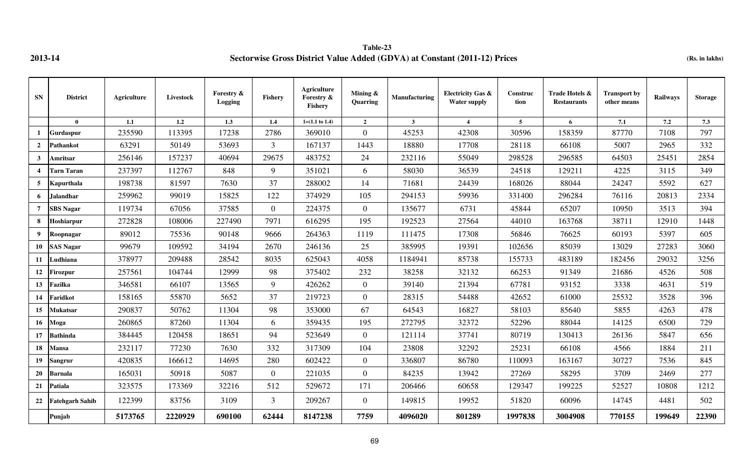**2013-14**

**Table-23**

**Sectorwise Gross District Value Added (GDVA) at Constant (2011-12) Prices**

**(Rs. in lakhs)**

| SN | District | Agriculture | Livestock | Forestry & Logging | Fishery | Agriculture Forestry & Fishery | Mining & Quarring | Manufacturing | Electricity Gas & Water supply | Construction | Trade Hotels & Restaurants | Transport by other means | Railways | Storage |
|---|---|---|---|---|---|---|---|---|---|---|---|---|---|---|
| | 0 | 1.1 | 1.2 | 1.3 | 1.4 | 1=(1.1 to 1.4) | 2 | 3 | 4 | 5 | 6 | 7.1 | 7.2 | 7.3 |
| 1 | Gurdaspur | 235590 | 113395 | 17238 | 2786 | 369010 | 0 | 45253 | 42308 | 30596 | 158359 | 87770 | 7108 | 797 |
| 2 | Pathankot | 63291 | 50149 | 53693 | 3 | 167137 | 1443 | 18880 | 17708 | 28118 | 66108 | 5007 | 2965 | 332 |
| 3 | Amritsar | 256146 | 157237 | 40694 | 29675 | 483752 | 24 | 232116 | 55049 | 298528 | 296585 | 64503 | 25451 | 2854 |
| 4 | Tarn Taran | 237397 | 112767 | 848 | 9 | 351021 | 6 | 58030 | 36539 | 24518 | 129211 | 4225 | 3115 | 349 |
| 5 | Kapurthala | 198738 | 81597 | 7630 | 37 | 288002 | 14 | 71681 | 24439 | 168026 | 88044 | 24247 | 5592 | 627 |
| 6 | Jalandhar | 259962 | 99019 | 15825 | 122 | 374929 | 105 | 294153 | 59936 | 331400 | 296284 | 76116 | 20813 | 2334 |
| 7 | SBS Nagar | 119734 | 67056 | 37585 | 0 | 224375 | 0 | 135677 | 6731 | 45844 | 65207 | 10950 | 3513 | 394 |
| 8 | Hoshiarpur | 272828 | 108006 | 227490 | 7971 | 616295 | 195 | 192523 | 27564 | 44010 | 163768 | 38711 | 12910 | 1448 |
| 9 | Roopnagar | 89012 | 75536 | 90148 | 9666 | 264363 | 1119 | 111475 | 17308 | 56846 | 76625 | 60193 | 5397 | 605 |
| 10 | SAS Nagar | 99679 | 109592 | 34194 | 2670 | 246136 | 25 | 385995 | 19391 | 102656 | 85039 | 13029 | 27283 | 3060 |
| 11 | Ludhiana | 378977 | 209488 | 28542 | 8035 | 625043 | 4058 | 1184941 | 85738 | 155733 | 483189 | 182456 | 29032 | 3256 |
| 12 | Firozpur | 257561 | 104744 | 12999 | 98 | 375402 | 232 | 38258 | 32132 | 66253 | 91349 | 21686 | 4526 | 508 |
| 13 | Fazilka | 346581 | 66107 | 13565 | 9 | 426262 | 0 | 39140 | 21394 | 67781 | 93152 | 3338 | 4631 | 519 |
| 14 | Faridkot | 158165 | 55870 | 5652 | 37 | 219723 | 0 | 28315 | 54488 | 42652 | 61000 | 25532 | 3528 | 396 |
| 15 | Mukatsar | 290837 | 50762 | 11304 | 98 | 353000 | 67 | 64543 | 16827 | 58103 | 85640 | 5855 | 4263 | 478 |
| 16 | Moga | 260865 | 87260 | 11304 | 6 | 359435 | 195 | 272795 | 32372 | 52296 | 88044 | 14125 | 6500 | 729 |
| 17 | Bathinda | 384445 | 120458 | 18651 | 94 | 523649 | 0 | 121114 | 37741 | 80719 | 130413 | 26136 | 5847 | 656 |
| 18 | Mansa | 232117 | 77230 | 7630 | 332 | 317309 | 104 | 23808 | 32292 | 25231 | 66108 | 4566 | 1884 | 211 |
| 19 | Sangrur | 420835 | 166612 | 14695 | 280 | 602422 | 0 | 336807 | 86780 | 110093 | 163167 | 30727 | 7536 | 845 |
| 20 | Barnala | 165031 | 50918 | 5087 | 0 | 221035 | 0 | 84235 | 13942 | 27269 | 58295 | 3709 | 2469 | 277 |
| 21 | Patiala | 323575 | 173369 | 32216 | 512 | 529672 | 171 | 206466 | 60658 | 129347 | 199225 | 52527 | 10808 | 1212 |
| 22 | Fatehgarh Sahib | 122399 | 83756 | 3109 | 3 | 209267 | 0 | 149815 | 19952 | 51820 | 60096 | 14745 | 4481 | 502 |
| | **Punjab** | **5173765** | **2220929** | **690100** | **62444** | **8147238** | **7759** | **4096020** | **801289** | **1997838** | **3004908** | **770155** | **199649** | **22390** |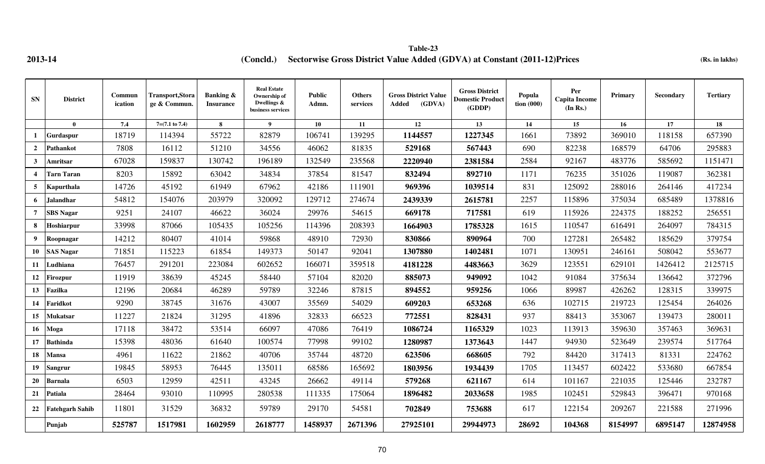**Table-23**

**2013-14** **(Concld.) Sectorwise Gross District Value Added (GDVA) at Constant (2011-12)Prices** **(Rs. in lakhs)**

| SN | District | Communication | Transport,Storage & Commun. | Banking & Insurance | Real Estate Ownership of Dwellings & business services | Public Admn. | Others services | Gross District Value Added (GDVA) | Gross District Domestic Product (GDDP) | Population (000) | Per Capita Income (In Rs.) | Primary | Secondary | Tertiary |
|---|---|---|---|---|---|---|---|---|---|---|---|---|---|---|
| | 0 | 7.4 | 7=(7.1 to 7.4) | 8 | 9 | 10 | 11 | 12 | 13 | 14 | 15 | 16 | 17 | 18 |
| 1 | Gurdaspur | 18719 | 114394 | 55722 | 82879 | 106741 | 139295 | **1144557** | **1227345** | 1661 | 73892 | 369010 | 118158 | 657390 |
| 2 | Pathankot | 7808 | 16112 | 51210 | 34556 | 46062 | 81835 | **529168** | **567443** | 690 | 82238 | 168579 | 64706 | 295883 |
| 3 | Amritsar | 67028 | 159837 | 130742 | 196189 | 132549 | 235568 | **2220940** | **2381584** | 2584 | 92167 | 483776 | 585692 | 1151471 |
| 4 | Tarn Taran | 8203 | 15892 | 63042 | 34834 | 37854 | 81547 | **832494** | **892710** | 1171 | 76235 | 351026 | 119087 | 362381 |
| 5 | Kapurthala | 14726 | 45192 | 61949 | 67962 | 42186 | 111901 | **969396** | **1039514** | 831 | 125092 | 288016 | 264146 | 417234 |
| 6 | Jalandhar | 54812 | 154076 | 203979 | 320092 | 129712 | 274674 | **2439339** | **2615781** | 2257 | 115896 | 375034 | 685489 | 1378816 |
| 7 | SBS Nagar | 9251 | 24107 | 46622 | 36024 | 29976 | 54615 | **669178** | **717581** | 619 | 115926 | 224375 | 188252 | 256551 |
| 8 | Hoshiarpur | 33998 | 87066 | 105435 | 105256 | 114396 | 208393 | **1664903** | **1785328** | 1615 | 110547 | 616491 | 264097 | 784315 |
| 9 | Roopnagar | 14212 | 80407 | 41014 | 59868 | 48910 | 72930 | **830866** | **890964** | 700 | 127281 | 265482 | 185629 | 379754 |
| 10 | SAS Nagar | 71851 | 115223 | 61854 | 149373 | 50147 | 92041 | **1307880** | **1402481** | 1071 | 130951 | 246161 | 508042 | 553677 |
| 11 | Ludhiana | 76457 | 291201 | 223084 | 602652 | 166071 | 359518 | **4181228** | **4483663** | 3629 | 123551 | 629101 | 1426412 | 2125715 |
| 12 | Firozpur | 11919 | 38639 | 45245 | 58440 | 57104 | 82020 | **885073** | **949092** | 1042 | 91084 | 375634 | 136642 | 372796 |
| 13 | Fazilka | 12196 | 20684 | 46289 | 59789 | 32246 | 87815 | **894552** | **959256** | 1066 | 89987 | 426262 | 128315 | 339975 |
| 14 | Faridkot | 9290 | 38745 | 31676 | 43007 | 35569 | 54029 | **609203** | **653268** | 636 | 102715 | 219723 | 125454 | 264026 |
| 15 | Mukatsar | 11227 | 21824 | 31295 | 41896 | 32833 | 66523 | **772551** | **828431** | 937 | 88413 | 353067 | 139473 | 280011 |
| 16 | Moga | 17118 | 38472 | 53514 | 66097 | 47086 | 76419 | **1086724** | **1165329** | 1023 | 113913 | 359630 | 357463 | 369631 |
| 17 | Bathinda | 15398 | 48036 | 61640 | 100574 | 77998 | 99102 | **1280987** | **1373643** | 1447 | 94930 | 523649 | 239574 | 517764 |
| 18 | Mansa | 4961 | 11622 | 21862 | 40706 | 35744 | 48720 | **623506** | **668605** | 792 | 84420 | 317413 | 81331 | 224762 |
| 19 | Sangrur | 19845 | 58953 | 76445 | 135011 | 68586 | 165692 | **1803956** | **1934439** | 1705 | 113457 | 602422 | 533680 | 667854 |
| 20 | Barnala | 6503 | 12959 | 42511 | 43245 | 26662 | 49114 | **579268** | **621167** | 614 | 101167 | 221035 | 125446 | 232787 |
| 21 | Patiala | 28464 | 93010 | 110995 | 280538 | 111335 | 175064 | **1896482** | **2033658** | 1985 | 102451 | 529843 | 396471 | 970168 |
| 22 | Fatehgarh Sahib | 11801 | 31529 | 36832 | 59789 | 29170 | 54581 | **702849** | **753688** | 617 | 122154 | 209267 | 221588 | 271996 |
| | **Punjab** | **525787** | **1517981** | **1602959** | **2618777** | **1458937** | **2671396** | **27925101** | **29944973** | **28692** | **104368** | **8154997** | **6895147** | **12874958** |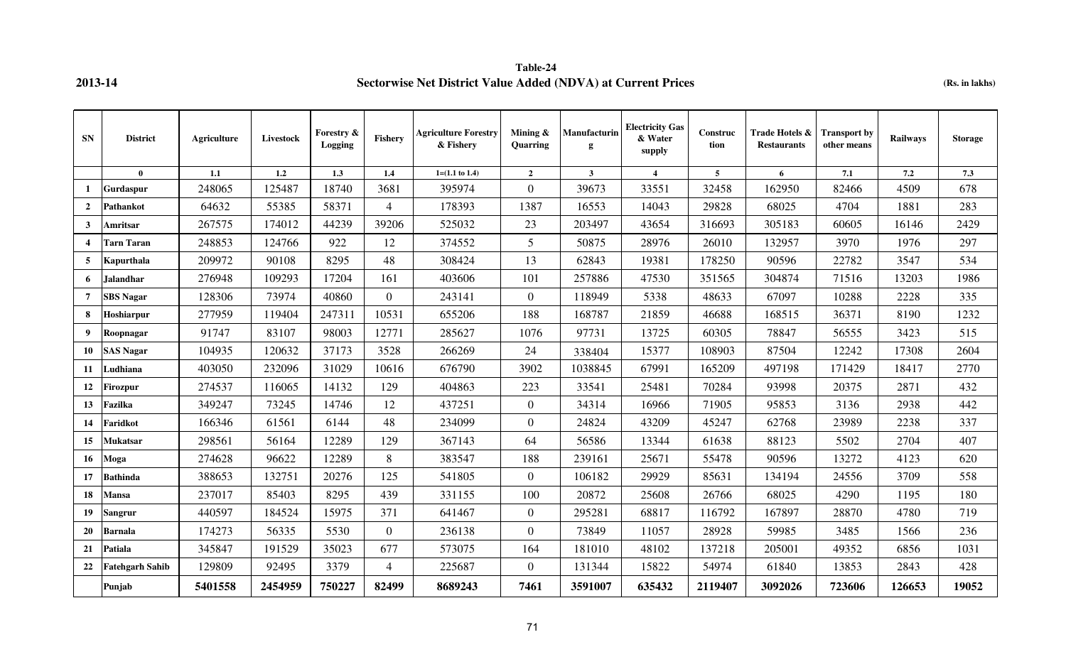**Table-24**

**2013-14** **Sectorwise Net District Value Added (NDVA) at Current Prices** **(Rs. in lakhs)**

| SN | District | Agriculture | Livestock | Forestry & Logging | Fishery | Agriculture Forestry & Fishery | Mining & Quarring | Manufacturing | Electricity Gas & Water supply | Construction | Trade Hotels & Restaurants | Transport by other means | Railways | Storage |
|---|---|---|---|---|---|---|---|---|---|---|---|---|---|---|
| | 0 | 1.1 | 1.2 | 1.3 | 1.4 | 1=(1.1 to 1.4) | 2 | 3 | 4 | 5 | 6 | 7.1 | 7.2 | 7.3 |
| 1 | Gurdaspur | 248065 | 125487 | 18740 | 3681 | 395974 | 0 | 39673 | 33551 | 32458 | 162950 | 82466 | 4509 | 678 |
| 2 | Pathankot | 64632 | 55385 | 58371 | 4 | 178393 | 1387 | 16553 | 14043 | 29828 | 68025 | 4704 | 1881 | 283 |
| 3 | Amritsar | 267575 | 174012 | 44239 | 39206 | 525032 | 23 | 203497 | 43654 | 316693 | 305183 | 60605 | 16146 | 2429 |
| 4 | Tarn Taran | 248853 | 124766 | 922 | 12 | 374552 | 5 | 50875 | 28976 | 26010 | 132957 | 3970 | 1976 | 297 |
| 5 | Kapurthala | 209972 | 90108 | 8295 | 48 | 308424 | 13 | 62843 | 19381 | 178250 | 90596 | 22782 | 3547 | 534 |
| 6 | Jalandhar | 276948 | 109293 | 17204 | 161 | 403606 | 101 | 257886 | 47530 | 351565 | 304874 | 71516 | 13203 | 1986 |
| 7 | SBS Nagar | 128306 | 73974 | 40860 | 0 | 243141 | 0 | 118949 | 5338 | 48633 | 67097 | 10288 | 2228 | 335 |
| 8 | Hoshiarpur | 277959 | 119404 | 247311 | 10531 | 655206 | 188 | 168787 | 21859 | 46688 | 168515 | 36371 | 8190 | 1232 |
| 9 | Roopnagar | 91747 | 83107 | 98003 | 12771 | 285627 | 1076 | 97731 | 13725 | 60305 | 78847 | 56555 | 3423 | 515 |
| 10 | SAS Nagar | 104935 | 120632 | 37173 | 3528 | 266269 | 24 | 338404 | 15377 | 108903 | 87504 | 12242 | 17308 | 2604 |
| 11 | Ludhiana | 403050 | 232096 | 31029 | 10616 | 676790 | 3902 | 1038845 | 67991 | 165209 | 497198 | 171429 | 18417 | 2770 |
| 12 | Firozpur | 274537 | 116065 | 14132 | 129 | 404863 | 223 | 33541 | 25481 | 70284 | 93998 | 20375 | 2871 | 432 |
| 13 | Fazilka | 349247 | 73245 | 14746 | 12 | 437251 | 0 | 34314 | 16966 | 71905 | 95853 | 3136 | 2938 | 442 |
| 14 | Faridkot | 166346 | 61561 | 6144 | 48 | 234099 | 0 | 24824 | 43209 | 45247 | 62768 | 23989 | 2238 | 337 |
| 15 | Mukatsar | 298561 | 56164 | 12289 | 129 | 367143 | 64 | 56586 | 13344 | 61638 | 88123 | 5502 | 2704 | 407 |
| 16 | Moga | 274628 | 96622 | 12289 | 8 | 383547 | 188 | 239161 | 25671 | 55478 | 90596 | 13272 | 4123 | 620 |
| 17 | Bathinda | 388653 | 132751 | 20276 | 125 | 541805 | 0 | 106182 | 29929 | 85631 | 134194 | 24556 | 3709 | 558 |
| 18 | Mansa | 237017 | 85403 | 8295 | 439 | 331155 | 100 | 20872 | 25608 | 26766 | 68025 | 4290 | 1195 | 180 |
| 19 | Sangrur | 440597 | 184524 | 15975 | 371 | 641467 | 0 | 295281 | 68817 | 116792 | 167897 | 28870 | 4780 | 719 |
| 20 | Barnala | 174273 | 56335 | 5530 | 0 | 236138 | 0 | 73849 | 11057 | 28928 | 59985 | 3485 | 1566 | 236 |
| 21 | Patiala | 345847 | 191529 | 35023 | 677 | 573075 | 164 | 181010 | 48102 | 137218 | 205001 | 49352 | 6856 | 1031 |
| 22 | Fatehgarh Sahib | 129809 | 92495 | 3379 | 4 | 225687 | 0 | 131344 | 15822 | 54974 | 61840 | 13853 | 2843 | 428 |
| | **Punjab** | **5401558** | **2454959** | **750227** | **82499** | **8689243** | **7461** | **3591007** | **635432** | **2119407** | **3092026** | **723606** | **126653** | **19052** |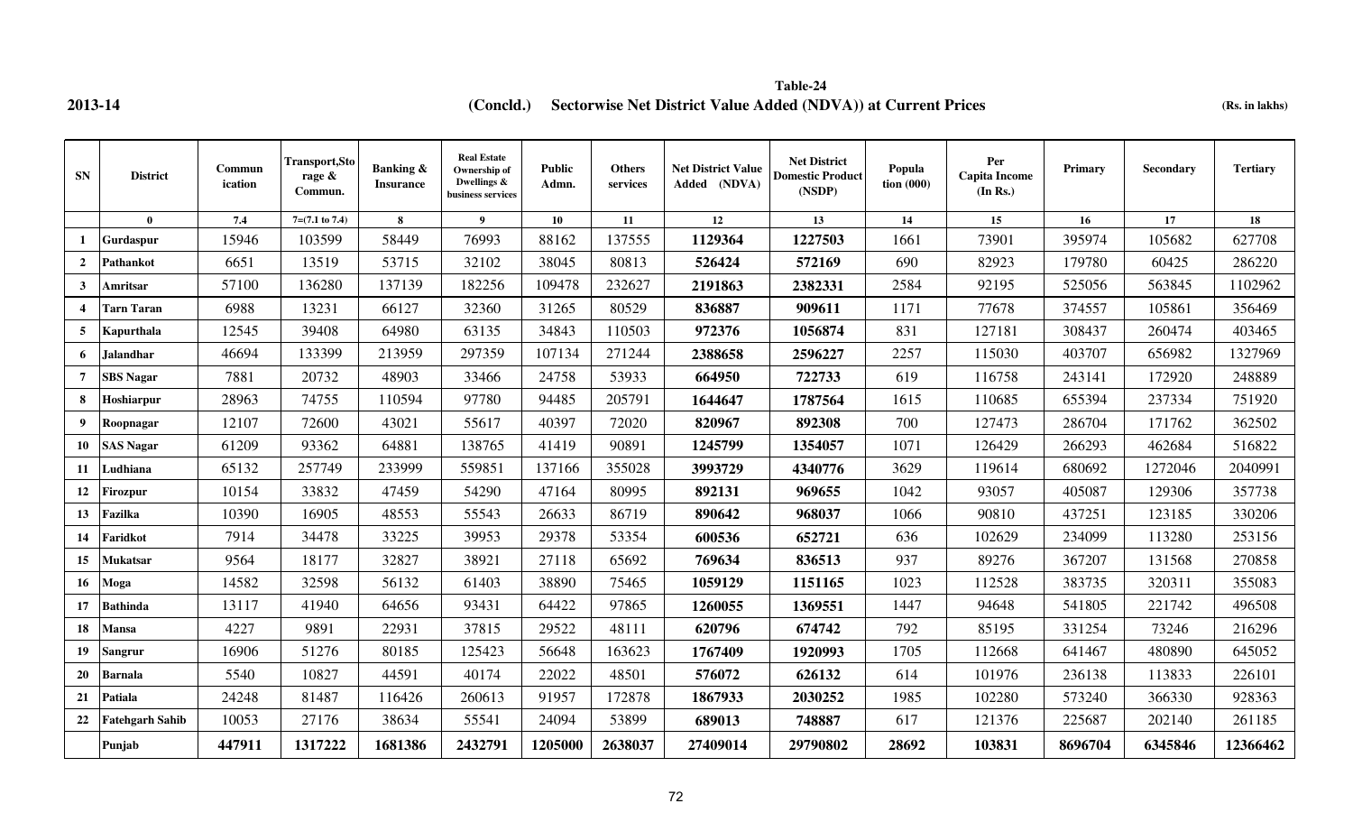**2013-14**

**Table-24**

**(Concld.) Sectorwise Net District Value Added (NDVA)) at Current Prices**

**(Rs. in lakhs)**

| SN | District | Communication | Transport,Storage & Commun. | Banking & Insurance | Real Estate Ownership of Dwellings & business services | Public Admn. | Others services | Net District Value Added (NDVA) | Net District Domestic Product (NSDP) | Population (000) | Per Capita Income (In Rs.) | Primary | Secondary | Tertiary |
|---|---|---|---|---|---|---|---|---|---|---|---|---|---|---|
| | 0 | 7.4 | 7=(7.1 to 7.4) | 8 | 9 | 10 | 11 | 12 | 13 | 14 | 15 | 16 | 17 | 18 |
| 1 | Gurdaspur | 15946 | 103599 | 58449 | 76993 | 88162 | 137555 | **1129364** | **1227503** | 1661 | 73901 | 395974 | 105682 | 627708 |
| 2 | Pathankot | 6651 | 13519 | 53715 | 32102 | 38045 | 80813 | **526424** | **572169** | 690 | 82923 | 179780 | 60425 | 286220 |
| 3 | Amritsar | 57100 | 136280 | 137139 | 182256 | 109478 | 232627 | **2191863** | **2382331** | 2584 | 92195 | 525056 | 563845 | 1102962 |
| 4 | Tarn Taran | 6988 | 13231 | 66127 | 32360 | 31265 | 80529 | **836887** | **909611** | 1171 | 77678 | 374557 | 105861 | 356469 |
| 5 | Kapurthala | 12545 | 39408 | 64980 | 63135 | 34843 | 110503 | **972376** | **1056874** | 831 | 127181 | 308437 | 260474 | 403465 |
| 6 | Jalandhar | 46694 | 133399 | 213959 | 297359 | 107134 | 271244 | **2388658** | **2596227** | 2257 | 115030 | 403707 | 656982 | 1327969 |
| 7 | SBS Nagar | 7881 | 20732 | 48903 | 33466 | 24758 | 53933 | **664950** | **722733** | 619 | 116758 | 243141 | 172920 | 248889 |
| 8 | Hoshiarpur | 28963 | 74755 | 110594 | 97780 | 94485 | 205791 | **1644647** | **1787564** | 1615 | 110685 | 655394 | 237334 | 751920 |
| 9 | Roopnagar | 12107 | 72600 | 43021 | 55617 | 40397 | 72020 | **820967** | **892308** | 700 | 127473 | 286704 | 171762 | 362502 |
| 10 | SAS Nagar | 61209 | 93362 | 64881 | 138765 | 41419 | 90891 | **1245799** | **1354057** | 1071 | 126429 | 266293 | 462684 | 516822 |
| 11 | Ludhiana | 65132 | 257749 | 233999 | 559851 | 137166 | 355028 | **3993729** | **4340776** | 3629 | 119614 | 680692 | 1272046 | 2040991 |
| 12 | Firozpur | 10154 | 33832 | 47459 | 54290 | 47164 | 80995 | **892131** | **969655** | 1042 | 93057 | 405087 | 129306 | 357738 |
| 13 | Fazilka | 10390 | 16905 | 48553 | 55543 | 26633 | 86719 | **890642** | **968037** | 1066 | 90810 | 437251 | 123185 | 330206 |
| 14 | Faridkot | 7914 | 34478 | 33225 | 39953 | 29378 | 53354 | **600536** | **652721** | 636 | 102629 | 234099 | 113280 | 253156 |
| 15 | Mukatsar | 9564 | 18177 | 32827 | 38921 | 27118 | 65692 | **769634** | **836513** | 937 | 89276 | 367207 | 131568 | 270858 |
| 16 | Moga | 14582 | 32598 | 56132 | 61403 | 38890 | 75465 | **1059129** | **1151165** | 1023 | 112528 | 383735 | 320311 | 355083 |
| 17 | Bathinda | 13117 | 41940 | 64656 | 93431 | 64422 | 97865 | **1260055** | **1369551** | 1447 | 94648 | 541805 | 221742 | 496508 |
| 18 | Mansa | 4227 | 9891 | 22931 | 37815 | 29522 | 48111 | **620796** | **674742** | 792 | 85195 | 331254 | 73246 | 216296 |
| 19 | Sangrur | 16906 | 51276 | 80185 | 125423 | 56648 | 163623 | **1767409** | **1920993** | 1705 | 112668 | 641467 | 480890 | 645052 |
| 20 | Barnala | 5540 | 10827 | 44591 | 40174 | 22022 | 48501 | **576072** | **626132** | 614 | 101976 | 236138 | 113833 | 226101 |
| 21 | Patiala | 24248 | 81487 | 116426 | 260613 | 91957 | 172878 | **1867933** | **2030252** | 1985 | 102280 | 573240 | 366330 | 928363 |
| 22 | Fatehgarh Sahib | 10053 | 27176 | 38634 | 55541 | 24094 | 53899 | **689013** | **748887** | 617 | 121376 | 225687 | 202140 | 261185 |
| | **Punjab** | **447911** | **1317222** | **1681386** | **2432791** | **1205000** | **2638037** | **27409014** | **29790802** | **28692** | **103831** | **8696704** | **6345846** | **12366462** |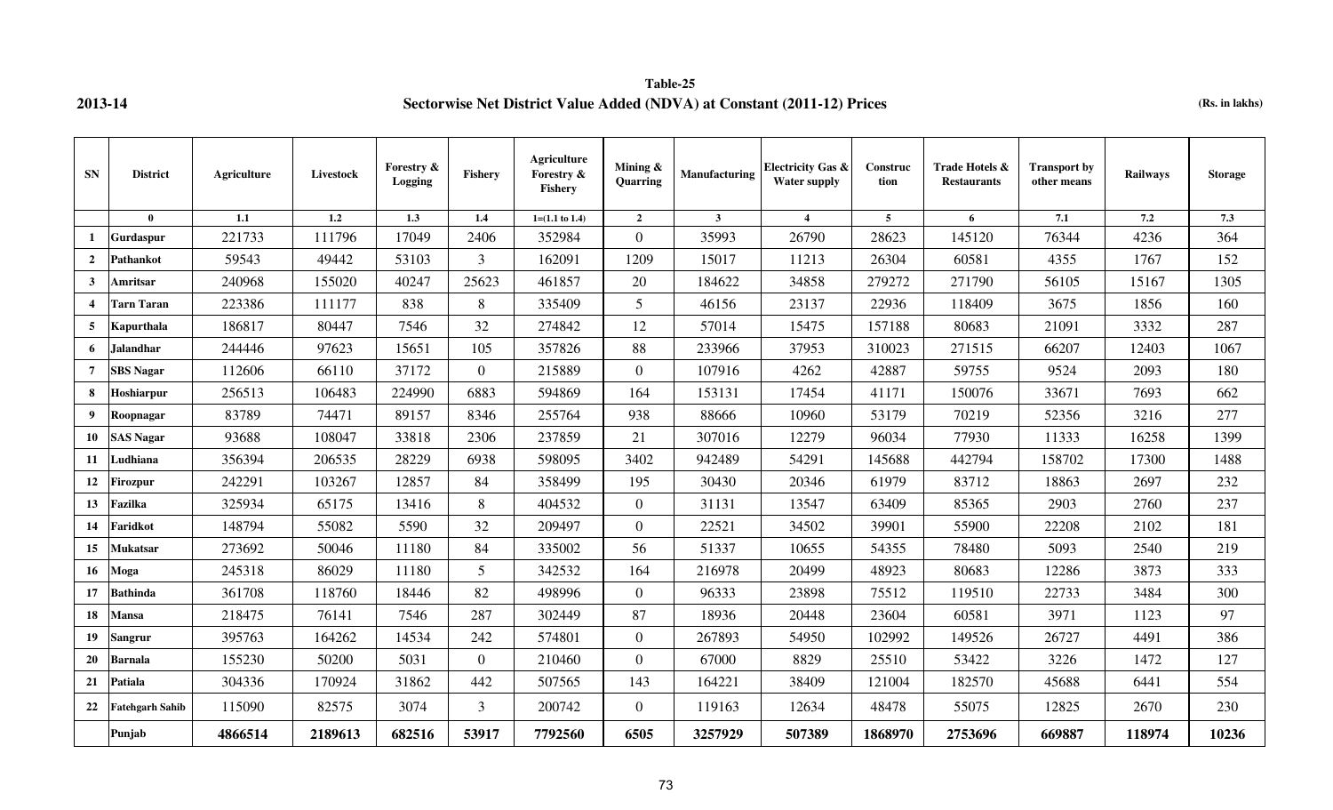**2013-14**

**Table-25**

**Sectorwise Net District Value Added (NDVA) at Constant (2011-12) Prices**

**(Rs. in lakhs)**

| SN | District | Agriculture | Livestock | Forestry & Logging | Fishery | Agriculture Forestry & Fishery | Mining & Quarring | Manufacturing | Electricity Gas & Water supply | Construction | Trade Hotels & Restaurants | Transport by other means | Railways | Storage |
|---|---|---|---|---|---|---|---|---|---|---|---|---|---|---|
| | 0 | 1.1 | 1.2 | 1.3 | 1.4 | 1=(1.1 to 1.4) | 2 | 3 | 4 | 5 | 6 | 7.1 | 7.2 | 7.3 |
| 1 | Gurdaspur | 221733 | 111796 | 17049 | 2406 | 352984 | 0 | 35993 | 26790 | 28623 | 145120 | 76344 | 4236 | 364 |
| 2 | Pathankot | 59543 | 49442 | 53103 | 3 | 162091 | 1209 | 15017 | 11213 | 26304 | 60581 | 4355 | 1767 | 152 |
| 3 | Amritsar | 240968 | 155020 | 40247 | 25623 | 461857 | 20 | 184622 | 34858 | 279272 | 271790 | 56105 | 15167 | 1305 |
| 4 | Tarn Taran | 223386 | 111177 | 838 | 8 | 335409 | 5 | 46156 | 23137 | 22936 | 118409 | 3675 | 1856 | 160 |
| 5 | Kapurthala | 186817 | 80447 | 7546 | 32 | 274842 | 12 | 57014 | 15475 | 157188 | 80683 | 21091 | 3332 | 287 |
| 6 | Jalandhar | 244446 | 97623 | 15651 | 105 | 357826 | 88 | 233966 | 37953 | 310023 | 271515 | 66207 | 12403 | 1067 |
| 7 | SBS Nagar | 112606 | 66110 | 37172 | 0 | 215889 | 0 | 107916 | 4262 | 42887 | 59755 | 9524 | 2093 | 180 |
| 8 | Hoshiarpur | 256513 | 106483 | 224990 | 6883 | 594869 | 164 | 153131 | 17454 | 41171 | 150076 | 33671 | 7693 | 662 |
| 9 | Roopnagar | 83789 | 74471 | 89157 | 8346 | 255764 | 938 | 88666 | 10960 | 53179 | 70219 | 52356 | 3216 | 277 |
| 10 | SAS Nagar | 93688 | 108047 | 33818 | 2306 | 237859 | 21 | 307016 | 12279 | 96034 | 77930 | 11333 | 16258 | 1399 |
| 11 | Ludhiana | 356394 | 206535 | 28229 | 6938 | 598095 | 3402 | 942489 | 54291 | 145688 | 442794 | 158702 | 17300 | 1488 |
| 12 | Firozpur | 242291 | 103267 | 12857 | 84 | 358499 | 195 | 30430 | 20346 | 61979 | 83712 | 18863 | 2697 | 232 |
| 13 | Fazilka | 325934 | 65175 | 13416 | 8 | 404532 | 0 | 31131 | 13547 | 63409 | 85365 | 2903 | 2760 | 237 |
| 14 | Faridkot | 148794 | 55082 | 5590 | 32 | 209497 | 0 | 22521 | 34502 | 39901 | 55900 | 22208 | 2102 | 181 |
| 15 | Mukatsar | 273692 | 50046 | 11180 | 84 | 335002 | 56 | 51337 | 10655 | 54355 | 78480 | 5093 | 2540 | 219 |
| 16 | Moga | 245318 | 86029 | 11180 | 5 | 342532 | 164 | 216978 | 20499 | 48923 | 80683 | 12286 | 3873 | 333 |
| 17 | Bathinda | 361708 | 118760 | 18446 | 82 | 498996 | 0 | 96333 | 23898 | 75512 | 119510 | 22733 | 3484 | 300 |
| 18 | Mansa | 218475 | 76141 | 7546 | 287 | 302449 | 87 | 18936 | 20448 | 23604 | 60581 | 3971 | 1123 | 97 |
| 19 | Sangrur | 395763 | 164262 | 14534 | 242 | 574801 | 0 | 267893 | 54950 | 102992 | 149526 | 26727 | 4491 | 386 |
| 20 | Barnala | 155230 | 50200 | 5031 | 0 | 210460 | 0 | 67000 | 8829 | 25510 | 53422 | 3226 | 1472 | 127 |
| 21 | Patiala | 304336 | 170924 | 31862 | 442 | 507565 | 143 | 164221 | 38409 | 121004 | 182570 | 45688 | 6441 | 554 |
| 22 | Fatehgarh Sahib | 115090 | 82575 | 3074 | 3 | 200742 | 0 | 119163 | 12634 | 48478 | 55075 | 12825 | 2670 | 230 |
| | **Punjab** | **4866514** | **2189613** | **682516** | **53917** | **7792560** | **6505** | **3257929** | **507389** | **1868970** | **2753696** | **669887** | **118974** | **10236** |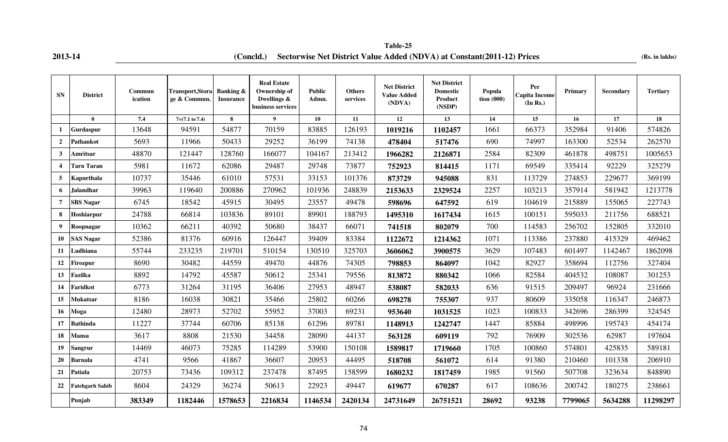**Table-25**

**2013-14** **(Concld.) Sectorwise Net District Value Added (NDVA) at Constant(2011-12) Prices** **(Rs. in lakhs)**

| SN | District | Communication | Transport,Storage & Commun. | Banking & Insurance | Real Estate Ownership of Dwellings & business services | Public Admn. | Others services | Net District Value Added (NDVA) | Net District Domestic Product (NSDP) | Population (000) | Per Capita Income (In Rs.) | Primary | Secondary | Tertiary |
|---|---|---|---|---|---|---|---|---|---|---|---|---|---|---|
| | 0 | 7.4 | 7=(7.1 to 7.4) | 8 | 9 | 10 | 11 | 12 | 13 | 14 | 15 | 16 | 17 | 18 |
| 1 | Gurdaspur | 13648 | 94591 | 54877 | 70159 | 83885 | 126193 | **1019216** | **1102457** | 1661 | 66373 | 352984 | 91406 | 574826 |
| 2 | Pathankot | 5693 | 11966 | 50433 | 29252 | 36199 | 74138 | **478404** | **517476** | 690 | 74997 | 163300 | 52534 | 262570 |
| 3 | Amritsar | 48870 | 121447 | 128760 | 166077 | 104167 | 213412 | **1966282** | **2126871** | 2584 | 82309 | 461878 | 498751 | 1005653 |
| 4 | Tarn Taran | 5981 | 11672 | 62086 | 29487 | 29748 | 73877 | **752923** | **814415** | 1171 | 69549 | 335414 | 92229 | 325279 |
| 5 | Kapurthala | 10737 | 35446 | 61010 | 57531 | 33153 | 101376 | **873729** | **945088** | 831 | 113729 | 274853 | 229677 | 369199 |
| 6 | Jalandhar | 39963 | 119640 | 200886 | 270962 | 101936 | 248839 | **2153633** | **2329524** | 2257 | 103213 | 357914 | 581942 | 1213778 |
| 7 | SBS Nagar | 6745 | 18542 | 45915 | 30495 | 23557 | 49478 | **598696** | **647592** | 619 | 104619 | 215889 | 155065 | 227743 |
| 8 | Hoshiarpur | 24788 | 66814 | 103836 | 89101 | 89901 | 188793 | **1495310** | **1617434** | 1615 | 100151 | 595033 | 211756 | 688521 |
| 9 | Roopnagar | 10362 | 66211 | 40392 | 50680 | 38437 | 66071 | **741518** | **802079** | 700 | 114583 | 256702 | 152805 | 332010 |
| 10 | SAS Nagar | 52386 | 81376 | 60916 | 126447 | 39409 | 83384 | **1122672** | **1214362** | 1071 | 113386 | 237880 | 415329 | 469462 |
| 11 | Ludhiana | 55744 | 233235 | 219701 | 510154 | 130510 | 325703 | **3606062** | **3900575** | 3629 | 107483 | 601497 | 1142467 | 1862098 |
| 12 | Firozpur | 8690 | 30482 | 44559 | 49470 | 44876 | 74305 | **798853** | **864097** | 1042 | 82927 | 358694 | 112756 | 327404 |
| 13 | Fazilka | 8892 | 14792 | 45587 | 50612 | 25341 | 79556 | **813872** | **880342** | 1066 | 82584 | 404532 | 108087 | 301253 |
| 14 | Faridkot | 6773 | 31264 | 31195 | 36406 | 27953 | 48947 | **538087** | **582033** | 636 | 91515 | 209497 | 96924 | 231666 |
| 15 | Mukatsar | 8186 | 16038 | 30821 | 35466 | 25802 | 60266 | **698278** | **755307** | 937 | 80609 | 335058 | 116347 | 246873 |
| 16 | Moga | 12480 | 28973 | 52702 | 55952 | 37003 | 69231 | **953640** | **1031525** | 1023 | 100833 | 342696 | 286399 | 324545 |
| 17 | Bathinda | 11227 | 37744 | 60706 | 85138 | 61296 | 89781 | **1148913** | **1242747** | 1447 | 85884 | 498996 | 195743 | 454174 |
| 18 | Mansa | 3617 | 8808 | 21530 | 34458 | 28090 | 44137 | **563128** | **609119** | 792 | 76909 | 302536 | 62987 | 197604 |
| 19 | Sangrur | 14469 | 46073 | 75285 | 114289 | 53900 | 150108 | **1589817** | **1719660** | 1705 | 100860 | 574801 | 425835 | 589181 |
| 20 | Barnala | 4741 | 9566 | 41867 | 36607 | 20953 | 44495 | **518708** | **561072** | 614 | 91380 | 210460 | 101338 | 206910 |
| 21 | Patiala | 20753 | 73436 | 109312 | 237478 | 87495 | 158599 | **1680232** | **1817459** | 1985 | 91560 | 507708 | 323634 | 848890 |
| 22 | Fatehgarh Sahib | 8604 | 24329 | 36274 | 50613 | 22923 | 49447 | **619677** | **670287** | 617 | 108636 | 200742 | 180275 | 238661 |
| | **Punjab** | **383349** | **1182446** | **1578653** | **2216834** | **1146534** | **2420134** | **24731649** | **26751521** | **28692** | **93238** | **7799065** | **5634288** | **11298297** |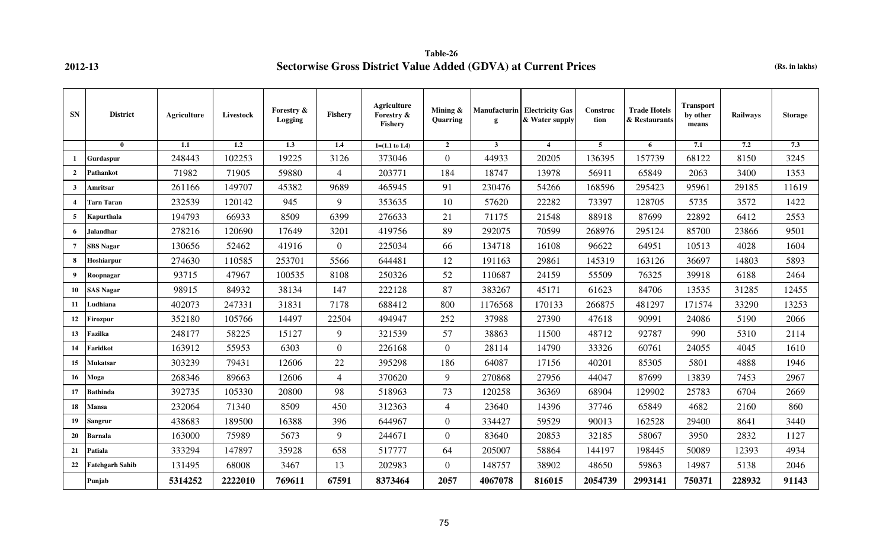2012-13

## Table-26

## Sectorwise Gross District Value Added (GDVA) at Current Prices

(Rs. in lakhs)

| SN | District | Agriculture | Livestock | Forestry & Logging | Fishery | Agriculture Forestry & Fishery | Mining & Quarring | Manufacturing | Electricity Gas & Water supply | Construction | Trade Hotels & Restaurants | Transport by other means | Railways | Storage |
|---|---|---|---|---|---|---|---|---|---|---|---|---|---|---|
| | 0 | 1.1 | 1.2 | 1.3 | 1.4 | 1=(1.1 to 1.4) | 2 | 3 | 4 | 5 | 6 | 7.1 | 7.2 | 7.3 |
| 1 | Gurdaspur | 248443 | 102253 | 19225 | 3126 | 373046 | 0 | 44933 | 20205 | 136395 | 157739 | 68122 | 8150 | 3245 |
| 2 | Pathankot | 71982 | 71905 | 59880 | 4 | 203771 | 184 | 18747 | 13978 | 56911 | 65849 | 2063 | 3400 | 1353 |
| 3 | Amritsar | 261166 | 149707 | 45382 | 9689 | 465945 | 91 | 230476 | 54266 | 168596 | 295423 | 95961 | 29185 | 11619 |
| 4 | Tarn Taran | 232539 | 120142 | 945 | 9 | 353635 | 10 | 57620 | 22282 | 73397 | 128705 | 5735 | 3572 | 1422 |
| 5 | Kapurthala | 194793 | 66933 | 8509 | 6399 | 276633 | 21 | 71175 | 21548 | 88918 | 87699 | 22892 | 6412 | 2553 |
| 6 | Jalandhar | 278216 | 120690 | 17649 | 3201 | 419756 | 89 | 292075 | 70599 | 268976 | 295124 | 85700 | 23866 | 9501 |
| 7 | SBS Nagar | 130656 | 52462 | 41916 | 0 | 225034 | 66 | 134718 | 16108 | 96622 | 64951 | 10513 | 4028 | 1604 |
| 8 | Hoshiarpur | 274630 | 110585 | 253701 | 5566 | 644481 | 12 | 191163 | 29861 | 145319 | 163126 | 36697 | 14803 | 5893 |
| 9 | Roopnagar | 93715 | 47967 | 100535 | 8108 | 250326 | 52 | 110687 | 24159 | 55509 | 76325 | 39918 | 6188 | 2464 |
| 10 | SAS Nagar | 98915 | 84932 | 38134 | 147 | 222128 | 87 | 383267 | 45171 | 61623 | 84706 | 13535 | 31285 | 12455 |
| 11 | Ludhiana | 402073 | 247331 | 31831 | 7178 | 688412 | 800 | 1176568 | 170133 | 266875 | 481297 | 171574 | 33290 | 13253 |
| 12 | Firozpur | 352180 | 105766 | 14497 | 22504 | 494947 | 252 | 37988 | 27390 | 47618 | 90991 | 24086 | 5190 | 2066 |
| 13 | Fazilka | 248177 | 58225 | 15127 | 9 | 321539 | 57 | 38863 | 11500 | 48712 | 92787 | 990 | 5310 | 2114 |
| 14 | Faridkot | 163912 | 55953 | 6303 | 0 | 226168 | 0 | 28114 | 14790 | 33326 | 60761 | 24055 | 4045 | 1610 |
| 15 | Mukatsar | 303239 | 79431 | 12606 | 22 | 395298 | 186 | 64087 | 17156 | 40201 | 85305 | 5801 | 4888 | 1946 |
| 16 | Moga | 268346 | 89663 | 12606 | 4 | 370620 | 9 | 270868 | 27956 | 44047 | 87699 | 13839 | 7453 | 2967 |
| 17 | Bathinda | 392735 | 105330 | 20800 | 98 | 518963 | 73 | 120258 | 36369 | 68904 | 129902 | 25783 | 6704 | 2669 |
| 18 | Mansa | 232064 | 71340 | 8509 | 450 | 312363 | 4 | 23640 | 14396 | 37746 | 65849 | 4682 | 2160 | 860 |
| 19 | Sangrur | 438683 | 189500 | 16388 | 396 | 644967 | 0 | 334427 | 59529 | 90013 | 162528 | 29400 | 8641 | 3440 |
| 20 | Barnala | 163000 | 75989 | 5673 | 9 | 244671 | 0 | 83640 | 20853 | 32185 | 58067 | 3950 | 2832 | 1127 |
| 21 | Patiala | 333294 | 147897 | 35928 | 658 | 517777 | 64 | 205007 | 58864 | 144197 | 198445 | 50089 | 12393 | 4934 |
| 22 | Fatehgarh Sahib | 131495 | 68008 | 3467 | 13 | 202983 | 0 | 148757 | 38902 | 48650 | 59863 | 14987 | 5138 | 2046 |
| | **Punjab** | **5314252** | **2222010** | **769611** | **67591** | **8373464** | **2057** | **4067078** | **816015** | **2054739** | **2993141** | **750371** | **228932** | **91143** |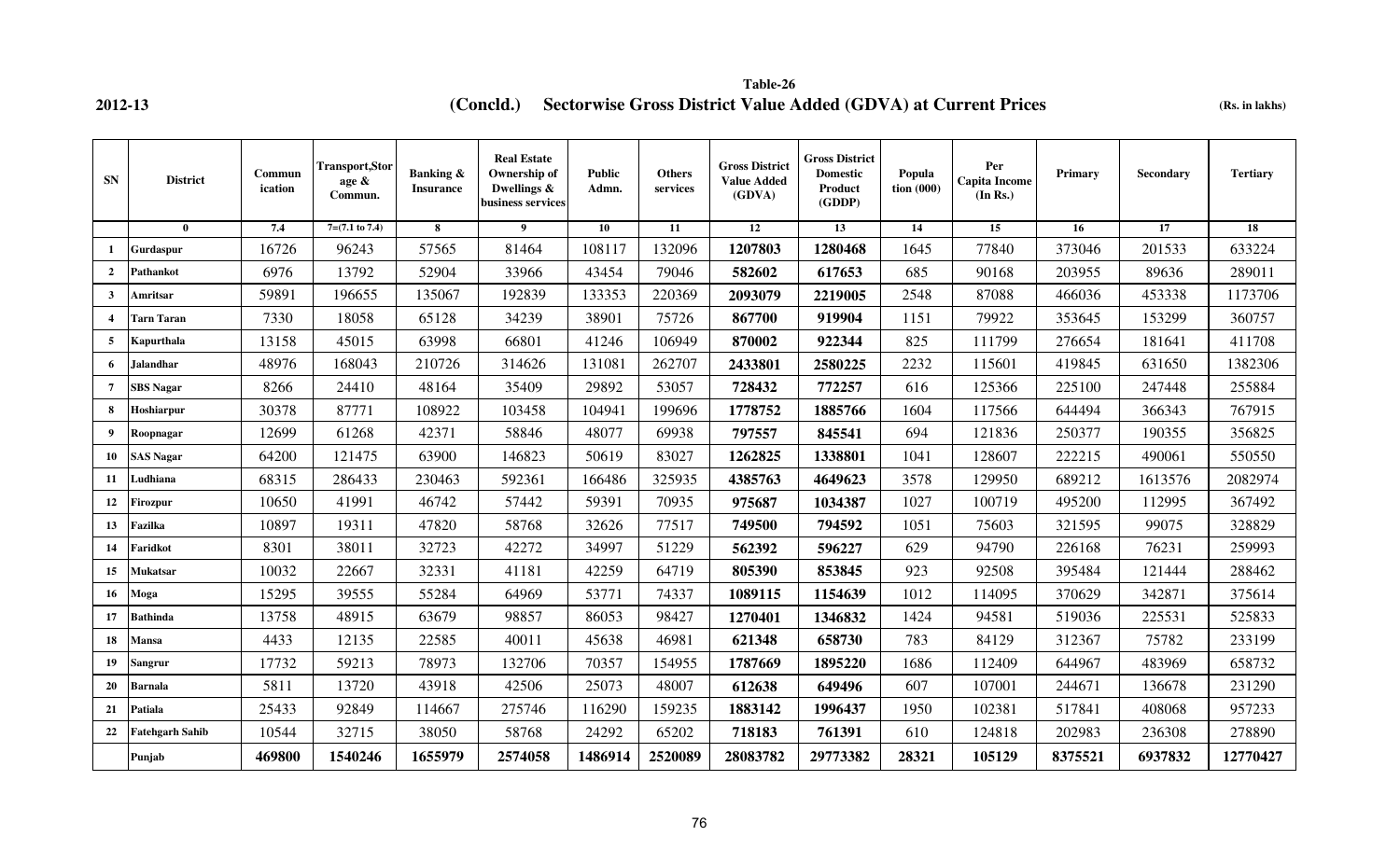**Table-26**

**2012-13** **(Concld.) Sectorwise Gross District Value Added (GDVA) at Current Prices** **(Rs. in lakhs)**

| SN | District | Communication | Transport,Storage & Commun. | Banking & Insurance | Real Estate Ownership of Dwellings & business services | Public Admn. | Others services | Gross District Value Added (GDVA) | Gross District Domestic Product (GDDP) | Population (000) | Per Capita Income (In Rs.) | Primary | Secondary | Tertiary |
|---|---|---|---|---|---|---|---|---|---|---|---|---|---|---|
| | 0 | 7.4 | 7=(7.1 to 7.4) | 8 | 9 | 10 | 11 | 12 | 13 | 14 | 15 | 16 | 17 | 18 |
| 1 | Gurdaspur | 16726 | 96243 | 57565 | 81464 | 108117 | 132096 | **1207803** | **1280468** | 1645 | 77840 | 373046 | 201533 | 633224 |
| 2 | Pathankot | 6976 | 13792 | 52904 | 33966 | 43454 | 79046 | **582602** | **617653** | 685 | 90168 | 203955 | 89636 | 289011 |
| 3 | Amritsar | 59891 | 196655 | 135067 | 192839 | 133353 | 220369 | **2093079** | **2219005** | 2548 | 87088 | 466036 | 453338 | 1173706 |
| 4 | Tarn Taran | 7330 | 18058 | 65128 | 34239 | 38901 | 75726 | **867700** | **919904** | 1151 | 79922 | 353645 | 153299 | 360757 |
| 5 | Kapurthala | 13158 | 45015 | 63998 | 66801 | 41246 | 106949 | **870002** | **922344** | 825 | 111799 | 276654 | 181641 | 411708 |
| 6 | Jalandhar | 48976 | 168043 | 210726 | 314626 | 131081 | 262707 | **2433801** | **2580225** | 2232 | 115601 | 419845 | 631650 | 1382306 |
| 7 | SBS Nagar | 8266 | 24410 | 48164 | 35409 | 29892 | 53057 | **728432** | **772257** | 616 | 125366 | 225100 | 247448 | 255884 |
| 8 | Hoshiarpur | 30378 | 87771 | 108922 | 103458 | 104941 | 199696 | **1778752** | **1885766** | 1604 | 117566 | 644494 | 366343 | 767915 |
| 9 | Roopnagar | 12699 | 61268 | 42371 | 58846 | 48077 | 69938 | **797557** | **845541** | 694 | 121836 | 250377 | 190355 | 356825 |
| 10 | SAS Nagar | 64200 | 121475 | 63900 | 146823 | 50619 | 83027 | **1262825** | **1338801** | 1041 | 128607 | 222215 | 490061 | 550550 |
| 11 | Ludhiana | 68315 | 286433 | 230463 | 592361 | 166486 | 325935 | **4385763** | **4649623** | 3578 | 129950 | 689212 | 1613576 | 2082974 |
| 12 | Firozpur | 10650 | 41991 | 46742 | 57442 | 59391 | 70935 | **975687** | **1034387** | 1027 | 100719 | 495200 | 112995 | 367492 |
| 13 | Fazilka | 10897 | 19311 | 47820 | 58768 | 32626 | 77517 | **749500** | **794592** | 1051 | 75603 | 321595 | 99075 | 328829 |
| 14 | Faridkot | 8301 | 38011 | 32723 | 42272 | 34997 | 51229 | **562392** | **596227** | 629 | 94790 | 226168 | 76231 | 259993 |
| 15 | Mukatsar | 10032 | 22667 | 32331 | 41181 | 42259 | 64719 | **805390** | **853845** | 923 | 92508 | 395484 | 121444 | 288462 |
| 16 | Moga | 15295 | 39555 | 55284 | 64969 | 53771 | 74337 | **1089115** | **1154639** | 1012 | 114095 | 370629 | 342871 | 375614 |
| 17 | Bathinda | 13758 | 48915 | 63679 | 98857 | 86053 | 98427 | **1270401** | **1346832** | 1424 | 94581 | 519036 | 225531 | 525833 |
| 18 | Mansa | 4433 | 12135 | 22585 | 40011 | 45638 | 46981 | **621348** | **658730** | 783 | 84129 | 312367 | 75782 | 233199 |
| 19 | Sangrur | 17732 | 59213 | 78973 | 132706 | 70357 | 154955 | **1787669** | **1895220** | 1686 | 112409 | 644967 | 483969 | 658732 |
| 20 | Barnala | 5811 | 13720 | 43918 | 42506 | 25073 | 48007 | **612638** | **649496** | 607 | 107001 | 244671 | 136678 | 231290 |
| 21 | Patiala | 25433 | 92849 | 114667 | 275746 | 116290 | 159235 | **1883142** | **1996437** | 1950 | 102381 | 517841 | 408068 | 957233 |
| 22 | Fatehgarh Sahib | 10544 | 32715 | 38050 | 58768 | 24292 | 65202 | **718183** | **761391** | 610 | 124818 | 202983 | 236308 | 278890 |
| | **Punjab** | **469800** | **1540246** | **1655979** | **2574058** | **1486914** | **2520089** | **28083782** | **29773382** | **28321** | **105129** | **8375521** | **6937832** | **12770427** |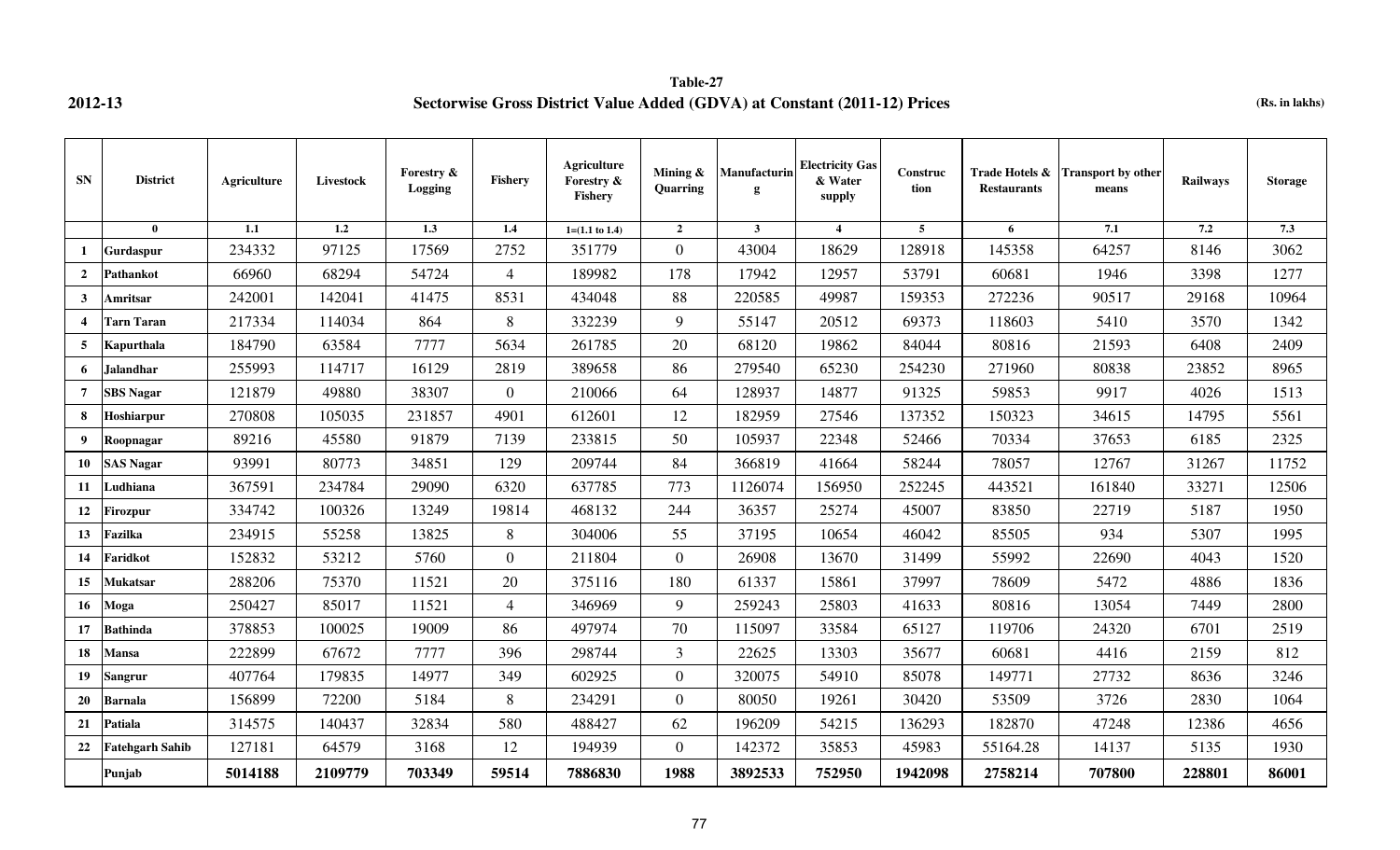**2012-13**

# Table-27

## Sectorwise Gross District Value Added (GDVA) at Constant (2011-12) Prices

(Rs. in lakhs)

| SN | District | Agriculture | Livestock | Forestry & Logging | Fishery | Agriculture Forestry & Fishery | Mining & Quarring | Manufacturing | Electricity Gas & Water supply | Construction | Trade Hotels & Restaurants | Transport by other means | Railways | Storage |
|---|---|---|---|---|---|---|---|---|---|---|---|---|---|---|
| | 0 | 1.1 | 1.2 | 1.3 | 1.4 | 1=(1.1 to 1.4) | 2 | 3 | 4 | 5 | 6 | 7.1 | 7.2 | 7.3 |
| 1 | Gurdaspur | 234332 | 97125 | 17569 | 2752 | 351779 | 0 | 43004 | 18629 | 128918 | 145358 | 64257 | 8146 | 3062 |
| 2 | Pathankot | 66960 | 68294 | 54724 | 4 | 189982 | 178 | 17942 | 12957 | 53791 | 60681 | 1946 | 3398 | 1277 |
| 3 | Amritsar | 242001 | 142041 | 41475 | 8531 | 434048 | 88 | 220585 | 49987 | 159353 | 272236 | 90517 | 29168 | 10964 |
| 4 | Tarn Taran | 217334 | 114034 | 864 | 8 | 332239 | 9 | 55147 | 20512 | 69373 | 118603 | 5410 | 3570 | 1342 |
| 5 | Kapurthala | 184790 | 63584 | 7777 | 5634 | 261785 | 20 | 68120 | 19862 | 84044 | 80816 | 21593 | 6408 | 2409 |
| 6 | Jalandhar | 255993 | 114717 | 16129 | 2819 | 389658 | 86 | 279540 | 65230 | 254230 | 271960 | 80838 | 23852 | 8965 |
| 7 | SBS Nagar | 121879 | 49880 | 38307 | 0 | 210066 | 64 | 128937 | 14877 | 91325 | 59853 | 9917 | 4026 | 1513 |
| 8 | Hoshiarpur | 270808 | 105035 | 231857 | 4901 | 612601 | 12 | 182959 | 27546 | 137352 | 150323 | 34615 | 14795 | 5561 |
| 9 | Roopnagar | 89216 | 45580 | 91879 | 7139 | 233815 | 50 | 105937 | 22348 | 52466 | 70334 | 37653 | 6185 | 2325 |
| 10 | SAS Nagar | 93991 | 80773 | 34851 | 129 | 209744 | 84 | 366819 | 41664 | 58244 | 78057 | 12767 | 31267 | 11752 |
| 11 | Ludhiana | 367591 | 234784 | 29090 | 6320 | 637785 | 773 | 1126074 | 156950 | 252245 | 443521 | 161840 | 33271 | 12506 |
| 12 | Firozpur | 334742 | 100326 | 13249 | 19814 | 468132 | 244 | 36357 | 25274 | 45007 | 83850 | 22719 | 5187 | 1950 |
| 13 | Fazilka | 234915 | 55258 | 13825 | 8 | 304006 | 55 | 37195 | 10654 | 46042 | 85505 | 934 | 5307 | 1995 |
| 14 | Faridkot | 152832 | 53212 | 5760 | 0 | 211804 | 0 | 26908 | 13670 | 31499 | 55992 | 22690 | 4043 | 1520 |
| 15 | Mukatsar | 288206 | 75370 | 11521 | 20 | 375116 | 180 | 61337 | 15861 | 37997 | 78609 | 5472 | 4886 | 1836 |
| 16 | Moga | 250427 | 85017 | 11521 | 4 | 346969 | 9 | 259243 | 25803 | 41633 | 80816 | 13054 | 7449 | 2800 |
| 17 | Bathinda | 378853 | 100025 | 19009 | 86 | 497974 | 70 | 115097 | 33584 | 65127 | 119706 | 24320 | 6701 | 2519 |
| 18 | Mansa | 222899 | 67672 | 7777 | 396 | 298744 | 3 | 22625 | 13303 | 35677 | 60681 | 4416 | 2159 | 812 |
| 19 | Sangrur | 407764 | 179835 | 14977 | 349 | 602925 | 0 | 320075 | 54910 | 85078 | 149771 | 27732 | 8636 | 3246 |
| 20 | Barnala | 156899 | 72200 | 5184 | 8 | 234291 | 0 | 80050 | 19261 | 30420 | 53509 | 3726 | 2830 | 1064 |
| 21 | Patiala | 314575 | 140437 | 32834 | 580 | 488427 | 62 | 196209 | 54215 | 136293 | 182870 | 47248 | 12386 | 4656 |
| 22 | Fatehgarh Sahib | 127181 | 64579 | 3168 | 12 | 194939 | 0 | 142372 | 35853 | 45983 | 55164.28 | 14137 | 5135 | 1930 |
| | **Punjab** | **5014188** | **2109779** | **703349** | **59514** | **7886830** | **1988** | **3892533** | **752950** | **1942098** | **2758214** | **707800** | **228801** | **86001** |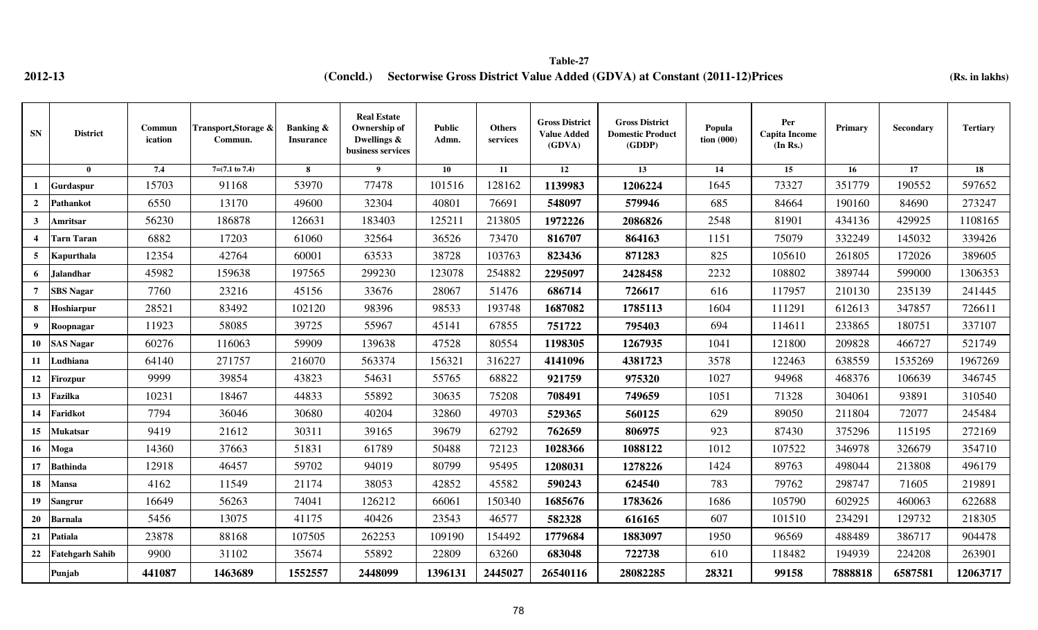**2012-13**

# Table-27

## (Concld.) Sectorwise Gross District Value Added (GDVA) at Constant (2011-12)Prices

(Rs. in lakhs)

| SN | District | Communication | Transport,Storage & Commun. | Banking & Insurance | Real Estate Ownership of Dwellings & business services | Public Admn. | Others services | Gross District Value Added (GDVA) | Gross District Domestic Product (GDDP) | Population (000) | Per Capita Income (In Rs.) | Primary | Secondary | Tertiary |
|---|---|---|---|---|---|---|---|---|---|---|---|---|---|---|
| | 0 | 7.4 | 7=(7.1 to 7.4) | 8 | 9 | 10 | 11 | 12 | 13 | 14 | 15 | 16 | 17 | 18 |
| 1 | Gurdaspur | 15703 | 91168 | 53970 | 77478 | 101516 | 128162 | **1139983** | **1206224** | 1645 | 73327 | 351779 | 190552 | 597652 |
| 2 | Pathankot | 6550 | 13170 | 49600 | 32304 | 40801 | 76691 | **548097** | **579946** | 685 | 84664 | 190160 | 84690 | 273247 |
| 3 | Amritsar | 56230 | 186878 | 126631 | 183403 | 125211 | 213805 | **1972226** | **2086826** | 2548 | 81901 | 434136 | 429925 | 1108165 |
| 4 | Tarn Taran | 6882 | 17203 | 61060 | 32564 | 36526 | 73470 | **816707** | **864163** | 1151 | 75079 | 332249 | 145032 | 339426 |
| 5 | Kapurthala | 12354 | 42764 | 60001 | 63533 | 38728 | 103763 | **823436** | **871283** | 825 | 105610 | 261805 | 172026 | 389605 |
| 6 | Jalandhar | 45982 | 159638 | 197565 | 299230 | 123078 | 254882 | **2295097** | **2428458** | 2232 | 108802 | 389744 | 599000 | 1306353 |
| 7 | SBS Nagar | 7760 | 23216 | 45156 | 33676 | 28067 | 51476 | **686714** | **726617** | 616 | 117957 | 210130 | 235139 | 241445 |
| 8 | Hoshiarpur | 28521 | 83492 | 102120 | 98396 | 98533 | 193748 | **1687082** | **1785113** | 1604 | 111291 | 612613 | 347857 | 726611 |
| 9 | Roopnagar | 11923 | 58085 | 39725 | 55967 | 45141 | 67855 | **751722** | **795403** | 694 | 114611 | 233865 | 180751 | 337107 |
| 10 | SAS Nagar | 60276 | 116063 | 59909 | 139638 | 47528 | 80554 | **1198305** | **1267935** | 1041 | 121800 | 209828 | 466727 | 521749 |
| 11 | Ludhiana | 64140 | 271757 | 216070 | 563374 | 156321 | 316227 | **4141096** | **4381723** | 3578 | 122463 | 638559 | 1535269 | 1967269 |
| 12 | Firozpur | 9999 | 39854 | 43823 | 54631 | 55765 | 68822 | **921759** | **975320** | 1027 | 94968 | 468376 | 106639 | 346745 |
| 13 | Fazilka | 10231 | 18467 | 44833 | 55892 | 30635 | 75208 | **708491** | **749659** | 1051 | 71328 | 304061 | 93891 | 310540 |
| 14 | Faridkot | 7794 | 36046 | 30680 | 40204 | 32860 | 49703 | **529365** | **560125** | 629 | 89050 | 211804 | 72077 | 245484 |
| 15 | Mukatsar | 9419 | 21612 | 30311 | 39165 | 39679 | 62792 | **762659** | **806975** | 923 | 87430 | 375296 | 115195 | 272169 |
| 16 | Moga | 14360 | 37663 | 51831 | 61789 | 50488 | 72123 | **1028366** | **1088122** | 1012 | 107522 | 346978 | 326679 | 354710 |
| 17 | Bathinda | 12918 | 46457 | 59702 | 94019 | 80799 | 95495 | **1208031** | **1278226** | 1424 | 89763 | 498044 | 213808 | 496179 |
| 18 | Mansa | 4162 | 11549 | 21174 | 38053 | 42852 | 45582 | **590243** | **624540** | 783 | 79762 | 298747 | 71605 | 219891 |
| 19 | Sangrur | 16649 | 56263 | 74041 | 126212 | 66061 | 150340 | **1685676** | **1783626** | 1686 | 105790 | 602925 | 460063 | 622688 |
| 20 | Barnala | 5456 | 13075 | 41175 | 40426 | 23543 | 46577 | **582328** | **616165** | 607 | 101510 | 234291 | 129732 | 218305 |
| 21 | Patiala | 23878 | 88168 | 107505 | 262253 | 109190 | 154492 | **1779684** | **1883097** | 1950 | 96569 | 488489 | 386717 | 904478 |
| 22 | Fatehgarh Sahib | 9900 | 31102 | 35674 | 55892 | 22809 | 63260 | **683048** | **722738** | 610 | 118482 | 194939 | 224208 | 263901 |
| | **Punjab** | **441087** | **1463689** | **1552557** | **2448099** | **1396131** | **2445027** | **26540116** | **28082285** | **28321** | **99158** | **7888818** | **6587581** | **12063717** |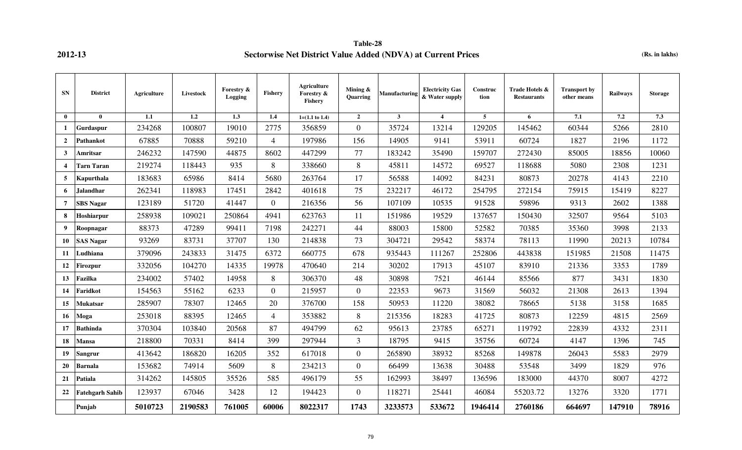**Table-28**

**2012-13** **Sectorwise Net District Value Added (NDVA) at Current Prices** **(Rs. in lakhs)**

| SN | District | Agriculture | Livestock | Forestry & Logging | Fishery | Agriculture Forestry & Fishery | Mining & Quarring | Manufacturing | Electricity Gas & Water supply | Construction | Trade Hotels & Restaurants | Transport by other means | Railways | Storage |
|---|---|---|---|---|---|---|---|---|---|---|---|---|---|---|
| 0 | 0 | 1.1 | 1.2 | 1.3 | 1.4 | 1=(1.1 to 1.4) | 2 | 3 | 4 | 5 | 6 | 7.1 | 7.2 | 7.3 |
| 1 | Gurdaspur | 234268 | 100807 | 19010 | 2775 | 356859 | 0 | 35724 | 13214 | 129205 | 145462 | 60344 | 5266 | 2810 |
| 2 | Pathankot | 67885 | 70888 | 59210 | 4 | 197986 | 156 | 14905 | 9141 | 53911 | 60724 | 1827 | 2196 | 1172 |
| 3 | Amritsar | 246232 | 147590 | 44875 | 8602 | 447299 | 77 | 183242 | 35490 | 159707 | 272430 | 85005 | 18856 | 10060 |
| 4 | Tarn Taran | 219274 | 118443 | 935 | 8 | 338660 | 8 | 45811 | 14572 | 69527 | 118688 | 5080 | 2308 | 1231 |
| 5 | Kapurthala | 183683 | 65986 | 8414 | 5680 | 263764 | 17 | 56588 | 14092 | 84231 | 80873 | 20278 | 4143 | 2210 |
| 6 | Jalandhar | 262341 | 118983 | 17451 | 2842 | 401618 | 75 | 232217 | 46172 | 254795 | 272154 | 75915 | 15419 | 8227 |
| 7 | SBS Nagar | 123189 | 51720 | 41447 | 0 | 216356 | 56 | 107109 | 10535 | 91528 | 59896 | 9313 | 2602 | 1388 |
| 8 | Hoshiarpur | 258938 | 109021 | 250864 | 4941 | 623763 | 11 | 151986 | 19529 | 137657 | 150430 | 32507 | 9564 | 5103 |
| 9 | Roopnagar | 88373 | 47289 | 99411 | 7198 | 242271 | 44 | 88003 | 15800 | 52582 | 70385 | 35360 | 3998 | 2133 |
| 10 | SAS Nagar | 93269 | 83731 | 37707 | 130 | 214838 | 73 | 304721 | 29542 | 58374 | 78113 | 11990 | 20213 | 10784 |
| 11 | Ludhiana | 379096 | 243833 | 31475 | 6372 | 660775 | 678 | 935443 | 111267 | 252806 | 443838 | 151985 | 21508 | 11475 |
| 12 | Firozpur | 332056 | 104270 | 14335 | 19978 | 470640 | 214 | 30202 | 17913 | 45107 | 83910 | 21336 | 3353 | 1789 |
| 13 | Fazilka | 234002 | 57402 | 14958 | 8 | 306370 | 48 | 30898 | 7521 | 46144 | 85566 | 877 | 3431 | 1830 |
| 14 | Faridkot | 154563 | 55162 | 6233 | 0 | 215957 | 0 | 22353 | 9673 | 31569 | 56032 | 21308 | 2613 | 1394 |
| 15 | Mukatsar | 285907 | 78307 | 12465 | 20 | 376700 | 158 | 50953 | 11220 | 38082 | 78665 | 5138 | 3158 | 1685 |
| 16 | Moga | 253018 | 88395 | 12465 | 4 | 353882 | 8 | 215356 | 18283 | 41725 | 80873 | 12259 | 4815 | 2569 |
| 17 | Bathinda | 370304 | 103840 | 20568 | 87 | 494799 | 62 | 95613 | 23785 | 65271 | 119792 | 22839 | 4332 | 2311 |
| 18 | Mansa | 218800 | 70331 | 8414 | 399 | 297944 | 3 | 18795 | 9415 | 35756 | 60724 | 4147 | 1396 | 745 |
| 19 | Sangrur | 413642 | 186820 | 16205 | 352 | 617018 | 0 | 265890 | 38932 | 85268 | 149878 | 26043 | 5583 | 2979 |
| 20 | Barnala | 153682 | 74914 | 5609 | 8 | 234213 | 0 | 66499 | 13638 | 30488 | 53548 | 3499 | 1829 | 976 |
| 21 | Patiala | 314262 | 145805 | 35526 | 585 | 496179 | 55 | 162993 | 38497 | 136596 | 183000 | 44370 | 8007 | 4272 |
| 22 | Fatehgarh Sahib | 123937 | 67046 | 3428 | 12 | 194423 | 0 | 118271 | 25441 | 46084 | 55203.72 | 13276 | 3320 | 1771 |
| | **Punjab** | **5010723** | **2190583** | **761005** | **60006** | **8022317** | **1743** | **3233573** | **533672** | **1946414** | **2760186** | **664697** | **147910** | **78916** |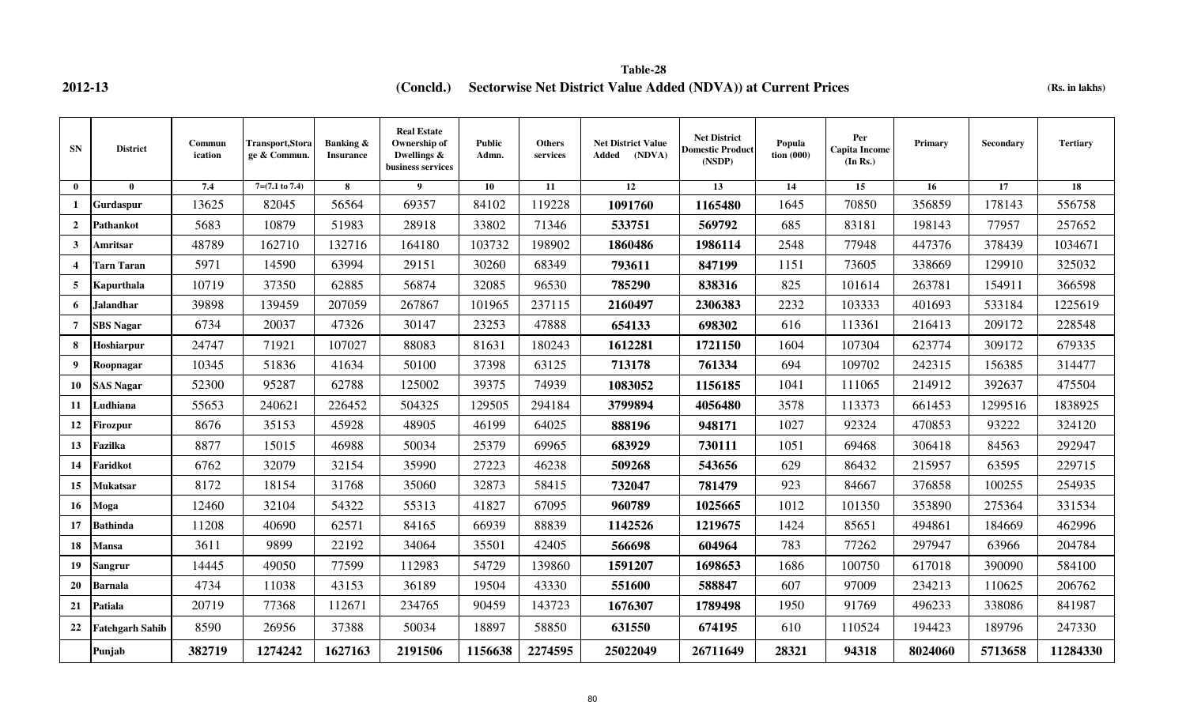**Table-28**

**2012-13** **(Concld.) Sectorwise Net District Value Added (NDVA)) at Current Prices** **(Rs. in lakhs)**

| SN | District | Commun ication | Transport,Storage & Commun. | Banking & Insurance | Real Estate Ownership of Dwellings & business services | Public Admn. | Others services | Net District Value Added (NDVA) | Net District Domestic Product (NSDP) | Population (000) | Per Capita Income (In Rs.) | Primary | Secondary | Tertiary |
|---|---|---|---|---|---|---|---|---|---|---|---|---|---|---|
| 0 | 0 | 7.4 | 7=(7.1 to 7.4) | 8 | 9 | 10 | 11 | 12 | 13 | 14 | 15 | 16 | 17 | 18 |
| 1 | Gurdaspur | 13625 | 82045 | 56564 | 69357 | 84102 | 119228 | **1091760** | **1165480** | 1645 | 70850 | 356859 | 178143 | 556758 |
| 2 | Pathankot | 5683 | 10879 | 51983 | 28918 | 33802 | 71346 | **533751** | **569792** | 685 | 83181 | 198143 | 77957 | 257652 |
| 3 | Amritsar | 48789 | 162710 | 132716 | 164180 | 103732 | 198902 | **1860486** | **1986114** | 2548 | 77948 | 447376 | 378439 | 1034671 |
| 4 | Tarn Taran | 5971 | 14590 | 63994 | 29151 | 30260 | 68349 | **793611** | **847199** | 1151 | 73605 | 338669 | 129910 | 325032 |
| 5 | Kapurthala | 10719 | 37350 | 62885 | 56874 | 32085 | 96530 | **785290** | **838316** | 825 | 101614 | 263781 | 154911 | 366598 |
| 6 | Jalandhar | 39898 | 139459 | 207059 | 267867 | 101965 | 237115 | **2160497** | **2306383** | 2232 | 103333 | 401693 | 533184 | 1225619 |
| 7 | SBS Nagar | 6734 | 20037 | 47326 | 30147 | 23253 | 47888 | **654133** | **698302** | 616 | 113361 | 216413 | 209172 | 228548 |
| 8 | Hoshiarpur | 24747 | 71921 | 107027 | 88083 | 81631 | 180243 | **1612281** | **1721150** | 1604 | 107304 | 623774 | 309172 | 679335 |
| 9 | Roopnagar | 10345 | 51836 | 41634 | 50100 | 37398 | 63125 | **713178** | **761334** | 694 | 109702 | 242315 | 156385 | 314477 |
| 10 | SAS Nagar | 52300 | 95287 | 62788 | 125002 | 39375 | 74939 | **1083052** | **1156185** | 1041 | 111065 | 214912 | 392637 | 475504 |
| 11 | Ludhiana | 55653 | 240621 | 226452 | 504325 | 129505 | 294184 | **3799894** | **4056480** | 3578 | 113373 | 661453 | 1299516 | 1838925 |
| 12 | Firozpur | 8676 | 35153 | 45928 | 48905 | 46199 | 64025 | **888196** | **948171** | 1027 | 92324 | 470853 | 93222 | 324120 |
| 13 | Fazilka | 8877 | 15015 | 46988 | 50034 | 25379 | 69965 | **683929** | **730111** | 1051 | 69468 | 306418 | 84563 | 292947 |
| 14 | Faridkot | 6762 | 32079 | 32154 | 35990 | 27223 | 46238 | **509268** | **543656** | 629 | 86432 | 215957 | 63595 | 229715 |
| 15 | Mukatsar | 8172 | 18154 | 31768 | 35060 | 32873 | 58415 | **732047** | **781479** | 923 | 84667 | 376858 | 100255 | 254935 |
| 16 | Moga | 12460 | 32104 | 54322 | 55313 | 41827 | 67095 | **960789** | **1025665** | 1012 | 101350 | 353890 | 275364 | 331534 |
| 17 | Bathinda | 11208 | 40690 | 62571 | 84165 | 66939 | 88839 | **1142526** | **1219675** | 1424 | 85651 | 494861 | 184669 | 462996 |
| 18 | Mansa | 3611 | 9899 | 22192 | 34064 | 35501 | 42405 | **566698** | **604964** | 783 | 77262 | 297947 | 63966 | 204784 |
| 19 | Sangrur | 14445 | 49050 | 77599 | 112983 | 54729 | 139860 | **1591207** | **1698653** | 1686 | 100750 | 617018 | 390090 | 584100 |
| 20 | Barnala | 4734 | 11038 | 43153 | 36189 | 19504 | 43330 | **551600** | **588847** | 607 | 97009 | 234213 | 110625 | 206762 |
| 21 | Patiala | 20719 | 77368 | 112671 | 234765 | 90459 | 143723 | **1676307** | **1789498** | 1950 | 91769 | 496233 | 338086 | 841987 |
| 22 | Fatehgarh Sahib | 8590 | 26956 | 37388 | 50034 | 18897 | 58850 | **631550** | **674195** | 610 | 110524 | 194423 | 189796 | 247330 |
| | **Punjab** | **382719** | **1274242** | **1627163** | **2191506** | **1156638** | **2274595** | **25022049** | **26711649** | **28321** | **94318** | **8024060** | **5713658** | **11284330** |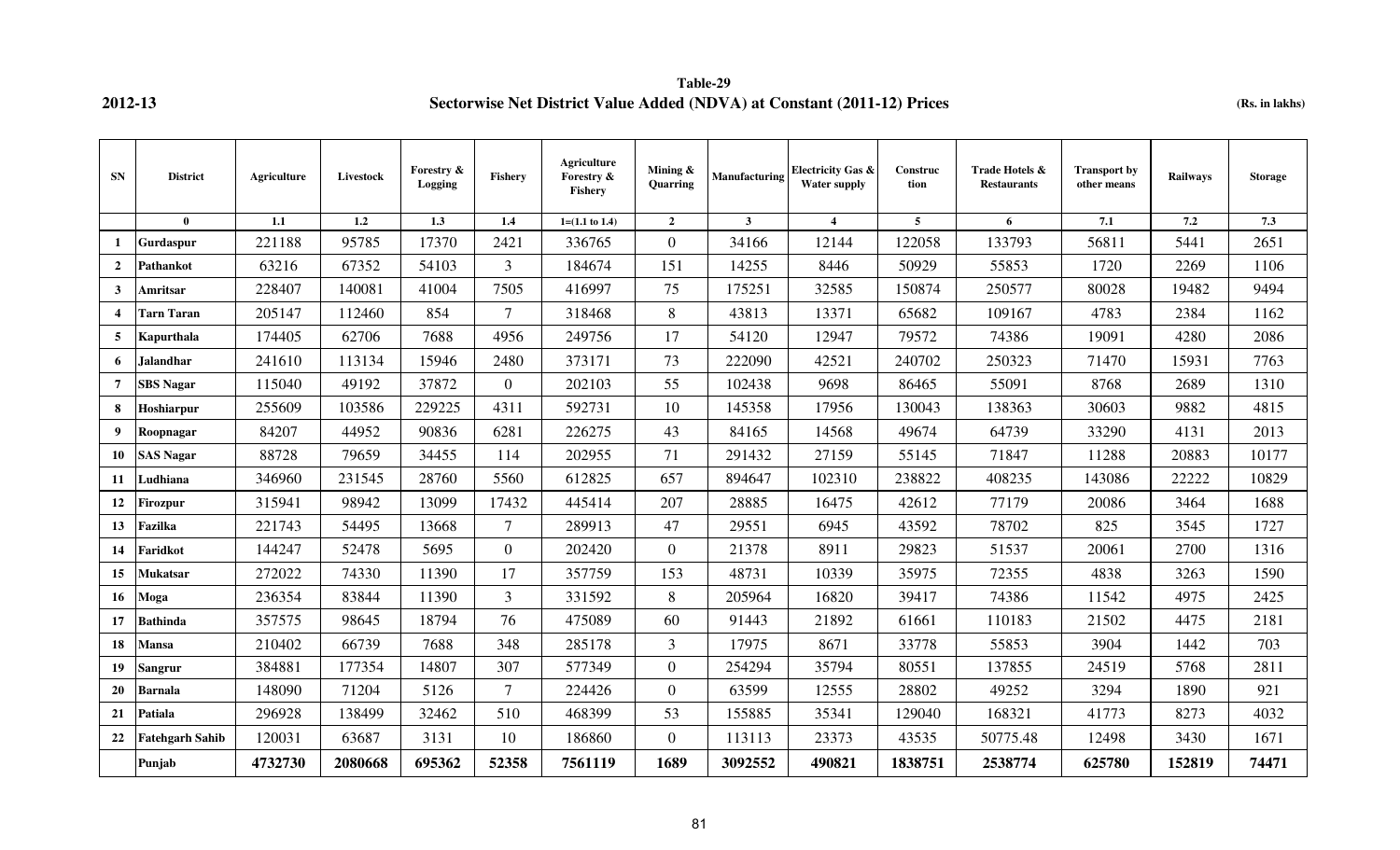**Table-29**

**2012-13** **Sectorwise Net District Value Added (NDVA) at Constant (2011-12) Prices** **(Rs. in lakhs)**

| SN | District | Agriculture | Livestock | Forestry & Logging | Fishery | Agriculture Forestry & Fishery | Mining & Quarring | Manufacturing | Electricity Gas & Water supply | Construc tion | Trade Hotels & Restaurants | Transport by other means | Railways | Storage |
|---|---|---|---|---|---|---|---|---|---|---|---|---|---|---|
| | 0 | 1.1 | 1.2 | 1.3 | 1.4 | 1=(1.1 to 1.4) | 2 | 3 | 4 | 5 | 6 | 7.1 | 7.2 | 7.3 |
| 1 | Gurdaspur | 221188 | 95785 | 17370 | 2421 | 336765 | 0 | 34166 | 12144 | 122058 | 133793 | 56811 | 5441 | 2651 |
| 2 | Pathankot | 63216 | 67352 | 54103 | 3 | 184674 | 151 | 14255 | 8446 | 50929 | 55853 | 1720 | 2269 | 1106 |
| 3 | Amritsar | 228407 | 140081 | 41004 | 7505 | 416997 | 75 | 175251 | 32585 | 150874 | 250577 | 80028 | 19482 | 9494 |
| 4 | Tarn Taran | 205147 | 112460 | 854 | 7 | 318468 | 8 | 43813 | 13371 | 65682 | 109167 | 4783 | 2384 | 1162 |
| 5 | Kapurthala | 174405 | 62706 | 7688 | 4956 | 249756 | 17 | 54120 | 12947 | 79572 | 74386 | 19091 | 4280 | 2086 |
| 6 | Jalandhar | 241610 | 113134 | 15946 | 2480 | 373171 | 73 | 222090 | 42521 | 240702 | 250323 | 71470 | 15931 | 7763 |
| 7 | SBS Nagar | 115040 | 49192 | 37872 | 0 | 202103 | 55 | 102438 | 9698 | 86465 | 55091 | 8768 | 2689 | 1310 |
| 8 | Hoshiarpur | 255609 | 103586 | 229225 | 4311 | 592731 | 10 | 145358 | 17956 | 130043 | 138363 | 30603 | 9882 | 4815 |
| 9 | Roopnagar | 84207 | 44952 | 90836 | 6281 | 226275 | 43 | 84165 | 14568 | 49674 | 64739 | 33290 | 4131 | 2013 |
| 10 | SAS Nagar | 88728 | 79659 | 34455 | 114 | 202955 | 71 | 291432 | 27159 | 55145 | 71847 | 11288 | 20883 | 10177 |
| 11 | Ludhiana | 346960 | 231545 | 28760 | 5560 | 612825 | 657 | 894647 | 102310 | 238822 | 408235 | 143086 | 22222 | 10829 |
| 12 | Firozpur | 315941 | 98942 | 13099 | 17432 | 445414 | 207 | 28885 | 16475 | 42612 | 77179 | 20086 | 3464 | 1688 |
| 13 | Fazilka | 221743 | 54495 | 13668 | 7 | 289913 | 47 | 29551 | 6945 | 43592 | 78702 | 825 | 3545 | 1727 |
| 14 | Faridkot | 144247 | 52478 | 5695 | 0 | 202420 | 0 | 21378 | 8911 | 29823 | 51537 | 20061 | 2700 | 1316 |
| 15 | Mukatsar | 272022 | 74330 | 11390 | 17 | 357759 | 153 | 48731 | 10339 | 35975 | 72355 | 4838 | 3263 | 1590 |
| 16 | Moga | 236354 | 83844 | 11390 | 3 | 331592 | 8 | 205964 | 16820 | 39417 | 74386 | 11542 | 4975 | 2425 |
| 17 | Bathinda | 357575 | 98645 | 18794 | 76 | 475089 | 60 | 91443 | 21892 | 61661 | 110183 | 21502 | 4475 | 2181 |
| 18 | Mansa | 210402 | 66739 | 7688 | 348 | 285178 | 3 | 17975 | 8671 | 33778 | 55853 | 3904 | 1442 | 703 |
| 19 | Sangrur | 384881 | 177354 | 14807 | 307 | 577349 | 0 | 254294 | 35794 | 80551 | 137855 | 24519 | 5768 | 2811 |
| 20 | Barnala | 148090 | 71204 | 5126 | 7 | 224426 | 0 | 63599 | 12555 | 28802 | 49252 | 3294 | 1890 | 921 |
| 21 | Patiala | 296928 | 138499 | 32462 | 510 | 468399 | 53 | 155885 | 35341 | 129040 | 168321 | 41773 | 8273 | 4032 |
| 22 | Fatehgarh Sahib | 120031 | 63687 | 3131 | 10 | 186860 | 0 | 113113 | 23373 | 43535 | 50775.48 | 12498 | 3430 | 1671 |
| | **Punjab** | **4732730** | **2080668** | **695362** | **52358** | **7561119** | **1689** | **3092552** | **490821** | **1838751** | **2538774** | **625780** | **152819** | **74471** |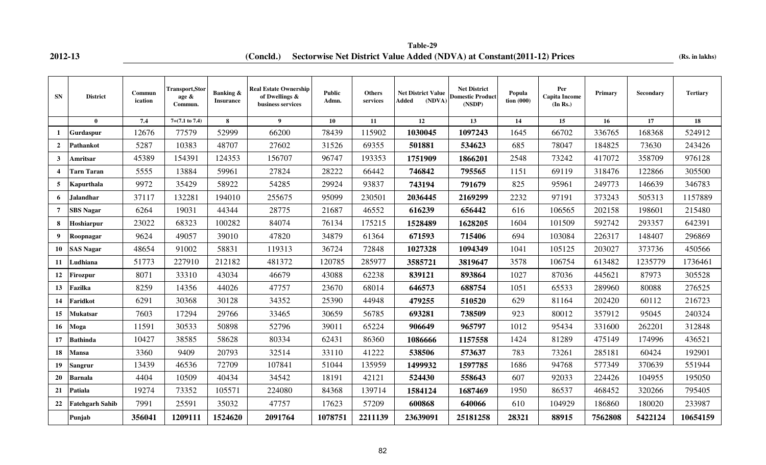2012-13

**Table-29**

**(Concld.) Sectorwise Net District Value Added (NDVA) at Constant(2011-12) Prices** (Rs. in lakhs)

| SN | District | Commun ication | Transport,Storage & Commun. | Banking & Insurance | Real Estate Ownership of Dwellings & business services | Public Admn. | Others services | Net District Value Added (NDVA) | Net District Domestic Product (NSDP) | Population (000) | Per Capita Income (In Rs.) | Primary | Secondary | Tertiary |
|---|---|---|---|---|---|---|---|---|---|---|---|---|---|---|
| | 0 | 7.4 | 7=(7.1 to 7.4) | 8 | 9 | 10 | 11 | 12 | 13 | 14 | 15 | 16 | 17 | 18 |
| 1 | Gurdaspur | 12676 | 77579 | 52999 | 66200 | 78439 | 115902 | **1030045** | **1097243** | 1645 | 66702 | 336765 | 168368 | 524912 |
| 2 | Pathankot | 5287 | 10383 | 48707 | 27602 | 31526 | 69355 | **501881** | **534623** | 685 | 78047 | 184825 | 73630 | 243426 |
| 3 | Amritsar | 45389 | 154391 | 124353 | 156707 | 96747 | 193353 | **1751909** | **1866201** | 2548 | 73242 | 417072 | 358709 | 976128 |
| 4 | Tarn Taran | 5555 | 13884 | 59961 | 27824 | 28222 | 66442 | **746842** | **795565** | 1151 | 69119 | 318476 | 122866 | 305500 |
| 5 | Kapurthala | 9972 | 35429 | 58922 | 54285 | 29924 | 93837 | **743194** | **791679** | 825 | 95961 | 249773 | 146639 | 346783 |
| 6 | Jalandhar | 37117 | 132281 | 194010 | 255675 | 95099 | 230501 | **2036445** | **2169299** | 2232 | 97191 | 373243 | 505313 | 1157889 |
| 7 | SBS Nagar | 6264 | 19031 | 44344 | 28775 | 21687 | 46552 | **616239** | **656442** | 616 | 106565 | 202158 | 198601 | 215480 |
| 8 | Hoshiarpur | 23022 | 68323 | 100282 | 84074 | 76134 | 175215 | **1528489** | **1628205** | 1604 | 101509 | 592742 | 293357 | 642391 |
| 9 | Roopnagar | 9624 | 49057 | 39010 | 47820 | 34879 | 61364 | **671593** | **715406** | 694 | 103084 | 226317 | 148407 | 296869 |
| 10 | SAS Nagar | 48654 | 91002 | 58831 | 119313 | 36724 | 72848 | **1027328** | **1094349** | 1041 | 105125 | 203027 | 373736 | 450566 |
| 11 | Ludhiana | 51773 | 227910 | 212182 | 481372 | 120785 | 285977 | **3585721** | **3819647** | 3578 | 106754 | 613482 | 1235779 | 1736461 |
| 12 | Firozpur | 8071 | 33310 | 43034 | 46679 | 43088 | 62238 | **839121** | **893864** | 1027 | 87036 | 445621 | 87973 | 305528 |
| 13 | Fazilka | 8259 | 14356 | 44026 | 47757 | 23670 | 68014 | **646573** | **688754** | 1051 | 65533 | 289960 | 80088 | 276525 |
| 14 | Faridkot | 6291 | 30368 | 30128 | 34352 | 25390 | 44948 | **479255** | **510520** | 629 | 81164 | 202420 | 60112 | 216723 |
| 15 | Mukatsar | 7603 | 17294 | 29766 | 33465 | 30659 | 56785 | **693281** | **738509** | 923 | 80012 | 357912 | 95045 | 240324 |
| 16 | Moga | 11591 | 30533 | 50898 | 52796 | 39011 | 65224 | **906649** | **965797** | 1012 | 95434 | 331600 | 262201 | 312848 |
| 17 | Bathinda | 10427 | 38585 | 58628 | 80334 | 62431 | 86360 | **1086666** | **1157558** | 1424 | 81289 | 475149 | 174996 | 436521 |
| 18 | Mansa | 3360 | 9409 | 20793 | 32514 | 33110 | 41222 | **538506** | **573637** | 783 | 73261 | 285181 | 60424 | 192901 |
| 19 | Sangrur | 13439 | 46536 | 72709 | 107841 | 51044 | 135959 | **1499932** | **1597785** | 1686 | 94768 | 577349 | 370639 | 551944 |
| 20 | Barnala | 4404 | 10509 | 40434 | 34542 | 18191 | 42121 | **524430** | **558643** | 607 | 92033 | 224426 | 104955 | 195050 |
| 21 | Patiala | 19274 | 73352 | 105571 | 224080 | 84368 | 139714 | **1584124** | **1687469** | 1950 | 86537 | 468452 | 320266 | 795405 |
| 22 | Fatehgarh Sahib | 7991 | 25591 | 35032 | 47757 | 17623 | 57209 | **600868** | **640066** | 610 | 104929 | 186860 | 180020 | 233987 |
| | **Punjab** | **356041** | **1209111** | **1524620** | **2091764** | **1078751** | **2211139** | **23639091** | **25181258** | **28321** | **88915** | **7562808** | **5422124** | **10654159** |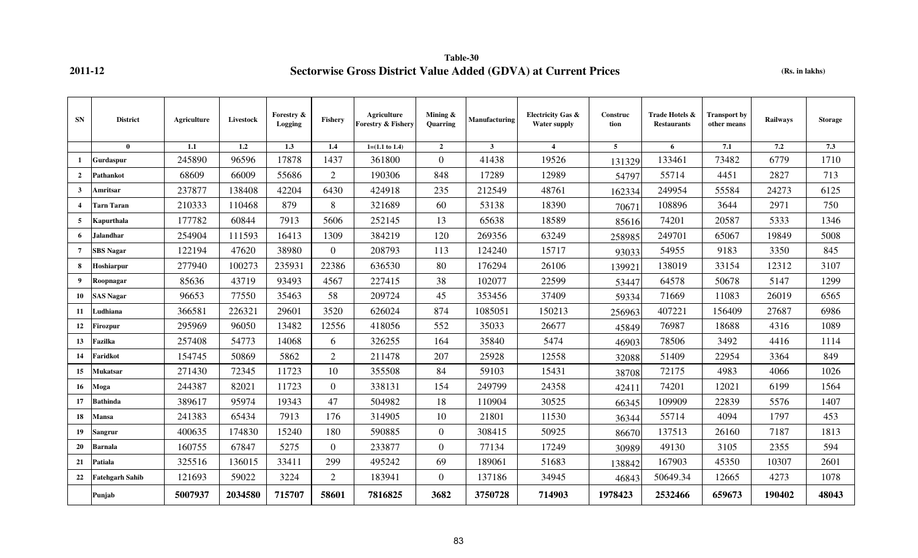**2011-12**

**Table-30**

## Sectorwise Gross District Value Added (GDVA) at Current Prices

**(Rs. in lakhs)**

| SN | District | Agriculture | Livestock | Forestry & Logging | Fishery | Agriculture Forestry & Fishery | Mining & Quarring | Manufacturing | Electricity Gas & Water supply | Construction | Trade Hotels & Restaurants | Transport by other means | Railways | Storage |
|---|---|---|---|---|---|---|---|---|---|---|---|---|---|---|
| | 0 | 1.1 | 1.2 | 1.3 | 1.4 | 1=(1.1 to 1.4) | 2 | 3 | 4 | 5 | 6 | 7.1 | 7.2 | 7.3 |
| 1 | Gurdaspur | 245890 | 96596 | 17878 | 1437 | 361800 | 0 | 41438 | 19526 | 131329 | 133461 | 73482 | 6779 | 1710 |
| 2 | Pathankot | 68609 | 66009 | 55686 | 2 | 190306 | 848 | 17289 | 12989 | 54797 | 55714 | 4451 | 2827 | 713 |
| 3 | Amritsar | 237877 | 138408 | 42204 | 6430 | 424918 | 235 | 212549 | 48761 | 162334 | 249954 | 55584 | 24273 | 6125 |
| 4 | Tarn Taran | 210333 | 110468 | 879 | 8 | 321689 | 60 | 53138 | 18390 | 70671 | 108896 | 3644 | 2971 | 750 |
| 5 | Kapurthala | 177782 | 60844 | 7913 | 5606 | 252145 | 13 | 65638 | 18589 | 85616 | 74201 | 20587 | 5333 | 1346 |
| 6 | Jalandhar | 254904 | 111593 | 16413 | 1309 | 384219 | 120 | 269356 | 63249 | 258985 | 249701 | 65067 | 19849 | 5008 |
| 7 | SBS Nagar | 122194 | 47620 | 38980 | 0 | 208793 | 113 | 124240 | 15717 | 93033 | 54955 | 9183 | 3350 | 845 |
| 8 | Hoshiarpur | 277940 | 100273 | 235931 | 22386 | 636530 | 80 | 176294 | 26106 | 139921 | 138019 | 33154 | 12312 | 3107 |
| 9 | Roopnagar | 85636 | 43719 | 93493 | 4567 | 227415 | 38 | 102077 | 22599 | 53447 | 64578 | 50678 | 5147 | 1299 |
| 10 | SAS Nagar | 96653 | 77550 | 35463 | 58 | 209724 | 45 | 353456 | 37409 | 59334 | 71669 | 11083 | 26019 | 6565 |
| 11 | Ludhiana | 366581 | 226321 | 29601 | 3520 | 626024 | 874 | 1085051 | 150213 | 256963 | 407221 | 156409 | 27687 | 6986 |
| 12 | Firozpur | 295969 | 96050 | 13482 | 12556 | 418056 | 552 | 35033 | 26677 | 45849 | 76987 | 18688 | 4316 | 1089 |
| 13 | Fazilka | 257408 | 54773 | 14068 | 6 | 326255 | 164 | 35840 | 5474 | 46903 | 78506 | 3492 | 4416 | 1114 |
| 14 | Faridkot | 154745 | 50869 | 5862 | 2 | 211478 | 207 | 25928 | 12558 | 32088 | 51409 | 22954 | 3364 | 849 |
| 15 | Mukatsar | 271430 | 72345 | 11723 | 10 | 355508 | 84 | 59103 | 15431 | 38708 | 72175 | 4983 | 4066 | 1026 |
| 16 | Moga | 244387 | 82021 | 11723 | 0 | 338131 | 154 | 249799 | 24358 | 42411 | 74201 | 12021 | 6199 | 1564 |
| 17 | Bathinda | 389617 | 95974 | 19343 | 47 | 504982 | 18 | 110904 | 30525 | 66345 | 109909 | 22839 | 5576 | 1407 |
| 18 | Mansa | 241383 | 65434 | 7913 | 176 | 314905 | 10 | 21801 | 11530 | 36344 | 55714 | 4094 | 1797 | 453 |
| 19 | Sangrur | 400635 | 174830 | 15240 | 180 | 590885 | 0 | 308415 | 50925 | 86670 | 137513 | 26160 | 7187 | 1813 |
| 20 | Barnala | 160755 | 67847 | 5275 | 0 | 233877 | 0 | 77134 | 17249 | 30989 | 49130 | 3105 | 2355 | 594 |
| 21 | Patiala | 325516 | 136015 | 33411 | 299 | 495242 | 69 | 189061 | 51683 | 138842 | 167903 | 45350 | 10307 | 2601 |
| 22 | Fatehgarh Sahib | 121693 | 59022 | 3224 | 2 | 183941 | 0 | 137186 | 34945 | 46843 | 50649.34 | 12665 | 4273 | 1078 |
| | **Punjab** | **5007937** | **2034580** | **715707** | **58601** | **7816825** | **3682** | **3750728** | **714903** | **1978423** | **2532466** | **659673** | **190402** | **48043** |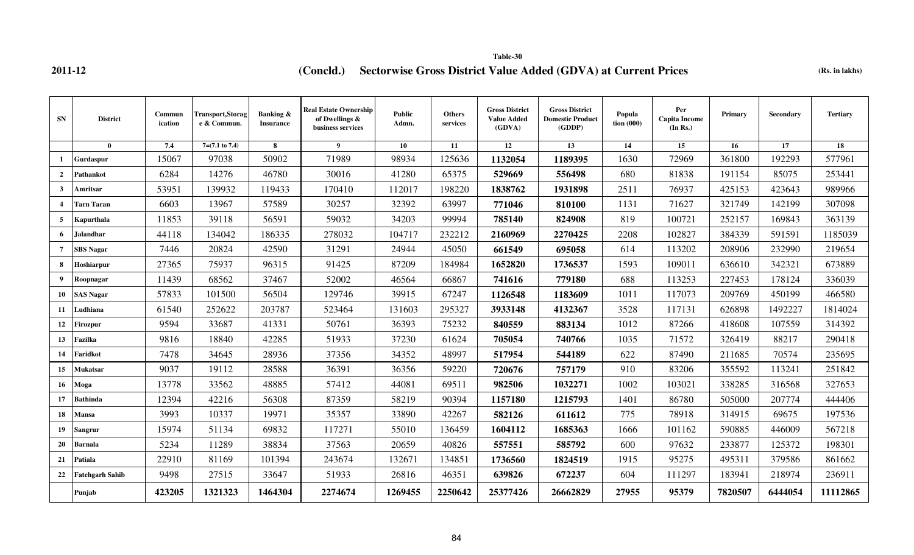**2011-12**

**Table-30**

## (Concld.) Sectorwise Gross District Value Added (GDVA) at Current Prices

**(Rs. in lakhs)**

| SN | District | Commun ication | Transport,Storag e & Commun. | Banking & Insurance | Real Estate Ownership of Dwellings & business services | Public Admn. | Others services | Gross District Value Added (GDVA) | Gross District Domestic Product (GDDP) | Popula tion (000) | Per Capita Income (In Rs.) | Primary | Secondary | Tertiary |
|---|---|---|---|---|---|---|---|---|---|---|---|---|---|---|
| | 0 | 7.4 | 7=(7.1 to 7.4) | 8 | 9 | 10 | 11 | 12 | 13 | 14 | 15 | 16 | 17 | 18 |
| 1 | Gurdaspur | 15067 | 97038 | 50902 | 71989 | 98934 | 125636 | **1132054** | **1189395** | 1630 | 72969 | 361800 | 192293 | 577961 |
| 2 | Pathankot | 6284 | 14276 | 46780 | 30016 | 41280 | 65375 | **529669** | **556498** | 680 | 81838 | 191154 | 85075 | 253441 |
| 3 | Amritsar | 53951 | 139932 | 119433 | 170410 | 112017 | 198220 | **1838762** | **1931898** | 2511 | 76937 | 425153 | 423643 | 989966 |
| 4 | Tarn Taran | 6603 | 13967 | 57589 | 30257 | 32392 | 63997 | **771046** | **810100** | 1131 | 71627 | 321749 | 142199 | 307098 |
| 5 | Kapurthala | 11853 | 39118 | 56591 | 59032 | 34203 | 99994 | **785140** | **824908** | 819 | 100721 | 252157 | 169843 | 363139 |
| 6 | Jalandhar | 44118 | 134042 | 186335 | 278032 | 104717 | 232212 | **2160969** | **2270425** | 2208 | 102827 | 384339 | 591591 | 1185039 |
| 7 | SBS Nagar | 7446 | 20824 | 42590 | 31291 | 24944 | 45050 | **661549** | **695058** | 614 | 113202 | 208906 | 232990 | 219654 |
| 8 | Hoshiarpur | 27365 | 75937 | 96315 | 91425 | 87209 | 184984 | **1652820** | **1736537** | 1593 | 109011 | 636610 | 342321 | 673889 |
| 9 | Roopnagar | 11439 | 68562 | 37467 | 52002 | 46564 | 66867 | **741616** | **779180** | 688 | 113253 | 227453 | 178124 | 336039 |
| 10 | SAS Nagar | 57833 | 101500 | 56504 | 129746 | 39915 | 67247 | **1126548** | **1183609** | 1011 | 117073 | 209769 | 450199 | 466580 |
| 11 | Ludhiana | 61540 | 252622 | 203787 | 523464 | 131603 | 295327 | **3933148** | **4132367** | 3528 | 117131 | 626898 | 1492227 | 1814024 |
| 12 | Firozpur | 9594 | 33687 | 41331 | 50761 | 36393 | 75232 | **840559** | **883134** | 1012 | 87266 | 418608 | 107559 | 314392 |
| 13 | Fazilka | 9816 | 18840 | 42285 | 51933 | 37230 | 61624 | **705054** | **740766** | 1035 | 71572 | 326419 | 88217 | 290418 |
| 14 | Faridkot | 7478 | 34645 | 28936 | 37356 | 34352 | 48997 | **517954** | **544189** | 622 | 87490 | 211685 | 70574 | 235695 |
| 15 | Mukatsar | 9037 | 19112 | 28588 | 36391 | 36356 | 59220 | **720676** | **757179** | 910 | 83206 | 355592 | 113241 | 251842 |
| 16 | Moga | 13778 | 33562 | 48885 | 57412 | 44081 | 69511 | **982506** | **1032271** | 1002 | 103021 | 338285 | 316568 | 327653 |
| 17 | Bathinda | 12394 | 42216 | 56308 | 87359 | 58219 | 90394 | **1157180** | **1215793** | 1401 | 86780 | 505000 | 207774 | 444406 |
| 18 | Mansa | 3993 | 10337 | 19971 | 35357 | 33890 | 42267 | **582126** | **611612** | 775 | 78918 | 314915 | 69675 | 197536 |
| 19 | Sangrur | 15974 | 51134 | 69832 | 117271 | 55010 | 136459 | **1604112** | **1685363** | 1666 | 101162 | 590885 | 446009 | 567218 |
| 20 | Barnala | 5234 | 11289 | 38834 | 37563 | 20659 | 40826 | **557551** | **585792** | 600 | 97632 | 233877 | 125372 | 198301 |
| 21 | Patiala | 22910 | 81169 | 101394 | 243674 | 132671 | 134851 | **1736560** | **1824519** | 1915 | 95275 | 495311 | 379586 | 861662 |
| 22 | Fatehgarh Sahib | 9498 | 27515 | 33647 | 51933 | 26816 | 46351 | **639826** | **672237** | 604 | 111297 | 183941 | 218974 | 236911 |
| | **Punjab** | **423205** | **1321323** | **1464304** | **2274674** | **1269455** | **2250642** | **25377426** | **26662829** | **27955** | **95379** | **7820507** | **6444054** | **11112865** |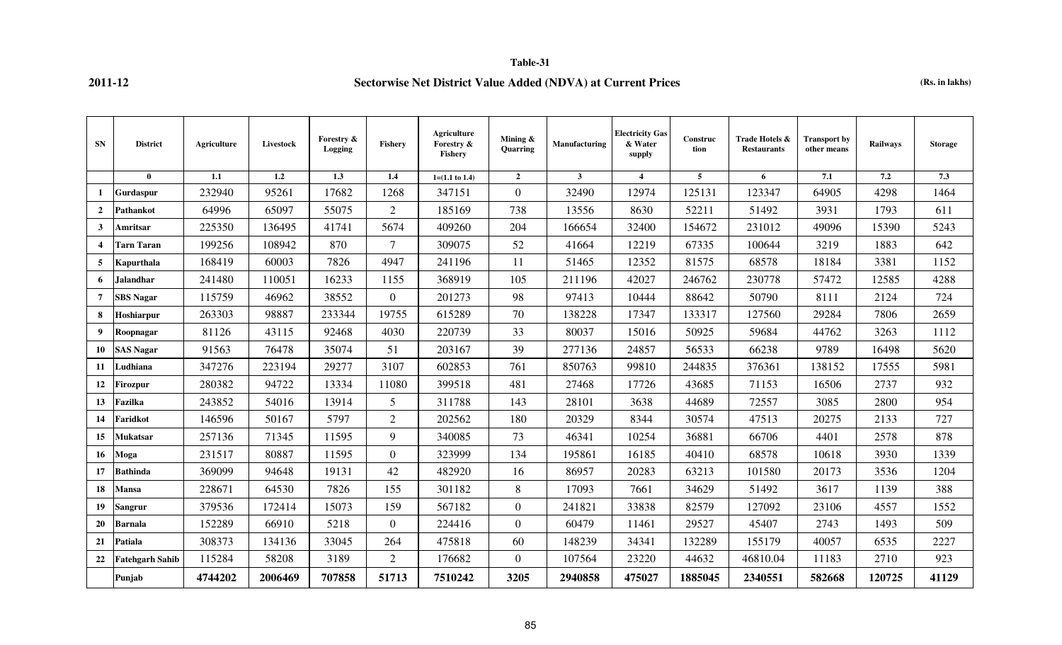**Table-31**

**2011-12** **Sectorwise Net District Value Added (NDVA) at Current Prices** **(Rs. in lakhs)**

| SN | District | Agriculture | Livestock | Forestry & Logging | Fishery | Agriculture Forestry & Fishery | Mining & Quarring | Manufacturing | Electricity Gas & Water supply | Construction | Trade Hotels & Restaurants | Transport by other means | Railways | Storage |
|---|---|---|---|---|---|---|---|---|---|---|---|---|---|---|
| | 0 | 1.1 | 1.2 | 1.3 | 1.4 | 1=(1.1 to 1.4) | 2 | 3 | 4 | 5 | 6 | 7.1 | 7.2 | 7.3 |
| 1 | Gurdaspur | 232940 | 95261 | 17682 | 1268 | 347151 | 0 | 32490 | 12974 | 125131 | 123347 | 64905 | 4298 | 1464 |
| 2 | Pathankot | 64996 | 65097 | 55075 | 2 | 185169 | 738 | 13556 | 8630 | 52211 | 51492 | 3931 | 1793 | 611 |
| 3 | Amritsar | 225350 | 136495 | 41741 | 5674 | 409260 | 204 | 166654 | 32400 | 154672 | 231012 | 49096 | 15390 | 5243 |
| 4 | Tarn Taran | 199256 | 108942 | 870 | 7 | 309075 | 52 | 41664 | 12219 | 67335 | 100644 | 3219 | 1883 | 642 |
| 5 | Kapurthala | 168419 | 60003 | 7826 | 4947 | 241196 | 11 | 51465 | 12352 | 81575 | 68578 | 18184 | 3381 | 1152 |
| 6 | Jalandhar | 241480 | 110051 | 16233 | 1155 | 368919 | 105 | 211196 | 42027 | 246762 | 230778 | 57472 | 12585 | 4288 |
| 7 | SBS Nagar | 115759 | 46962 | 38552 | 0 | 201273 | 98 | 97413 | 10444 | 88642 | 50790 | 8111 | 2124 | 724 |
| 8 | Hoshiarpur | 263303 | 98887 | 233344 | 19755 | 615289 | 70 | 138228 | 17347 | 133317 | 127560 | 29284 | 7806 | 2659 |
| 9 | Roopnagar | 81126 | 43115 | 92468 | 4030 | 220739 | 33 | 80037 | 15016 | 50925 | 59684 | 44762 | 3263 | 1112 |
| 10 | SAS Nagar | 91563 | 76478 | 35074 | 51 | 203167 | 39 | 277136 | 24857 | 56533 | 66238 | 9789 | 16498 | 5620 |
| 11 | Ludhiana | 347276 | 223194 | 29277 | 3107 | 602853 | 761 | 850763 | 99810 | 244835 | 376361 | 138152 | 17555 | 5981 |
| 12 | Firozpur | 280382 | 94722 | 13334 | 11080 | 399518 | 481 | 27468 | 17726 | 43685 | 71153 | 16506 | 2737 | 932 |
| 13 | Fazilka | 243852 | 54016 | 13914 | 5 | 311788 | 143 | 28101 | 3638 | 44689 | 72557 | 3085 | 2800 | 954 |
| 14 | Faridkot | 146596 | 50167 | 5797 | 2 | 202562 | 180 | 20329 | 8344 | 30574 | 47513 | 20275 | 2133 | 727 |
| 15 | Mukatsar | 257136 | 71345 | 11595 | 9 | 340085 | 73 | 46341 | 10254 | 36881 | 66706 | 4401 | 2578 | 878 |
| 16 | Moga | 231517 | 80887 | 11595 | 0 | 323999 | 134 | 195861 | 16185 | 40410 | 68578 | 10618 | 3930 | 1339 |
| 17 | Bathinda | 369099 | 94648 | 19131 | 42 | 482920 | 16 | 86957 | 20283 | 63213 | 101580 | 20173 | 3536 | 1204 |
| 18 | Mansa | 228671 | 64530 | 7826 | 155 | 301182 | 8 | 17093 | 7661 | 34629 | 51492 | 3617 | 1139 | 388 |
| 19 | Sangrur | 379536 | 172414 | 15073 | 159 | 567182 | 0 | 241821 | 33838 | 82579 | 127092 | 23106 | 4557 | 1552 |
| 20 | Barnala | 152289 | 66910 | 5218 | 0 | 224416 | 0 | 60479 | 11461 | 29527 | 45407 | 2743 | 1493 | 509 |
| 21 | Patiala | 308373 | 134136 | 33045 | 264 | 475818 | 60 | 148239 | 34341 | 132289 | 155179 | 40057 | 6535 | 2227 |
| 22 | Fatehgarh Sahib | 115284 | 58208 | 3189 | 2 | 176682 | 0 | 107564 | 23220 | 44632 | 46810.04 | 11183 | 2710 | 923 |
| | **Punjab** | **4744202** | **2006469** | **707858** | **51713** | **7510242** | **3205** | **2940858** | **475027** | **1885045** | **2340551** | **582668** | **120725** | **41129** |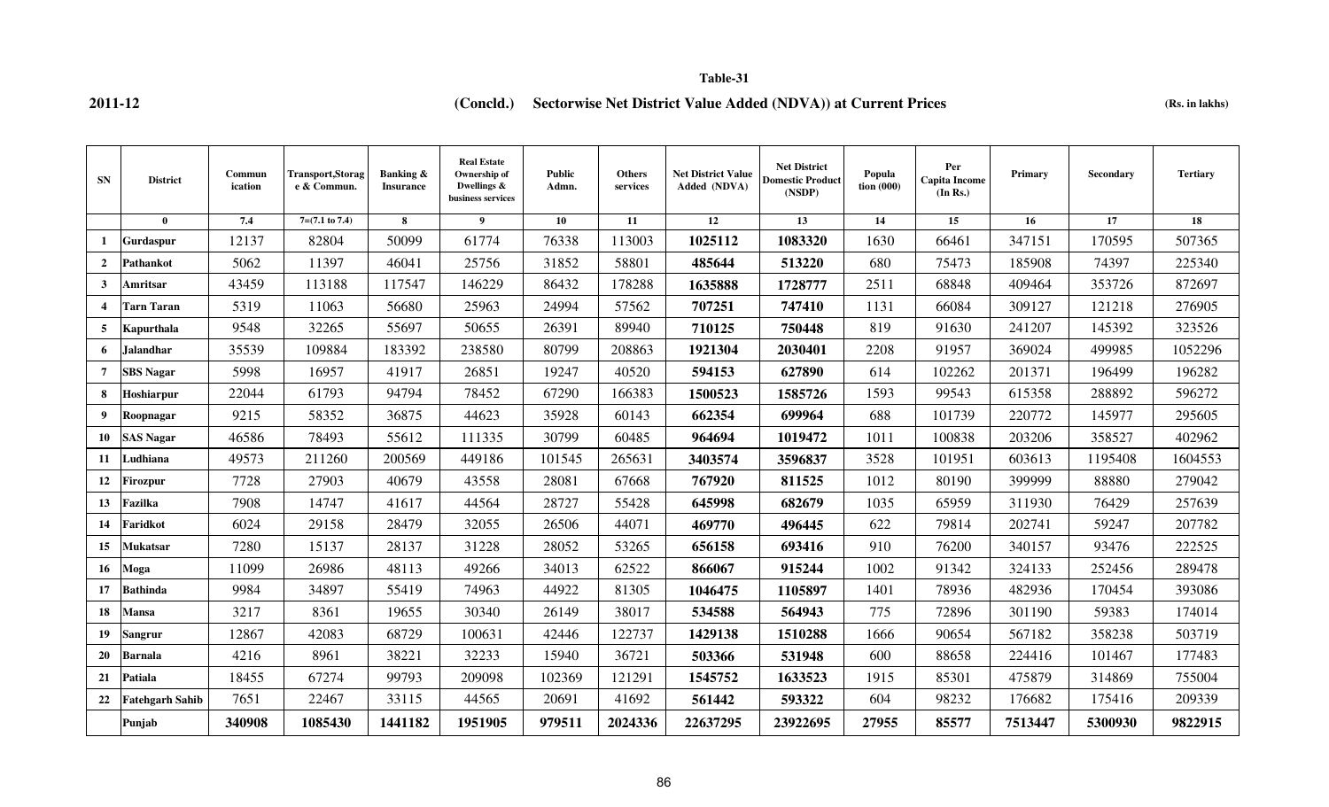**Table-31**

**2011-12 (Concld.) Sectorwise Net District Value Added (NDVA)) at Current Prices (Rs. in lakhs)**

| SN | District | Communication | Transport,Storage & Commun. | Banking & Insurance | Real Estate Ownership of Dwellings & business services | Public Admn. | Others services | Net District Value Added (NDVA) | Net District Domestic Product (NSDP) | Population (000) | Per Capita Income (In Rs.) | Primary | Secondary | Tertiary |
|---|---|---|---|---|---|---|---|---|---|---|---|---|---|---|
| | 0 | 7.4 | 7=(7.1 to 7.4) | 8 | 9 | 10 | 11 | 12 | 13 | 14 | 15 | 16 | 17 | 18 |
| 1 | Gurdaspur | 12137 | 82804 | 50099 | 61774 | 76338 | 113003 | **1025112** | **1083320** | 1630 | 66461 | 347151 | 170595 | 507365 |
| 2 | Pathankot | 5062 | 11397 | 46041 | 25756 | 31852 | 58801 | **485644** | **513220** | 680 | 75473 | 185908 | 74397 | 225340 |
| 3 | Amritsar | 43459 | 113188 | 117547 | 146229 | 86432 | 178288 | **1635888** | **1728777** | 2511 | 68848 | 409464 | 353726 | 872697 |
| 4 | Tarn Taran | 5319 | 11063 | 56680 | 25963 | 24994 | 57562 | **707251** | **747410** | 1131 | 66084 | 309127 | 121218 | 276905 |
| 5 | Kapurthala | 9548 | 32265 | 55697 | 50655 | 26391 | 89940 | **710125** | **750448** | 819 | 91630 | 241207 | 145392 | 323526 |
| 6 | Jalandhar | 35539 | 109884 | 183392 | 238580 | 80799 | 208863 | **1921304** | **2030401** | 2208 | 91957 | 369024 | 499985 | 1052296 |
| 7 | SBS Nagar | 5998 | 16957 | 41917 | 26851 | 19247 | 40520 | **594153** | **627890** | 614 | 102262 | 201371 | 196499 | 196282 |
| 8 | Hoshiarpur | 22044 | 61793 | 94794 | 78452 | 67290 | 166383 | **1500523** | **1585726** | 1593 | 99543 | 615358 | 288892 | 596272 |
| 9 | Roopnagar | 9215 | 58352 | 36875 | 44623 | 35928 | 60143 | **662354** | **699964** | 688 | 101739 | 220772 | 145977 | 295605 |
| 10 | SAS Nagar | 46586 | 78493 | 55612 | 111335 | 30799 | 60485 | **964694** | **1019472** | 1011 | 100838 | 203206 | 358527 | 402962 |
| 11 | Ludhiana | 49573 | 211260 | 200569 | 449186 | 101545 | 265631 | **3403574** | **3596837** | 3528 | 101951 | 603613 | 1195408 | 1604553 |
| 12 | Firozpur | 7728 | 27903 | 40679 | 43558 | 28081 | 67668 | **767920** | **811525** | 1012 | 80190 | 399999 | 88880 | 279042 |
| 13 | Fazilka | 7908 | 14747 | 41617 | 44564 | 28727 | 55428 | **645998** | **682679** | 1035 | 65959 | 311930 | 76429 | 257639 |
| 14 | Faridkot | 6024 | 29158 | 28479 | 32055 | 26506 | 44071 | **469770** | **496445** | 622 | 79814 | 202741 | 59247 | 207782 |
| 15 | Mukatsar | 7280 | 15137 | 28137 | 31228 | 28052 | 53265 | **656158** | **693416** | 910 | 76200 | 340157 | 93476 | 222525 |
| 16 | Moga | 11099 | 26986 | 48113 | 49266 | 34013 | 62522 | **866067** | **915244** | 1002 | 91342 | 324133 | 252456 | 289478 |
| 17 | Bathinda | 9984 | 34897 | 55419 | 74963 | 44922 | 81305 | **1046475** | **1105897** | 1401 | 78936 | 482936 | 170454 | 393086 |
| 18 | Mansa | 3217 | 8361 | 19655 | 30340 | 26149 | 38017 | **534588** | **564943** | 775 | 72896 | 301190 | 59383 | 174014 |
| 19 | Sangrur | 12867 | 42083 | 68729 | 100631 | 42446 | 122737 | **1429138** | **1510288** | 1666 | 90654 | 567182 | 358238 | 503719 |
| 20 | Barnala | 4216 | 8961 | 38221 | 32233 | 15940 | 36721 | **503366** | **531948** | 600 | 88658 | 224416 | 101467 | 177483 |
| 21 | Patiala | 18455 | 67274 | 99793 | 209098 | 102369 | 121291 | **1545752** | **1633523** | 1915 | 85301 | 475879 | 314869 | 755004 |
| 22 | Fatehgarh Sahib | 7651 | 22467 | 33115 | 44565 | 20691 | 41692 | **561442** | **593322** | 604 | 98232 | 176682 | 175416 | 209339 |
| | Punjab | **340908** | **1085430** | **1441182** | **1951905** | **979511** | **2024336** | **22637295** | **23922695** | **27955** | **85577** | **7513447** | **5300930** | **9822915** |